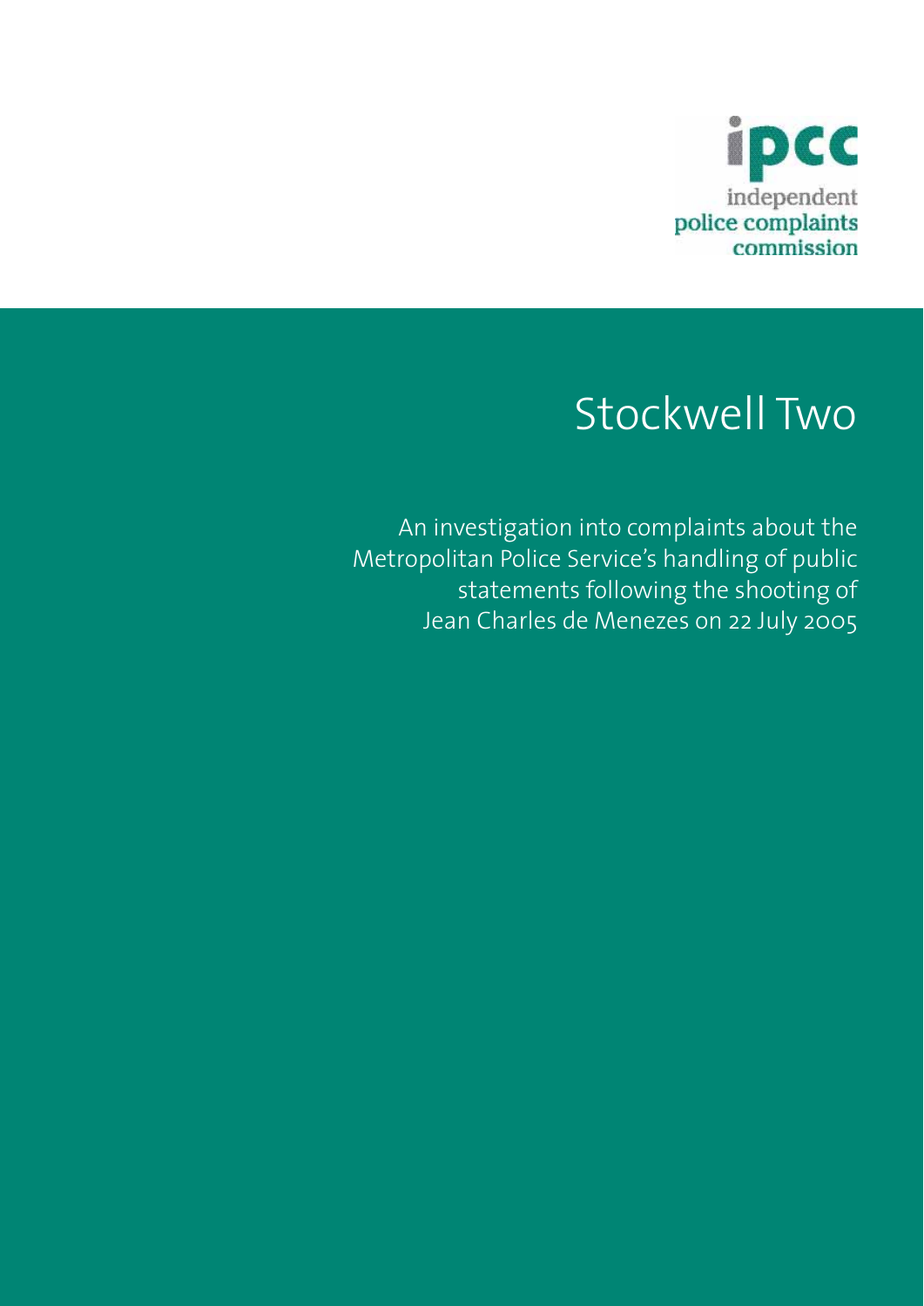ipcc

independent
police complaints
commission

# Stockwell Two

An investigation into complaints about the Metropolitan Police Service's handling of public statements following the shooting of Jean Charles de Menezes on 22 July 2005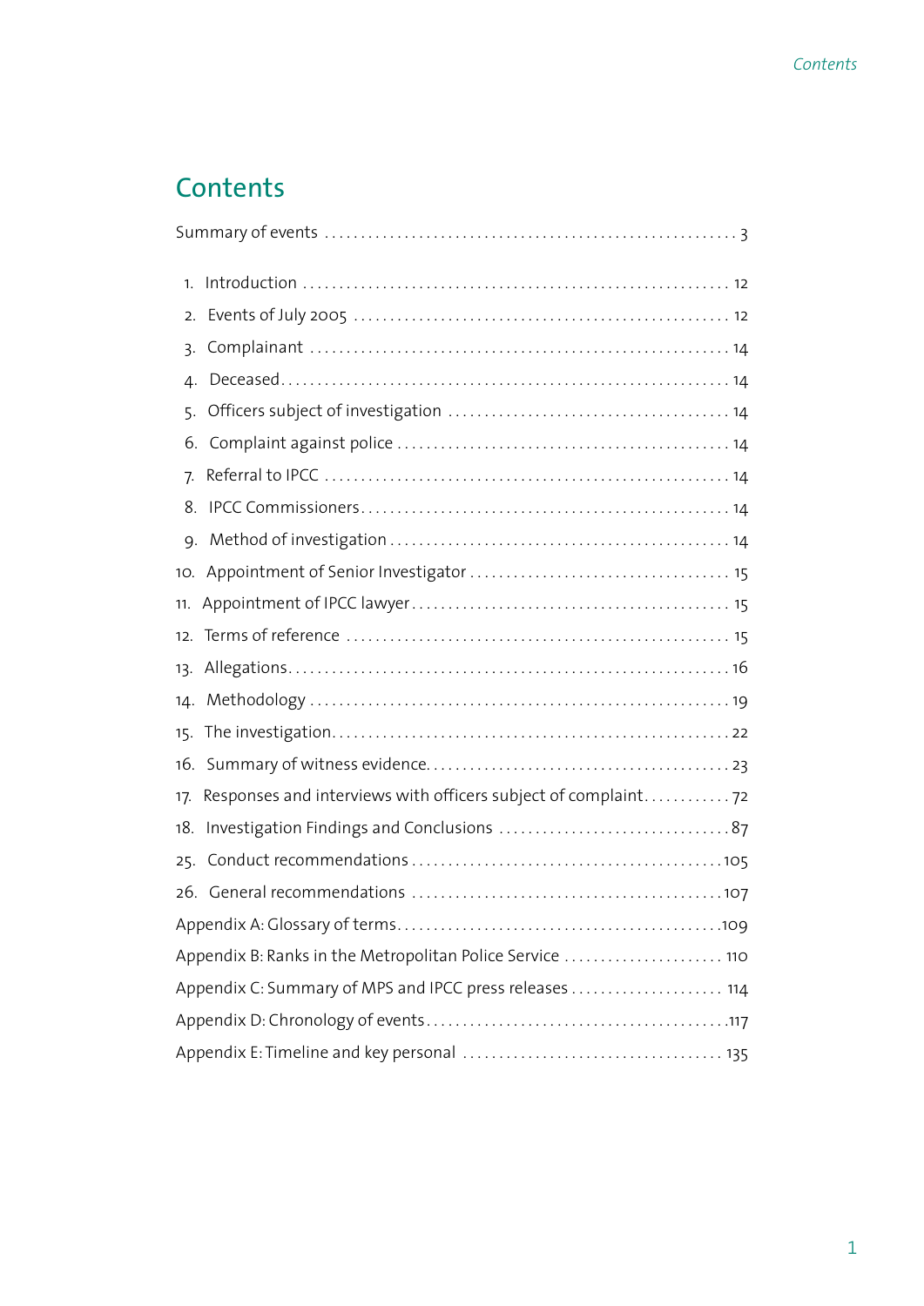# Contents

Summary of events ........................................................ 3

1. Introduction ........................................................ 12
2. Events of July 2005 ........................................................ 12
3. Complainant ........................................................ 14
4. Deceased........................................................ 14
5. Officers subject of investigation ........................................................ 14
6. Complaint against police ........................................................ 14
7. Referral to IPCC ........................................................ 14
8. IPCC Commissioners........................................................ 14
9. Method of investigation ........................................................ 14
10. Appointment of Senior Investigator ........................................................ 15
11. Appointment of IPCC lawyer........................................................ 15
12. Terms of reference ........................................................ 15
13. Allegations........................................................ 16
14. Methodology ........................................................ 19
15. The investigation........................................................ 22
16. Summary of witness evidence........................................................ 23
17. Responses and interviews with officers subject of complaint........................................................ 72
18. Investigation Findings and Conclusions ........................................................ 87
25. Conduct recommendations ........................................................ 105
26. General recommendations ........................................................ 107

Appendix A: Glossary of terms........................................................ 109

Appendix B: Ranks in the Metropolitan Police Service ........................................................ 110

Appendix C: Summary of MPS and IPCC press releases ........................................................ 114

Appendix D: Chronology of events........................................................ 117

Appendix E: Timeline and key personal ........................................................ 135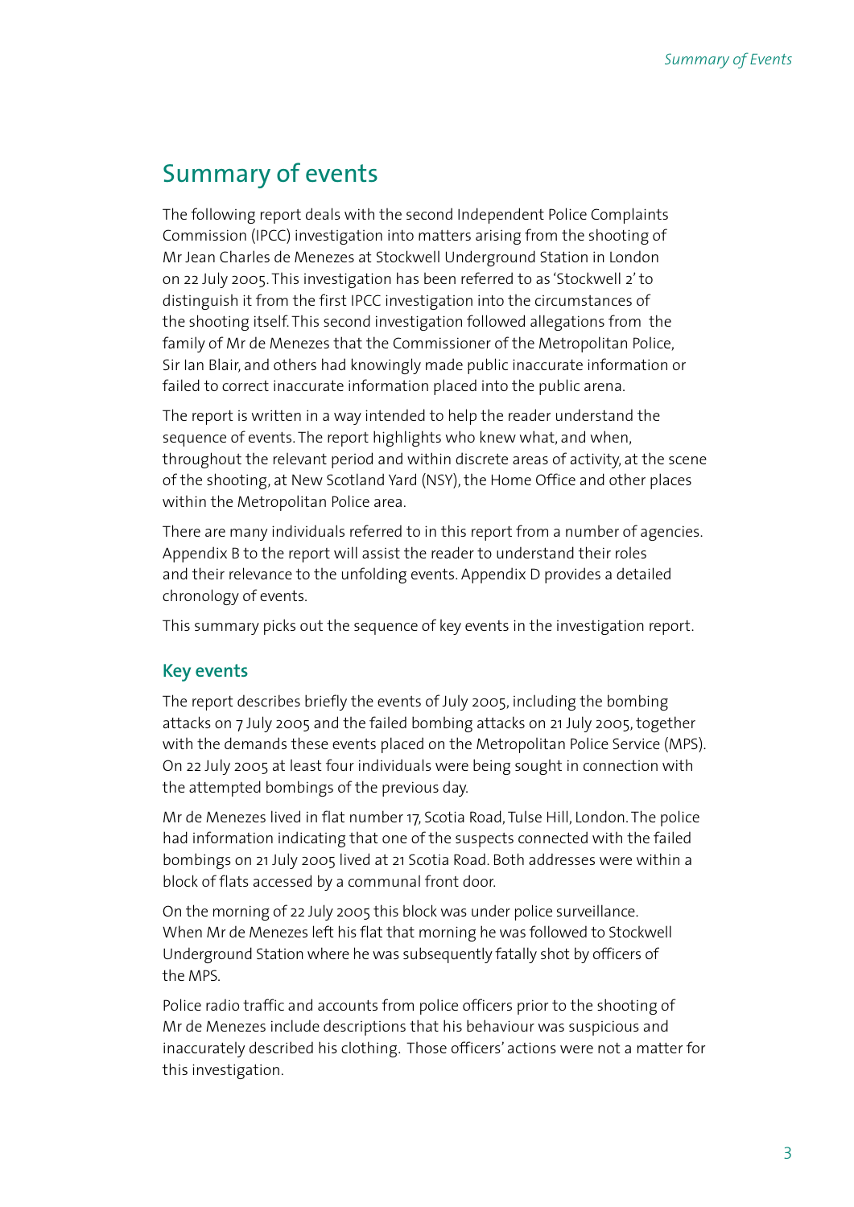# Summary of events

The following report deals with the second Independent Police Complaints Commission (IPCC) investigation into matters arising from the shooting of Mr Jean Charles de Menezes at Stockwell Underground Station in London on 22 July 2005. This investigation has been referred to as 'Stockwell 2' to distinguish it from the first IPCC investigation into the circumstances of the shooting itself. This second investigation followed allegations from the family of Mr de Menezes that the Commissioner of the Metropolitan Police, Sir Ian Blair, and others had knowingly made public inaccurate information or failed to correct inaccurate information placed into the public arena.

The report is written in a way intended to help the reader understand the sequence of events. The report highlights who knew what, and when, throughout the relevant period and within discrete areas of activity, at the scene of the shooting, at New Scotland Yard (NSY), the Home Office and other places within the Metropolitan Police area.

There are many individuals referred to in this report from a number of agencies. Appendix B to the report will assist the reader to understand their roles and their relevance to the unfolding events. Appendix D provides a detailed chronology of events.

This summary picks out the sequence of key events in the investigation report.

## Key events

The report describes briefly the events of July 2005, including the bombing attacks on 7 July 2005 and the failed bombing attacks on 21 July 2005, together with the demands these events placed on the Metropolitan Police Service (MPS). On 22 July 2005 at least four individuals were being sought in connection with the attempted bombings of the previous day.

Mr de Menezes lived in flat number 17, Scotia Road, Tulse Hill, London. The police had information indicating that one of the suspects connected with the failed bombings on 21 July 2005 lived at 21 Scotia Road. Both addresses were within a block of flats accessed by a communal front door.

On the morning of 22 July 2005 this block was under police surveillance. When Mr de Menezes left his flat that morning he was followed to Stockwell Underground Station where he was subsequently fatally shot by officers of the MPS.

Police radio traffic and accounts from police officers prior to the shooting of Mr de Menezes include descriptions that his behaviour was suspicious and inaccurately described his clothing. Those officers' actions were not a matter for this investigation.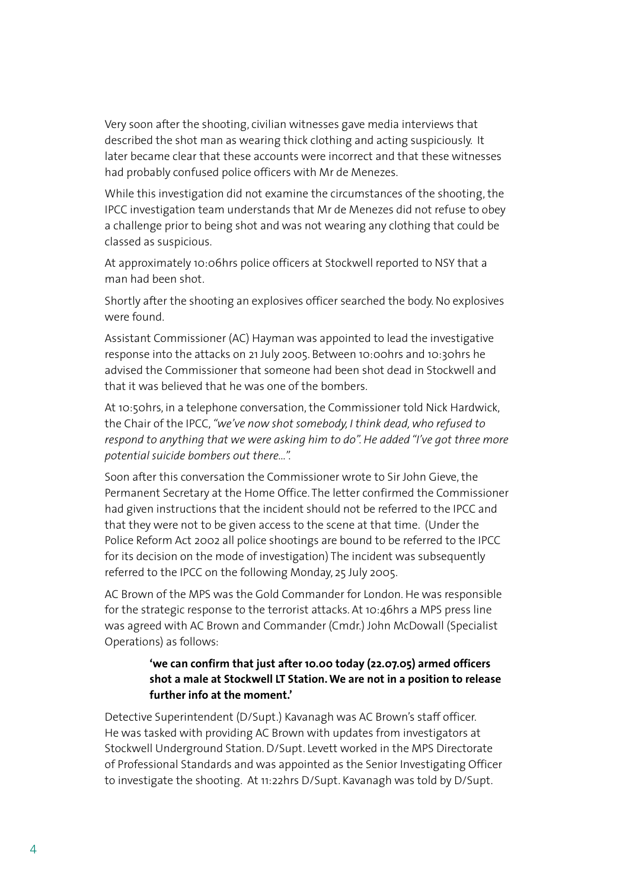Very soon after the shooting, civilian witnesses gave media interviews that described the shot man as wearing thick clothing and acting suspiciously. It later became clear that these accounts were incorrect and that these witnesses had probably confused police officers with Mr de Menezes.

While this investigation did not examine the circumstances of the shooting, the IPCC investigation team understands that Mr de Menezes did not refuse to obey a challenge prior to being shot and was not wearing any clothing that could be classed as suspicious.

At approximately 10:06hrs police officers at Stockwell reported to NSY that a man had been shot.

Shortly after the shooting an explosives officer searched the body. No explosives were found.

Assistant Commissioner (AC) Hayman was appointed to lead the investigative response into the attacks on 21 July 2005. Between 10:00hrs and 10:30hrs he advised the Commissioner that someone had been shot dead in Stockwell and that it was believed that he was one of the bombers.

At 10:50hrs, in a telephone conversation, the Commissioner told Nick Hardwick, the Chair of the IPCC, *"we've now shot somebody, I think dead, who refused to respond to anything that we were asking him to do". He added "I've got three more potential suicide bombers out there…".*

Soon after this conversation the Commissioner wrote to Sir John Gieve, the Permanent Secretary at the Home Office. The letter confirmed the Commissioner had given instructions that the incident should not be referred to the IPCC and that they were not to be given access to the scene at that time. (Under the Police Reform Act 2002 all police shootings are bound to be referred to the IPCC for its decision on the mode of investigation) The incident was subsequently referred to the IPCC on the following Monday, 25 July 2005.

AC Brown of the MPS was the Gold Commander for London. He was responsible for the strategic response to the terrorist attacks. At 10:46hrs a MPS press line was agreed with AC Brown and Commander (Cmdr.) John McDowall (Specialist Operations) as follows:

> **'we can confirm that just after 10.00 today (22.07.05) armed officers shot a male at Stockwell LT Station. We are not in a position to release further info at the moment.'**

Detective Superintendent (D/Supt.) Kavanagh was AC Brown's staff officer. He was tasked with providing AC Brown with updates from investigators at Stockwell Underground Station. D/Supt. Levett worked in the MPS Directorate of Professional Standards and was appointed as the Senior Investigating Officer to investigate the shooting. At 11:22hrs D/Supt. Kavanagh was told by D/Supt.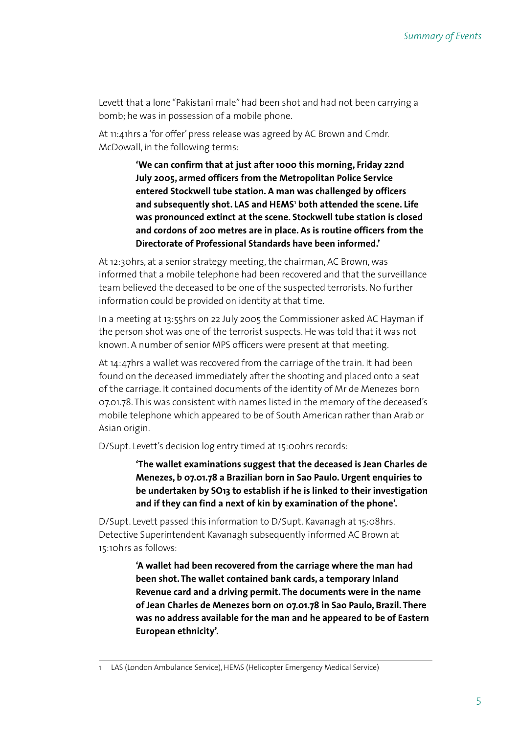Levett that a lone "Pakistani male" had been shot and had not been carrying a bomb; he was in possession of a mobile phone.

At 11:41hrs a 'for offer' press release was agreed by AC Brown and Cmdr. McDowall, in the following terms:

> **'We can confirm that at just after 1000 this morning, Friday 22nd July 2005, armed officers from the Metropolitan Police Service entered Stockwell tube station. A man was challenged by officers and subsequently shot. LAS and HEMS[1] both attended the scene. Life was pronounced extinct at the scene. Stockwell tube station is closed and cordons of 200 metres are in place. As is routine officers from the Directorate of Professional Standards have been informed.'**

At 12:30hrs, at a senior strategy meeting, the chairman, AC Brown, was informed that a mobile telephone had been recovered and that the surveillance team believed the deceased to be one of the suspected terrorists. No further information could be provided on identity at that time.

In a meeting at 13:55hrs on 22 July 2005 the Commissioner asked AC Hayman if the person shot was one of the terrorist suspects. He was told that it was not known. A number of senior MPS officers were present at that meeting.

At 14:47hrs a wallet was recovered from the carriage of the train. It had been found on the deceased immediately after the shooting and placed onto a seat of the carriage. It contained documents of the identity of Mr de Menezes born 07.01.78. This was consistent with names listed in the memory of the deceased's mobile telephone which appeared to be of South American rather than Arab or Asian origin.

D/Supt. Levett's decision log entry timed at 15:00hrs records:

> **'The wallet examinations suggest that the deceased is Jean Charles de Menezes, b 07.01.78 a Brazilian born in Sao Paulo. Urgent enquiries to be undertaken by SO13 to establish if he is linked to their investigation and if they can find a next of kin by examination of the phone'.**

D/Supt. Levett passed this information to D/Supt. Kavanagh at 15:08hrs. Detective Superintendent Kavanagh subsequently informed AC Brown at 15:10hrs as follows:

> **'A wallet had been recovered from the carriage where the man had been shot. The wallet contained bank cards, a temporary Inland Revenue card and a driving permit. The documents were in the name of Jean Charles de Menezes born on 07.01.78 in Sao Paulo, Brazil. There was no address available for the man and he appeared to be of Eastern European ethnicity'.**

---

[1] LAS (London Ambulance Service), HEMS (Helicopter Emergency Medical Service)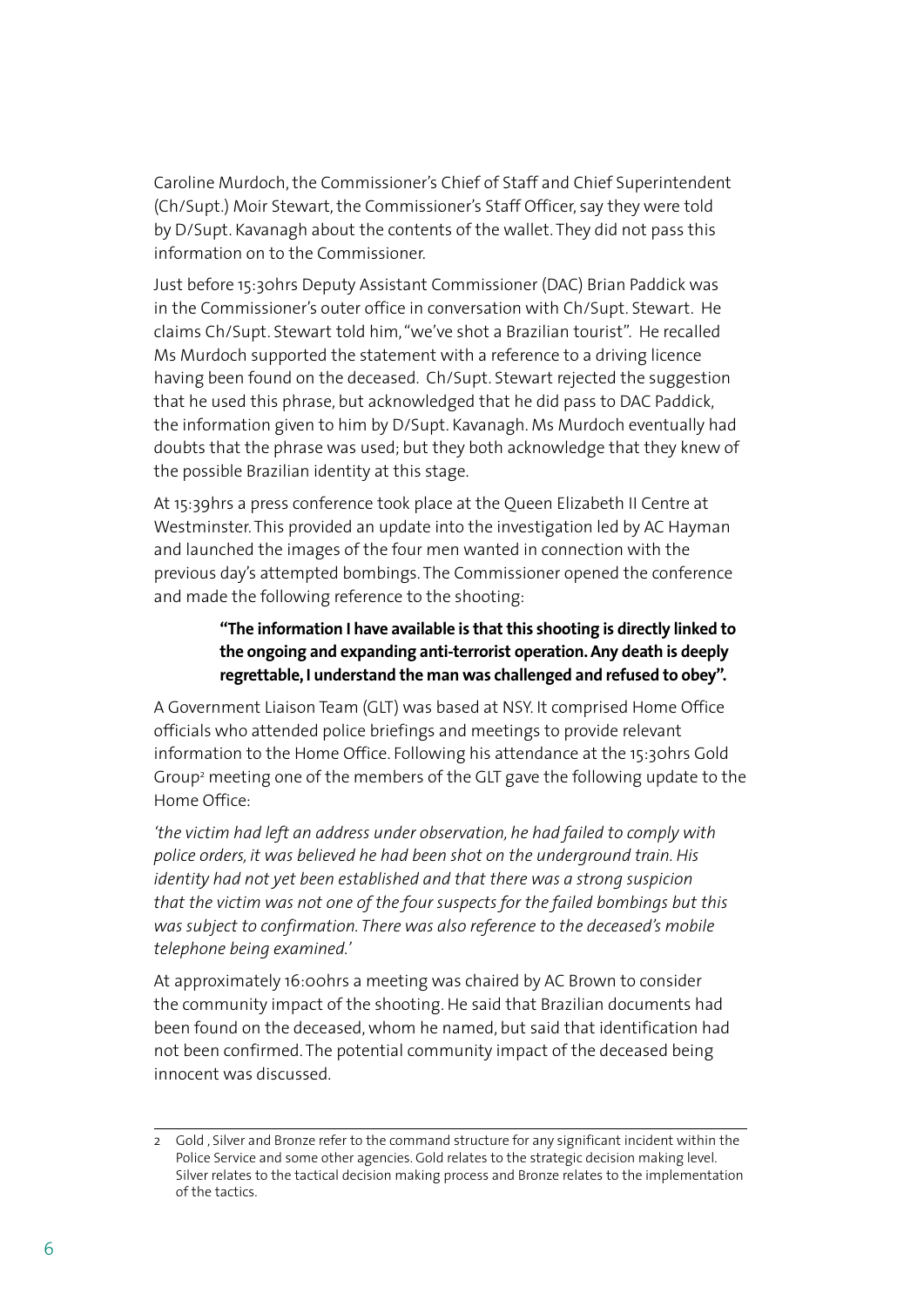Caroline Murdoch, the Commissioner's Chief of Staff and Chief Superintendent (Ch/Supt.) Moir Stewart, the Commissioner's Staff Officer, say they were told by D/Supt. Kavanagh about the contents of the wallet. They did not pass this information on to the Commissioner.

Just before 15:30hrs Deputy Assistant Commissioner (DAC) Brian Paddick was in the Commissioner's outer office in conversation with Ch/Supt. Stewart. He claims Ch/Supt. Stewart told him, "we've shot a Brazilian tourist". He recalled Ms Murdoch supported the statement with a reference to a driving licence having been found on the deceased. Ch/Supt. Stewart rejected the suggestion that he used this phrase, but acknowledged that he did pass to DAC Paddick, the information given to him by D/Supt. Kavanagh. Ms Murdoch eventually had doubts that the phrase was used; but they both acknowledge that they knew of the possible Brazilian identity at this stage.

At 15:39hrs a press conference took place at the Queen Elizabeth II Centre at Westminster. This provided an update into the investigation led by AC Hayman and launched the images of the four men wanted in connection with the previous day's attempted bombings. The Commissioner opened the conference and made the following reference to the shooting:

> **"The information I have available is that this shooting is directly linked to the ongoing and expanding anti-terrorist operation. Any death is deeply regrettable, I understand the man was challenged and refused to obey".**

A Government Liaison Team (GLT) was based at NSY. It comprised Home Office officials who attended police briefings and meetings to provide relevant information to the Home Office. Following his attendance at the 15:30hrs Gold Group[2] meeting one of the members of the GLT gave the following update to the Home Office:

*'the victim had left an address under observation, he had failed to comply with police orders, it was believed he had been shot on the underground train. His identity had not yet been established and that there was a strong suspicion that the victim was not one of the four suspects for the failed bombings but this was subject to confirmation. There was also reference to the deceased's mobile telephone being examined.'*

At approximately 16:00hrs a meeting was chaired by AC Brown to consider the community impact of the shooting. He said that Brazilian documents had been found on the deceased, whom he named, but said that identification had not been confirmed. The potential community impact of the deceased being innocent was discussed.

---

2 Gold , Silver and Bronze refer to the command structure for any significant incident within the Police Service and some other agencies. Gold relates to the strategic decision making level. Silver relates to the tactical decision making process and Bronze relates to the implementation of the tactics.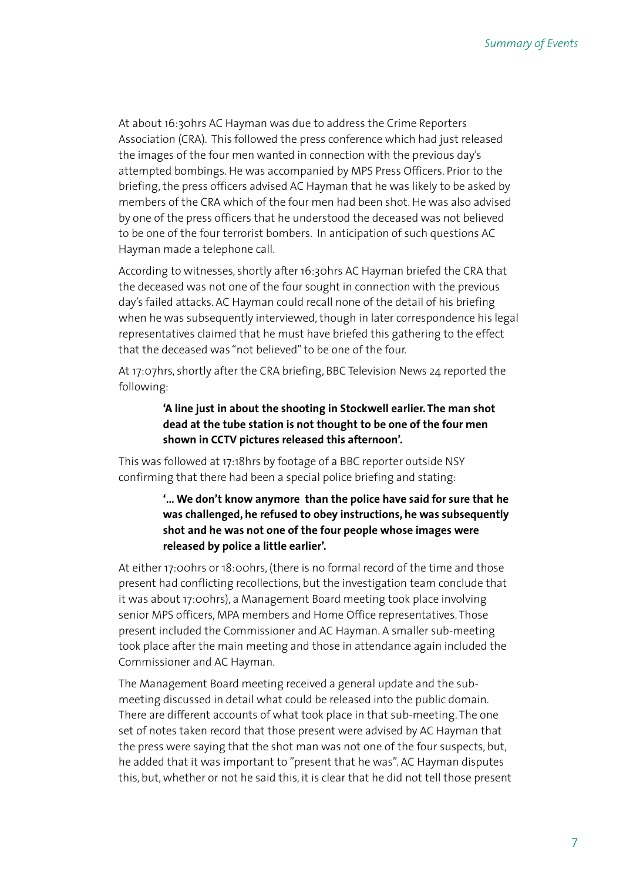At about 16:30hrs AC Hayman was due to address the Crime Reporters Association (CRA). This followed the press conference which had just released the images of the four men wanted in connection with the previous day's attempted bombings. He was accompanied by MPS Press Officers. Prior to the briefing, the press officers advised AC Hayman that he was likely to be asked by members of the CRA which of the four men had been shot. He was also advised by one of the press officers that he understood the deceased was not believed to be one of the four terrorist bombers. In anticipation of such questions AC Hayman made a telephone call.

According to witnesses, shortly after 16:30hrs AC Hayman briefed the CRA that the deceased was not one of the four sought in connection with the previous day's failed attacks. AC Hayman could recall none of the detail of his briefing when he was subsequently interviewed, though in later correspondence his legal representatives claimed that he must have briefed this gathering to the effect that the deceased was "not believed" to be one of the four.

At 17:07hrs, shortly after the CRA briefing, BBC Television News 24 reported the following:

> **'A line just in about the shooting in Stockwell earlier. The man shot dead at the tube station is not thought to be one of the four men shown in CCTV pictures released this afternoon'.**

This was followed at 17:18hrs by footage of a BBC reporter outside NSY confirming that there had been a special police briefing and stating:

> **'... We don't know anymore than the police have said for sure that he was challenged, he refused to obey instructions, he was subsequently shot and he was not one of the four people whose images were released by police a little earlier'.**

At either 17:00hrs or 18:00hrs, (there is no formal record of the time and those present had conflicting recollections, but the investigation team conclude that it was about 17:00hrs), a Management Board meeting took place involving senior MPS officers, MPA members and Home Office representatives. Those present included the Commissioner and AC Hayman. A smaller sub-meeting took place after the main meeting and those in attendance again included the Commissioner and AC Hayman.

The Management Board meeting received a general update and the sub-meeting discussed in detail what could be released into the public domain. There are different accounts of what took place in that sub-meeting. The one set of notes taken record that those present were advised by AC Hayman that the press were saying that the shot man was not one of the four suspects, but, he added that it was important to "present that he was". AC Hayman disputes this, but, whether or not he said this, it is clear that he did not tell those present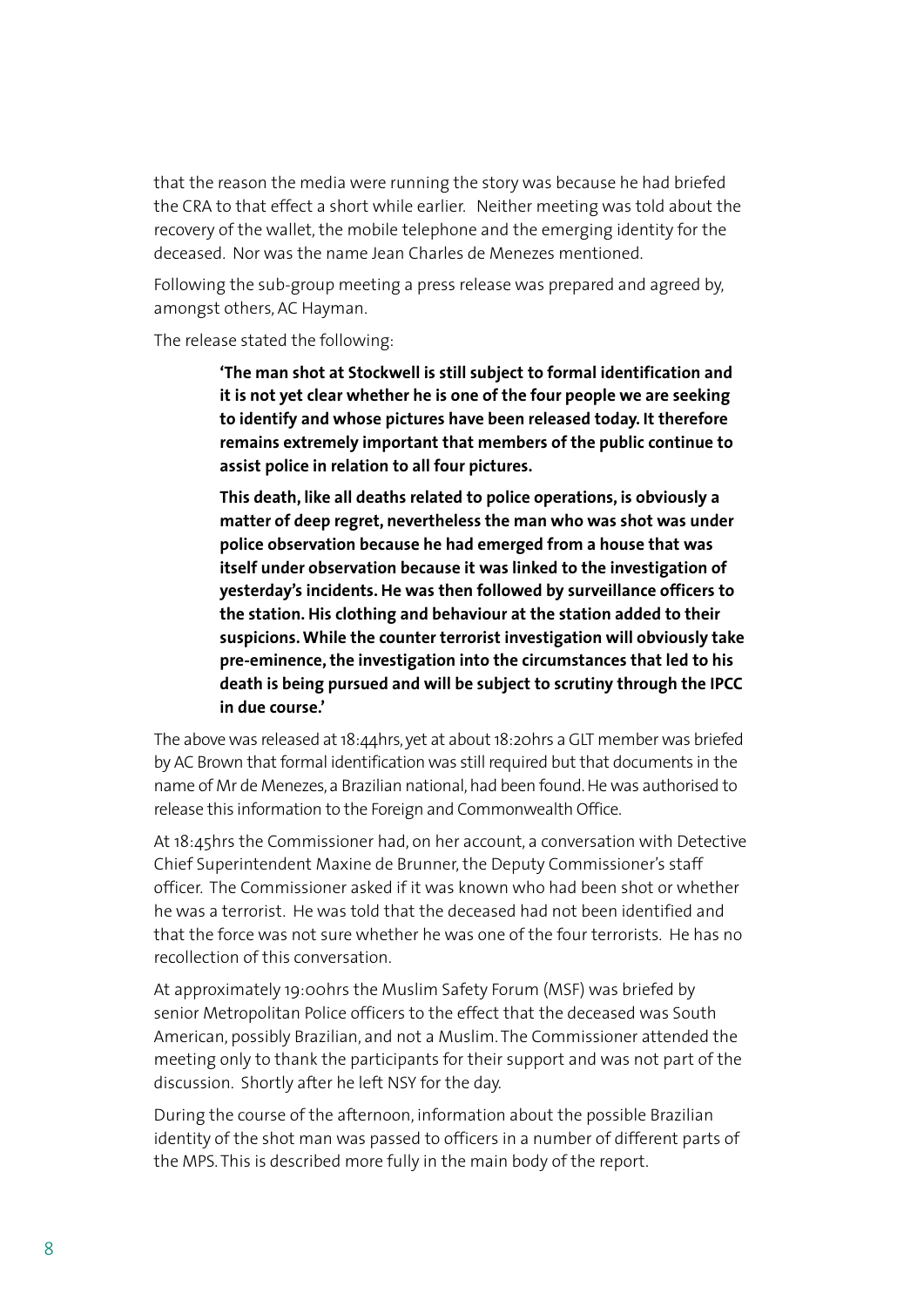that the reason the media were running the story was because he had briefed the CRA to that effect a short while earlier. Neither meeting was told about the recovery of the wallet, the mobile telephone and the emerging identity for the deceased. Nor was the name Jean Charles de Menezes mentioned.

Following the sub-group meeting a press release was prepared and agreed by, amongst others, AC Hayman.

The release stated the following:

> **'The man shot at Stockwell is still subject to formal identification and it is not yet clear whether he is one of the four people we are seeking to identify and whose pictures have been released today. It therefore remains extremely important that members of the public continue to assist police in relation to all four pictures.**
>
> **This death, like all deaths related to police operations, is obviously a matter of deep regret, nevertheless the man who was shot was under police observation because he had emerged from a house that was itself under observation because it was linked to the investigation of yesterday's incidents. He was then followed by surveillance officers to the station. His clothing and behaviour at the station added to their suspicions. While the counter terrorist investigation will obviously take pre-eminence, the investigation into the circumstances that led to his death is being pursued and will be subject to scrutiny through the IPCC in due course.'**

The above was released at 18:44hrs, yet at about 18:20hrs a GLT member was briefed by AC Brown that formal identification was still required but that documents in the name of Mr de Menezes, a Brazilian national, had been found. He was authorised to release this information to the Foreign and Commonwealth Office.

At 18:45hrs the Commissioner had, on her account, a conversation with Detective Chief Superintendent Maxine de Brunner, the Deputy Commissioner's staff officer. The Commissioner asked if it was known who had been shot or whether he was a terrorist. He was told that the deceased had not been identified and that the force was not sure whether he was one of the four terrorists. He has no recollection of this conversation.

At approximately 19:00hrs the Muslim Safety Forum (MSF) was briefed by senior Metropolitan Police officers to the effect that the deceased was South American, possibly Brazilian, and not a Muslim. The Commissioner attended the meeting only to thank the participants for their support and was not part of the discussion. Shortly after he left NSY for the day.

During the course of the afternoon, information about the possible Brazilian identity of the shot man was passed to officers in a number of different parts of the MPS. This is described more fully in the main body of the report.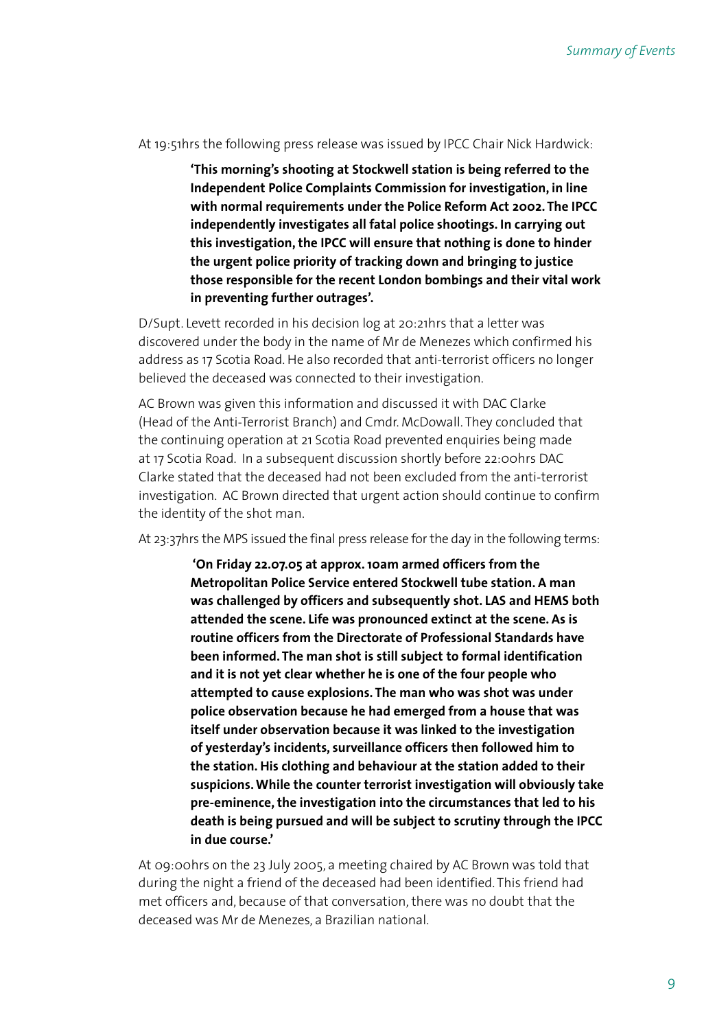At 19:51hrs the following press release was issued by IPCC Chair Nick Hardwick:

> **'This morning's shooting at Stockwell station is being referred to the Independent Police Complaints Commission for investigation, in line with normal requirements under the Police Reform Act 2002. The IPCC independently investigates all fatal police shootings. In carrying out this investigation, the IPCC will ensure that nothing is done to hinder the urgent police priority of tracking down and bringing to justice those responsible for the recent London bombings and their vital work in preventing further outrages'.**

D/Supt. Levett recorded in his decision log at 20:21hrs that a letter was discovered under the body in the name of Mr de Menezes which confirmed his address as 17 Scotia Road. He also recorded that anti-terrorist officers no longer believed the deceased was connected to their investigation.

AC Brown was given this information and discussed it with DAC Clarke (Head of the Anti-Terrorist Branch) and Cmdr. McDowall. They concluded that the continuing operation at 21 Scotia Road prevented enquiries being made at 17 Scotia Road. In a subsequent discussion shortly before 22:00hrs DAC Clarke stated that the deceased had not been excluded from the anti-terrorist investigation. AC Brown directed that urgent action should continue to confirm the identity of the shot man.

At 23:37hrs the MPS issued the final press release for the day in the following terms:

> **'On Friday 22.07.05 at approx. 10am armed officers from the Metropolitan Police Service entered Stockwell tube station. A man was challenged by officers and subsequently shot. LAS and HEMS both attended the scene. Life was pronounced extinct at the scene. As is routine officers from the Directorate of Professional Standards have been informed. The man shot is still subject to formal identification and it is not yet clear whether he is one of the four people who attempted to cause explosions. The man who was shot was under police observation because he had emerged from a house that was itself under observation because it was linked to the investigation of yesterday's incidents, surveillance officers then followed him to the station. His clothing and behaviour at the station added to their suspicions. While the counter terrorist investigation will obviously take pre-eminence, the investigation into the circumstances that led to his death is being pursued and will be subject to scrutiny through the IPCC in due course.'**

At 09:00hrs on the 23 July 2005, a meeting chaired by AC Brown was told that during the night a friend of the deceased had been identified. This friend had met officers and, because of that conversation, there was no doubt that the deceased was Mr de Menezes, a Brazilian national.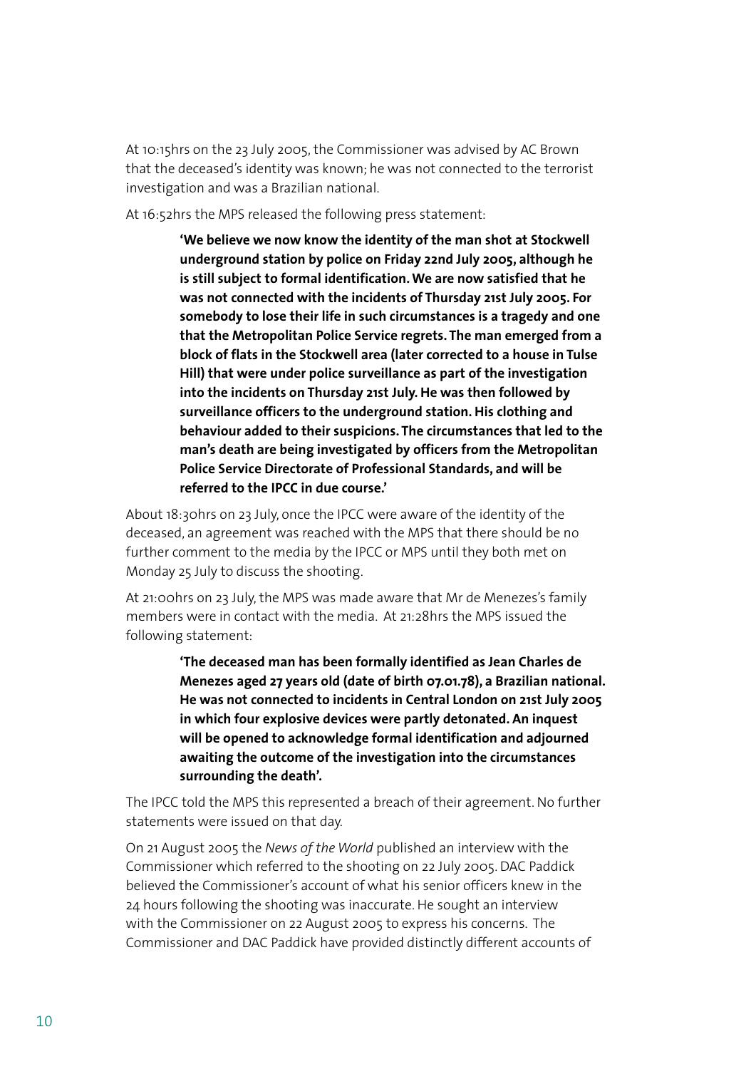At 10:15hrs on the 23 July 2005, the Commissioner was advised by AC Brown that the deceased's identity was known; he was not connected to the terrorist investigation and was a Brazilian national.

At 16:52hrs the MPS released the following press statement:

> **'We believe we now know the identity of the man shot at Stockwell underground station by police on Friday 22nd July 2005, although he is still subject to formal identification. We are now satisfied that he was not connected with the incidents of Thursday 21st July 2005. For somebody to lose their life in such circumstances is a tragedy and one that the Metropolitan Police Service regrets. The man emerged from a block of flats in the Stockwell area (later corrected to a house in Tulse Hill) that were under police surveillance as part of the investigation into the incidents on Thursday 21st July. He was then followed by surveillance officers to the underground station. His clothing and behaviour added to their suspicions. The circumstances that led to the man's death are being investigated by officers from the Metropolitan Police Service Directorate of Professional Standards, and will be referred to the IPCC in due course.'**

About 18:30hrs on 23 July, once the IPCC were aware of the identity of the deceased, an agreement was reached with the MPS that there should be no further comment to the media by the IPCC or MPS until they both met on Monday 25 July to discuss the shooting.

At 21:00hrs on 23 July, the MPS was made aware that Mr de Menezes's family members were in contact with the media. At 21:28hrs the MPS issued the following statement:

> **'The deceased man has been formally identified as Jean Charles de Menezes aged 27 years old (date of birth 07.01.78), a Brazilian national. He was not connected to incidents in Central London on 21st July 2005 in which four explosive devices were partly detonated. An inquest will be opened to acknowledge formal identification and adjourned awaiting the outcome of the investigation into the circumstances surrounding the death'.**

The IPCC told the MPS this represented a breach of their agreement. No further statements were issued on that day.

On 21 August 2005 the *News of the World* published an interview with the Commissioner which referred to the shooting on 22 July 2005. DAC Paddick believed the Commissioner's account of what his senior officers knew in the 24 hours following the shooting was inaccurate. He sought an interview with the Commissioner on 22 August 2005 to express his concerns. The Commissioner and DAC Paddick have provided distinctly different accounts of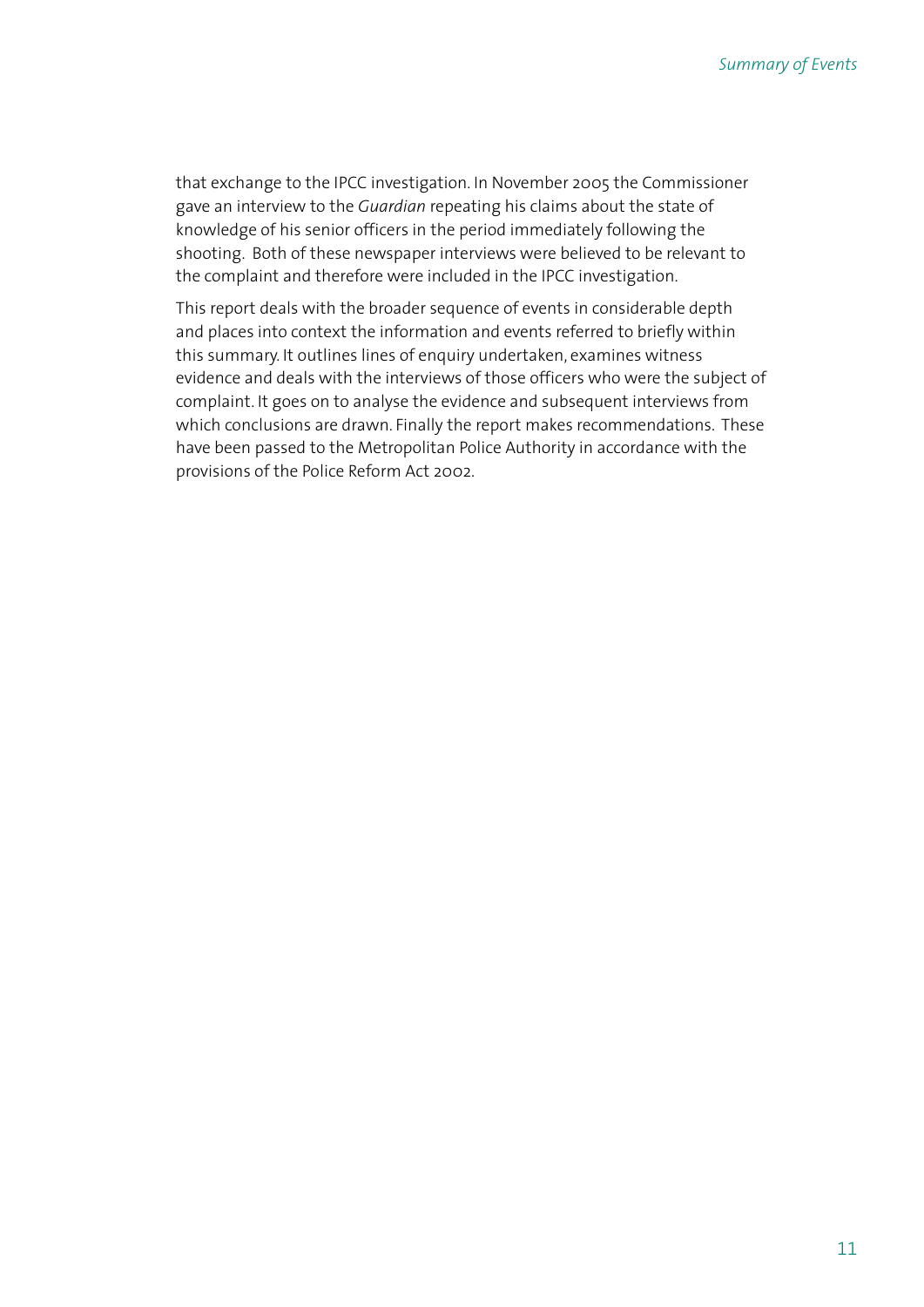that exchange to the IPCC investigation. In November 2005 the Commissioner gave an interview to the *Guardian* repeating his claims about the state of knowledge of his senior officers in the period immediately following the shooting. Both of these newspaper interviews were believed to be relevant to the complaint and therefore were included in the IPCC investigation.

This report deals with the broader sequence of events in considerable depth and places into context the information and events referred to briefly within this summary. It outlines lines of enquiry undertaken, examines witness evidence and deals with the interviews of those officers who were the subject of complaint. It goes on to analyse the evidence and subsequent interviews from which conclusions are drawn. Finally the report makes recommendations. These have been passed to the Metropolitan Police Authority in accordance with the provisions of the Police Reform Act 2002.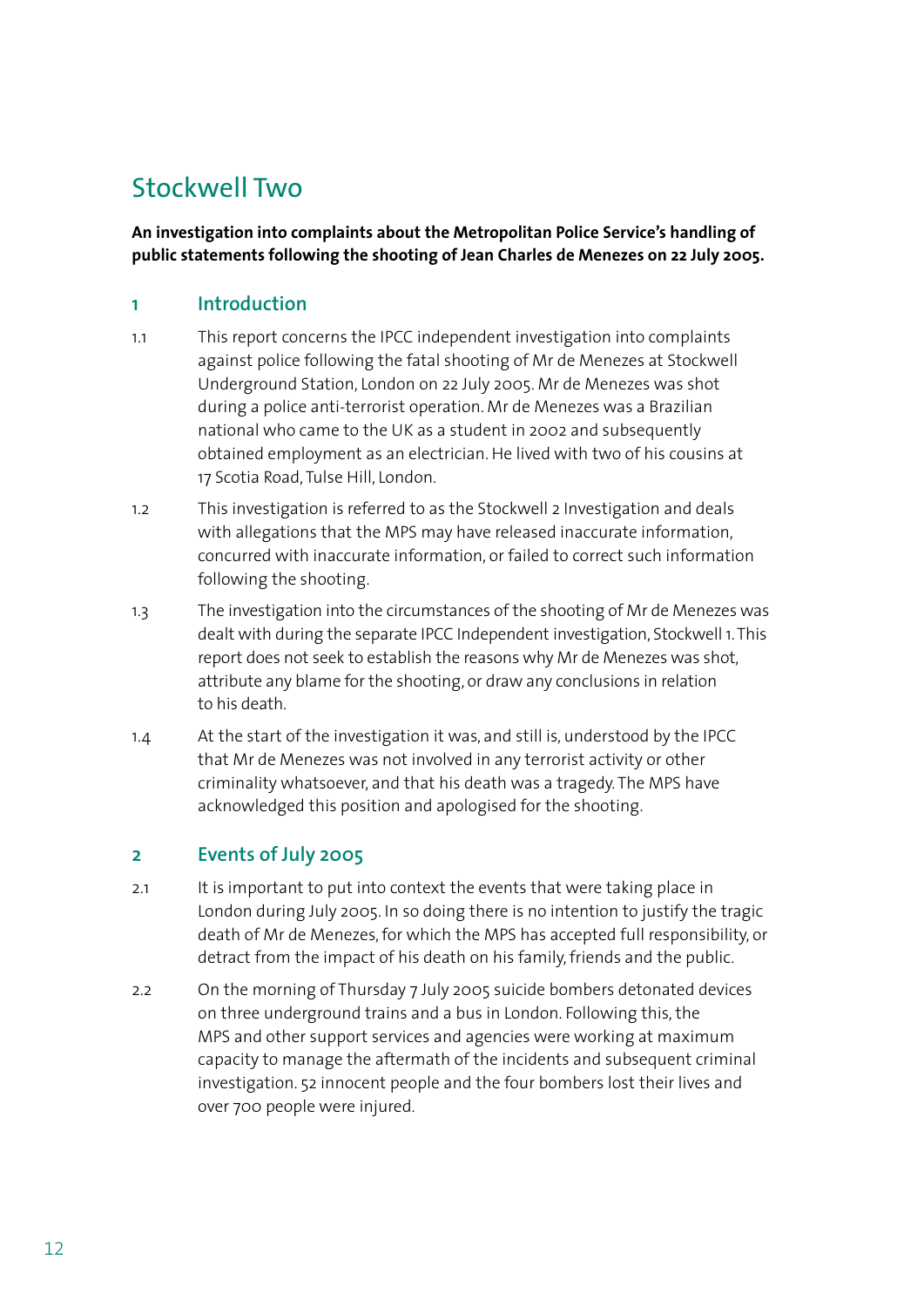# Stockwell Two

**An investigation into complaints about the Metropolitan Police Service's handling of public statements following the shooting of Jean Charles de Menezes on 22 July 2005.**

## 1 Introduction

1.1 This report concerns the IPCC independent investigation into complaints against police following the fatal shooting of Mr de Menezes at Stockwell Underground Station, London on 22 July 2005. Mr de Menezes was shot during a police anti-terrorist operation. Mr de Menezes was a Brazilian national who came to the UK as a student in 2002 and subsequently obtained employment as an electrician. He lived with two of his cousins at 17 Scotia Road, Tulse Hill, London.

1.2 This investigation is referred to as the Stockwell 2 Investigation and deals with allegations that the MPS may have released inaccurate information, concurred with inaccurate information, or failed to correct such information following the shooting.

1.3 The investigation into the circumstances of the shooting of Mr de Menezes was dealt with during the separate IPCC Independent investigation, Stockwell 1. This report does not seek to establish the reasons why Mr de Menezes was shot, attribute any blame for the shooting, or draw any conclusions in relation to his death.

1.4 At the start of the investigation it was, and still is, understood by the IPCC that Mr de Menezes was not involved in any terrorist activity or other criminality whatsoever, and that his death was a tragedy. The MPS have acknowledged this position and apologised for the shooting.

## 2 Events of July 2005

2.1 It is important to put into context the events that were taking place in London during July 2005. In so doing there is no intention to justify the tragic death of Mr de Menezes, for which the MPS has accepted full responsibility, or detract from the impact of his death on his family, friends and the public.

2.2 On the morning of Thursday 7 July 2005 suicide bombers detonated devices on three underground trains and a bus in London. Following this, the MPS and other support services and agencies were working at maximum capacity to manage the aftermath of the incidents and subsequent criminal investigation. 52 innocent people and the four bombers lost their lives and over 700 people were injured.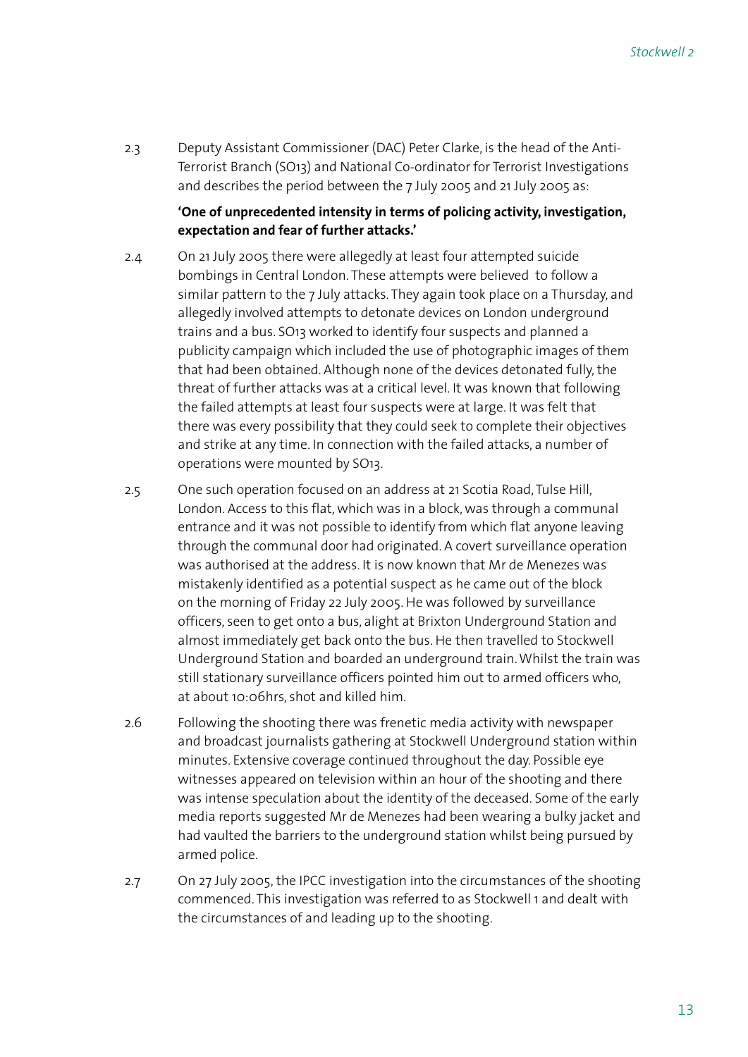2.3 Deputy Assistant Commissioner (DAC) Peter Clarke, is the head of the Anti-Terrorist Branch (SO13) and National Co-ordinator for Terrorist Investigations and describes the period between the 7 July 2005 and 21 July 2005 as:

**'One of unprecedented intensity in terms of policing activity, investigation, expectation and fear of further attacks.'**

2.4 On 21 July 2005 there were allegedly at least four attempted suicide bombings in Central London. These attempts were believed to follow a similar pattern to the 7 July attacks. They again took place on a Thursday, and allegedly involved attempts to detonate devices on London underground trains and a bus. SO13 worked to identify four suspects and planned a publicity campaign which included the use of photographic images of them that had been obtained. Although none of the devices detonated fully, the threat of further attacks was at a critical level. It was known that following the failed attempts at least four suspects were at large. It was felt that there was every possibility that they could seek to complete their objectives and strike at any time. In connection with the failed attacks, a number of operations were mounted by SO13.

2.5 One such operation focused on an address at 21 Scotia Road, Tulse Hill, London. Access to this flat, which was in a block, was through a communal entrance and it was not possible to identify from which flat anyone leaving through the communal door had originated. A covert surveillance operation was authorised at the address. It is now known that Mr de Menezes was mistakenly identified as a potential suspect as he came out of the block on the morning of Friday 22 July 2005. He was followed by surveillance officers, seen to get onto a bus, alight at Brixton Underground Station and almost immediately get back onto the bus. He then travelled to Stockwell Underground Station and boarded an underground train. Whilst the train was still stationary surveillance officers pointed him out to armed officers who, at about 10:06hrs, shot and killed him.

2.6 Following the shooting there was frenetic media activity with newspaper and broadcast journalists gathering at Stockwell Underground station within minutes. Extensive coverage continued throughout the day. Possible eye witnesses appeared on television within an hour of the shooting and there was intense speculation about the identity of the deceased. Some of the early media reports suggested Mr de Menezes had been wearing a bulky jacket and had vaulted the barriers to the underground station whilst being pursued by armed police.

2.7 On 27 July 2005, the IPCC investigation into the circumstances of the shooting commenced. This investigation was referred to as Stockwell 1 and dealt with the circumstances of and leading up to the shooting.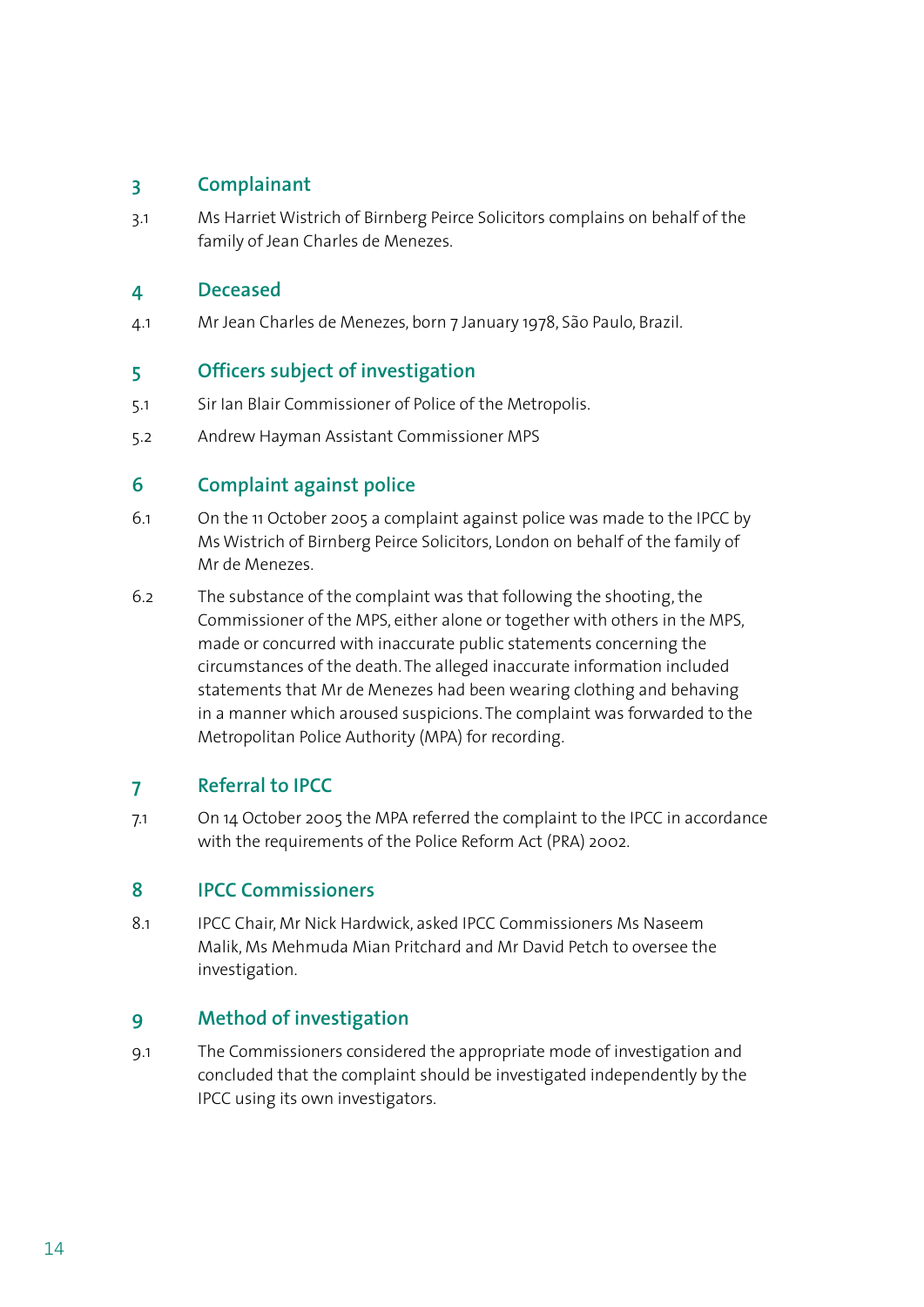## 3 Complainant

3.1 Ms Harriet Wistrich of Birnberg Peirce Solicitors complains on behalf of the family of Jean Charles de Menezes.

## 4 Deceased

4.1 Mr Jean Charles de Menezes, born 7 January 1978, São Paulo, Brazil.

## 5 Officers subject of investigation

5.1 Sir Ian Blair Commissioner of Police of the Metropolis.

5.2 Andrew Hayman Assistant Commissioner MPS

## 6 Complaint against police

6.1 On the 11 October 2005 a complaint against police was made to the IPCC by Ms Wistrich of Birnberg Peirce Solicitors, London on behalf of the family of Mr de Menezes.

6.2 The substance of the complaint was that following the shooting, the Commissioner of the MPS, either alone or together with others in the MPS, made or concurred with inaccurate public statements concerning the circumstances of the death. The alleged inaccurate information included statements that Mr de Menezes had been wearing clothing and behaving in a manner which aroused suspicions. The complaint was forwarded to the Metropolitan Police Authority (MPA) for recording.

## 7 Referral to IPCC

7.1 On 14 October 2005 the MPA referred the complaint to the IPCC in accordance with the requirements of the Police Reform Act (PRA) 2002.

## 8 IPCC Commissioners

8.1 IPCC Chair, Mr Nick Hardwick, asked IPCC Commissioners Ms Naseem Malik, Ms Mehmuda Mian Pritchard and Mr David Petch to oversee the investigation.

## 9 Method of investigation

9.1 The Commissioners considered the appropriate mode of investigation and concluded that the complaint should be investigated independently by the IPCC using its own investigators.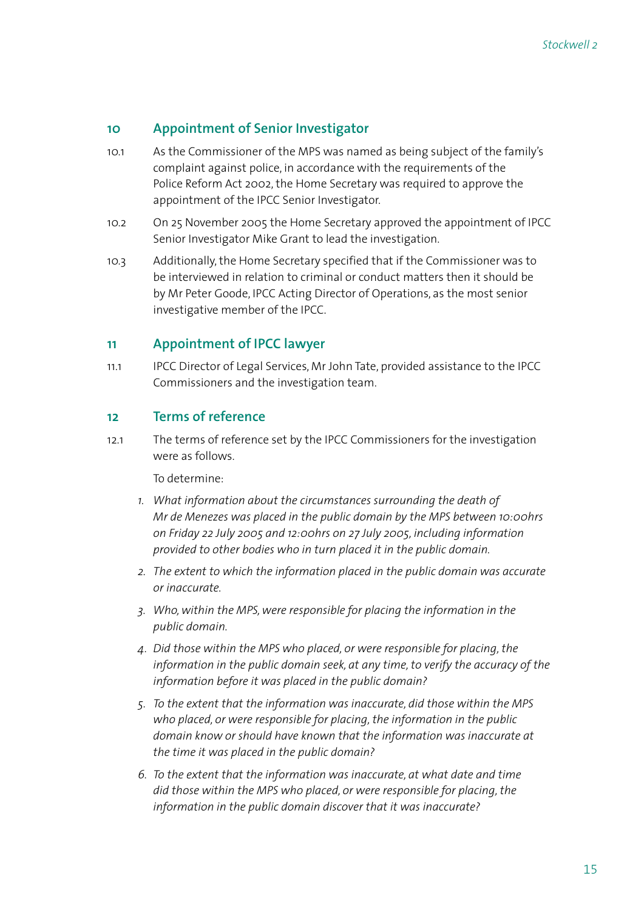## 10 Appointment of Senior Investigator

10.1 As the Commissioner of the MPS was named as being subject of the family's complaint against police, in accordance with the requirements of the Police Reform Act 2002, the Home Secretary was required to approve the appointment of the IPCC Senior Investigator.

10.2 On 25 November 2005 the Home Secretary approved the appointment of IPCC Senior Investigator Mike Grant to lead the investigation.

10.3 Additionally, the Home Secretary specified that if the Commissioner was to be interviewed in relation to criminal or conduct matters then it should be by Mr Peter Goode, IPCC Acting Director of Operations, as the most senior investigative member of the IPCC.

## 11 Appointment of IPCC lawyer

11.1 IPCC Director of Legal Services, Mr John Tate, provided assistance to the IPCC Commissioners and the investigation team.

## 12 Terms of reference

12.1 The terms of reference set by the IPCC Commissioners for the investigation were as follows.

To determine:

1. *What information about the circumstances surrounding the death of Mr de Menezes was placed in the public domain by the MPS between 10:00hrs on Friday 22 July 2005 and 12:00hrs on 27 July 2005, including information provided to other bodies who in turn placed it in the public domain.*
2. *The extent to which the information placed in the public domain was accurate or inaccurate.*
3. *Who, within the MPS, were responsible for placing the information in the public domain.*
4. *Did those within the MPS who placed, or were responsible for placing, the information in the public domain seek, at any time, to verify the accuracy of the information before it was placed in the public domain?*
5. *To the extent that the information was inaccurate, did those within the MPS who placed, or were responsible for placing, the information in the public domain know or should have known that the information was inaccurate at the time it was placed in the public domain?*
6. *To the extent that the information was inaccurate, at what date and time did those within the MPS who placed, or were responsible for placing, the information in the public domain discover that it was inaccurate?*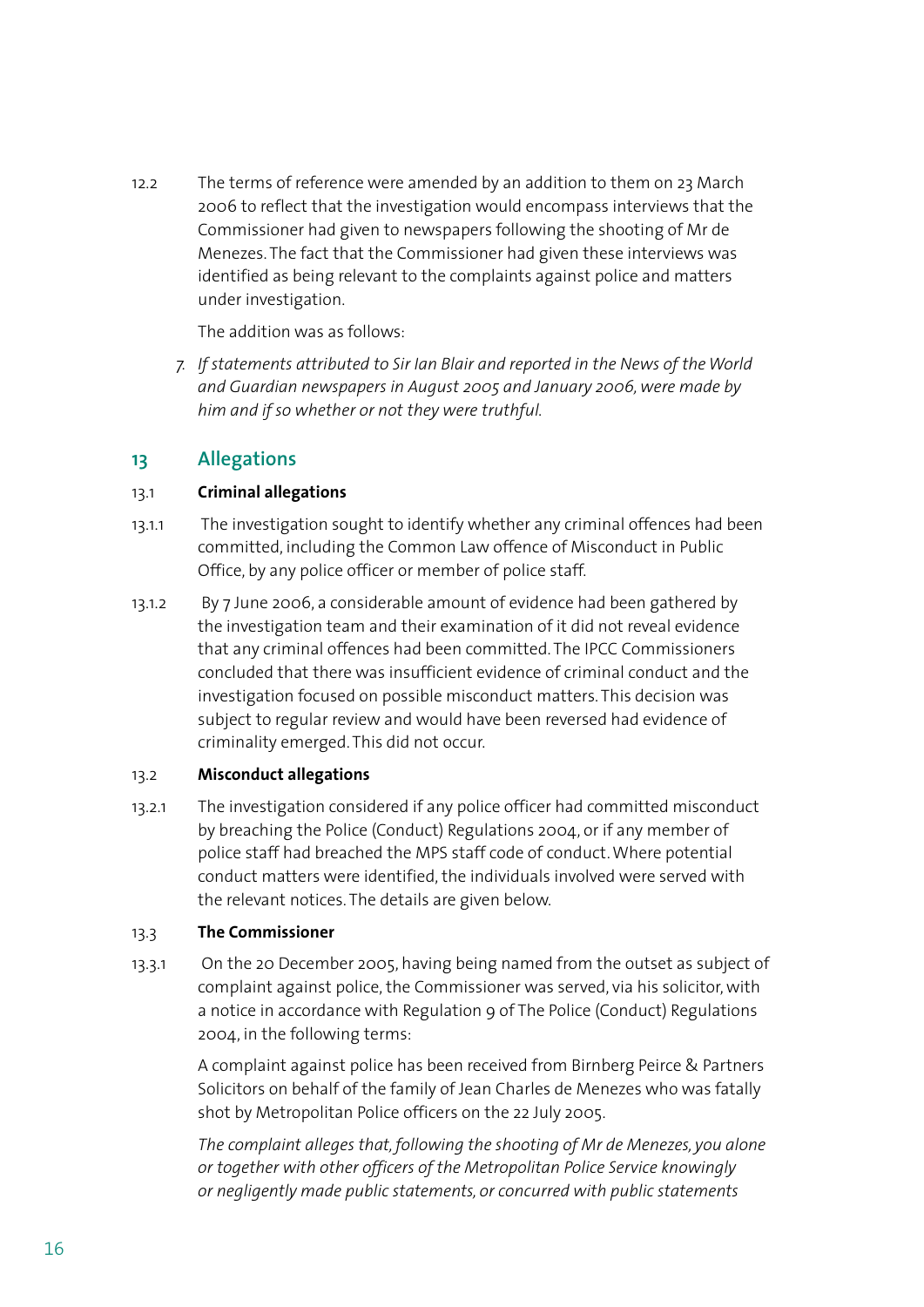12.2 The terms of reference were amended by an addition to them on 23 March 2006 to reflect that the investigation would encompass interviews that the Commissioner had given to newspapers following the shooting of Mr de Menezes. The fact that the Commissioner had given these interviews was identified as being relevant to the complaints against police and matters under investigation.

The addition was as follows:

*7. If statements attributed to Sir Ian Blair and reported in the News of the World and Guardian newspapers in August 2005 and January 2006, were made by him and if so whether or not they were truthful.*

## 13 Allegations

### 13.1 Criminal allegations

13.1.1 The investigation sought to identify whether any criminal offences had been committed, including the Common Law offence of Misconduct in Public Office, by any police officer or member of police staff.

13.1.2 By 7 June 2006, a considerable amount of evidence had been gathered by the investigation team and their examination of it did not reveal evidence that any criminal offences had been committed. The IPCC Commissioners concluded that there was insufficient evidence of criminal conduct and the investigation focused on possible misconduct matters. This decision was subject to regular review and would have been reversed had evidence of criminality emerged. This did not occur.

### 13.2 Misconduct allegations

13.2.1 The investigation considered if any police officer had committed misconduct by breaching the Police (Conduct) Regulations 2004, or if any member of police staff had breached the MPS staff code of conduct. Where potential conduct matters were identified, the individuals involved were served with the relevant notices. The details are given below.

### 13.3 The Commissioner

13.3.1 On the 20 December 2005, having being named from the outset as subject of complaint against police, the Commissioner was served, via his solicitor, with a notice in accordance with Regulation 9 of The Police (Conduct) Regulations 2004, in the following terms:

A complaint against police has been received from Birnberg Peirce & Partners Solicitors on behalf of the family of Jean Charles de Menezes who was fatally shot by Metropolitan Police officers on the 22 July 2005.

*The complaint alleges that, following the shooting of Mr de Menezes, you alone or together with other officers of the Metropolitan Police Service knowingly or negligently made public statements, or concurred with public statements*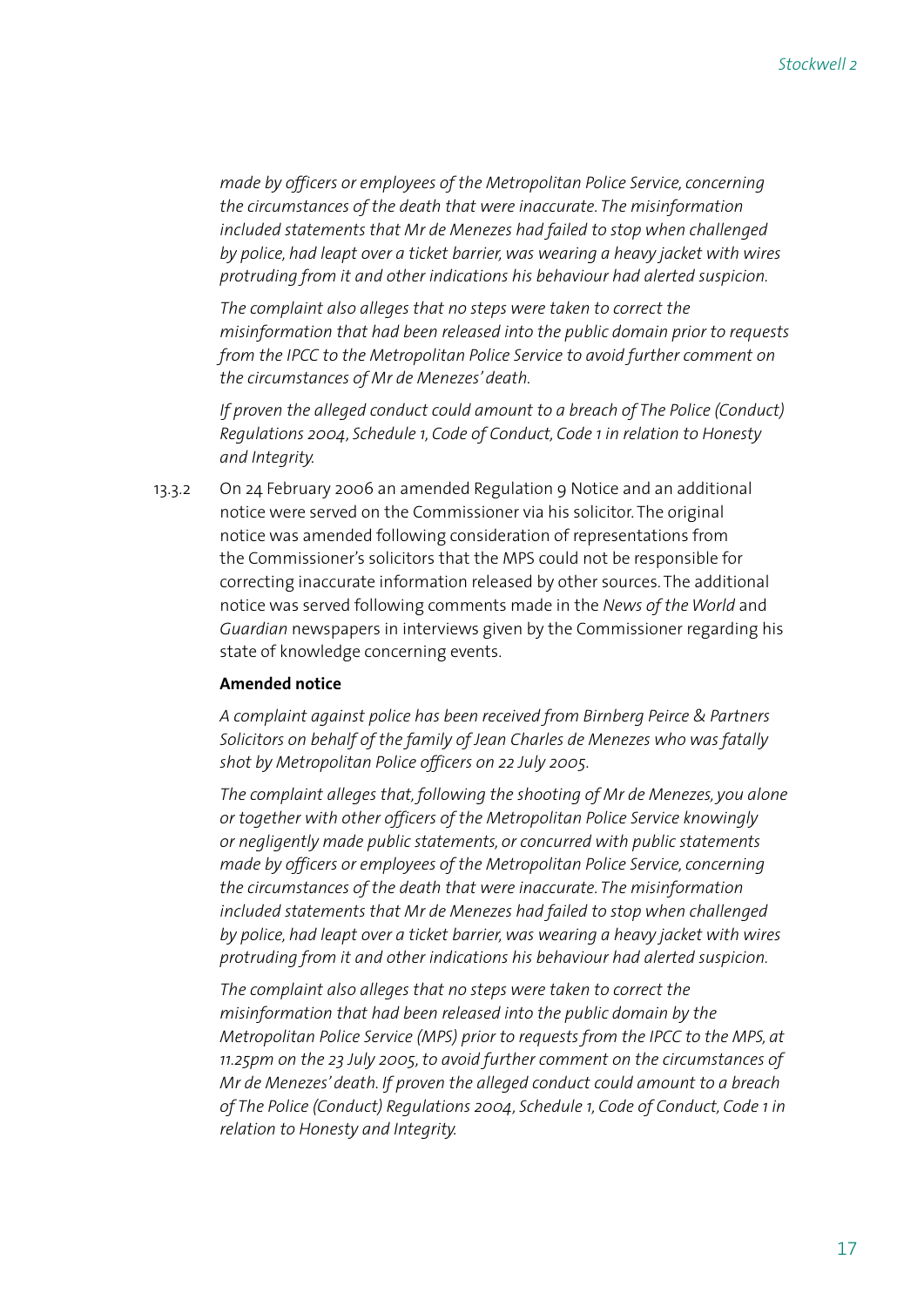*made by officers or employees of the Metropolitan Police Service, concerning the circumstances of the death that were inaccurate. The misinformation included statements that Mr de Menezes had failed to stop when challenged by police, had leapt over a ticket barrier, was wearing a heavy jacket with wires protruding from it and other indications his behaviour had alerted suspicion.*

*The complaint also alleges that no steps were taken to correct the misinformation that had been released into the public domain prior to requests from the IPCC to the Metropolitan Police Service to avoid further comment on the circumstances of Mr de Menezes' death.*

*If proven the alleged conduct could amount to a breach of The Police (Conduct) Regulations 2004, Schedule 1, Code of Conduct, Code 1 in relation to Honesty and Integrity.*

13.3.2 On 24 February 2006 an amended Regulation 9 Notice and an additional notice were served on the Commissioner via his solicitor. The original notice was amended following consideration of representations from the Commissioner's solicitors that the MPS could not be responsible for correcting inaccurate information released by other sources. The additional notice was served following comments made in the *News of the World* and *Guardian* newspapers in interviews given by the Commissioner regarding his state of knowledge concerning events.

**Amended notice**

*A complaint against police has been received from Birnberg Peirce & Partners Solicitors on behalf of the family of Jean Charles de Menezes who was fatally shot by Metropolitan Police officers on 22 July 2005.*

*The complaint alleges that, following the shooting of Mr de Menezes, you alone or together with other officers of the Metropolitan Police Service knowingly or negligently made public statements, or concurred with public statements made by officers or employees of the Metropolitan Police Service, concerning the circumstances of the death that were inaccurate. The misinformation included statements that Mr de Menezes had failed to stop when challenged by police, had leapt over a ticket barrier, was wearing a heavy jacket with wires protruding from it and other indications his behaviour had alerted suspicion.*

*The complaint also alleges that no steps were taken to correct the misinformation that had been released into the public domain by the Metropolitan Police Service (MPS) prior to requests from the IPCC to the MPS, at 11.25pm on the 23 July 2005, to avoid further comment on the circumstances of Mr de Menezes' death. If proven the alleged conduct could amount to a breach of The Police (Conduct) Regulations 2004, Schedule 1, Code of Conduct, Code 1 in relation to Honesty and Integrity.*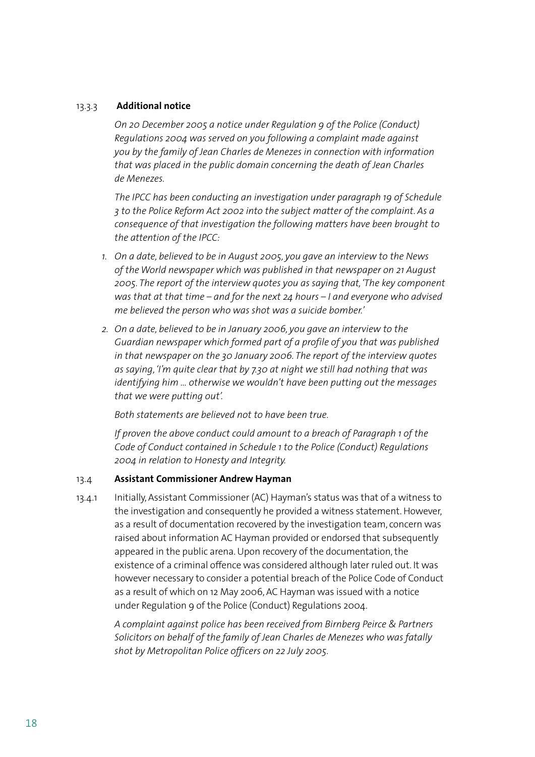13.3.3 **Additional notice**

*On 20 December 2005 a notice under Regulation 9 of the Police (Conduct) Regulations 2004 was served on you following a complaint made against you by the family of Jean Charles de Menezes in connection with information that was placed in the public domain concerning the death of Jean Charles de Menezes.*

*The IPCC has been conducting an investigation under paragraph 19 of Schedule 3 to the Police Reform Act 2002 into the subject matter of the complaint. As a consequence of that investigation the following matters have been brought to the attention of the IPCC:*

1. *On a date, believed to be in August 2005, you gave an interview to the News of the World newspaper which was published in that newspaper on 21 August 2005. The report of the interview quotes you as saying that, 'The key component was that at that time – and for the next 24 hours – I and everyone who advised me believed the person who was shot was a suicide bomber.'*
2. *On a date, believed to be in January 2006, you gave an interview to the Guardian newspaper which formed part of a profile of you that was published in that newspaper on the 30 January 2006. The report of the interview quotes as saying, 'I'm quite clear that by 7.30 at night we still had nothing that was identifying him ... otherwise we wouldn't have been putting out the messages that we were putting out'.*

*Both statements are believed not to have been true.*

*If proven the above conduct could amount to a breach of Paragraph 1 of the Code of Conduct contained in Schedule 1 to the Police (Conduct) Regulations 2004 in relation to Honesty and Integrity.*

13.4 **Assistant Commissioner Andrew Hayman**

13.4.1 Initially, Assistant Commissioner (AC) Hayman's status was that of a witness to the investigation and consequently he provided a witness statement. However, as a result of documentation recovered by the investigation team, concern was raised about information AC Hayman provided or endorsed that subsequently appeared in the public arena. Upon recovery of the documentation, the existence of a criminal offence was considered although later ruled out. It was however necessary to consider a potential breach of the Police Code of Conduct as a result of which on 12 May 2006, AC Hayman was issued with a notice under Regulation 9 of the Police (Conduct) Regulations 2004.

*A complaint against police has been received from Birnberg Peirce & Partners Solicitors on behalf of the family of Jean Charles de Menezes who was fatally shot by Metropolitan Police officers on 22 July 2005.*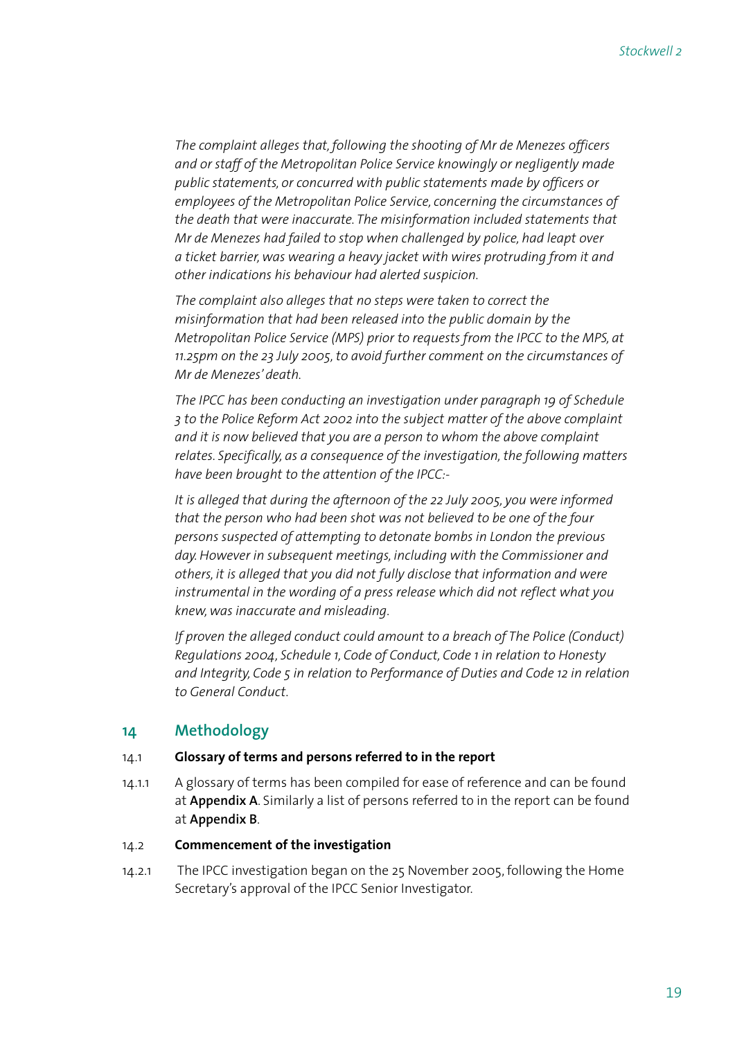*The complaint alleges that, following the shooting of Mr de Menezes officers and or staff of the Metropolitan Police Service knowingly or negligently made public statements, or concurred with public statements made by officers or employees of the Metropolitan Police Service, concerning the circumstances of the death that were inaccurate. The misinformation included statements that Mr de Menezes had failed to stop when challenged by police, had leapt over a ticket barrier, was wearing a heavy jacket with wires protruding from it and other indications his behaviour had alerted suspicion.*

*The complaint also alleges that no steps were taken to correct the misinformation that had been released into the public domain by the Metropolitan Police Service (MPS) prior to requests from the IPCC to the MPS, at 11.25pm on the 23 July 2005, to avoid further comment on the circumstances of Mr de Menezes' death.*

*The IPCC has been conducting an investigation under paragraph 19 of Schedule 3 to the Police Reform Act 2002 into the subject matter of the above complaint and it is now believed that you are a person to whom the above complaint relates. Specifically, as a consequence of the investigation, the following matters have been brought to the attention of the IPCC:-*

*It is alleged that during the afternoon of the 22 July 2005, you were informed that the person who had been shot was not believed to be one of the four persons suspected of attempting to detonate bombs in London the previous day. However in subsequent meetings, including with the Commissioner and others, it is alleged that you did not fully disclose that information and were instrumental in the wording of a press release which did not reflect what you knew, was inaccurate and misleading.*

*If proven the alleged conduct could amount to a breach of The Police (Conduct) Regulations 2004, Schedule 1, Code of Conduct, Code 1 in relation to Honesty and Integrity, Code 5 in relation to Performance of Duties and Code 12 in relation to General Conduct.*

## 14 Methodology

### 14.1 Glossary of terms and persons referred to in the report

14.1.1 A glossary of terms has been compiled for ease of reference and can be found at **Appendix A**. Similarly a list of persons referred to in the report can be found at **Appendix B**.

### 14.2 Commencement of the investigation

14.2.1 The IPCC investigation began on the 25 November 2005, following the Home Secretary's approval of the IPCC Senior Investigator.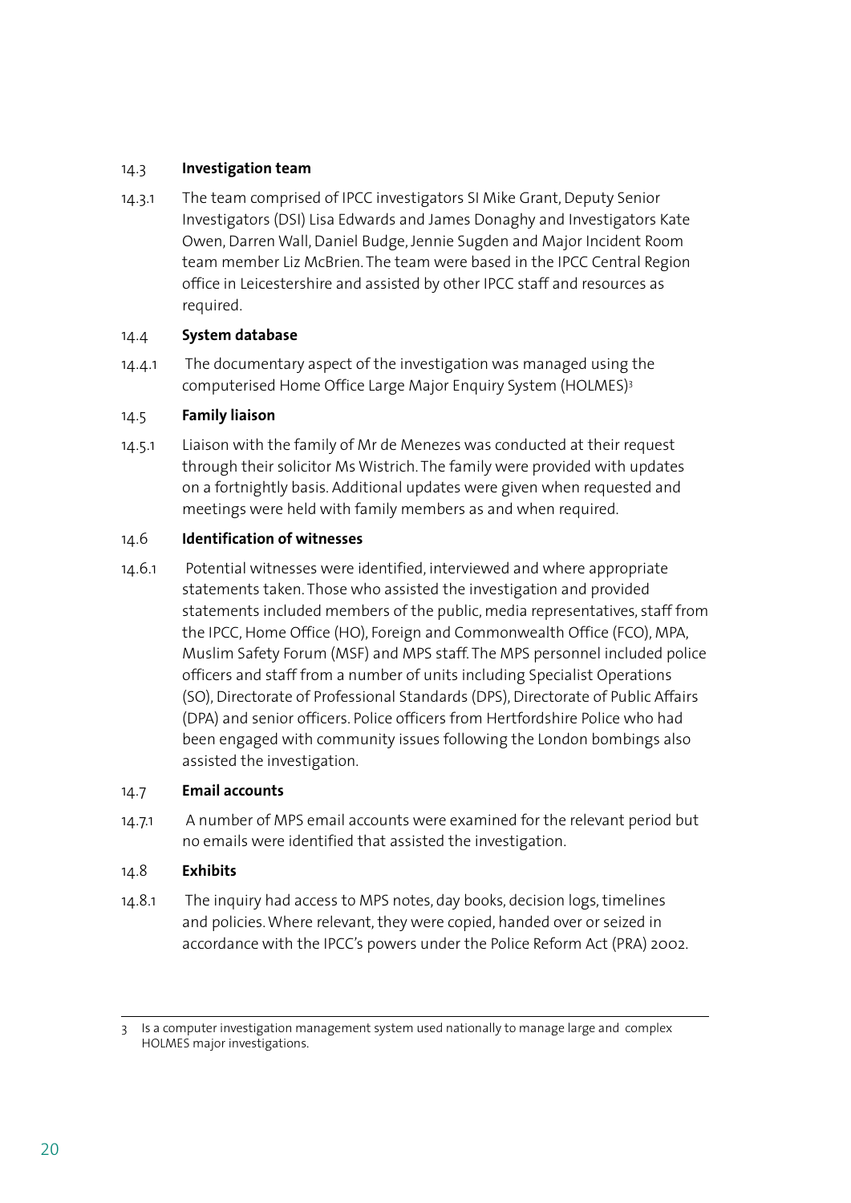### 14.3 Investigation team

14.3.1 The team comprised of IPCC investigators SI Mike Grant, Deputy Senior Investigators (DSI) Lisa Edwards and James Donaghy and Investigators Kate Owen, Darren Wall, Daniel Budge, Jennie Sugden and Major Incident Room team member Liz McBrien. The team were based in the IPCC Central Region office in Leicestershire and assisted by other IPCC staff and resources as required.

### 14.4 System database

14.4.1 The documentary aspect of the investigation was managed using the computerised Home Office Large Major Enquiry System (HOLMES)[3]

### 14.5 Family liaison

14.5.1 Liaison with the family of Mr de Menezes was conducted at their request through their solicitor Ms Wistrich. The family were provided with updates on a fortnightly basis. Additional updates were given when requested and meetings were held with family members as and when required.

### 14.6 Identification of witnesses

14.6.1 Potential witnesses were identified, interviewed and where appropriate statements taken. Those who assisted the investigation and provided statements included members of the public, media representatives, staff from the IPCC, Home Office (HO), Foreign and Commonwealth Office (FCO), MPA, Muslim Safety Forum (MSF) and MPS staff. The MPS personnel included police officers and staff from a number of units including Specialist Operations (SO), Directorate of Professional Standards (DPS), Directorate of Public Affairs (DPA) and senior officers. Police officers from Hertfordshire Police who had been engaged with community issues following the London bombings also assisted the investigation.

### 14.7 Email accounts

14.7.1 A number of MPS email accounts were examined for the relevant period but no emails were identified that assisted the investigation.

### 14.8 Exhibits

14.8.1 The inquiry had access to MPS notes, day books, decision logs, timelines and policies. Where relevant, they were copied, handed over or seized in accordance with the IPCC's powers under the Police Reform Act (PRA) 2002.

---

3 Is a computer investigation management system used nationally to manage large and complex HOLMES major investigations.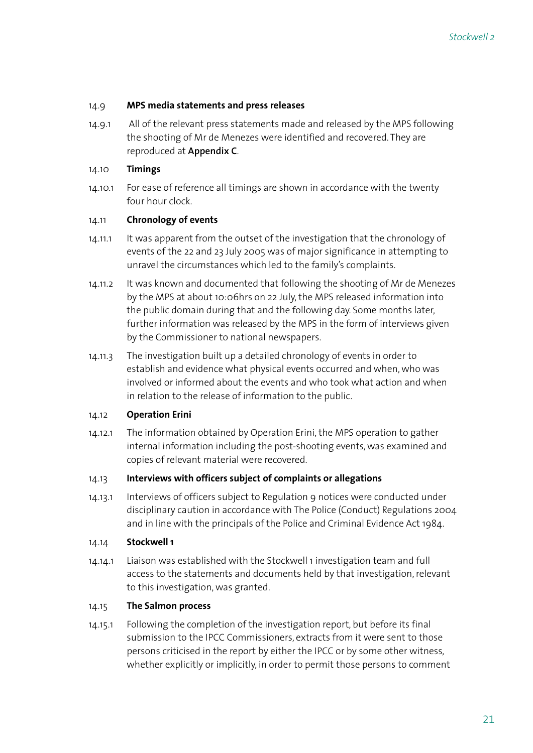### 14.9 MPS media statements and press releases

14.9.1 All of the relevant press statements made and released by the MPS following the shooting of Mr de Menezes were identified and recovered. They are reproduced at **Appendix C**.

### 14.10 Timings

14.10.1 For ease of reference all timings are shown in accordance with the twenty four hour clock.

### 14.11 Chronology of events

14.11.1 It was apparent from the outset of the investigation that the chronology of events of the 22 and 23 July 2005 was of major significance in attempting to unravel the circumstances which led to the family's complaints.

14.11.2 It was known and documented that following the shooting of Mr de Menezes by the MPS at about 10:06hrs on 22 July, the MPS released information into the public domain during that and the following day. Some months later, further information was released by the MPS in the form of interviews given by the Commissioner to national newspapers.

14.11.3 The investigation built up a detailed chronology of events in order to establish and evidence what physical events occurred and when, who was involved or informed about the events and who took what action and when in relation to the release of information to the public.

### 14.12 Operation Erini

14.12.1 The information obtained by Operation Erini, the MPS operation to gather internal information including the post-shooting events, was examined and copies of relevant material were recovered.

### 14.13 Interviews with officers subject of complaints or allegations

14.13.1 Interviews of officers subject to Regulation 9 notices were conducted under disciplinary caution in accordance with The Police (Conduct) Regulations 2004 and in line with the principals of the Police and Criminal Evidence Act 1984.

### 14.14 Stockwell 1

14.14.1 Liaison was established with the Stockwell 1 investigation team and full access to the statements and documents held by that investigation, relevant to this investigation, was granted.

### 14.15 The Salmon process

14.15.1 Following the completion of the investigation report, but before its final submission to the IPCC Commissioners, extracts from it were sent to those persons criticised in the report by either the IPCC or by some other witness, whether explicitly or implicitly, in order to permit those persons to comment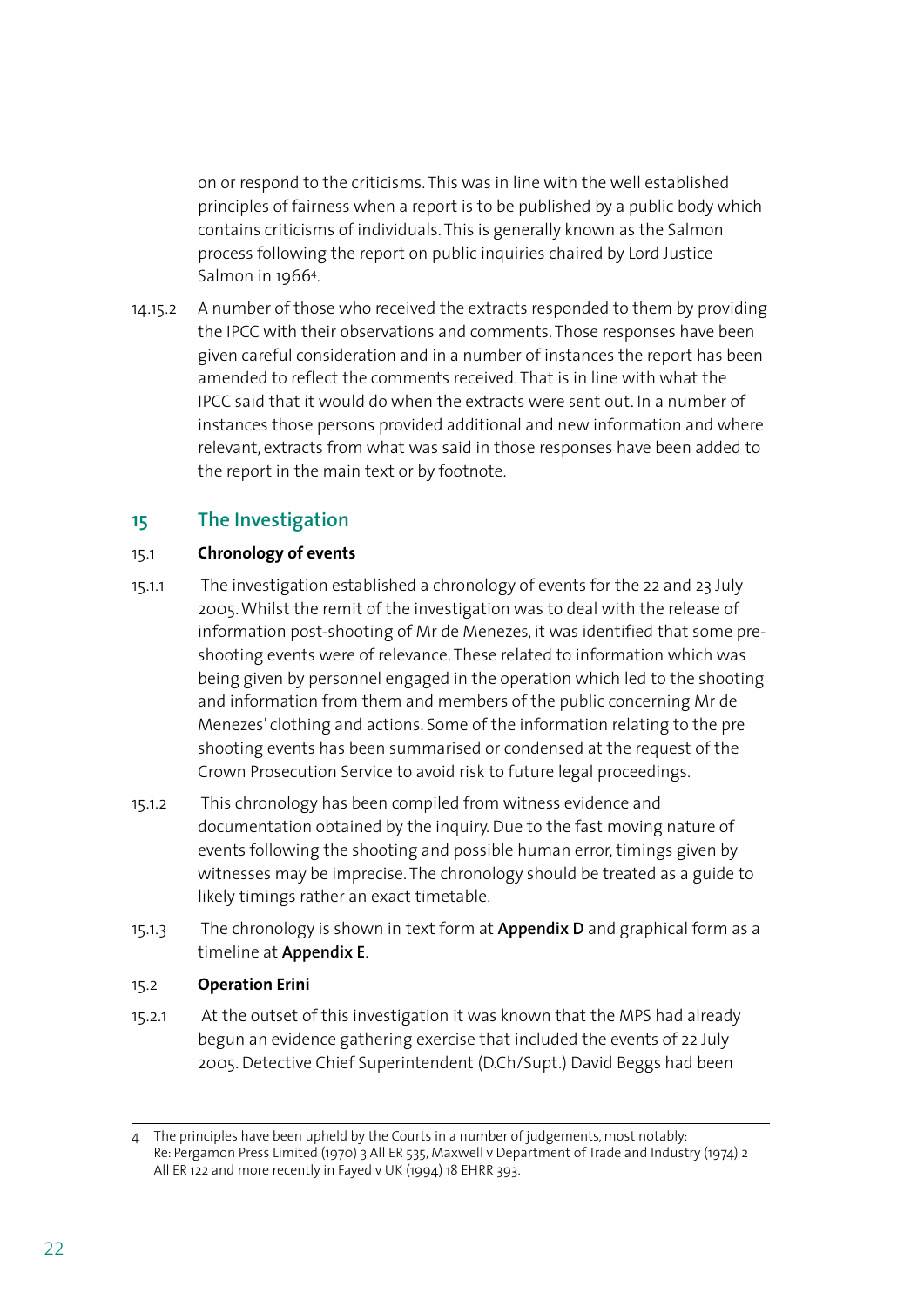on or respond to the criticisms. This was in line with the well established principles of fairness when a report is to be published by a public body which contains criticisms of individuals. This is generally known as the Salmon process following the report on public inquiries chaired by Lord Justice Salmon in 1966[4].

14.15.2 A number of those who received the extracts responded to them by providing the IPCC with their observations and comments. Those responses have been given careful consideration and in a number of instances the report has been amended to reflect the comments received. That is in line with what the IPCC said that it would do when the extracts were sent out. In a number of instances those persons provided additional and new information and where relevant, extracts from what was said in those responses have been added to the report in the main text or by footnote.

## 15 The Investigation

### 15.1 Chronology of events

15.1.1 The investigation established a chronology of events for the 22 and 23 July 2005. Whilst the remit of the investigation was to deal with the release of information post-shooting of Mr de Menezes, it was identified that some pre-shooting events were of relevance. These related to information which was being given by personnel engaged in the operation which led to the shooting and information from them and members of the public concerning Mr de Menezes' clothing and actions. Some of the information relating to the pre shooting events has been summarised or condensed at the request of the Crown Prosecution Service to avoid risk to future legal proceedings.

15.1.2 This chronology has been compiled from witness evidence and documentation obtained by the inquiry. Due to the fast moving nature of events following the shooting and possible human error, timings given by witnesses may be imprecise. The chronology should be treated as a guide to likely timings rather an exact timetable.

15.1.3 The chronology is shown in text form at **Appendix D** and graphical form as a timeline at **Appendix E**.

### 15.2 Operation Erini

15.2.1 At the outset of this investigation it was known that the MPS had already begun an evidence gathering exercise that included the events of 22 July 2005. Detective Chief Superintendent (D.Ch/Supt.) David Beggs had been

---

[4] The principles have been upheld by the Courts in a number of judgements, most notably: Re: Pergamon Press Limited (1970) 3 All ER 535, Maxwell v Department of Trade and Industry (1974) 2 All ER 122 and more recently in Fayed v UK (1994) 18 EHRR 393.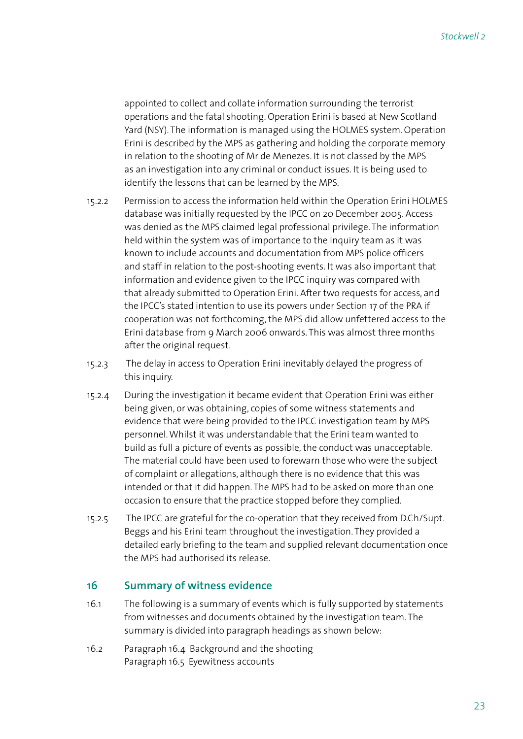appointed to collect and collate information surrounding the terrorist operations and the fatal shooting. Operation Erini is based at New Scotland Yard (NSY). The information is managed using the HOLMES system. Operation Erini is described by the MPS as gathering and holding the corporate memory in relation to the shooting of Mr de Menezes. It is not classed by the MPS as an investigation into any criminal or conduct issues. It is being used to identify the lessons that can be learned by the MPS.

15.2.2 Permission to access the information held within the Operation Erini HOLMES database was initially requested by the IPCC on 20 December 2005. Access was denied as the MPS claimed legal professional privilege. The information held within the system was of importance to the inquiry team as it was known to include accounts and documentation from MPS police officers and staff in relation to the post-shooting events. It was also important that information and evidence given to the IPCC inquiry was compared with that already submitted to Operation Erini. After two requests for access, and the IPCC's stated intention to use its powers under Section 17 of the PRA if cooperation was not forthcoming, the MPS did allow unfettered access to the Erini database from 9 March 2006 onwards. This was almost three months after the original request.

15.2.3 The delay in access to Operation Erini inevitably delayed the progress of this inquiry.

15.2.4 During the investigation it became evident that Operation Erini was either being given, or was obtaining, copies of some witness statements and evidence that were being provided to the IPCC investigation team by MPS personnel. Whilst it was understandable that the Erini team wanted to build as full a picture of events as possible, the conduct was unacceptable. The material could have been used to forewarn those who were the subject of complaint or allegations, although there is no evidence that this was intended or that it did happen. The MPS had to be asked on more than one occasion to ensure that the practice stopped before they complied.

15.2.5 The IPCC are grateful for the co-operation that they received from D.Ch/Supt. Beggs and his Erini team throughout the investigation. They provided a detailed early briefing to the team and supplied relevant documentation once the MPS had authorised its release.

## 16 Summary of witness evidence

16.1 The following is a summary of events which is fully supported by statements from witnesses and documents obtained by the investigation team. The summary is divided into paragraph headings as shown below:

16.2 Paragraph 16.4 Background and the shooting
Paragraph 16.5 Eyewitness accounts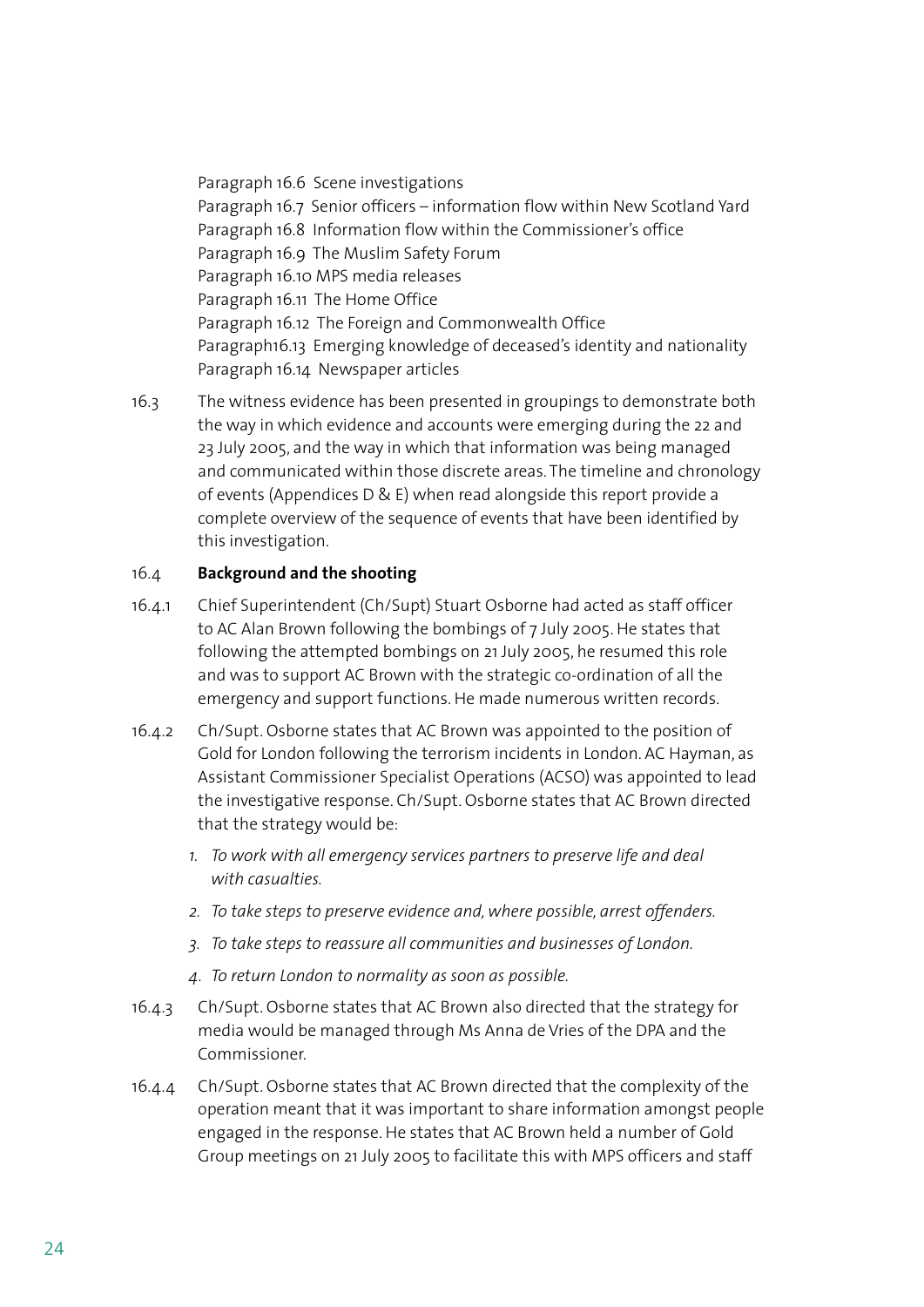Paragraph 16.6 Scene investigations
Paragraph 16.7 Senior officers – information flow within New Scotland Yard
Paragraph 16.8 Information flow within the Commissioner's office
Paragraph 16.9 The Muslim Safety Forum
Paragraph 16.10 MPS media releases
Paragraph 16.11 The Home Office
Paragraph 16.12 The Foreign and Commonwealth Office
Paragraph16.13 Emerging knowledge of deceased's identity and nationality
Paragraph 16.14 Newspaper articles

16.3 The witness evidence has been presented in groupings to demonstrate both the way in which evidence and accounts were emerging during the 22 and 23 July 2005, and the way in which that information was being managed and communicated within those discrete areas. The timeline and chronology of events (Appendices D & E) when read alongside this report provide a complete overview of the sequence of events that have been identified by this investigation.

16.4 **Background and the shooting**

16.4.1 Chief Superintendent (Ch/Supt) Stuart Osborne had acted as staff officer to AC Alan Brown following the bombings of 7 July 2005. He states that following the attempted bombings on 21 July 2005, he resumed this role and was to support AC Brown with the strategic co-ordination of all the emergency and support functions. He made numerous written records.

16.4.2 Ch/Supt. Osborne states that AC Brown was appointed to the position of Gold for London following the terrorism incidents in London. AC Hayman, as Assistant Commissioner Specialist Operations (ACSO) was appointed to lead the investigative response. Ch/Supt. Osborne states that AC Brown directed that the strategy would be:

1. *To work with all emergency services partners to preserve life and deal with casualties.*
2. *To take steps to preserve evidence and, where possible, arrest offenders.*
3. *To take steps to reassure all communities and businesses of London.*
4. *To return London to normality as soon as possible.*

16.4.3 Ch/Supt. Osborne states that AC Brown also directed that the strategy for media would be managed through Ms Anna de Vries of the DPA and the Commissioner.

16.4.4 Ch/Supt. Osborne states that AC Brown directed that the complexity of the operation meant that it was important to share information amongst people engaged in the response. He states that AC Brown held a number of Gold Group meetings on 21 July 2005 to facilitate this with MPS officers and staff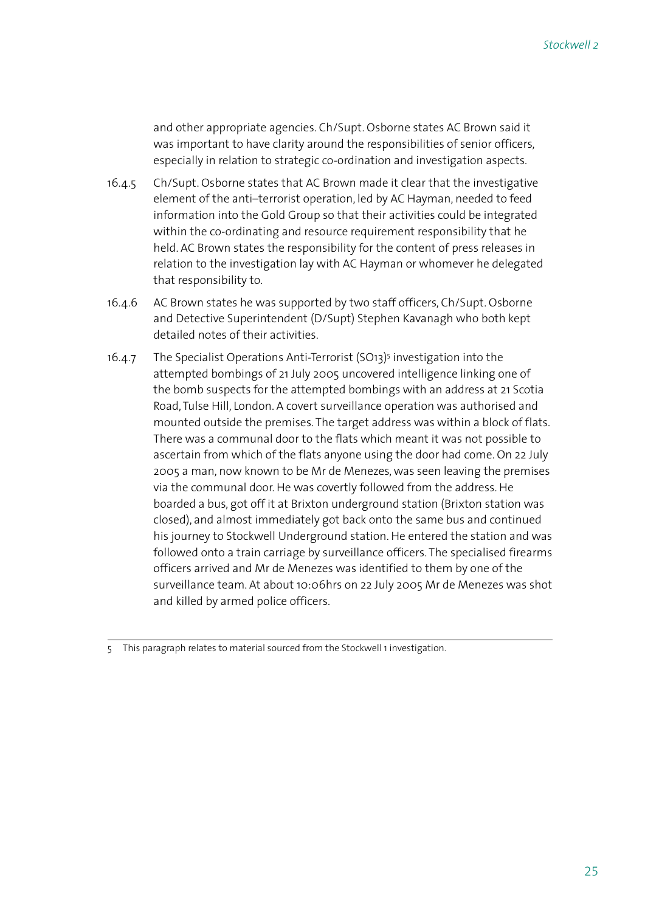and other appropriate agencies. Ch/Supt. Osborne states AC Brown said it was important to have clarity around the responsibilities of senior officers, especially in relation to strategic co-ordination and investigation aspects.

16.4.5 Ch/Supt. Osborne states that AC Brown made it clear that the investigative element of the anti–terrorist operation, led by AC Hayman, needed to feed information into the Gold Group so that their activities could be integrated within the co-ordinating and resource requirement responsibility that he held. AC Brown states the responsibility for the content of press releases in relation to the investigation lay with AC Hayman or whomever he delegated that responsibility to.

16.4.6 AC Brown states he was supported by two staff officers, Ch/Supt. Osborne and Detective Superintendent (D/Supt) Stephen Kavanagh who both kept detailed notes of their activities.

16.4.7 The Specialist Operations Anti-Terrorist (SO13)[5] investigation into the attempted bombings of 21 July 2005 uncovered intelligence linking one of the bomb suspects for the attempted bombings with an address at 21 Scotia Road, Tulse Hill, London. A covert surveillance operation was authorised and mounted outside the premises. The target address was within a block of flats. There was a communal door to the flats which meant it was not possible to ascertain from which of the flats anyone using the door had come. On 22 July 2005 a man, now known to be Mr de Menezes, was seen leaving the premises via the communal door. He was covertly followed from the address. He boarded a bus, got off it at Brixton underground station (Brixton station was closed), and almost immediately got back onto the same bus and continued his journey to Stockwell Underground station. He entered the station and was followed onto a train carriage by surveillance officers. The specialised firearms officers arrived and Mr de Menezes was identified to them by one of the surveillance team. At about 10:06hrs on 22 July 2005 Mr de Menezes was shot and killed by armed police officers.

---

5 This paragraph relates to material sourced from the Stockwell 1 investigation.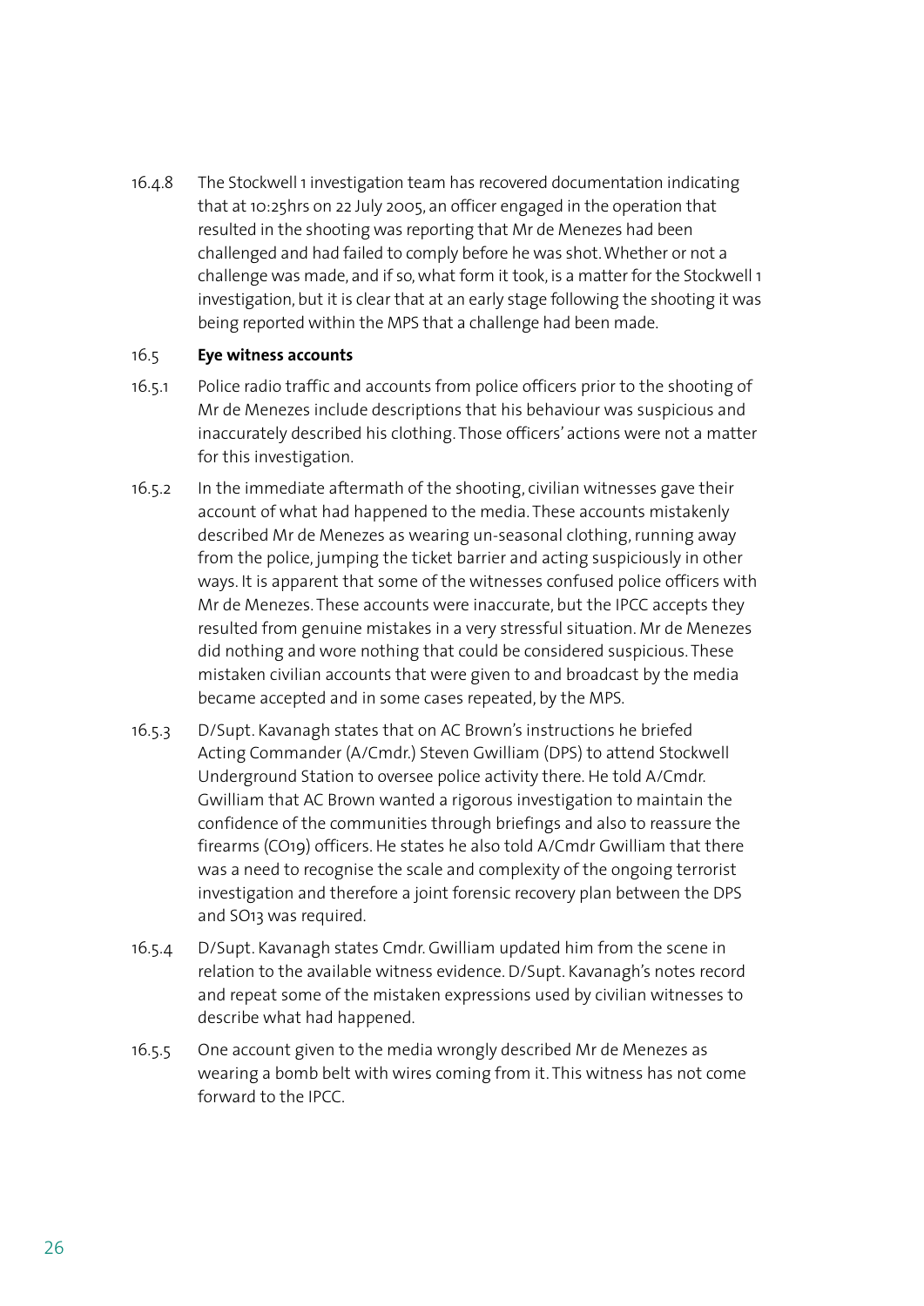16.4.8 The Stockwell 1 investigation team has recovered documentation indicating that at 10:25hrs on 22 July 2005, an officer engaged in the operation that resulted in the shooting was reporting that Mr de Menezes had been challenged and had failed to comply before he was shot. Whether or not a challenge was made, and if so, what form it took, is a matter for the Stockwell 1 investigation, but it is clear that at an early stage following the shooting it was being reported within the MPS that a challenge had been made.

### 16.5 Eye witness accounts

16.5.1 Police radio traffic and accounts from police officers prior to the shooting of Mr de Menezes include descriptions that his behaviour was suspicious and inaccurately described his clothing. Those officers' actions were not a matter for this investigation.

16.5.2 In the immediate aftermath of the shooting, civilian witnesses gave their account of what had happened to the media. These accounts mistakenly described Mr de Menezes as wearing un-seasonal clothing, running away from the police, jumping the ticket barrier and acting suspiciously in other ways. It is apparent that some of the witnesses confused police officers with Mr de Menezes. These accounts were inaccurate, but the IPCC accepts they resulted from genuine mistakes in a very stressful situation. Mr de Menezes did nothing and wore nothing that could be considered suspicious. These mistaken civilian accounts that were given to and broadcast by the media became accepted and in some cases repeated, by the MPS.

16.5.3 D/Supt. Kavanagh states that on AC Brown's instructions he briefed Acting Commander (A/Cmdr.) Steven Gwilliam (DPS) to attend Stockwell Underground Station to oversee police activity there. He told A/Cmdr. Gwilliam that AC Brown wanted a rigorous investigation to maintain the confidence of the communities through briefings and also to reassure the firearms (CO19) officers. He states he also told A/Cmdr Gwilliam that there was a need to recognise the scale and complexity of the ongoing terrorist investigation and therefore a joint forensic recovery plan between the DPS and SO13 was required.

16.5.4 D/Supt. Kavanagh states Cmdr. Gwilliam updated him from the scene in relation to the available witness evidence. D/Supt. Kavanagh's notes record and repeat some of the mistaken expressions used by civilian witnesses to describe what had happened.

16.5.5 One account given to the media wrongly described Mr de Menezes as wearing a bomb belt with wires coming from it. This witness has not come forward to the IPCC.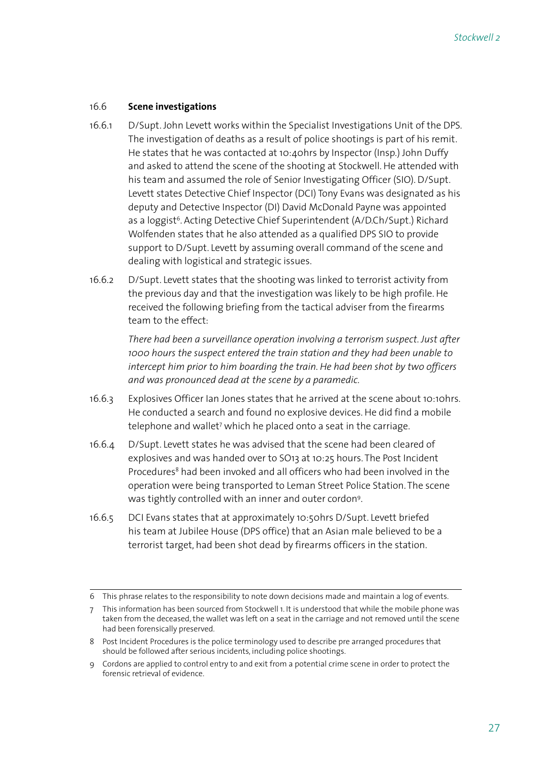### 16.6 Scene investigations

16.6.1 D/Supt. John Levett works within the Specialist Investigations Unit of the DPS. The investigation of deaths as a result of police shootings is part of his remit. He states that he was contacted at 10:40hrs by Inspector (Insp.) John Duffy and asked to attend the scene of the shooting at Stockwell. He attended with his team and assumed the role of Senior Investigating Officer (SIO). D/Supt. Levett states Detective Chief Inspector (DCI) Tony Evans was designated as his deputy and Detective Inspector (DI) David McDonald Payne was appointed as a loggist[6]. Acting Detective Chief Superintendent (A/D.Ch/Supt.) Richard Wolfenden states that he also attended as a qualified DPS SIO to provide support to D/Supt. Levett by assuming overall command of the scene and dealing with logistical and strategic issues.

16.6.2 D/Supt. Levett states that the shooting was linked to terrorist activity from the previous day and that the investigation was likely to be high profile. He received the following briefing from the tactical adviser from the firearms team to the effect:

> *There had been a surveillance operation involving a terrorism suspect. Just after 1000 hours the suspect entered the train station and they had been unable to intercept him prior to him boarding the train. He had been shot by two officers and was pronounced dead at the scene by a paramedic.*

16.6.3 Explosives Officer Ian Jones states that he arrived at the scene about 10:10hrs. He conducted a search and found no explosive devices. He did find a mobile telephone and wallet[7] which he placed onto a seat in the carriage.

16.6.4 D/Supt. Levett states he was advised that the scene had been cleared of explosives and was handed over to SO13 at 10:25 hours. The Post Incident Procedures[8] had been invoked and all officers who had been involved in the operation were being transported to Leman Street Police Station. The scene was tightly controlled with an inner and outer cordon[9].

16.6.5 DCI Evans states that at approximately 10:50hrs D/Supt. Levett briefed his team at Jubilee House (DPS office) that an Asian male believed to be a terrorist target, had been shot dead by firearms officers in the station.

---

6 This phrase relates to the responsibility to note down decisions made and maintain a log of events.

7 This information has been sourced from Stockwell 1. It is understood that while the mobile phone was taken from the deceased, the wallet was left on a seat in the carriage and not removed until the scene had been forensically preserved.

8 Post Incident Procedures is the police terminology used to describe pre arranged procedures that should be followed after serious incidents, including police shootings.

9 Cordons are applied to control entry to and exit from a potential crime scene in order to protect the forensic retrieval of evidence.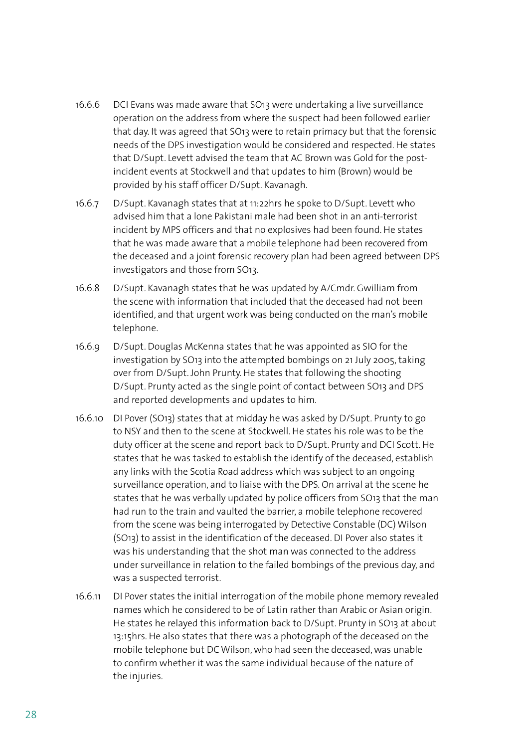16.6.6 DCI Evans was made aware that SO13 were undertaking a live surveillance operation on the address from where the suspect had been followed earlier that day. It was agreed that SO13 were to retain primacy but that the forensic needs of the DPS investigation would be considered and respected. He states that D/Supt. Levett advised the team that AC Brown was Gold for the post-incident events at Stockwell and that updates to him (Brown) would be provided by his staff officer D/Supt. Kavanagh.

16.6.7 D/Supt. Kavanagh states that at 11:22hrs he spoke to D/Supt. Levett who advised him that a lone Pakistani male had been shot in an anti-terrorist incident by MPS officers and that no explosives had been found. He states that he was made aware that a mobile telephone had been recovered from the deceased and a joint forensic recovery plan had been agreed between DPS investigators and those from SO13.

16.6.8 D/Supt. Kavanagh states that he was updated by A/Cmdr. Gwilliam from the scene with information that included that the deceased had not been identified, and that urgent work was being conducted on the man's mobile telephone.

16.6.9 D/Supt. Douglas McKenna states that he was appointed as SIO for the investigation by SO13 into the attempted bombings on 21 July 2005, taking over from D/Supt. John Prunty. He states that following the shooting D/Supt. Prunty acted as the single point of contact between SO13 and DPS and reported developments and updates to him.

16.6.10 DI Pover (SO13) states that at midday he was asked by D/Supt. Prunty to go to NSY and then to the scene at Stockwell. He states his role was to be the duty officer at the scene and report back to D/Supt. Prunty and DCI Scott. He states that he was tasked to establish the identify of the deceased, establish any links with the Scotia Road address which was subject to an ongoing surveillance operation, and to liaise with the DPS. On arrival at the scene he states that he was verbally updated by police officers from SO13 that the man had run to the train and vaulted the barrier, a mobile telephone recovered from the scene was being interrogated by Detective Constable (DC) Wilson (SO13) to assist in the identification of the deceased. DI Pover also states it was his understanding that the shot man was connected to the address under surveillance in relation to the failed bombings of the previous day, and was a suspected terrorist.

16.6.11 DI Pover states the initial interrogation of the mobile phone memory revealed names which he considered to be of Latin rather than Arabic or Asian origin. He states he relayed this information back to D/Supt. Prunty in SO13 at about 13:15hrs. He also states that there was a photograph of the deceased on the mobile telephone but DC Wilson, who had seen the deceased, was unable to confirm whether it was the same individual because of the nature of the injuries.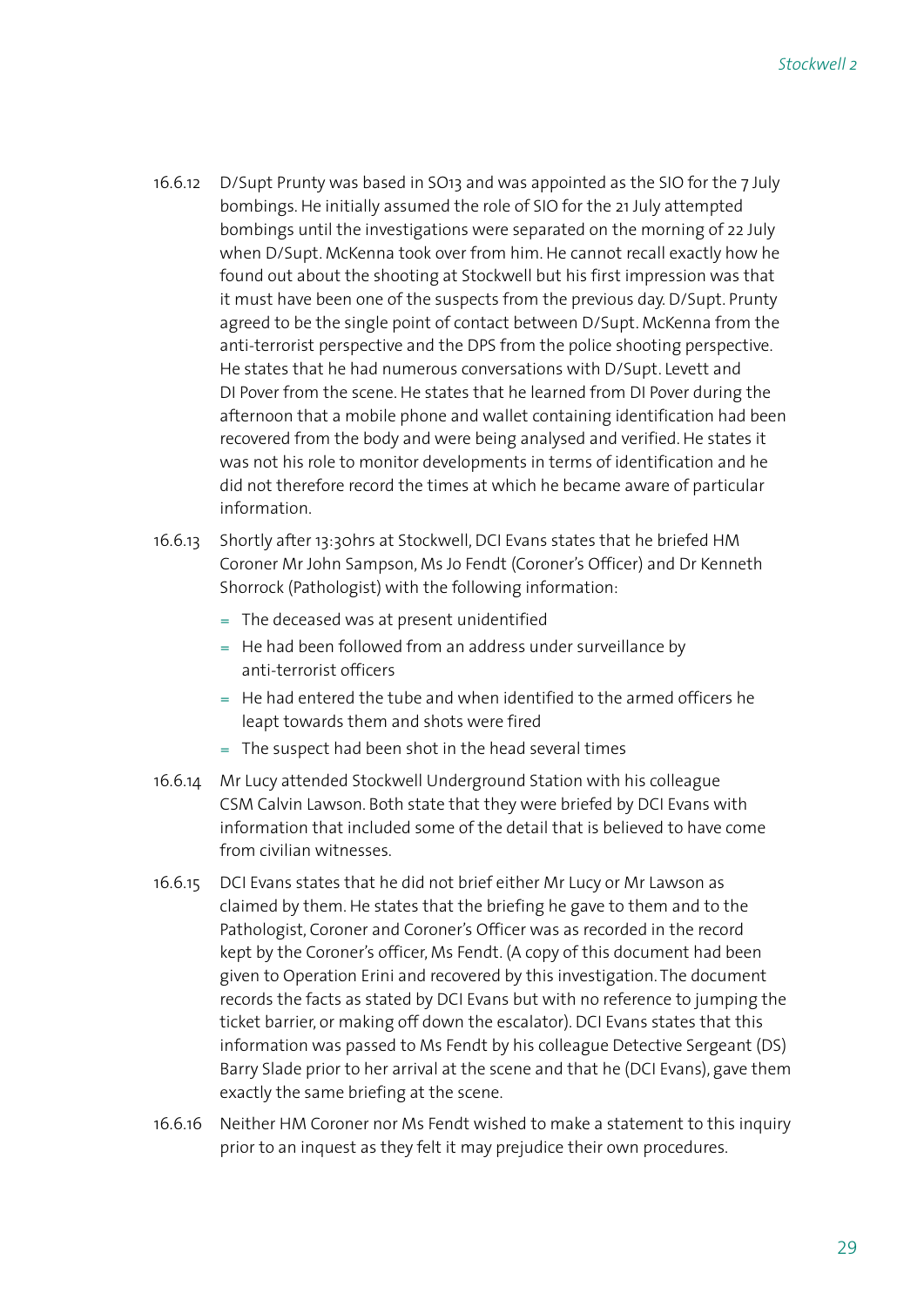16.6.12 D/Supt Prunty was based in SO13 and was appointed as the SIO for the 7 July bombings. He initially assumed the role of SIO for the 21 July attempted bombings until the investigations were separated on the morning of 22 July when D/Supt. McKenna took over from him. He cannot recall exactly how he found out about the shooting at Stockwell but his first impression was that it must have been one of the suspects from the previous day. D/Supt. Prunty agreed to be the single point of contact between D/Supt. McKenna from the anti-terrorist perspective and the DPS from the police shooting perspective. He states that he had numerous conversations with D/Supt. Levett and DI Pover from the scene. He states that he learned from DI Pover during the afternoon that a mobile phone and wallet containing identification had been recovered from the body and were being analysed and verified. He states it was not his role to monitor developments in terms of identification and he did not therefore record the times at which he became aware of particular information.

16.6.13 Shortly after 13:30hrs at Stockwell, DCI Evans states that he briefed HM Coroner Mr John Sampson, Ms Jo Fendt (Coroner's Officer) and Dr Kenneth Shorrock (Pathologist) with the following information:

- The deceased was at present unidentified
- He had been followed from an address under surveillance by anti-terrorist officers
- He had entered the tube and when identified to the armed officers he leapt towards them and shots were fired
- The suspect had been shot in the head several times

16.6.14 Mr Lucy attended Stockwell Underground Station with his colleague CSM Calvin Lawson. Both state that they were briefed by DCI Evans with information that included some of the detail that is believed to have come from civilian witnesses.

16.6.15 DCI Evans states that he did not brief either Mr Lucy or Mr Lawson as claimed by them. He states that the briefing he gave to them and to the Pathologist, Coroner and Coroner's Officer was as recorded in the record kept by the Coroner's officer, Ms Fendt. (A copy of this document had been given to Operation Erini and recovered by this investigation. The document records the facts as stated by DCI Evans but with no reference to jumping the ticket barrier, or making off down the escalator). DCI Evans states that this information was passed to Ms Fendt by his colleague Detective Sergeant (DS) Barry Slade prior to her arrival at the scene and that he (DCI Evans), gave them exactly the same briefing at the scene.

16.6.16 Neither HM Coroner nor Ms Fendt wished to make a statement to this inquiry prior to an inquest as they felt it may prejudice their own procedures.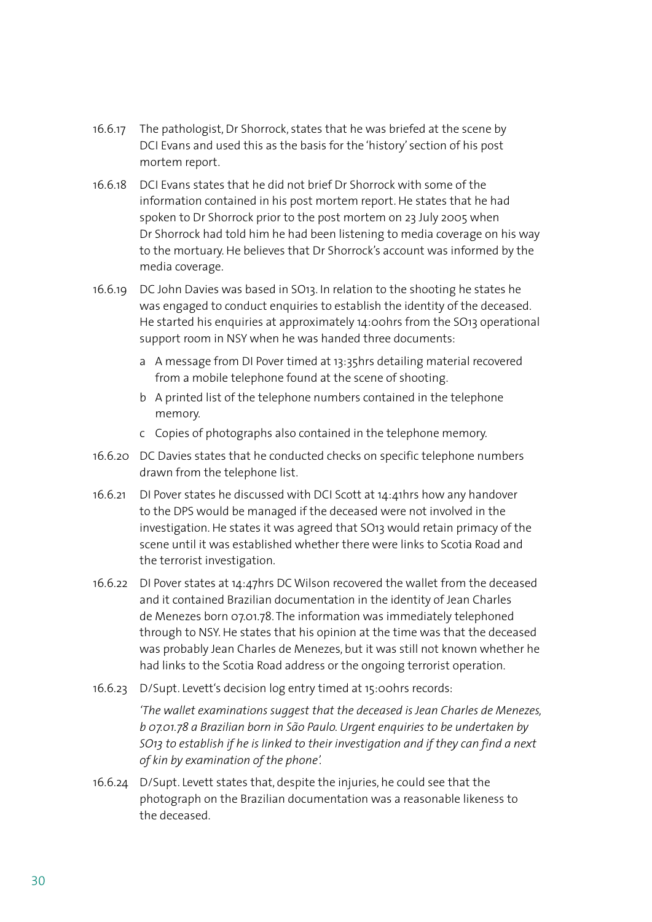16.6.17 The pathologist, Dr Shorrock, states that he was briefed at the scene by DCI Evans and used this as the basis for the 'history' section of his post mortem report.

16.6.18 DCI Evans states that he did not brief Dr Shorrock with some of the information contained in his post mortem report. He states that he had spoken to Dr Shorrock prior to the post mortem on 23 July 2005 when Dr Shorrock had told him he had been listening to media coverage on his way to the mortuary. He believes that Dr Shorrock's account was informed by the media coverage.

16.6.19 DC John Davies was based in SO13. In relation to the shooting he states he was engaged to conduct enquiries to establish the identity of the deceased. He started his enquiries at approximately 14:00hrs from the SO13 operational support room in NSY when he was handed three documents:

a A message from DI Pover timed at 13:35hrs detailing material recovered from a mobile telephone found at the scene of shooting.

b A printed list of the telephone numbers contained in the telephone memory.

c Copies of photographs also contained in the telephone memory.

16.6.20 DC Davies states that he conducted checks on specific telephone numbers drawn from the telephone list.

16.6.21 DI Pover states he discussed with DCI Scott at 14:41hrs how any handover to the DPS would be managed if the deceased were not involved in the investigation. He states it was agreed that SO13 would retain primacy of the scene until it was established whether there were links to Scotia Road and the terrorist investigation.

16.6.22 DI Pover states at 14:47hrs DC Wilson recovered the wallet from the deceased and it contained Brazilian documentation in the identity of Jean Charles de Menezes born 07.01.78. The information was immediately telephoned through to NSY. He states that his opinion at the time was that the deceased was probably Jean Charles de Menezes, but it was still not known whether he had links to the Scotia Road address or the ongoing terrorist operation.

16.6.23 D/Supt. Levett's decision log entry timed at 15:00hrs records:

*'The wallet examinations suggest that the deceased is Jean Charles de Menezes, b 07.01.78 a Brazilian born in São Paulo. Urgent enquiries to be undertaken by SO13 to establish if he is linked to their investigation and if they can find a next of kin by examination of the phone'.*

16.6.24 D/Supt. Levett states that, despite the injuries, he could see that the photograph on the Brazilian documentation was a reasonable likeness to the deceased.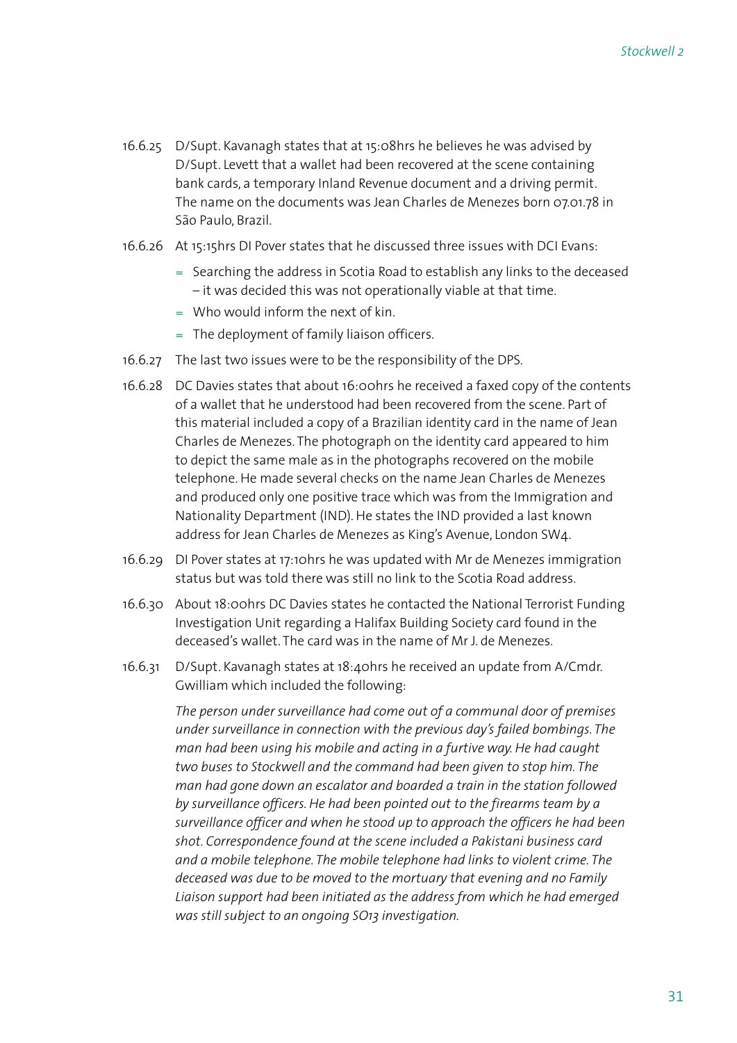16.6.25 D/Supt. Kavanagh states that at 15:08hrs he believes he was advised by D/Supt. Levett that a wallet had been recovered at the scene containing bank cards, a temporary Inland Revenue document and a driving permit. The name on the documents was Jean Charles de Menezes born 07.01.78 in São Paulo, Brazil.

16.6.26 At 15:15hrs DI Pover states that he discussed three issues with DCI Evans:

- Searching the address in Scotia Road to establish any links to the deceased – it was decided this was not operationally viable at that time.
- Who would inform the next of kin.
- The deployment of family liaison officers.

16.6.27 The last two issues were to be the responsibility of the DPS.

16.6.28 DC Davies states that about 16:00hrs he received a faxed copy of the contents of a wallet that he understood had been recovered from the scene. Part of this material included a copy of a Brazilian identity card in the name of Jean Charles de Menezes. The photograph on the identity card appeared to him to depict the same male as in the photographs recovered on the mobile telephone. He made several checks on the name Jean Charles de Menezes and produced only one positive trace which was from the Immigration and Nationality Department (IND). He states the IND provided a last known address for Jean Charles de Menezes as King's Avenue, London SW4.

16.6.29 DI Pover states at 17:10hrs he was updated with Mr de Menezes immigration status but was told there was still no link to the Scotia Road address.

16.6.30 About 18:00hrs DC Davies states he contacted the National Terrorist Funding Investigation Unit regarding a Halifax Building Society card found in the deceased's wallet. The card was in the name of Mr J. de Menezes.

16.6.31 D/Supt. Kavanagh states at 18:40hrs he received an update from A/Cmdr. Gwilliam which included the following:

*The person under surveillance had come out of a communal door of premises under surveillance in connection with the previous day's failed bombings. The man had been using his mobile and acting in a furtive way. He had caught two buses to Stockwell and the command had been given to stop him. The man had gone down an escalator and boarded a train in the station followed by surveillance officers. He had been pointed out to the firearms team by a surveillance officer and when he stood up to approach the officers he had been shot. Correspondence found at the scene included a Pakistani business card and a mobile telephone. The mobile telephone had links to violent crime. The deceased was due to be moved to the mortuary that evening and no Family Liaison support had been initiated as the address from which he had emerged was still subject to an ongoing SO13 investigation.*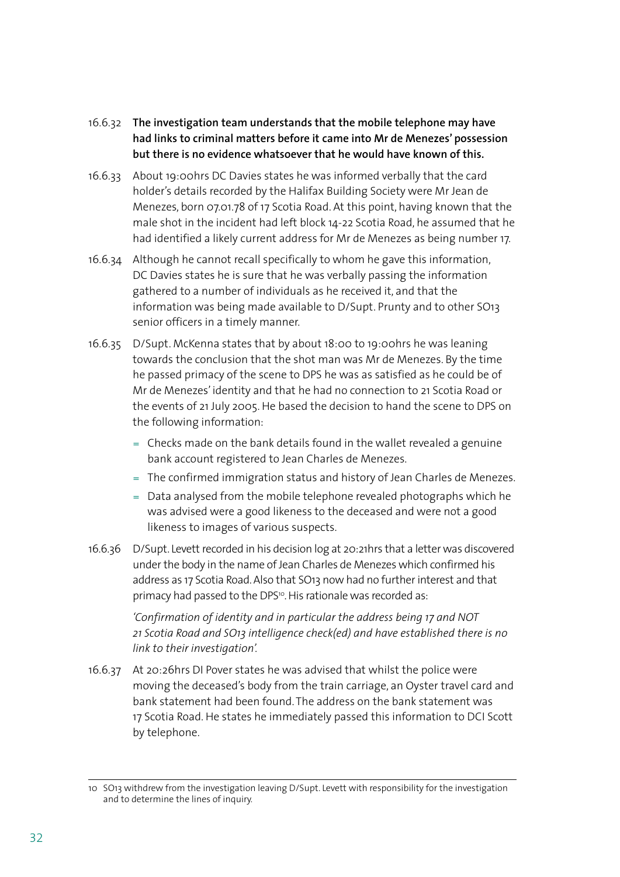16.6.32 **The investigation team understands that the mobile telephone may have had links to criminal matters before it came into Mr de Menezes' possession but there is no evidence whatsoever that he would have known of this.**

16.6.33 About 19:00hrs DC Davies states he was informed verbally that the card holder's details recorded by the Halifax Building Society were Mr Jean de Menezes, born 07.01.78 of 17 Scotia Road. At this point, having known that the male shot in the incident had left block 14-22 Scotia Road, he assumed that he had identified a likely current address for Mr de Menezes as being number 17.

16.6.34 Although he cannot recall specifically to whom he gave this information, DC Davies states he is sure that he was verbally passing the information gathered to a number of individuals as he received it, and that the information was being made available to D/Supt. Prunty and to other SO13 senior officers in a timely manner.

16.6.35 D/Supt. McKenna states that by about 18:00 to 19:00hrs he was leaning towards the conclusion that the shot man was Mr de Menezes. By the time he passed primacy of the scene to DPS he was as satisfied as he could be of Mr de Menezes' identity and that he had no connection to 21 Scotia Road or the events of 21 July 2005. He based the decision to hand the scene to DPS on the following information:

- Checks made on the bank details found in the wallet revealed a genuine bank account registered to Jean Charles de Menezes.
- The confirmed immigration status and history of Jean Charles de Menezes.
- Data analysed from the mobile telephone revealed photographs which he was advised were a good likeness to the deceased and were not a good likeness to images of various suspects.

16.6.36 D/Supt. Levett recorded in his decision log at 20:21hrs that a letter was discovered under the body in the name of Jean Charles de Menezes which confirmed his address as 17 Scotia Road. Also that SO13 now had no further interest and that primacy had passed to the DPS[10]. His rationale was recorded as:

*'Confirmation of identity and in particular the address being 17 and NOT 21 Scotia Road and SO13 intelligence check(ed) and have established there is no link to their investigation'.*

16.6.37 At 20:26hrs DI Pover states he was advised that whilst the police were moving the deceased's body from the train carriage, an Oyster travel card and bank statement had been found. The address on the bank statement was 17 Scotia Road. He states he immediately passed this information to DCI Scott by telephone.

---

10 SO13 withdrew from the investigation leaving D/Supt. Levett with responsibility for the investigation and to determine the lines of inquiry.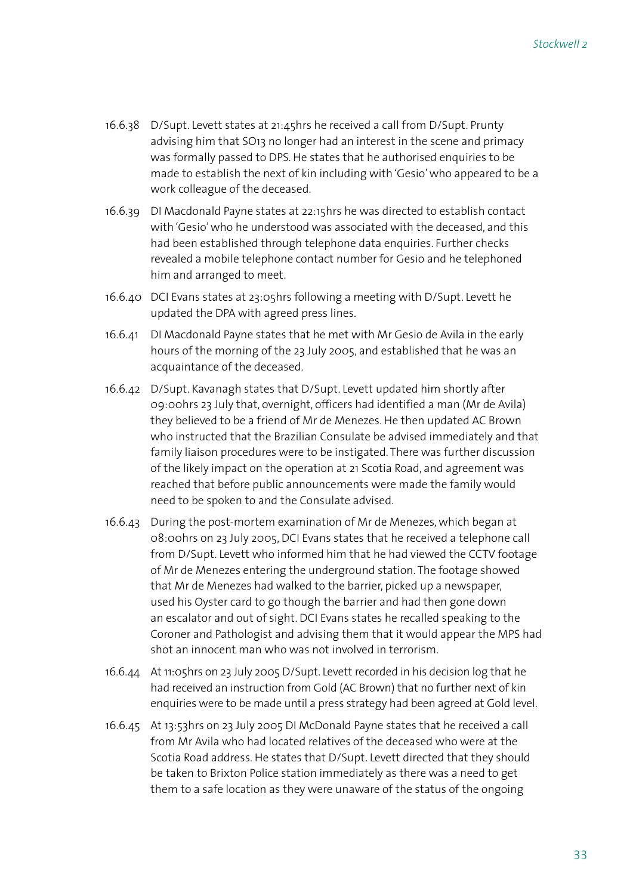16.6.38 D/Supt. Levett states at 21:45hrs he received a call from D/Supt. Prunty advising him that SO13 no longer had an interest in the scene and primacy was formally passed to DPS. He states that he authorised enquiries to be made to establish the next of kin including with 'Gesio' who appeared to be a work colleague of the deceased.

16.6.39 DI Macdonald Payne states at 22:15hrs he was directed to establish contact with 'Gesio' who he understood was associated with the deceased, and this had been established through telephone data enquiries. Further checks revealed a mobile telephone contact number for Gesio and he telephoned him and arranged to meet.

16.6.40 DCI Evans states at 23:05hrs following a meeting with D/Supt. Levett he updated the DPA with agreed press lines.

16.6.41 DI Macdonald Payne states that he met with Mr Gesio de Avila in the early hours of the morning of the 23 July 2005, and established that he was an acquaintance of the deceased.

16.6.42 D/Supt. Kavanagh states that D/Supt. Levett updated him shortly after 09:00hrs 23 July that, overnight, officers had identified a man (Mr de Avila) they believed to be a friend of Mr de Menezes. He then updated AC Brown who instructed that the Brazilian Consulate be advised immediately and that family liaison procedures were to be instigated. There was further discussion of the likely impact on the operation at 21 Scotia Road, and agreement was reached that before public announcements were made the family would need to be spoken to and the Consulate advised.

16.6.43 During the post-mortem examination of Mr de Menezes, which began at 08:00hrs on 23 July 2005, DCI Evans states that he received a telephone call from D/Supt. Levett who informed him that he had viewed the CCTV footage of Mr de Menezes entering the underground station. The footage showed that Mr de Menezes had walked to the barrier, picked up a newspaper, used his Oyster card to go though the barrier and had then gone down an escalator and out of sight. DCI Evans states he recalled speaking to the Coroner and Pathologist and advising them that it would appear the MPS had shot an innocent man who was not involved in terrorism.

16.6.44 At 11:05hrs on 23 July 2005 D/Supt. Levett recorded in his decision log that he had received an instruction from Gold (AC Brown) that no further next of kin enquiries were to be made until a press strategy had been agreed at Gold level.

16.6.45 At 13:53hrs on 23 July 2005 DI McDonald Payne states that he received a call from Mr Avila who had located relatives of the deceased who were at the Scotia Road address. He states that D/Supt. Levett directed that they should be taken to Brixton Police station immediately as there was a need to get them to a safe location as they were unaware of the status of the ongoing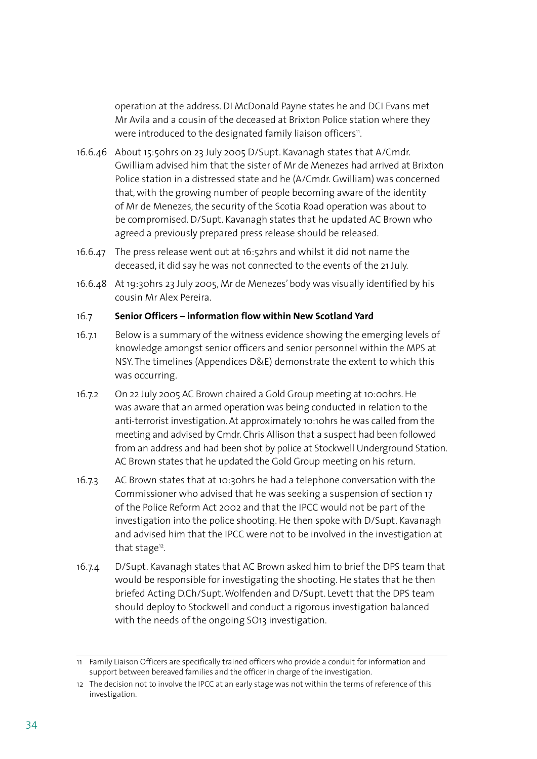operation at the address. DI McDonald Payne states he and DCI Evans met Mr Avila and a cousin of the deceased at Brixton Police station where they were introduced to the designated family liaison officers[11].

16.6.46 About 15:50hrs on 23 July 2005 D/Supt. Kavanagh states that A/Cmdr. Gwilliam advised him that the sister of Mr de Menezes had arrived at Brixton Police station in a distressed state and he (A/Cmdr. Gwilliam) was concerned that, with the growing number of people becoming aware of the identity of Mr de Menezes, the security of the Scotia Road operation was about to be compromised. D/Supt. Kavanagh states that he updated AC Brown who agreed a previously prepared press release should be released.

16.6.47 The press release went out at 16:52hrs and whilst it did not name the deceased, it did say he was not connected to the events of the 21 July.

16.6.48 At 19:30hrs 23 July 2005, Mr de Menezes' body was visually identified by his cousin Mr Alex Pereira.

## 16.7 Senior Officers – information flow within New Scotland Yard

16.7.1 Below is a summary of the witness evidence showing the emerging levels of knowledge amongst senior officers and senior personnel within the MPS at NSY. The timelines (Appendices D&E) demonstrate the extent to which this was occurring.

16.7.2 On 22 July 2005 AC Brown chaired a Gold Group meeting at 10:00hrs. He was aware that an armed operation was being conducted in relation to the anti-terrorist investigation. At approximately 10:10hrs he was called from the meeting and advised by Cmdr. Chris Allison that a suspect had been followed from an address and had been shot by police at Stockwell Underground Station. AC Brown states that he updated the Gold Group meeting on his return.

16.7.3 AC Brown states that at 10:30hrs he had a telephone conversation with the Commissioner who advised that he was seeking a suspension of section 17 of the Police Reform Act 2002 and that the IPCC would not be part of the investigation into the police shooting. He then spoke with D/Supt. Kavanagh and advised him that the IPCC were not to be involved in the investigation at that stage[12].

16.7.4 D/Supt. Kavanagh states that AC Brown asked him to brief the DPS team that would be responsible for investigating the shooting. He states that he then briefed Acting D.Ch/Supt. Wolfenden and D/Supt. Levett that the DPS team should deploy to Stockwell and conduct a rigorous investigation balanced with the needs of the ongoing SO13 investigation.

---

11 Family Liaison Officers are specifically trained officers who provide a conduit for information and support between bereaved families and the officer in charge of the investigation.

12 The decision not to involve the IPCC at an early stage was not within the terms of reference of this investigation.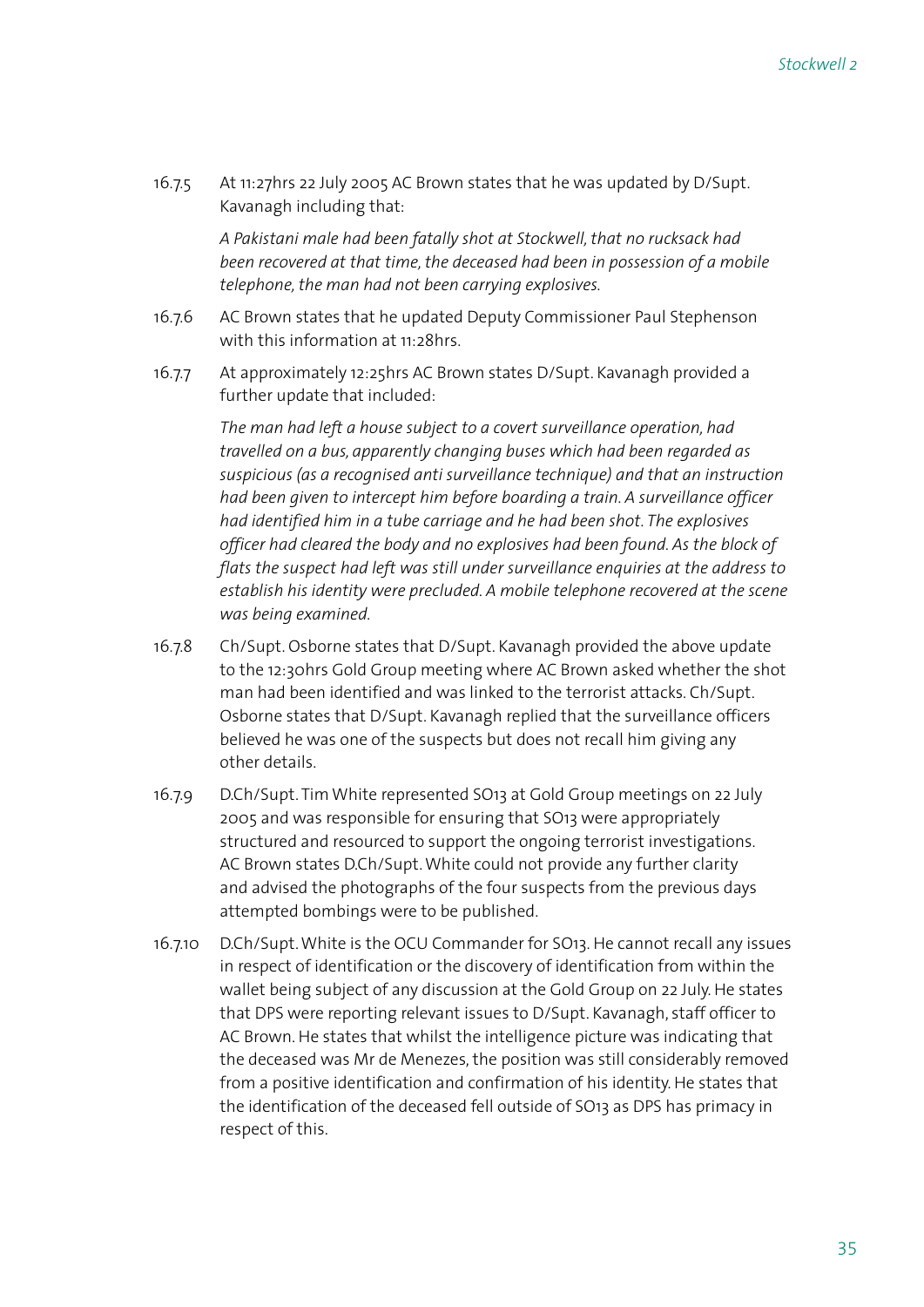16.7.5 At 11:27hrs 22 July 2005 AC Brown states that he was updated by D/Supt. Kavanagh including that:

*A Pakistani male had been fatally shot at Stockwell, that no rucksack had been recovered at that time, the deceased had been in possession of a mobile telephone, the man had not been carrying explosives.*

16.7.6 AC Brown states that he updated Deputy Commissioner Paul Stephenson with this information at 11:28hrs.

16.7.7 At approximately 12:25hrs AC Brown states D/Supt. Kavanagh provided a further update that included:

*The man had left a house subject to a covert surveillance operation, had travelled on a bus, apparently changing buses which had been regarded as suspicious (as a recognised anti surveillance technique) and that an instruction had been given to intercept him before boarding a train. A surveillance officer had identified him in a tube carriage and he had been shot. The explosives officer had cleared the body and no explosives had been found. As the block of flats the suspect had left was still under surveillance enquiries at the address to establish his identity were precluded. A mobile telephone recovered at the scene was being examined.*

16.7.8 Ch/Supt. Osborne states that D/Supt. Kavanagh provided the above update to the 12:30hrs Gold Group meeting where AC Brown asked whether the shot man had been identified and was linked to the terrorist attacks. Ch/Supt. Osborne states that D/Supt. Kavanagh replied that the surveillance officers believed he was one of the suspects but does not recall him giving any other details.

16.7.9 D.Ch/Supt. Tim White represented SO13 at Gold Group meetings on 22 July 2005 and was responsible for ensuring that SO13 were appropriately structured and resourced to support the ongoing terrorist investigations. AC Brown states D.Ch/Supt. White could not provide any further clarity and advised the photographs of the four suspects from the previous days attempted bombings were to be published.

16.7.10 D.Ch/Supt. White is the OCU Commander for SO13. He cannot recall any issues in respect of identification or the discovery of identification from within the wallet being subject of any discussion at the Gold Group on 22 July. He states that DPS were reporting relevant issues to D/Supt. Kavanagh, staff officer to AC Brown. He states that whilst the intelligence picture was indicating that the deceased was Mr de Menezes, the position was still considerably removed from a positive identification and confirmation of his identity. He states that the identification of the deceased fell outside of SO13 as DPS has primacy in respect of this.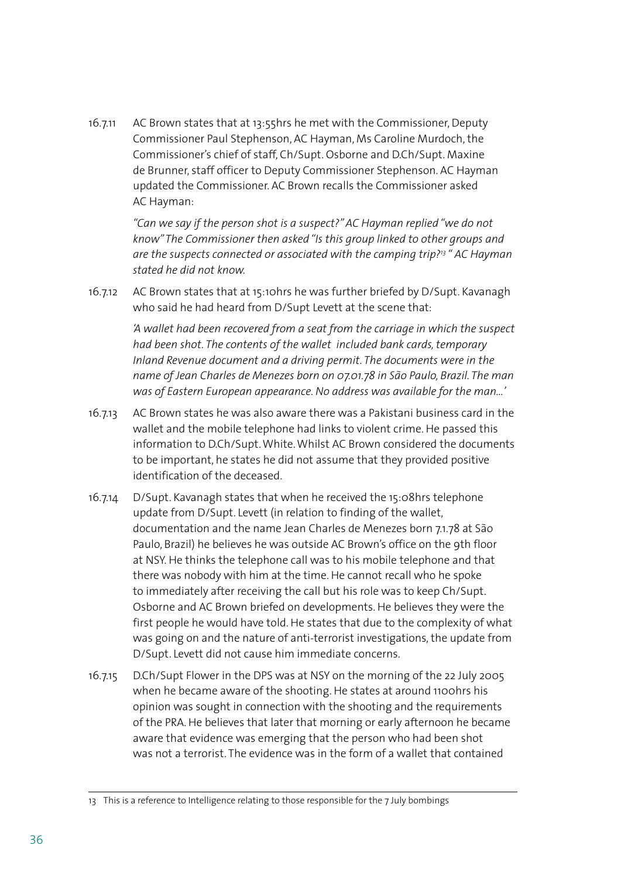16.7.11 AC Brown states that at 13:55hrs he met with the Commissioner, Deputy Commissioner Paul Stephenson, AC Hayman, Ms Caroline Murdoch, the Commissioner's chief of staff, Ch/Supt. Osborne and D.Ch/Supt. Maxine de Brunner, staff officer to Deputy Commissioner Stephenson. AC Hayman updated the Commissioner. AC Brown recalls the Commissioner asked AC Hayman:

> *"Can we say if the person shot is a suspect?" AC Hayman replied "we do not know" The Commissioner then asked "Is this group linked to other groups and are the suspects connected or associated with the camping trip?[13] " AC Hayman stated he did not know.*

16.7.12 AC Brown states that at 15:10hrs he was further briefed by D/Supt. Kavanagh who said he had heard from D/Supt Levett at the scene that:

> *'A wallet had been recovered from a seat from the carriage in which the suspect had been shot. The contents of the wallet included bank cards, temporary Inland Revenue document and a driving permit. The documents were in the name of Jean Charles de Menezes born on 07.01.78 in São Paulo, Brazil. The man was of Eastern European appearance. No address was available for the man...'*

16.7.13 AC Brown states he was also aware there was a Pakistani business card in the wallet and the mobile telephone had links to violent crime. He passed this information to D.Ch/Supt. White. Whilst AC Brown considered the documents to be important, he states he did not assume that they provided positive identification of the deceased.

16.7.14 D/Supt. Kavanagh states that when he received the 15:08hrs telephone update from D/Supt. Levett (in relation to finding of the wallet, documentation and the name Jean Charles de Menezes born 7.1.78 at São Paulo, Brazil) he believes he was outside AC Brown's office on the 9th floor at NSY. He thinks the telephone call was to his mobile telephone and that there was nobody with him at the time. He cannot recall who he spoke to immediately after receiving the call but his role was to keep Ch/Supt. Osborne and AC Brown briefed on developments. He believes they were the first people he would have told. He states that due to the complexity of what was going on and the nature of anti-terrorist investigations, the update from D/Supt. Levett did not cause him immediate concerns.

16.7.15 D.Ch/Supt Flower in the DPS was at NSY on the morning of the 22 July 2005 when he became aware of the shooting. He states at around 1100hrs his opinion was sought in connection with the shooting and the requirements of the PRA. He believes that later that morning or early afternoon he became aware that evidence was emerging that the person who had been shot was not a terrorist. The evidence was in the form of a wallet that contained

---

13 This is a reference to Intelligence relating to those responsible for the 7 July bombings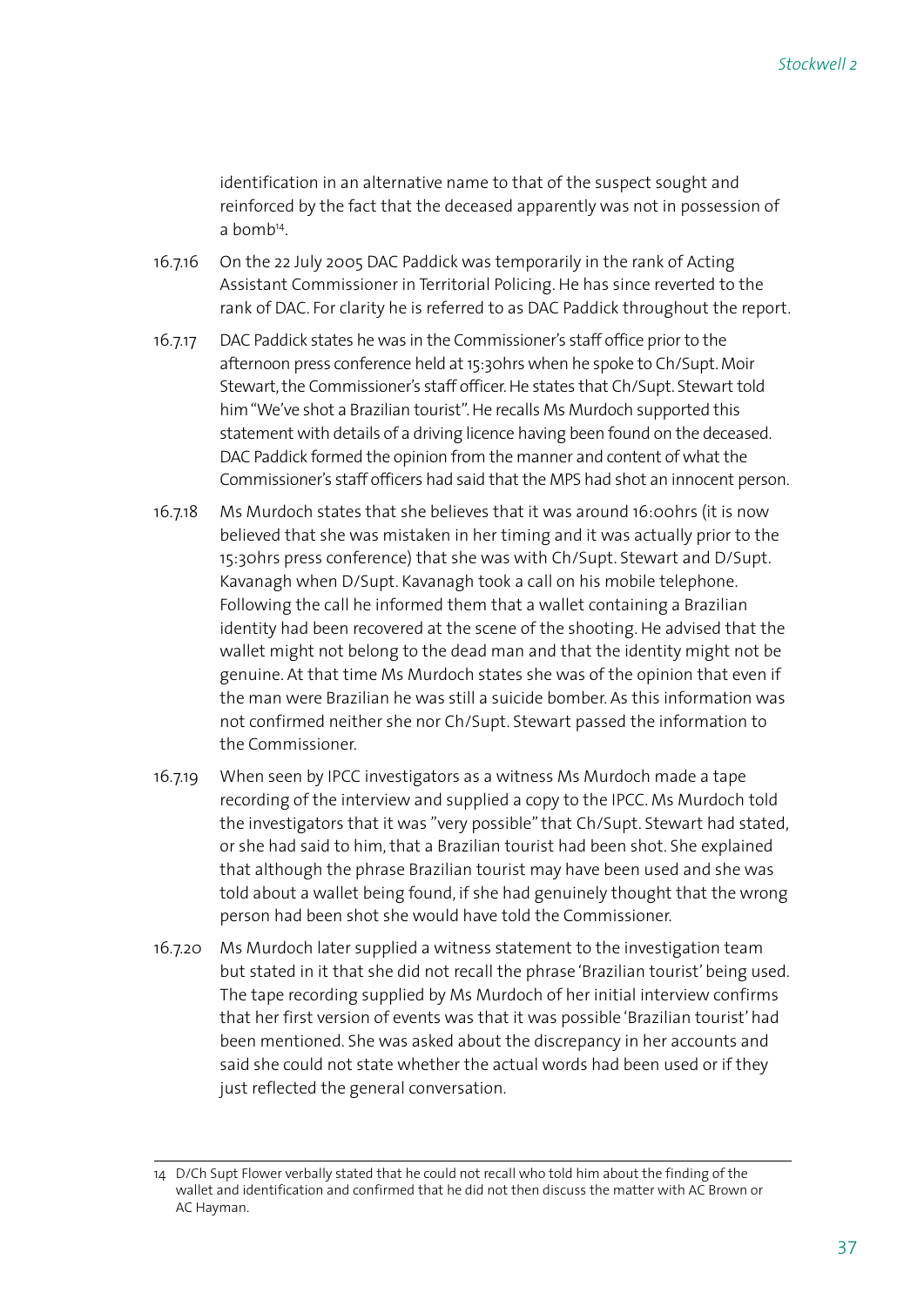identification in an alternative name to that of the suspect sought and reinforced by the fact that the deceased apparently was not in possession of a bomb[14].

16.7.16 On the 22 July 2005 DAC Paddick was temporarily in the rank of Acting Assistant Commissioner in Territorial Policing. He has since reverted to the rank of DAC. For clarity he is referred to as DAC Paddick throughout the report.

16.7.17 DAC Paddick states he was in the Commissioner's staff office prior to the afternoon press conference held at 15:30hrs when he spoke to Ch/Supt. Moir Stewart, the Commissioner's staff officer. He states that Ch/Supt. Stewart told him "We've shot a Brazilian tourist". He recalls Ms Murdoch supported this statement with details of a driving licence having been found on the deceased. DAC Paddick formed the opinion from the manner and content of what the Commissioner's staff officers had said that the MPS had shot an innocent person.

16.7.18 Ms Murdoch states that she believes that it was around 16:00hrs (it is now believed that she was mistaken in her timing and it was actually prior to the 15:30hrs press conference) that she was with Ch/Supt. Stewart and D/Supt. Kavanagh when D/Supt. Kavanagh took a call on his mobile telephone. Following the call he informed them that a wallet containing a Brazilian identity had been recovered at the scene of the shooting. He advised that the wallet might not belong to the dead man and that the identity might not be genuine. At that time Ms Murdoch states she was of the opinion that even if the man were Brazilian he was still a suicide bomber. As this information was not confirmed neither she nor Ch/Supt. Stewart passed the information to the Commissioner.

16.7.19 When seen by IPCC investigators as a witness Ms Murdoch made a tape recording of the interview and supplied a copy to the IPCC. Ms Murdoch told the investigators that it was "very possible" that Ch/Supt. Stewart had stated, or she had said to him, that a Brazilian tourist had been shot. She explained that although the phrase Brazilian tourist may have been used and she was told about a wallet being found, if she had genuinely thought that the wrong person had been shot she would have told the Commissioner.

16.7.20 Ms Murdoch later supplied a witness statement to the investigation team but stated in it that she did not recall the phrase 'Brazilian tourist' being used. The tape recording supplied by Ms Murdoch of her initial interview confirms that her first version of events was that it was possible 'Brazilian tourist' had been mentioned. She was asked about the discrepancy in her accounts and said she could not state whether the actual words had been used or if they just reflected the general conversation.

---

[14] D/Ch Supt Flower verbally stated that he could not recall who told him about the finding of the wallet and identification and confirmed that he did not then discuss the matter with AC Brown or AC Hayman.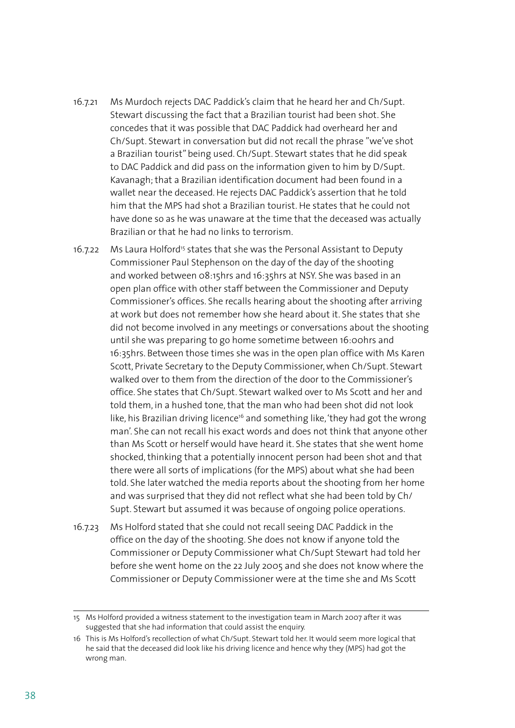16.7.21 Ms Murdoch rejects DAC Paddick's claim that he heard her and Ch/Supt. Stewart discussing the fact that a Brazilian tourist had been shot. She concedes that it was possible that DAC Paddick had overheard her and Ch/Supt. Stewart in conversation but did not recall the phrase "we've shot a Brazilian tourist" being used. Ch/Supt. Stewart states that he did speak to DAC Paddick and did pass on the information given to him by D/Supt. Kavanagh; that a Brazilian identification document had been found in a wallet near the deceased. He rejects DAC Paddick's assertion that he told him that the MPS had shot a Brazilian tourist. He states that he could not have done so as he was unaware at the time that the deceased was actually Brazilian or that he had no links to terrorism.

16.7.22 Ms Laura Holford[15] states that she was the Personal Assistant to Deputy Commissioner Paul Stephenson on the day of the day of the shooting and worked between 08:15hrs and 16:35hrs at NSY. She was based in an open plan office with other staff between the Commissioner and Deputy Commissioner's offices. She recalls hearing about the shooting after arriving at work but does not remember how she heard about it. She states that she did not become involved in any meetings or conversations about the shooting until she was preparing to go home sometime between 16:00hrs and 16:35hrs. Between those times she was in the open plan office with Ms Karen Scott, Private Secretary to the Deputy Commissioner, when Ch/Supt. Stewart walked over to them from the direction of the door to the Commissioner's office. She states that Ch/Supt. Stewart walked over to Ms Scott and her and told them, in a hushed tone, that the man who had been shot did not look like, his Brazilian driving licence[16] and something like, 'they had got the wrong man'. She can not recall his exact words and does not think that anyone other than Ms Scott or herself would have heard it. She states that she went home shocked, thinking that a potentially innocent person had been shot and that there were all sorts of implications (for the MPS) about what she had been told. She later watched the media reports about the shooting from her home and was surprised that they did not reflect what she had been told by Ch/Supt. Stewart but assumed it was because of ongoing police operations.

16.7.23 Ms Holford stated that she could not recall seeing DAC Paddick in the office on the day of the shooting. She does not know if anyone told the Commissioner or Deputy Commissioner what Ch/Supt Stewart had told her before she went home on the 22 July 2005 and she does not know where the Commissioner or Deputy Commissioner were at the time she and Ms Scott

---

15 Ms Holford provided a witness statement to the investigation team in March 2007 after it was suggested that she had information that could assist the enquiry.

16 This is Ms Holford's recollection of what Ch/Supt. Stewart told her. It would seem more logical that he said that the deceased did look like his driving licence and hence why they (MPS) had got the wrong man.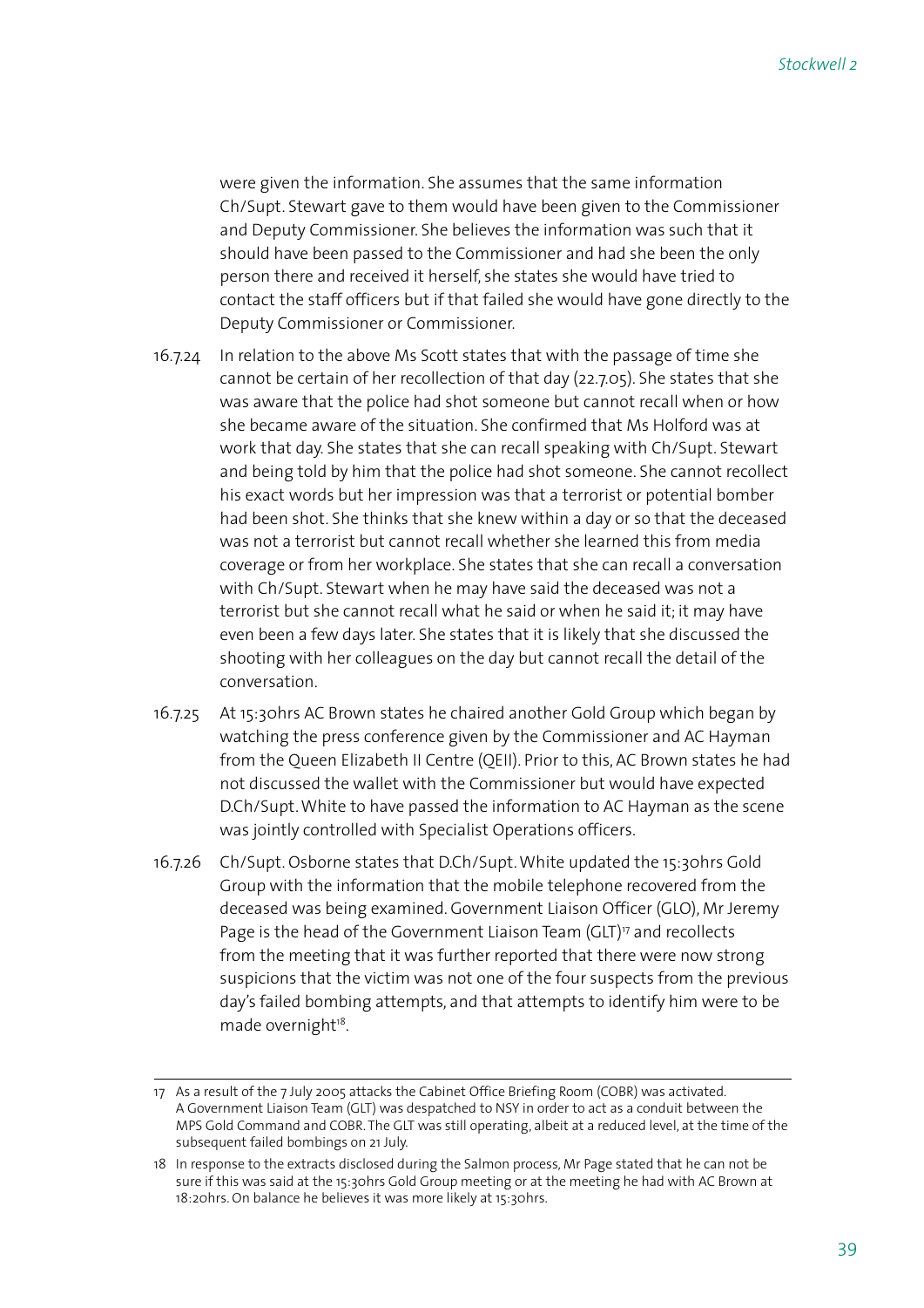were given the information. She assumes that the same information Ch/Supt. Stewart gave to them would have been given to the Commissioner and Deputy Commissioner. She believes the information was such that it should have been passed to the Commissioner and had she been the only person there and received it herself, she states she would have tried to contact the staff officers but if that failed she would have gone directly to the Deputy Commissioner or Commissioner.

16.7.24 In relation to the above Ms Scott states that with the passage of time she cannot be certain of her recollection of that day (22.7.05). She states that she was aware that the police had shot someone but cannot recall when or how she became aware of the situation. She confirmed that Ms Holford was at work that day. She states that she can recall speaking with Ch/Supt. Stewart and being told by him that the police had shot someone. She cannot recollect his exact words but her impression was that a terrorist or potential bomber had been shot. She thinks that she knew within a day or so that the deceased was not a terrorist but cannot recall whether she learned this from media coverage or from her workplace. She states that she can recall a conversation with Ch/Supt. Stewart when he may have said the deceased was not a terrorist but she cannot recall what he said or when he said it; it may have even been a few days later. She states that it is likely that she discussed the shooting with her colleagues on the day but cannot recall the detail of the conversation.

16.7.25 At 15:30hrs AC Brown states he chaired another Gold Group which began by watching the press conference given by the Commissioner and AC Hayman from the Queen Elizabeth II Centre (QEII). Prior to this, AC Brown states he had not discussed the wallet with the Commissioner but would have expected D.Ch/Supt. White to have passed the information to AC Hayman as the scene was jointly controlled with Specialist Operations officers.

16.7.26 Ch/Supt. Osborne states that D.Ch/Supt. White updated the 15:30hrs Gold Group with the information that the mobile telephone recovered from the deceased was being examined. Government Liaison Officer (GLO), Mr Jeremy Page is the head of the Government Liaison Team (GLT)[17] and recollects from the meeting that it was further reported that there were now strong suspicions that the victim was not one of the four suspects from the previous day's failed bombing attempts, and that attempts to identify him were to be made overnight[18].

---

17 As a result of the 7 July 2005 attacks the Cabinet Office Briefing Room (COBR) was activated. A Government Liaison Team (GLT) was despatched to NSY in order to act as a conduit between the MPS Gold Command and COBR. The GLT was still operating, albeit at a reduced level, at the time of the subsequent failed bombings on 21 July.

18 In response to the extracts disclosed during the Salmon process, Mr Page stated that he can not be sure if this was said at the 15:30hrs Gold Group meeting or at the meeting he had with AC Brown at 18:20hrs. On balance he believes it was more likely at 15:30hrs.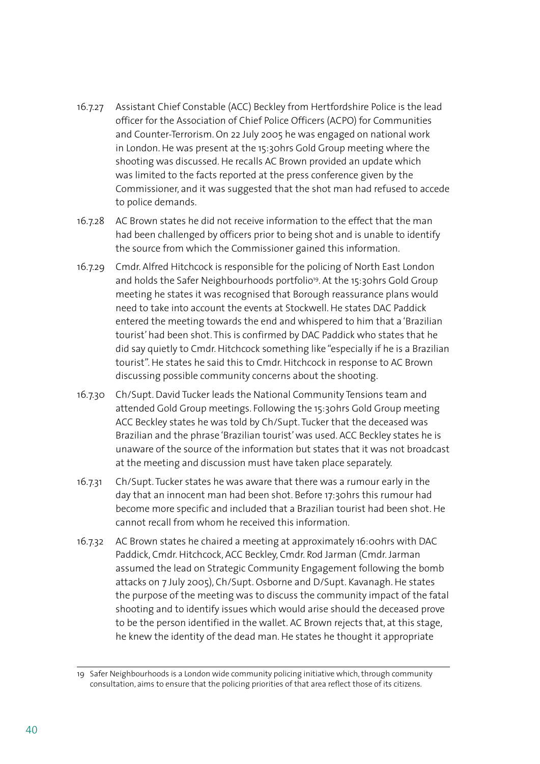16.7.27 Assistant Chief Constable (ACC) Beckley from Hertfordshire Police is the lead officer for the Association of Chief Police Officers (ACPO) for Communities and Counter-Terrorism. On 22 July 2005 he was engaged on national work in London. He was present at the 15:30hrs Gold Group meeting where the shooting was discussed. He recalls AC Brown provided an update which was limited to the facts reported at the press conference given by the Commissioner, and it was suggested that the shot man had refused to accede to police demands.

16.7.28 AC Brown states he did not receive information to the effect that the man had been challenged by officers prior to being shot and is unable to identify the source from which the Commissioner gained this information.

16.7.29 Cmdr. Alfred Hitchcock is responsible for the policing of North East London and holds the Safer Neighbourhoods portfolio[19]. At the 15:30hrs Gold Group meeting he states it was recognised that Borough reassurance plans would need to take into account the events at Stockwell. He states DAC Paddick entered the meeting towards the end and whispered to him that a 'Brazilian tourist' had been shot. This is confirmed by DAC Paddick who states that he did say quietly to Cmdr. Hitchcock something like "especially if he is a Brazilian tourist". He states he said this to Cmdr. Hitchcock in response to AC Brown discussing possible community concerns about the shooting.

16.7.30 Ch/Supt. David Tucker leads the National Community Tensions team and attended Gold Group meetings. Following the 15:30hrs Gold Group meeting ACC Beckley states he was told by Ch/Supt. Tucker that the deceased was Brazilian and the phrase 'Brazilian tourist' was used. ACC Beckley states he is unaware of the source of the information but states that it was not broadcast at the meeting and discussion must have taken place separately.

16.7.31 Ch/Supt. Tucker states he was aware that there was a rumour early in the day that an innocent man had been shot. Before 17:30hrs this rumour had become more specific and included that a Brazilian tourist had been shot. He cannot recall from whom he received this information.

16.7.32 AC Brown states he chaired a meeting at approximately 16:00hrs with DAC Paddick, Cmdr. Hitchcock, ACC Beckley, Cmdr. Rod Jarman (Cmdr. Jarman assumed the lead on Strategic Community Engagement following the bomb attacks on 7 July 2005), Ch/Supt. Osborne and D/Supt. Kavanagh. He states the purpose of the meeting was to discuss the community impact of the fatal shooting and to identify issues which would arise should the deceased prove to be the person identified in the wallet. AC Brown rejects that, at this stage, he knew the identity of the dead man. He states he thought it appropriate

---

19 Safer Neighbourhoods is a London wide community policing initiative which, through community consultation, aims to ensure that the policing priorities of that area reflect those of its citizens.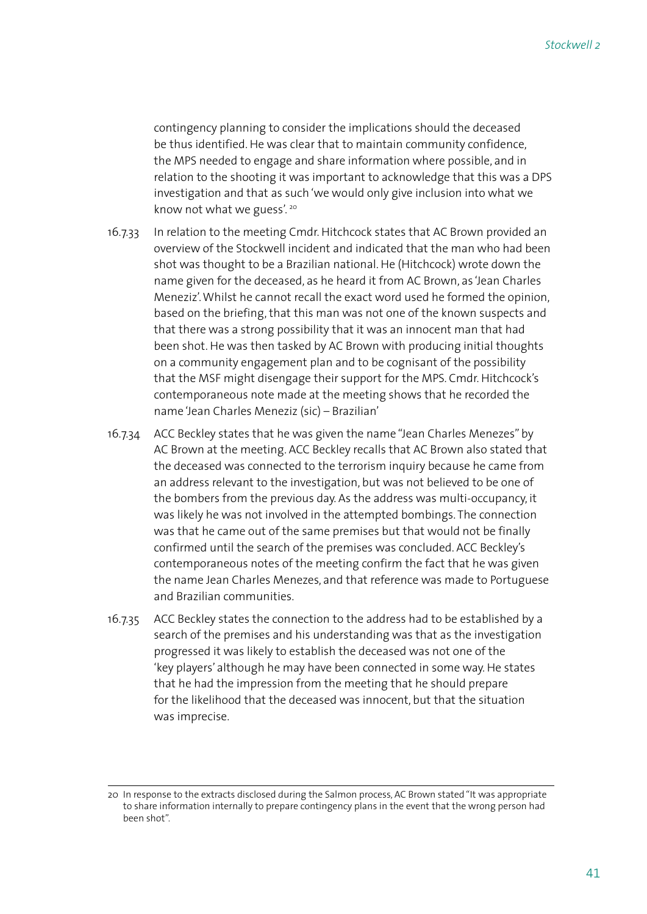contingency planning to consider the implications should the deceased be thus identified. He was clear that to maintain community confidence, the MPS needed to engage and share information where possible, and in relation to the shooting it was important to acknowledge that this was a DPS investigation and that as such 'we would only give inclusion into what we know not what we guess'.[20]

16.7.33 In relation to the meeting Cmdr. Hitchcock states that AC Brown provided an overview of the Stockwell incident and indicated that the man who had been shot was thought to be a Brazilian national. He (Hitchcock) wrote down the name given for the deceased, as he heard it from AC Brown, as 'Jean Charles Meneziz'. Whilst he cannot recall the exact word used he formed the opinion, based on the briefing, that this man was not one of the known suspects and that there was a strong possibility that it was an innocent man that had been shot. He was then tasked by AC Brown with producing initial thoughts on a community engagement plan and to be cognisant of the possibility that the MSF might disengage their support for the MPS. Cmdr. Hitchcock's contemporaneous note made at the meeting shows that he recorded the name 'Jean Charles Meneziz (sic) – Brazilian'

16.7.34 ACC Beckley states that he was given the name "Jean Charles Menezes" by AC Brown at the meeting. ACC Beckley recalls that AC Brown also stated that the deceased was connected to the terrorism inquiry because he came from an address relevant to the investigation, but was not believed to be one of the bombers from the previous day. As the address was multi-occupancy, it was likely he was not involved in the attempted bombings. The connection was that he came out of the same premises but that would not be finally confirmed until the search of the premises was concluded. ACC Beckley's contemporaneous notes of the meeting confirm the fact that he was given the name Jean Charles Menezes, and that reference was made to Portuguese and Brazilian communities.

16.7.35 ACC Beckley states the connection to the address had to be established by a search of the premises and his understanding was that as the investigation progressed it was likely to establish the deceased was not one of the 'key players' although he may have been connected in some way. He states that he had the impression from the meeting that he should prepare for the likelihood that the deceased was innocent, but that the situation was imprecise.

---

20 In response to the extracts disclosed during the Salmon process, AC Brown stated "It was appropriate to share information internally to prepare contingency plans in the event that the wrong person had been shot".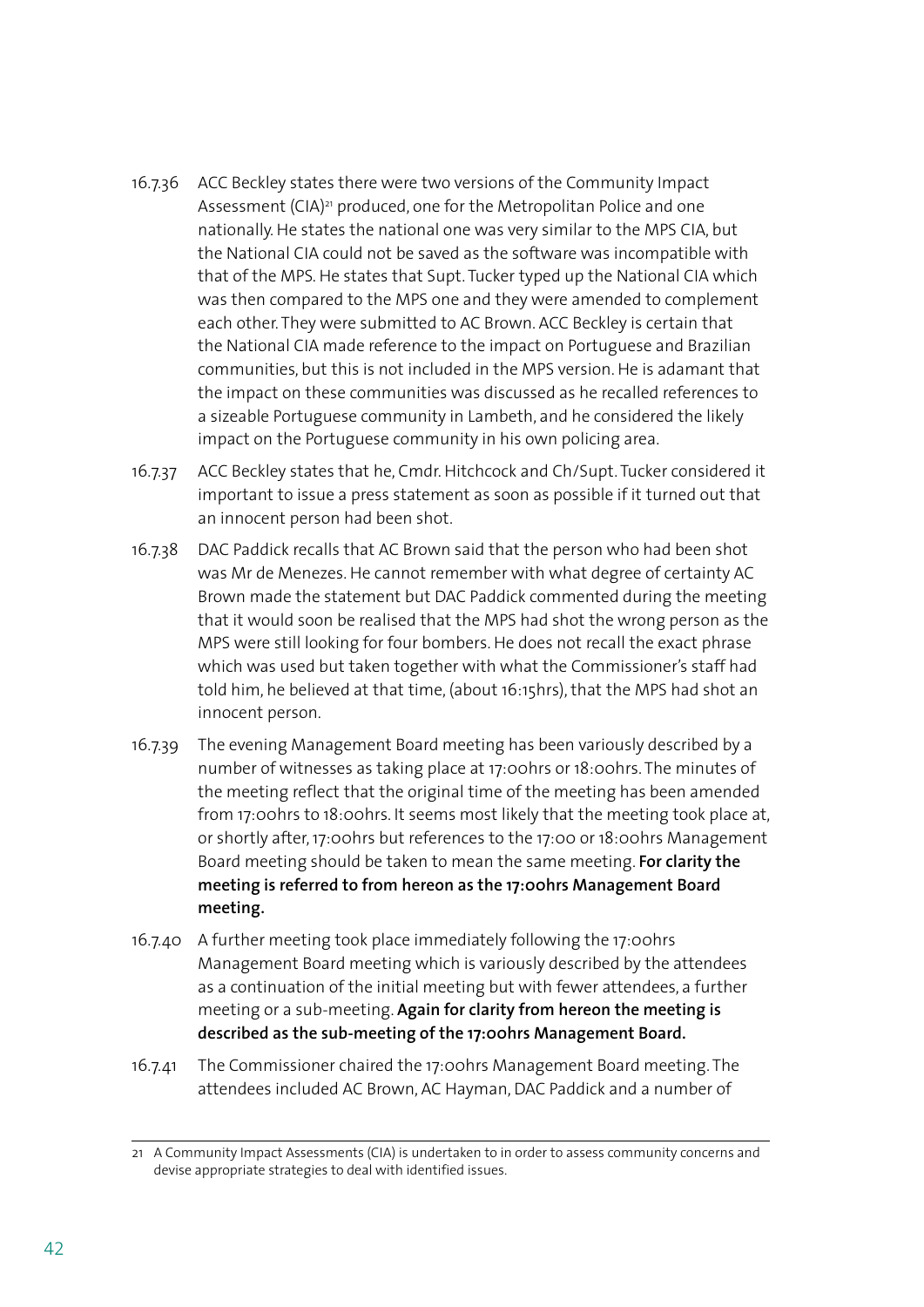16.7.36 ACC Beckley states there were two versions of the Community Impact Assessment (CIA)[21] produced, one for the Metropolitan Police and one nationally. He states the national one was very similar to the MPS CIA, but the National CIA could not be saved as the software was incompatible with that of the MPS. He states that Supt. Tucker typed up the National CIA which was then compared to the MPS one and they were amended to complement each other. They were submitted to AC Brown. ACC Beckley is certain that the National CIA made reference to the impact on Portuguese and Brazilian communities, but this is not included in the MPS version. He is adamant that the impact on these communities was discussed as he recalled references to a sizeable Portuguese community in Lambeth, and he considered the likely impact on the Portuguese community in his own policing area.

16.7.37 ACC Beckley states that he, Cmdr. Hitchcock and Ch/Supt. Tucker considered it important to issue a press statement as soon as possible if it turned out that an innocent person had been shot.

16.7.38 DAC Paddick recalls that AC Brown said that the person who had been shot was Mr de Menezes. He cannot remember with what degree of certainty AC Brown made the statement but DAC Paddick commented during the meeting that it would soon be realised that the MPS had shot the wrong person as the MPS were still looking for four bombers. He does not recall the exact phrase which was used but taken together with what the Commissioner's staff had told him, he believed at that time, (about 16:15hrs), that the MPS had shot an innocent person.

16.7.39 The evening Management Board meeting has been variously described by a number of witnesses as taking place at 17:00hrs or 18:00hrs. The minutes of the meeting reflect that the original time of the meeting has been amended from 17:00hrs to 18:00hrs. It seems most likely that the meeting took place at, or shortly after, 17:00hrs but references to the 17:00 or 18:00hrs Management Board meeting should be taken to mean the same meeting. **For clarity the meeting is referred to from hereon as the 17:00hrs Management Board meeting.**

16.7.40 A further meeting took place immediately following the 17:00hrs Management Board meeting which is variously described by the attendees as a continuation of the initial meeting but with fewer attendees, a further meeting or a sub-meeting. **Again for clarity from hereon the meeting is described as the sub-meeting of the 17:00hrs Management Board.**

16.7.41 The Commissioner chaired the 17:00hrs Management Board meeting. The attendees included AC Brown, AC Hayman, DAC Paddick and a number of

---

21 A Community Impact Assessments (CIA) is undertaken to in order to assess community concerns and devise appropriate strategies to deal with identified issues.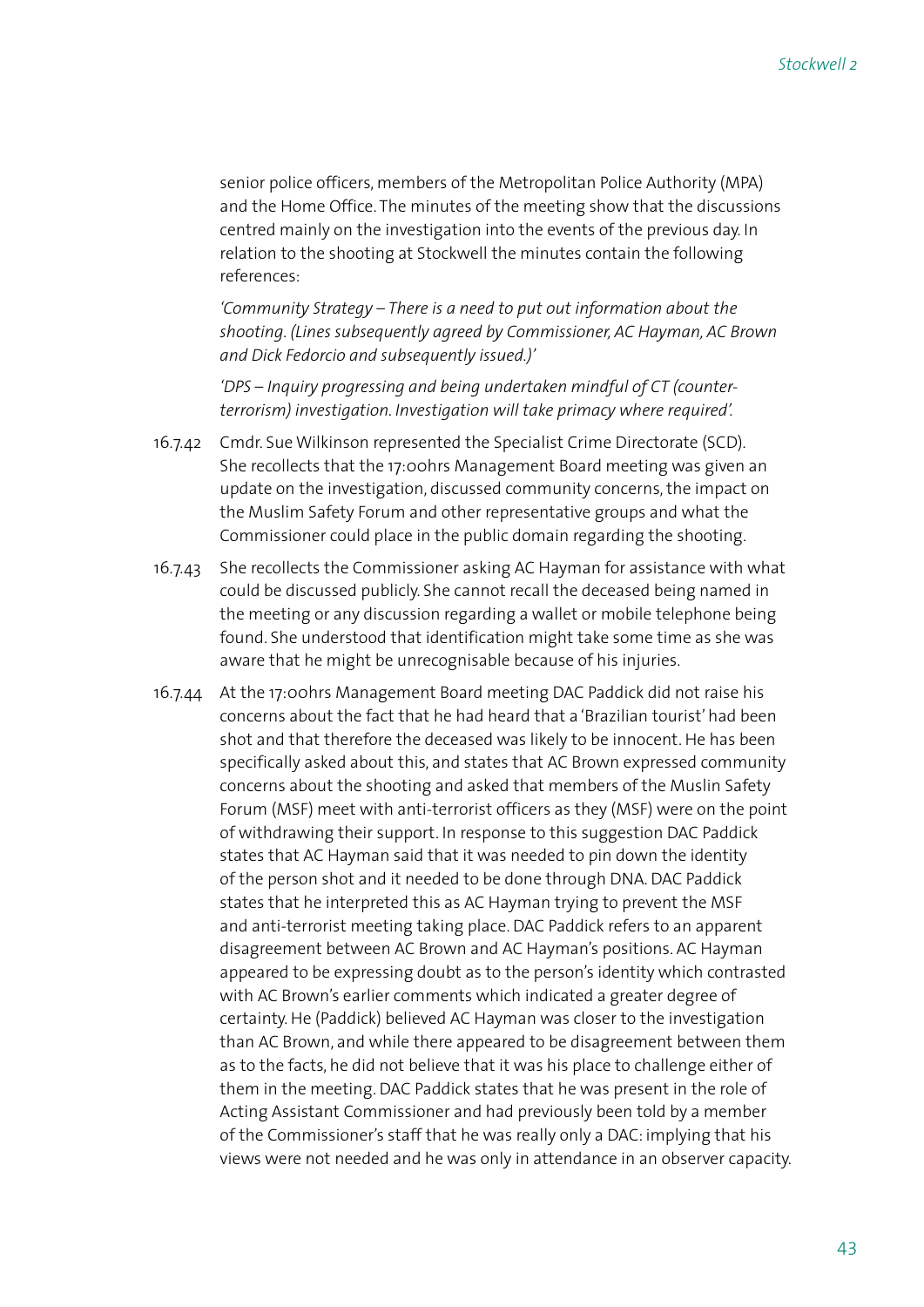senior police officers, members of the Metropolitan Police Authority (MPA) and the Home Office. The minutes of the meeting show that the discussions centred mainly on the investigation into the events of the previous day. In relation to the shooting at Stockwell the minutes contain the following references:

*'Community Strategy – There is a need to put out information about the shooting. (Lines subsequently agreed by Commissioner, AC Hayman, AC Brown and Dick Fedorcio and subsequently issued.)'*

*'DPS – Inquiry progressing and being undertaken mindful of CT (counter-terrorism) investigation. Investigation will take primacy where required'.*

16.7.42 Cmdr. Sue Wilkinson represented the Specialist Crime Directorate (SCD). She recollects that the 17:00hrs Management Board meeting was given an update on the investigation, discussed community concerns, the impact on the Muslim Safety Forum and other representative groups and what the Commissioner could place in the public domain regarding the shooting.

16.7.43 She recollects the Commissioner asking AC Hayman for assistance with what could be discussed publicly. She cannot recall the deceased being named in the meeting or any discussion regarding a wallet or mobile telephone being found. She understood that identification might take some time as she was aware that he might be unrecognisable because of his injuries.

16.7.44 At the 17:00hrs Management Board meeting DAC Paddick did not raise his concerns about the fact that he had heard that a 'Brazilian tourist' had been shot and that therefore the deceased was likely to be innocent. He has been specifically asked about this, and states that AC Brown expressed community concerns about the shooting and asked that members of the Muslin Safety Forum (MSF) meet with anti-terrorist officers as they (MSF) were on the point of withdrawing their support. In response to this suggestion DAC Paddick states that AC Hayman said that it was needed to pin down the identity of the person shot and it needed to be done through DNA. DAC Paddick states that he interpreted this as AC Hayman trying to prevent the MSF and anti-terrorist meeting taking place. DAC Paddick refers to an apparent disagreement between AC Brown and AC Hayman's positions. AC Hayman appeared to be expressing doubt as to the person's identity which contrasted with AC Brown's earlier comments which indicated a greater degree of certainty. He (Paddick) believed AC Hayman was closer to the investigation than AC Brown, and while there appeared to be disagreement between them as to the facts, he did not believe that it was his place to challenge either of them in the meeting. DAC Paddick states that he was present in the role of Acting Assistant Commissioner and had previously been told by a member of the Commissioner's staff that he was really only a DAC: implying that his views were not needed and he was only in attendance in an observer capacity.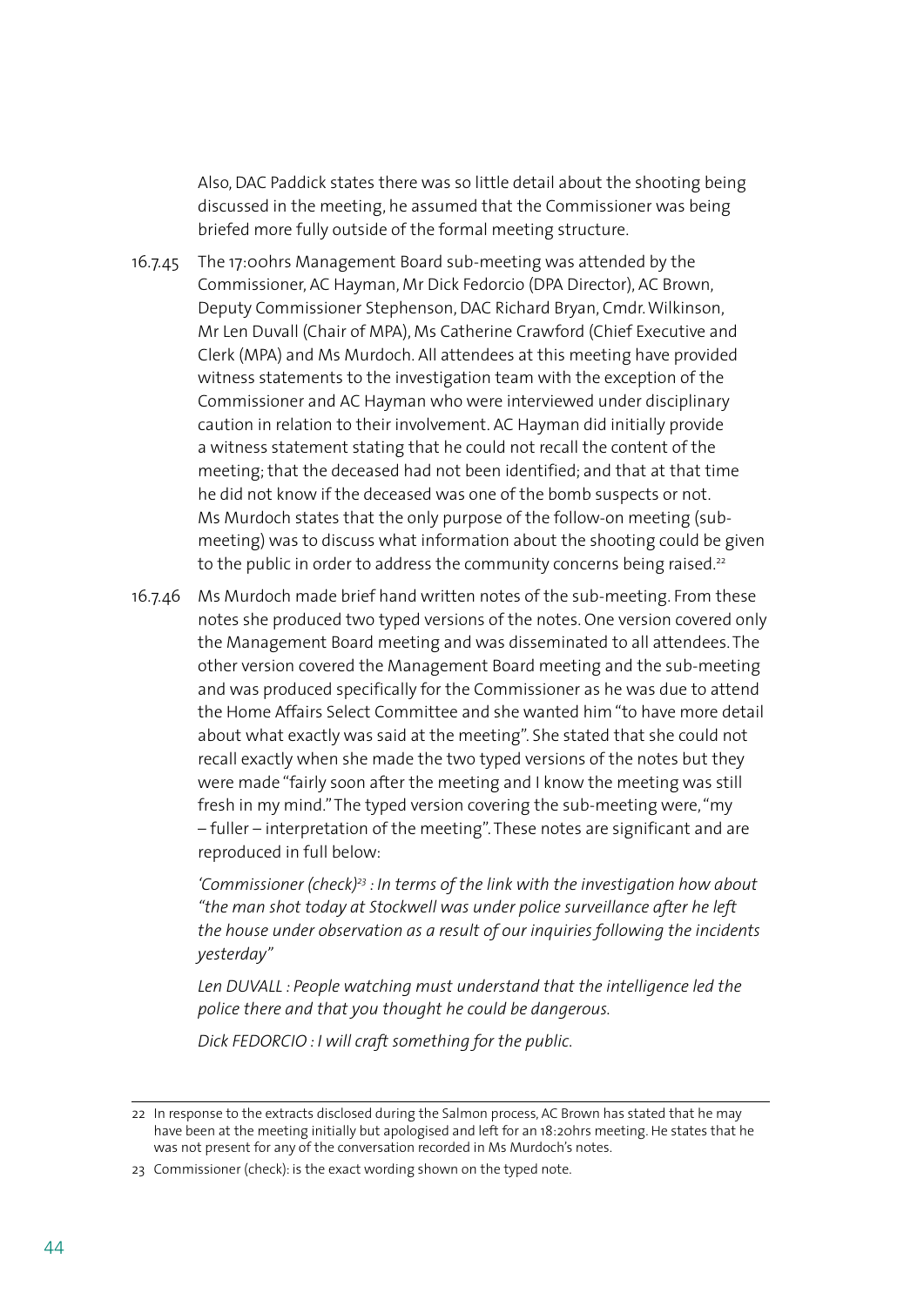Also, DAC Paddick states there was so little detail about the shooting being discussed in the meeting, he assumed that the Commissioner was being briefed more fully outside of the formal meeting structure.

16.7.45 The 17:00hrs Management Board sub-meeting was attended by the Commissioner, AC Hayman, Mr Dick Fedorcio (DPA Director), AC Brown, Deputy Commissioner Stephenson, DAC Richard Bryan, Cmdr. Wilkinson, Mr Len Duvall (Chair of MPA), Ms Catherine Crawford (Chief Executive and Clerk (MPA) and Ms Murdoch. All attendees at this meeting have provided witness statements to the investigation team with the exception of the Commissioner and AC Hayman who were interviewed under disciplinary caution in relation to their involvement. AC Hayman did initially provide a witness statement stating that he could not recall the content of the meeting; that the deceased had not been identified; and that at that time he did not know if the deceased was one of the bomb suspects or not. Ms Murdoch states that the only purpose of the follow-on meeting (sub-meeting) was to discuss what information about the shooting could be given to the public in order to address the community concerns being raised.[22]

16.7.46 Ms Murdoch made brief hand written notes of the sub-meeting. From these notes she produced two typed versions of the notes. One version covered only the Management Board meeting and was disseminated to all attendees. The other version covered the Management Board meeting and the sub-meeting and was produced specifically for the Commissioner as he was due to attend the Home Affairs Select Committee and she wanted him "to have more detail about what exactly was said at the meeting". She stated that she could not recall exactly when she made the two typed versions of the notes but they were made "fairly soon after the meeting and I know the meeting was still fresh in my mind." The typed version covering the sub-meeting were, "my – fuller – interpretation of the meeting". These notes are significant and are reproduced in full below:

> *'Commissioner (check)[23] : In terms of the link with the investigation how about "the man shot today at Stockwell was under police surveillance after he left the house under observation as a result of our inquiries following the incidents yesterday"*
>
> *Len DUVALL : People watching must understand that the intelligence led the police there and that you thought he could be dangerous.*
>
> *Dick FEDORCIO : I will craft something for the public.*

---

22 In response to the extracts disclosed during the Salmon process, AC Brown has stated that he may have been at the meeting initially but apologised and left for an 18:20hrs meeting. He states that he was not present for any of the conversation recorded in Ms Murdoch's notes.

23 Commissioner (check): is the exact wording shown on the typed note.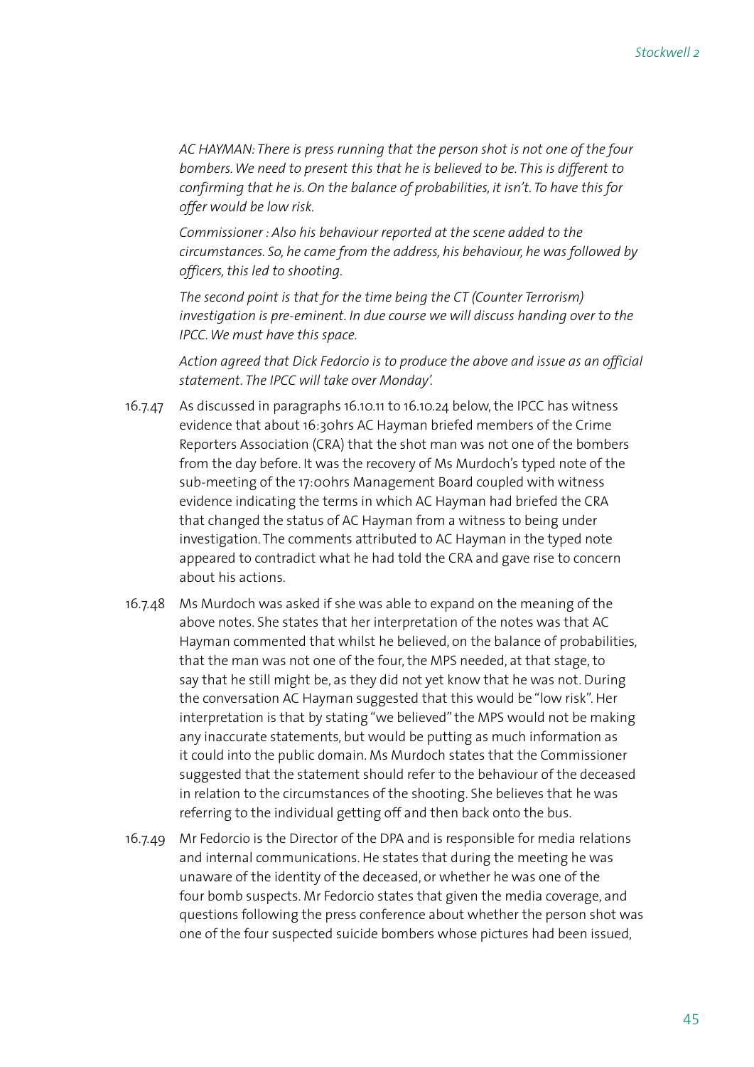*AC HAYMAN: There is press running that the person shot is not one of the four bombers. We need to present this that he is believed to be. This is different to confirming that he is. On the balance of probabilities, it isn't. To have this for offer would be low risk.*

*Commissioner : Also his behaviour reported at the scene added to the circumstances. So, he came from the address, his behaviour, he was followed by officers, this led to shooting.*

*The second point is that for the time being the CT (Counter Terrorism) investigation is pre-eminent. In due course we will discuss handing over to the IPCC. We must have this space.*

*Action agreed that Dick Fedorcio is to produce the above and issue as an official statement. The IPCC will take over Monday'.*

16.7.47 As discussed in paragraphs 16.10.11 to 16.10.24 below, the IPCC has witness evidence that about 16:30hrs AC Hayman briefed members of the Crime Reporters Association (CRA) that the shot man was not one of the bombers from the day before. It was the recovery of Ms Murdoch's typed note of the sub-meeting of the 17:00hrs Management Board coupled with witness evidence indicating the terms in which AC Hayman had briefed the CRA that changed the status of AC Hayman from a witness to being under investigation. The comments attributed to AC Hayman in the typed note appeared to contradict what he had told the CRA and gave rise to concern about his actions.

16.7.48 Ms Murdoch was asked if she was able to expand on the meaning of the above notes. She states that her interpretation of the notes was that AC Hayman commented that whilst he believed, on the balance of probabilities, that the man was not one of the four, the MPS needed, at that stage, to say that he still might be, as they did not yet know that he was not. During the conversation AC Hayman suggested that this would be "low risk". Her interpretation is that by stating "we believed" the MPS would not be making any inaccurate statements, but would be putting as much information as it could into the public domain. Ms Murdoch states that the Commissioner suggested that the statement should refer to the behaviour of the deceased in relation to the circumstances of the shooting. She believes that he was referring to the individual getting off and then back onto the bus.

16.7.49 Mr Fedorcio is the Director of the DPA and is responsible for media relations and internal communications. He states that during the meeting he was unaware of the identity of the deceased, or whether he was one of the four bomb suspects. Mr Fedorcio states that given the media coverage, and questions following the press conference about whether the person shot was one of the four suspected suicide bombers whose pictures had been issued,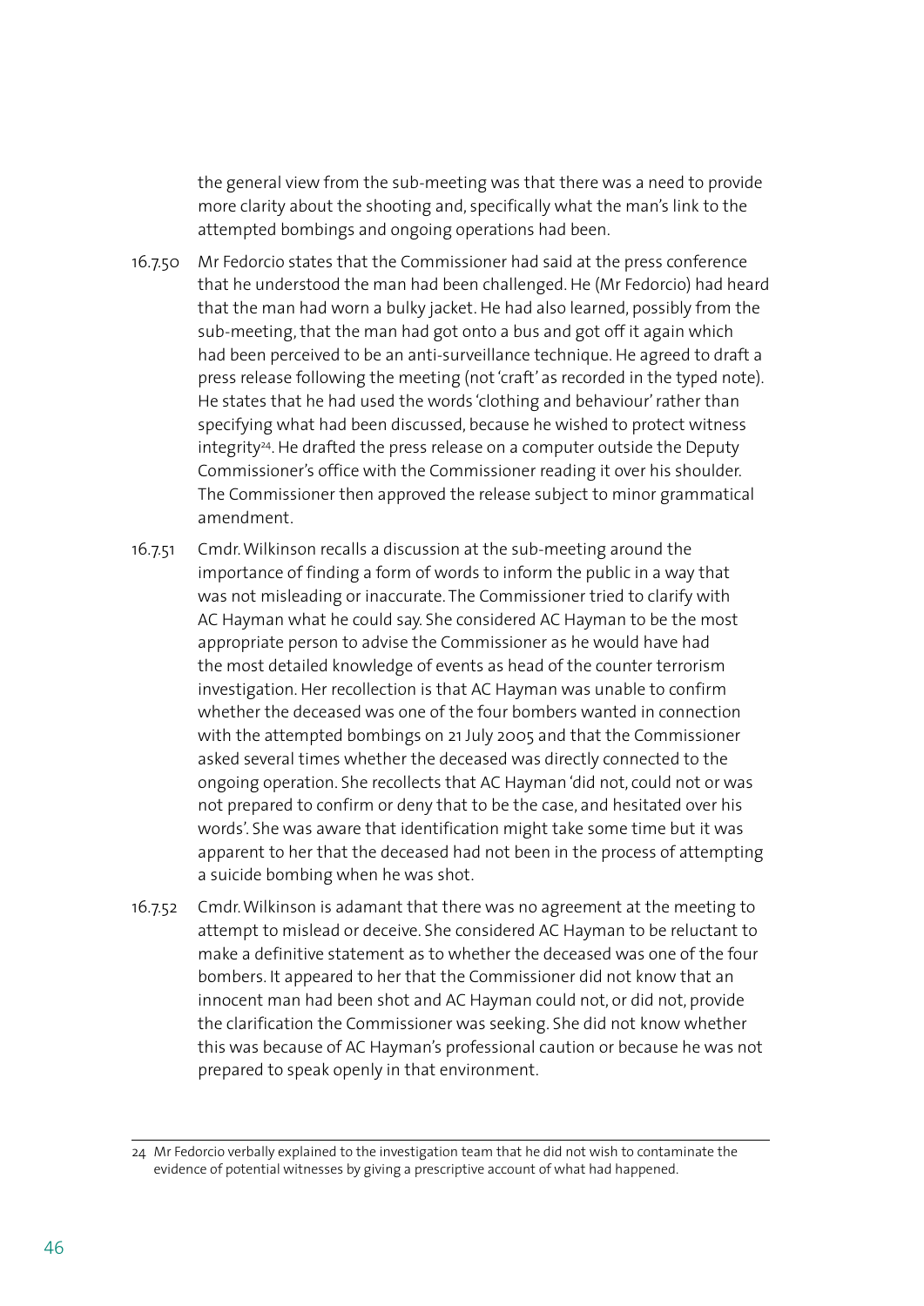the general view from the sub-meeting was that there was a need to provide more clarity about the shooting and, specifically what the man's link to the attempted bombings and ongoing operations had been.

16.7.50 Mr Fedorcio states that the Commissioner had said at the press conference that he understood the man had been challenged. He (Mr Fedorcio) had heard that the man had worn a bulky jacket. He had also learned, possibly from the sub-meeting, that the man had got onto a bus and got off it again which had been perceived to be an anti-surveillance technique. He agreed to draft a press release following the meeting (not 'craft' as recorded in the typed note). He states that he had used the words 'clothing and behaviour' rather than specifying what had been discussed, because he wished to protect witness integrity[24]. He drafted the press release on a computer outside the Deputy Commissioner's office with the Commissioner reading it over his shoulder. The Commissioner then approved the release subject to minor grammatical amendment.

16.7.51 Cmdr. Wilkinson recalls a discussion at the sub-meeting around the importance of finding a form of words to inform the public in a way that was not misleading or inaccurate. The Commissioner tried to clarify with AC Hayman what he could say. She considered AC Hayman to be the most appropriate person to advise the Commissioner as he would have had the most detailed knowledge of events as head of the counter terrorism investigation. Her recollection is that AC Hayman was unable to confirm whether the deceased was one of the four bombers wanted in connection with the attempted bombings on 21 July 2005 and that the Commissioner asked several times whether the deceased was directly connected to the ongoing operation. She recollects that AC Hayman 'did not, could not or was not prepared to confirm or deny that to be the case, and hesitated over his words'. She was aware that identification might take some time but it was apparent to her that the deceased had not been in the process of attempting a suicide bombing when he was shot.

16.7.52 Cmdr. Wilkinson is adamant that there was no agreement at the meeting to attempt to mislead or deceive. She considered AC Hayman to be reluctant to make a definitive statement as to whether the deceased was one of the four bombers. It appeared to her that the Commissioner did not know that an innocent man had been shot and AC Hayman could not, or did not, provide the clarification the Commissioner was seeking. She did not know whether this was because of AC Hayman's professional caution or because he was not prepared to speak openly in that environment.

---

24 Mr Fedorcio verbally explained to the investigation team that he did not wish to contaminate the evidence of potential witnesses by giving a prescriptive account of what had happened.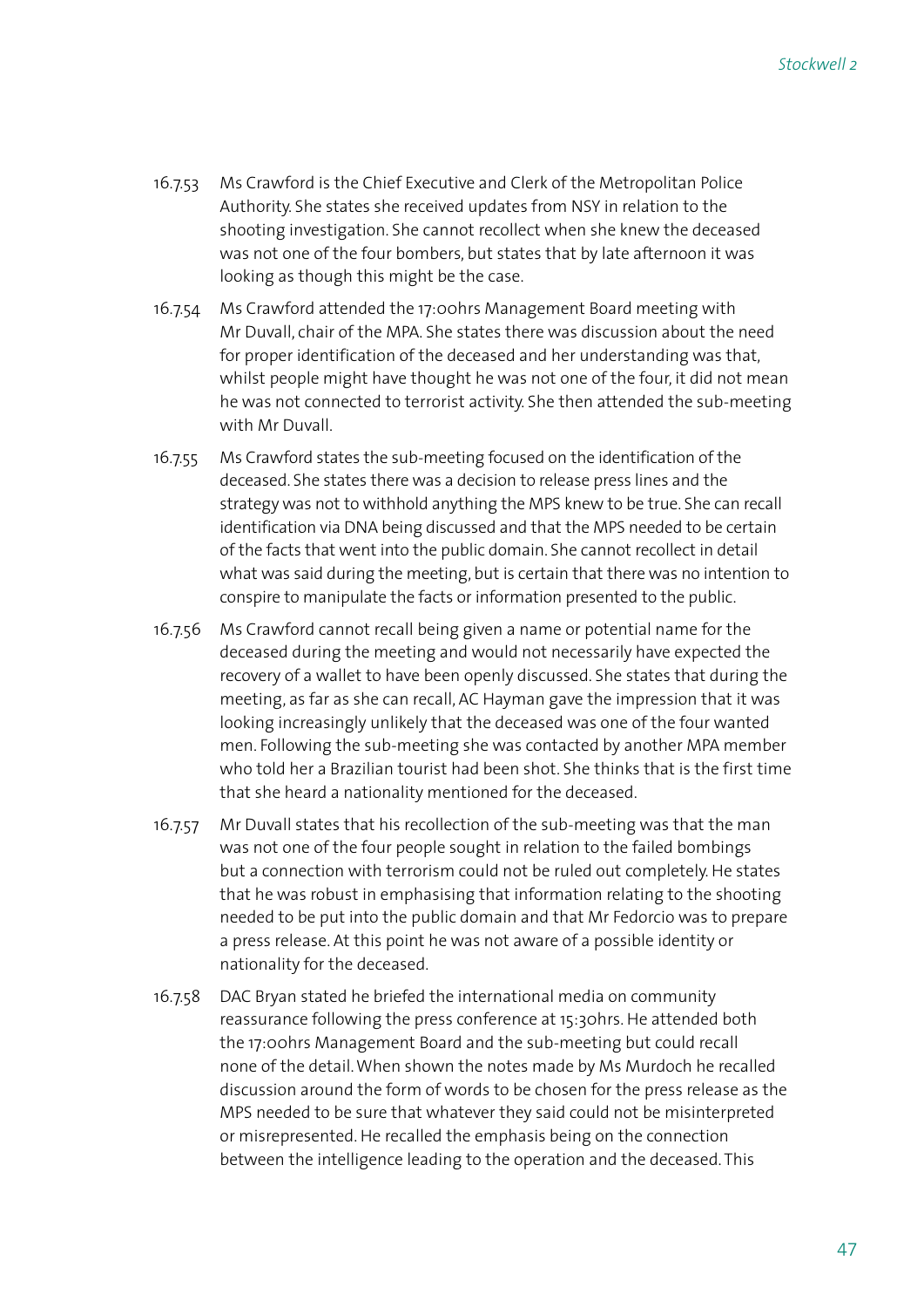16.7.53 Ms Crawford is the Chief Executive and Clerk of the Metropolitan Police Authority. She states she received updates from NSY in relation to the shooting investigation. She cannot recollect when she knew the deceased was not one of the four bombers, but states that by late afternoon it was looking as though this might be the case.

16.7.54 Ms Crawford attended the 17:00hrs Management Board meeting with Mr Duvall, chair of the MPA. She states there was discussion about the need for proper identification of the deceased and her understanding was that, whilst people might have thought he was not one of the four, it did not mean he was not connected to terrorist activity. She then attended the sub-meeting with Mr Duvall.

16.7.55 Ms Crawford states the sub-meeting focused on the identification of the deceased. She states there was a decision to release press lines and the strategy was not to withhold anything the MPS knew to be true. She can recall identification via DNA being discussed and that the MPS needed to be certain of the facts that went into the public domain. She cannot recollect in detail what was said during the meeting, but is certain that there was no intention to conspire to manipulate the facts or information presented to the public.

16.7.56 Ms Crawford cannot recall being given a name or potential name for the deceased during the meeting and would not necessarily have expected the recovery of a wallet to have been openly discussed. She states that during the meeting, as far as she can recall, AC Hayman gave the impression that it was looking increasingly unlikely that the deceased was one of the four wanted men. Following the sub-meeting she was contacted by another MPA member who told her a Brazilian tourist had been shot. She thinks that is the first time that she heard a nationality mentioned for the deceased.

16.7.57 Mr Duvall states that his recollection of the sub-meeting was that the man was not one of the four people sought in relation to the failed bombings but a connection with terrorism could not be ruled out completely. He states that he was robust in emphasising that information relating to the shooting needed to be put into the public domain and that Mr Fedorcio was to prepare a press release. At this point he was not aware of a possible identity or nationality for the deceased.

16.7.58 DAC Bryan stated he briefed the international media on community reassurance following the press conference at 15:30hrs. He attended both the 17:00hrs Management Board and the sub-meeting but could recall none of the detail. When shown the notes made by Ms Murdoch he recalled discussion around the form of words to be chosen for the press release as the MPS needed to be sure that whatever they said could not be misinterpreted or misrepresented. He recalled the emphasis being on the connection between the intelligence leading to the operation and the deceased. This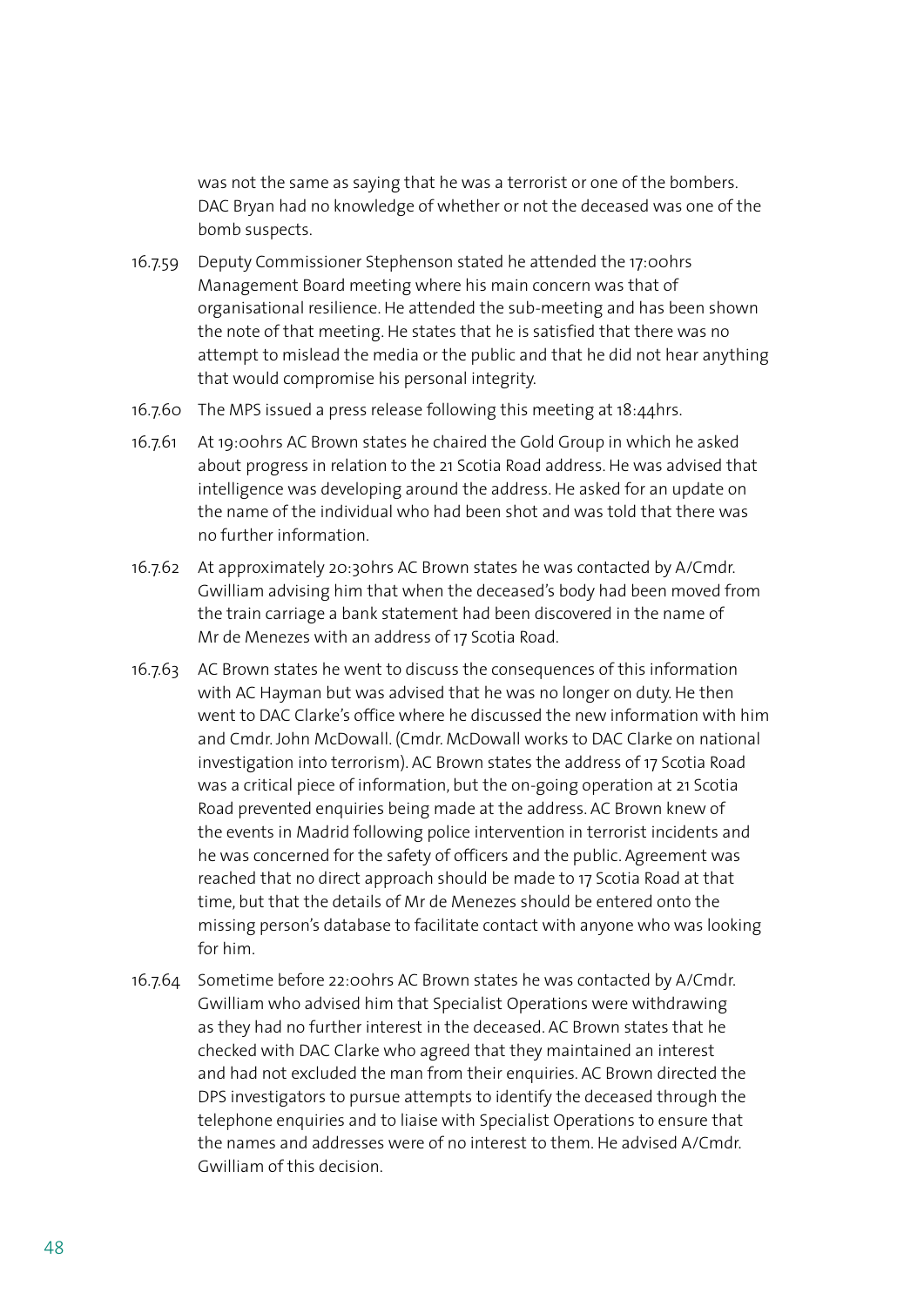was not the same as saying that he was a terrorist or one of the bombers. DAC Bryan had no knowledge of whether or not the deceased was one of the bomb suspects.

16.7.59 Deputy Commissioner Stephenson stated he attended the 17:00hrs Management Board meeting where his main concern was that of organisational resilience. He attended the sub-meeting and has been shown the note of that meeting. He states that he is satisfied that there was no attempt to mislead the media or the public and that he did not hear anything that would compromise his personal integrity.

16.7.60 The MPS issued a press release following this meeting at 18:44hrs.

16.7.61 At 19:00hrs AC Brown states he chaired the Gold Group in which he asked about progress in relation to the 21 Scotia Road address. He was advised that intelligence was developing around the address. He asked for an update on the name of the individual who had been shot and was told that there was no further information.

16.7.62 At approximately 20:30hrs AC Brown states he was contacted by A/Cmdr. Gwilliam advising him that when the deceased's body had been moved from the train carriage a bank statement had been discovered in the name of Mr de Menezes with an address of 17 Scotia Road.

16.7.63 AC Brown states he went to discuss the consequences of this information with AC Hayman but was advised that he was no longer on duty. He then went to DAC Clarke's office where he discussed the new information with him and Cmdr. John McDowall. (Cmdr. McDowall works to DAC Clarke on national investigation into terrorism). AC Brown states the address of 17 Scotia Road was a critical piece of information, but the on-going operation at 21 Scotia Road prevented enquiries being made at the address. AC Brown knew of the events in Madrid following police intervention in terrorist incidents and he was concerned for the safety of officers and the public. Agreement was reached that no direct approach should be made to 17 Scotia Road at that time, but that the details of Mr de Menezes should be entered onto the missing person's database to facilitate contact with anyone who was looking for him.

16.7.64 Sometime before 22:00hrs AC Brown states he was contacted by A/Cmdr. Gwilliam who advised him that Specialist Operations were withdrawing as they had no further interest in the deceased. AC Brown states that he checked with DAC Clarke who agreed that they maintained an interest and had not excluded the man from their enquiries. AC Brown directed the DPS investigators to pursue attempts to identify the deceased through the telephone enquiries and to liaise with Specialist Operations to ensure that the names and addresses were of no interest to them. He advised A/Cmdr. Gwilliam of this decision.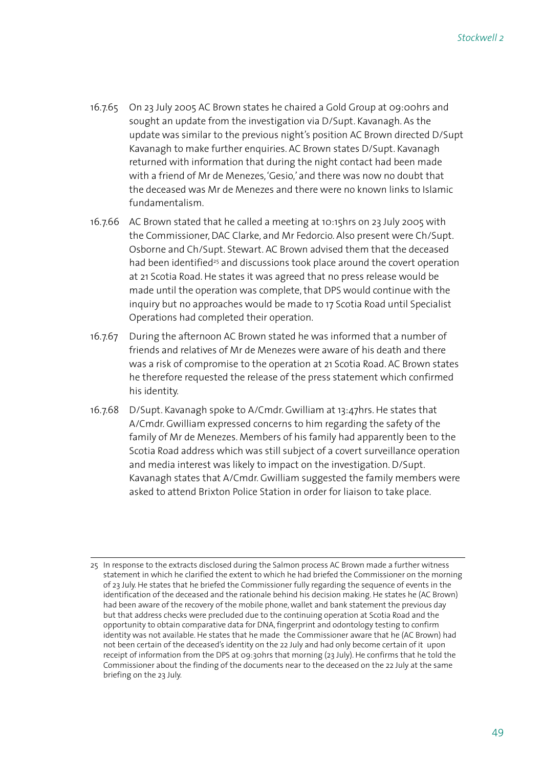16.7.65 On 23 July 2005 AC Brown states he chaired a Gold Group at 09:00hrs and sought an update from the investigation via D/Supt. Kavanagh. As the update was similar to the previous night's position AC Brown directed D/Supt Kavanagh to make further enquiries. AC Brown states D/Supt. Kavanagh returned with information that during the night contact had been made with a friend of Mr de Menezes, 'Gesio,' and there was now no doubt that the deceased was Mr de Menezes and there were no known links to Islamic fundamentalism.

16.7.66 AC Brown stated that he called a meeting at 10:15hrs on 23 July 2005 with the Commissioner, DAC Clarke, and Mr Fedorcio. Also present were Ch/Supt. Osborne and Ch/Supt. Stewart. AC Brown advised them that the deceased had been identified[25] and discussions took place around the covert operation at 21 Scotia Road. He states it was agreed that no press release would be made until the operation was complete, that DPS would continue with the inquiry but no approaches would be made to 17 Scotia Road until Specialist Operations had completed their operation.

16.7.67 During the afternoon AC Brown stated he was informed that a number of friends and relatives of Mr de Menezes were aware of his death and there was a risk of compromise to the operation at 21 Scotia Road. AC Brown states he therefore requested the release of the press statement which confirmed his identity.

16.7.68 D/Supt. Kavanagh spoke to A/Cmdr. Gwilliam at 13:47hrs. He states that A/Cmdr. Gwilliam expressed concerns to him regarding the safety of the family of Mr de Menezes. Members of his family had apparently been to the Scotia Road address which was still subject of a covert surveillance operation and media interest was likely to impact on the investigation. D/Supt. Kavanagh states that A/Cmdr. Gwilliam suggested the family members were asked to attend Brixton Police Station in order for liaison to take place.

---

25 In response to the extracts disclosed during the Salmon process AC Brown made a further witness statement in which he clarified the extent to which he had briefed the Commissioner on the morning of 23 July. He states that he briefed the Commissioner fully regarding the sequence of events in the identification of the deceased and the rationale behind his decision making. He states he (AC Brown) had been aware of the recovery of the mobile phone, wallet and bank statement the previous day but that address checks were precluded due to the continuing operation at Scotia Road and the opportunity to obtain comparative data for DNA, fingerprint and odontology testing to confirm identity was not available. He states that he made the Commissioner aware that he (AC Brown) had not been certain of the deceased's identity on the 22 July and had only become certain of it upon receipt of information from the DPS at 09:30hrs that morning (23 July). He confirms that he told the Commissioner about the finding of the documents near to the deceased on the 22 July at the same briefing on the 23 July.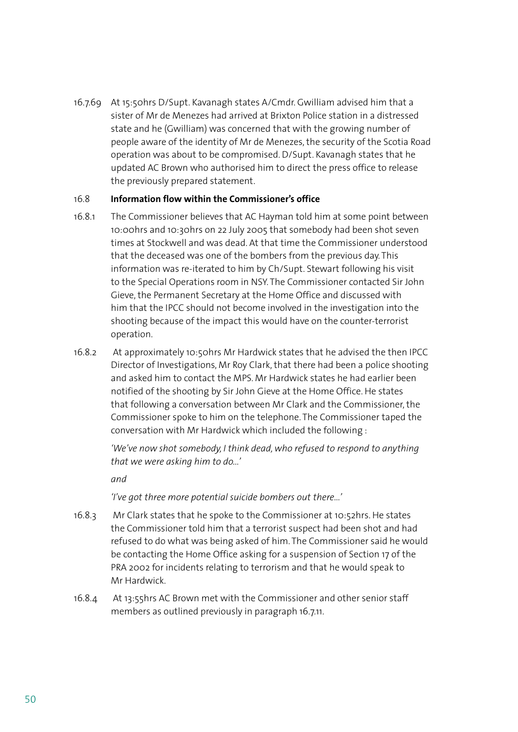16.7.69 At 15:50hrs D/Supt. Kavanagh states A/Cmdr. Gwilliam advised him that a sister of Mr de Menezes had arrived at Brixton Police station in a distressed state and he (Gwilliam) was concerned that with the growing number of people aware of the identity of Mr de Menezes, the security of the Scotia Road operation was about to be compromised. D/Supt. Kavanagh states that he updated AC Brown who authorised him to direct the press office to release the previously prepared statement.

### 16.8 Information flow within the Commissioner's office

16.8.1 The Commissioner believes that AC Hayman told him at some point between 10:00hrs and 10:30hrs on 22 July 2005 that somebody had been shot seven times at Stockwell and was dead. At that time the Commissioner understood that the deceased was one of the bombers from the previous day. This information was re-iterated to him by Ch/Supt. Stewart following his visit to the Special Operations room in NSY. The Commissioner contacted Sir John Gieve, the Permanent Secretary at the Home Office and discussed with him that the IPCC should not become involved in the investigation into the shooting because of the impact this would have on the counter-terrorist operation.

16.8.2 At approximately 10:50hrs Mr Hardwick states that he advised the then IPCC Director of Investigations, Mr Roy Clark, that there had been a police shooting and asked him to contact the MPS. Mr Hardwick states he had earlier been notified of the shooting by Sir John Gieve at the Home Office. He states that following a conversation between Mr Clark and the Commissioner, the Commissioner spoke to him on the telephone. The Commissioner taped the conversation with Mr Hardwick which included the following :

*'We've now shot somebody, I think dead, who refused to respond to anything that we were asking him to do...'*

*and*

*'I've got three more potential suicide bombers out there...'*

16.8.3 Mr Clark states that he spoke to the Commissioner at 10:52hrs. He states the Commissioner told him that a terrorist suspect had been shot and had refused to do what was being asked of him. The Commissioner said he would be contacting the Home Office asking for a suspension of Section 17 of the PRA 2002 for incidents relating to terrorism and that he would speak to Mr Hardwick.

16.8.4 At 13:55hrs AC Brown met with the Commissioner and other senior staff members as outlined previously in paragraph 16.7.11.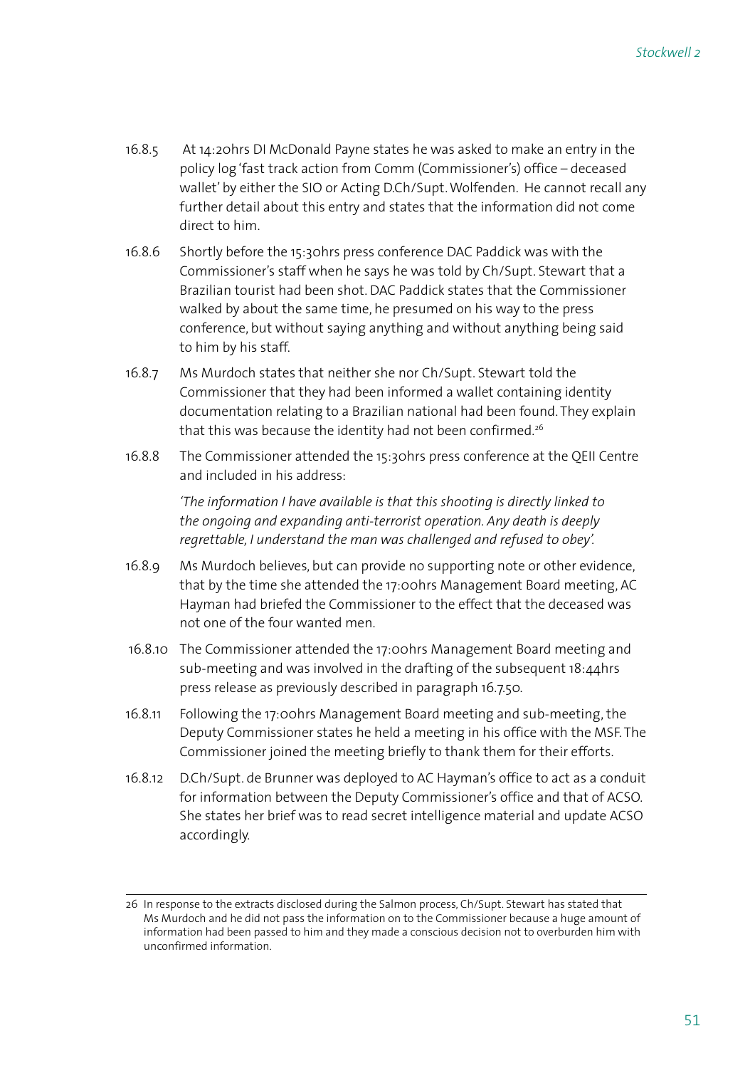16.8.5 At 14:20hrs DI McDonald Payne states he was asked to make an entry in the policy log 'fast track action from Comm (Commissioner's) office – deceased wallet' by either the SIO or Acting D.Ch/Supt. Wolfenden. He cannot recall any further detail about this entry and states that the information did not come direct to him.

16.8.6 Shortly before the 15:30hrs press conference DAC Paddick was with the Commissioner's staff when he says he was told by Ch/Supt. Stewart that a Brazilian tourist had been shot. DAC Paddick states that the Commissioner walked by about the same time, he presumed on his way to the press conference, but without saying anything and without anything being said to him by his staff.

16.8.7 Ms Murdoch states that neither she nor Ch/Supt. Stewart told the Commissioner that they had been informed a wallet containing identity documentation relating to a Brazilian national had been found. They explain that this was because the identity had not been confirmed.[26]

16.8.8 The Commissioner attended the 15:30hrs press conference at the QEII Centre and included in his address:

> *'The information I have available is that this shooting is directly linked to the ongoing and expanding anti-terrorist operation. Any death is deeply regrettable, I understand the man was challenged and refused to obey'.*

16.8.9 Ms Murdoch believes, but can provide no supporting note or other evidence, that by the time she attended the 17:00hrs Management Board meeting, AC Hayman had briefed the Commissioner to the effect that the deceased was not one of the four wanted men.

16.8.10 The Commissioner attended the 17:00hrs Management Board meeting and sub-meeting and was involved in the drafting of the subsequent 18:44hrs press release as previously described in paragraph 16.7.50.

16.8.11 Following the 17:00hrs Management Board meeting and sub-meeting, the Deputy Commissioner states he held a meeting in his office with the MSF. The Commissioner joined the meeting briefly to thank them for their efforts.

16.8.12 D.Ch/Supt. de Brunner was deployed to AC Hayman's office to act as a conduit for information between the Deputy Commissioner's office and that of ACSO. She states her brief was to read secret intelligence material and update ACSO accordingly.

---

26 In response to the extracts disclosed during the Salmon process, Ch/Supt. Stewart has stated that Ms Murdoch and he did not pass the information on to the Commissioner because a huge amount of information had been passed to him and they made a conscious decision not to overburden him with unconfirmed information.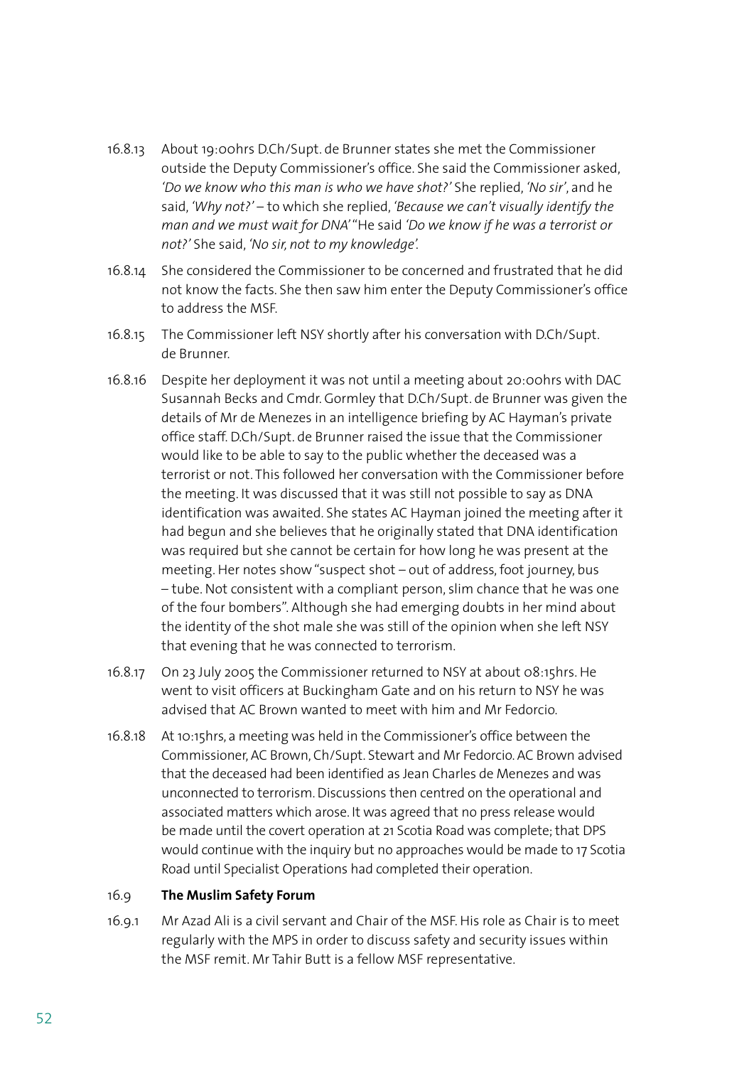16.8.13 About 19:00hrs D.Ch/Supt. de Brunner states she met the Commissioner outside the Deputy Commissioner's office. She said the Commissioner asked, *'Do we know who this man is who we have shot?'* She replied, *'No sir'*, and he said, *'Why not?'* – to which she replied, *'Because we can't visually identify the man and we must wait for DNA'* "He said *'Do we know if he was a terrorist or not?'* She said, *'No sir, not to my knowledge'.*

16.8.14 She considered the Commissioner to be concerned and frustrated that he did not know the facts. She then saw him enter the Deputy Commissioner's office to address the MSF.

16.8.15 The Commissioner left NSY shortly after his conversation with D.Ch/Supt. de Brunner.

16.8.16 Despite her deployment it was not until a meeting about 20:00hrs with DAC Susannah Becks and Cmdr. Gormley that D.Ch/Supt. de Brunner was given the details of Mr de Menezes in an intelligence briefing by AC Hayman's private office staff. D.Ch/Supt. de Brunner raised the issue that the Commissioner would like to be able to say to the public whether the deceased was a terrorist or not. This followed her conversation with the Commissioner before the meeting. It was discussed that it was still not possible to say as DNA identification was awaited. She states AC Hayman joined the meeting after it had begun and she believes that he originally stated that DNA identification was required but she cannot be certain for how long he was present at the meeting. Her notes show "suspect shot – out of address, foot journey, bus – tube. Not consistent with a compliant person, slim chance that he was one of the four bombers". Although she had emerging doubts in her mind about the identity of the shot male she was still of the opinion when she left NSY that evening that he was connected to terrorism.

16.8.17 On 23 July 2005 the Commissioner returned to NSY at about 08:15hrs. He went to visit officers at Buckingham Gate and on his return to NSY he was advised that AC Brown wanted to meet with him and Mr Fedorcio.

16.8.18 At 10:15hrs, a meeting was held in the Commissioner's office between the Commissioner, AC Brown, Ch/Supt. Stewart and Mr Fedorcio. AC Brown advised that the deceased had been identified as Jean Charles de Menezes and was unconnected to terrorism. Discussions then centred on the operational and associated matters which arose. It was agreed that no press release would be made until the covert operation at 21 Scotia Road was complete; that DPS would continue with the inquiry but no approaches would be made to 17 Scotia Road until Specialist Operations had completed their operation.

### 16.9 The Muslim Safety Forum

16.9.1 Mr Azad Ali is a civil servant and Chair of the MSF. His role as Chair is to meet regularly with the MPS in order to discuss safety and security issues within the MSF remit. Mr Tahir Butt is a fellow MSF representative.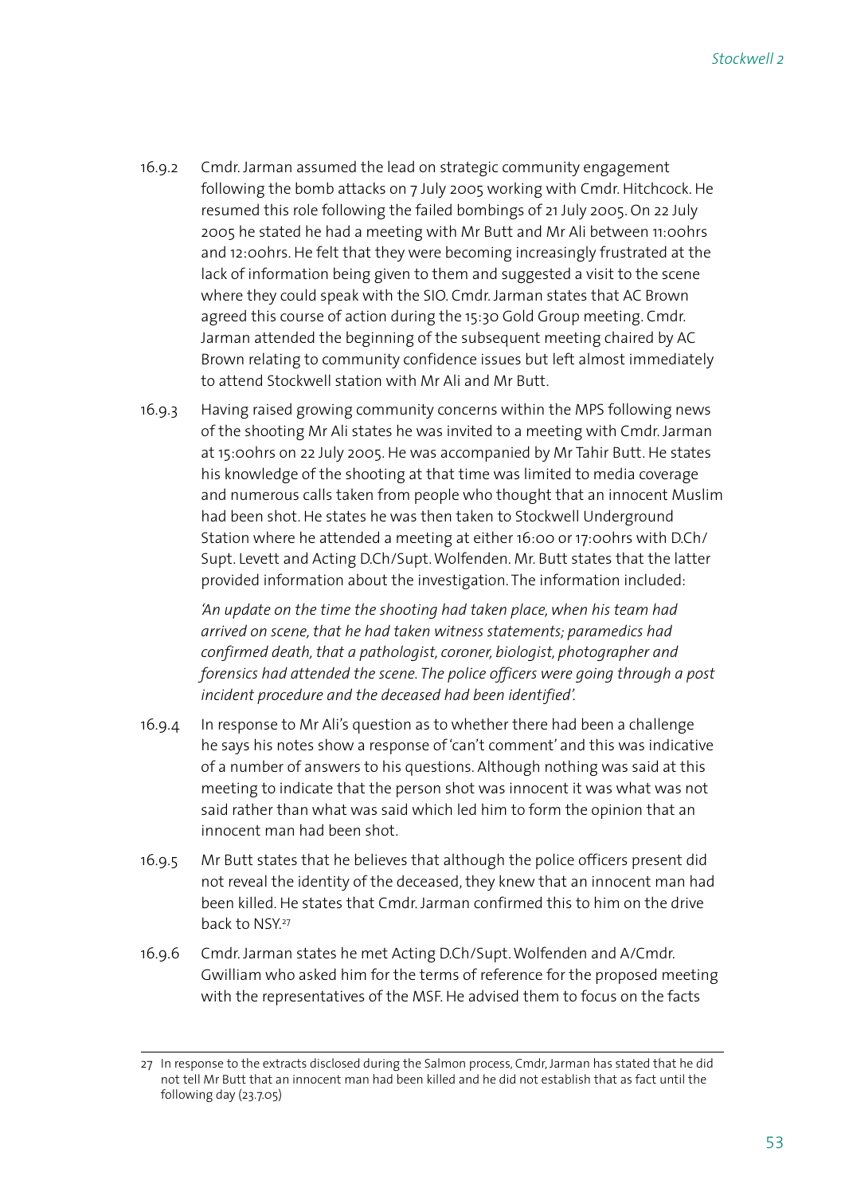16.9.2 Cmdr. Jarman assumed the lead on strategic community engagement following the bomb attacks on 7 July 2005 working with Cmdr. Hitchcock. He resumed this role following the failed bombings of 21 July 2005. On 22 July 2005 he stated he had a meeting with Mr Butt and Mr Ali between 11:00hrs and 12:00hrs. He felt that they were becoming increasingly frustrated at the lack of information being given to them and suggested a visit to the scene where they could speak with the SIO. Cmdr. Jarman states that AC Brown agreed this course of action during the 15:30 Gold Group meeting. Cmdr. Jarman attended the beginning of the subsequent meeting chaired by AC Brown relating to community confidence issues but left almost immediately to attend Stockwell station with Mr Ali and Mr Butt.

16.9.3 Having raised growing community concerns within the MPS following news of the shooting Mr Ali states he was invited to a meeting with Cmdr. Jarman at 15:00hrs on 22 July 2005. He was accompanied by Mr Tahir Butt. He states his knowledge of the shooting at that time was limited to media coverage and numerous calls taken from people who thought that an innocent Muslim had been shot. He states he was then taken to Stockwell Underground Station where he attended a meeting at either 16:00 or 17:00hrs with D.Ch/Supt. Levett and Acting D.Ch/Supt. Wolfenden. Mr. Butt states that the latter provided information about the investigation. The information included:

> *'An update on the time the shooting had taken place, when his team had arrived on scene, that he had taken witness statements; paramedics had confirmed death, that a pathologist, coroner, biologist, photographer and forensics had attended the scene. The police officers were going through a post incident procedure and the deceased had been identified'.*

16.9.4 In response to Mr Ali's question as to whether there had been a challenge he says his notes show a response of 'can't comment' and this was indicative of a number of answers to his questions. Although nothing was said at this meeting to indicate that the person shot was innocent it was what was not said rather than what was said which led him to form the opinion that an innocent man had been shot.

16.9.5 Mr Butt states that he believes that although the police officers present did not reveal the identity of the deceased, they knew that an innocent man had been killed. He states that Cmdr. Jarman confirmed this to him on the drive back to NSY.[27]

16.9.6 Cmdr. Jarman states he met Acting D.Ch/Supt. Wolfenden and A/Cmdr. Gwilliam who asked him for the terms of reference for the proposed meeting with the representatives of the MSF. He advised them to focus on the facts

---

27 In response to the extracts disclosed during the Salmon process, Cmdr, Jarman has stated that he did not tell Mr Butt that an innocent man had been killed and he did not establish that as fact until the following day (23.7.05)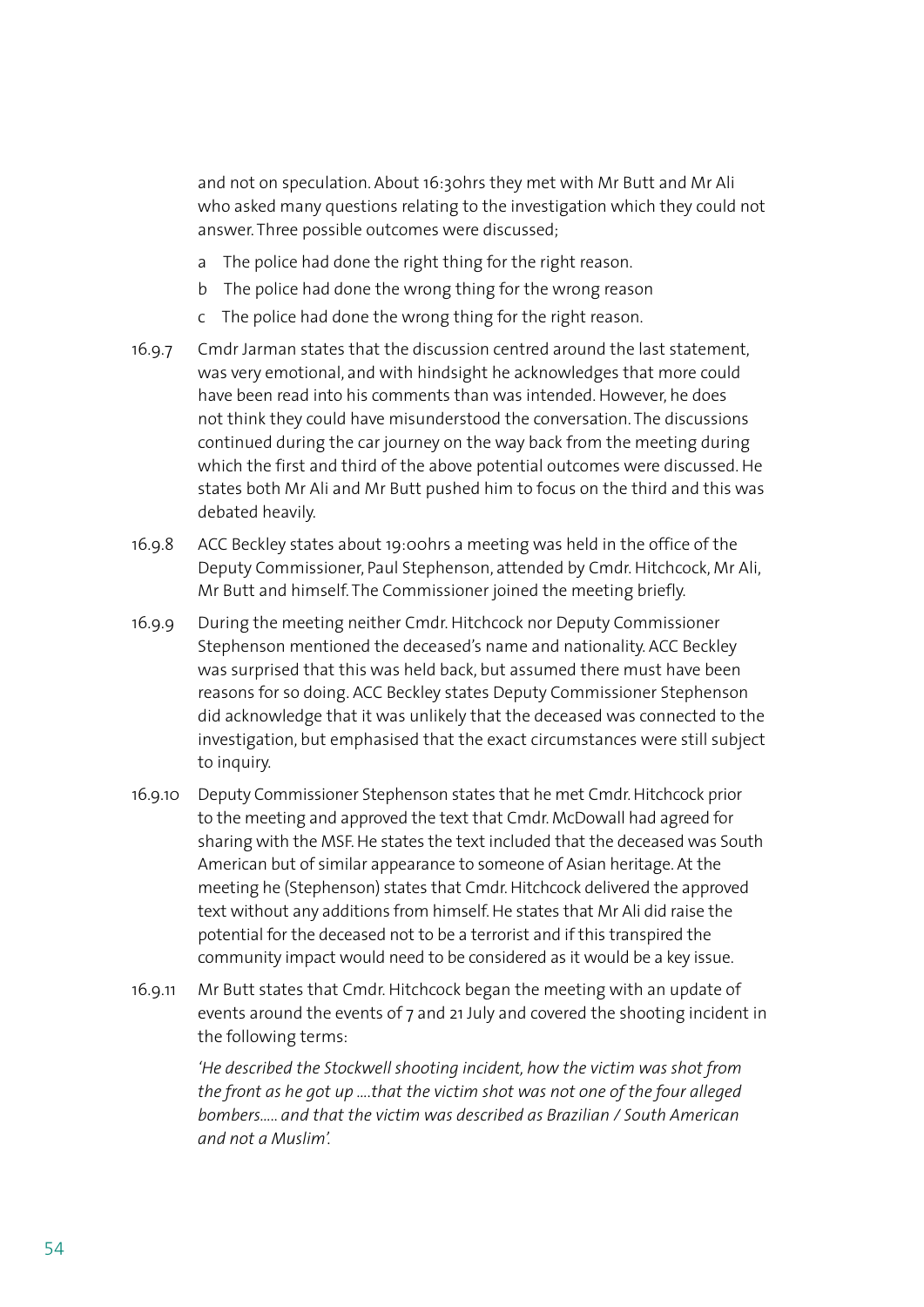and not on speculation. About 16:30hrs they met with Mr Butt and Mr Ali who asked many questions relating to the investigation which they could not answer. Three possible outcomes were discussed;

a The police had done the right thing for the right reason.

b The police had done the wrong thing for the wrong reason

c The police had done the wrong thing for the right reason.

16.9.7 Cmdr Jarman states that the discussion centred around the last statement, was very emotional, and with hindsight he acknowledges that more could have been read into his comments than was intended. However, he does not think they could have misunderstood the conversation. The discussions continued during the car journey on the way back from the meeting during which the first and third of the above potential outcomes were discussed. He states both Mr Ali and Mr Butt pushed him to focus on the third and this was debated heavily.

16.9.8 ACC Beckley states about 19:00hrs a meeting was held in the office of the Deputy Commissioner, Paul Stephenson, attended by Cmdr. Hitchcock, Mr Ali, Mr Butt and himself. The Commissioner joined the meeting briefly.

16.9.9 During the meeting neither Cmdr. Hitchcock nor Deputy Commissioner Stephenson mentioned the deceased's name and nationality. ACC Beckley was surprised that this was held back, but assumed there must have been reasons for so doing. ACC Beckley states Deputy Commissioner Stephenson did acknowledge that it was unlikely that the deceased was connected to the investigation, but emphasised that the exact circumstances were still subject to inquiry.

16.9.10 Deputy Commissioner Stephenson states that he met Cmdr. Hitchcock prior to the meeting and approved the text that Cmdr. McDowall had agreed for sharing with the MSF. He states the text included that the deceased was South American but of similar appearance to someone of Asian heritage. At the meeting he (Stephenson) states that Cmdr. Hitchcock delivered the approved text without any additions from himself. He states that Mr Ali did raise the potential for the deceased not to be a terrorist and if this transpired the community impact would need to be considered as it would be a key issue.

16.9.11 Mr Butt states that Cmdr. Hitchcock began the meeting with an update of events around the events of 7 and 21 July and covered the shooting incident in the following terms:

*'He described the Stockwell shooting incident, how the victim was shot from the front as he got up ....that the victim shot was not one of the four alleged bombers..... and that the victim was described as Brazilian / South American and not a Muslim'.*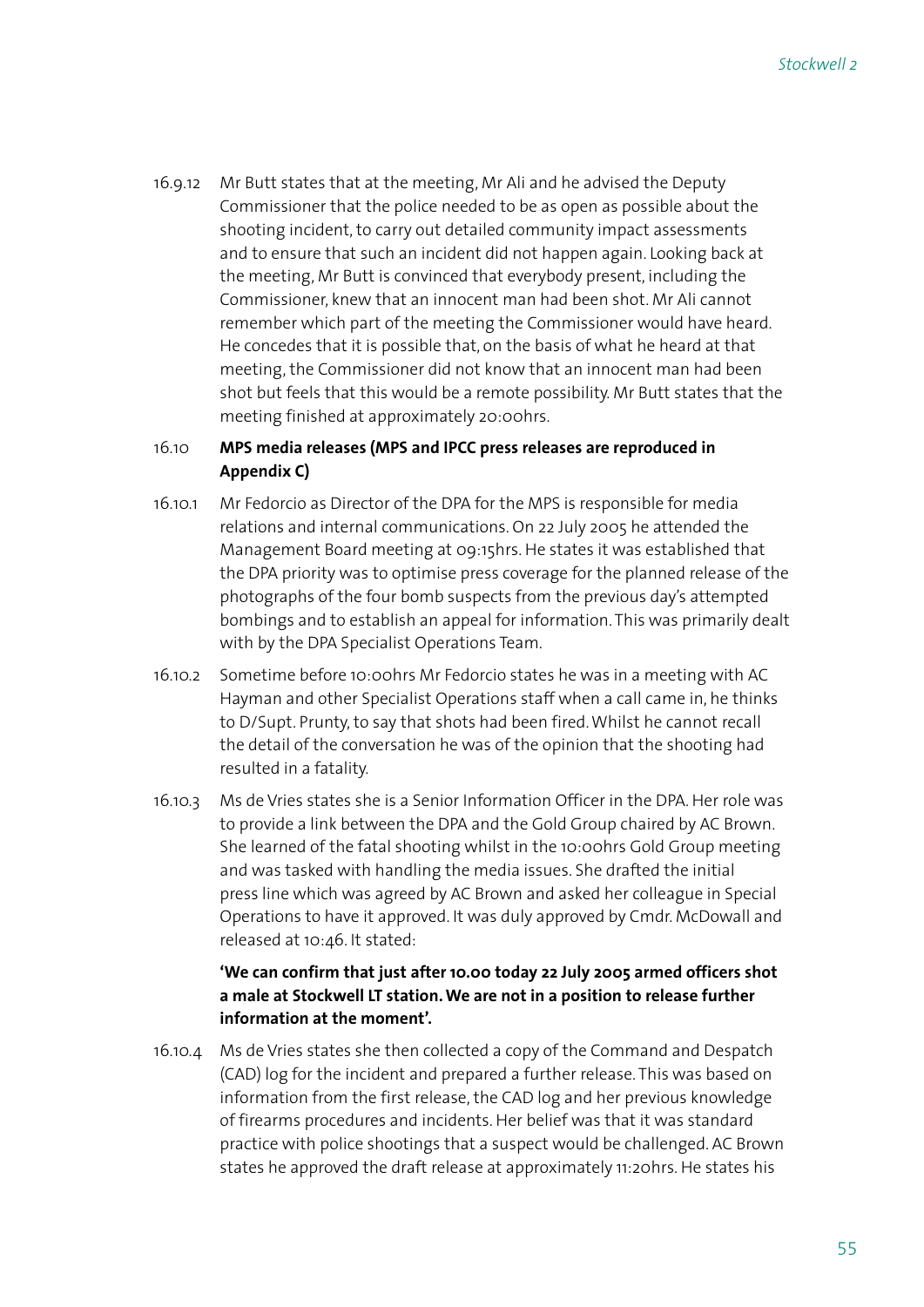16.9.12 Mr Butt states that at the meeting, Mr Ali and he advised the Deputy Commissioner that the police needed to be as open as possible about the shooting incident, to carry out detailed community impact assessments and to ensure that such an incident did not happen again. Looking back at the meeting, Mr Butt is convinced that everybody present, including the Commissioner, knew that an innocent man had been shot. Mr Ali cannot remember which part of the meeting the Commissioner would have heard. He concedes that it is possible that, on the basis of what he heard at that meeting, the Commissioner did not know that an innocent man had been shot but feels that this would be a remote possibility. Mr Butt states that the meeting finished at approximately 20:00hrs.

### 16.10 MPS media releases (MPS and IPCC press releases are reproduced in Appendix C)

16.10.1 Mr Fedorcio as Director of the DPA for the MPS is responsible for media relations and internal communications. On 22 July 2005 he attended the Management Board meeting at 09:15hrs. He states it was established that the DPA priority was to optimise press coverage for the planned release of the photographs of the four bomb suspects from the previous day's attempted bombings and to establish an appeal for information. This was primarily dealt with by the DPA Specialist Operations Team.

16.10.2 Sometime before 10:00hrs Mr Fedorcio states he was in a meeting with AC Hayman and other Specialist Operations staff when a call came in, he thinks to D/Supt. Prunty, to say that shots had been fired. Whilst he cannot recall the detail of the conversation he was of the opinion that the shooting had resulted in a fatality.

16.10.3 Ms de Vries states she is a Senior Information Officer in the DPA. Her role was to provide a link between the DPA and the Gold Group chaired by AC Brown. She learned of the fatal shooting whilst in the 10:00hrs Gold Group meeting and was tasked with handling the media issues. She drafted the initial press line which was agreed by AC Brown and asked her colleague in Special Operations to have it approved. It was duly approved by Cmdr. McDowall and released at 10:46. It stated:

> **'We can confirm that just after 10.00 today 22 July 2005 armed officers shot a male at Stockwell LT station. We are not in a position to release further information at the moment'.**

16.10.4 Ms de Vries states she then collected a copy of the Command and Despatch (CAD) log for the incident and prepared a further release. This was based on information from the first release, the CAD log and her previous knowledge of firearms procedures and incidents. Her belief was that it was standard practice with police shootings that a suspect would be challenged. AC Brown states he approved the draft release at approximately 11:20hrs. He states his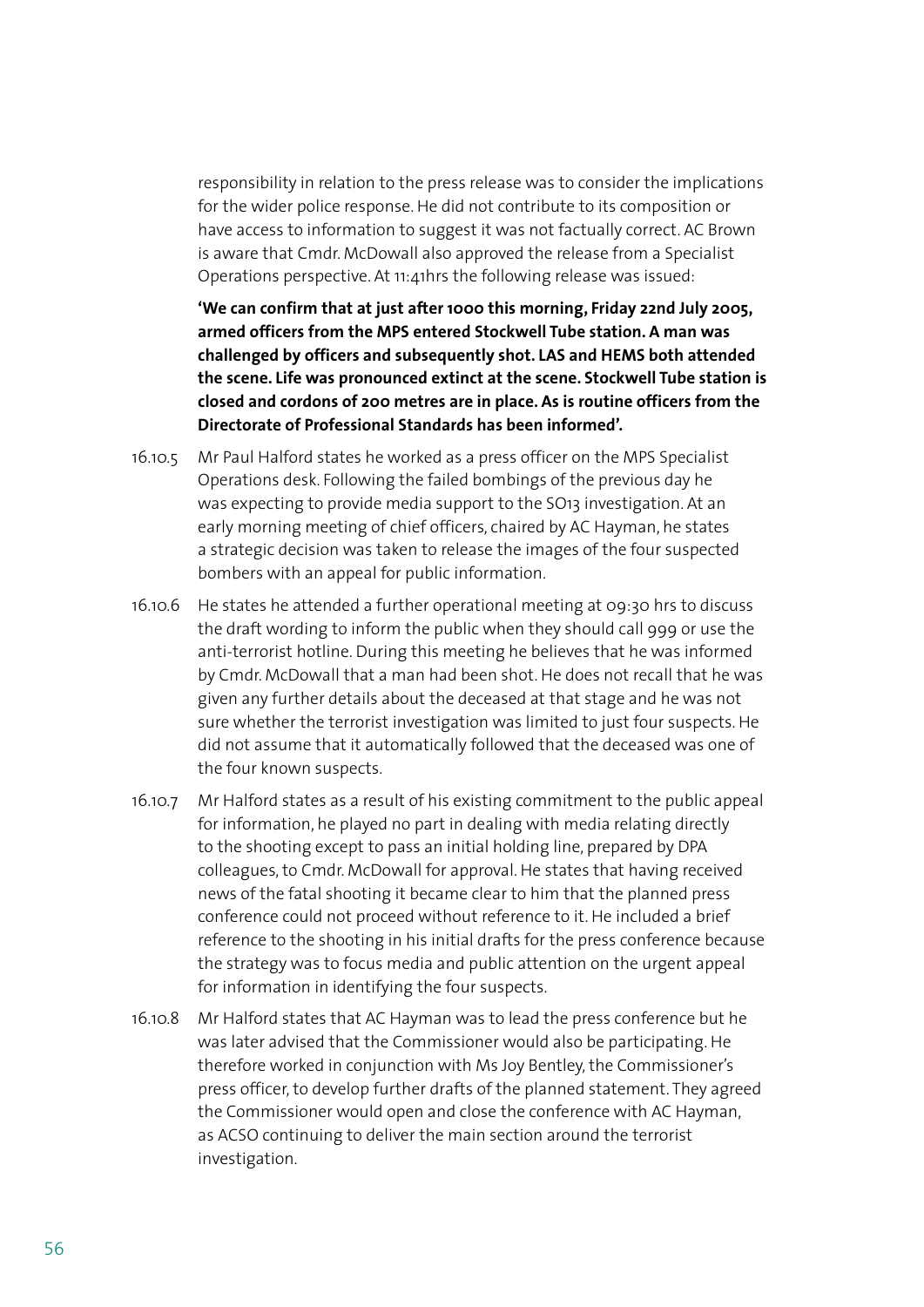responsibility in relation to the press release was to consider the implications for the wider police response. He did not contribute to its composition or have access to information to suggest it was not factually correct. AC Brown is aware that Cmdr. McDowall also approved the release from a Specialist Operations perspective. At 11:41hrs the following release was issued:

**'We can confirm that at just after 1000 this morning, Friday 22nd July 2005, armed officers from the MPS entered Stockwell Tube station. A man was challenged by officers and subsequently shot. LAS and HEMS both attended the scene. Life was pronounced extinct at the scene. Stockwell Tube station is closed and cordons of 200 metres are in place. As is routine officers from the Directorate of Professional Standards has been informed'.**

16.10.5 Mr Paul Halford states he worked as a press officer on the MPS Specialist Operations desk. Following the failed bombings of the previous day he was expecting to provide media support to the SO13 investigation. At an early morning meeting of chief officers, chaired by AC Hayman, he states a strategic decision was taken to release the images of the four suspected bombers with an appeal for public information.

16.10.6 He states he attended a further operational meeting at 09:30 hrs to discuss the draft wording to inform the public when they should call 999 or use the anti-terrorist hotline. During this meeting he believes that he was informed by Cmdr. McDowall that a man had been shot. He does not recall that he was given any further details about the deceased at that stage and he was not sure whether the terrorist investigation was limited to just four suspects. He did not assume that it automatically followed that the deceased was one of the four known suspects.

16.10.7 Mr Halford states as a result of his existing commitment to the public appeal for information, he played no part in dealing with media relating directly to the shooting except to pass an initial holding line, prepared by DPA colleagues, to Cmdr. McDowall for approval. He states that having received news of the fatal shooting it became clear to him that the planned press conference could not proceed without reference to it. He included a brief reference to the shooting in his initial drafts for the press conference because the strategy was to focus media and public attention on the urgent appeal for information in identifying the four suspects.

16.10.8 Mr Halford states that AC Hayman was to lead the press conference but he was later advised that the Commissioner would also be participating. He therefore worked in conjunction with Ms Joy Bentley, the Commissioner's press officer, to develop further drafts of the planned statement. They agreed the Commissioner would open and close the conference with AC Hayman, as ACSO continuing to deliver the main section around the terrorist investigation.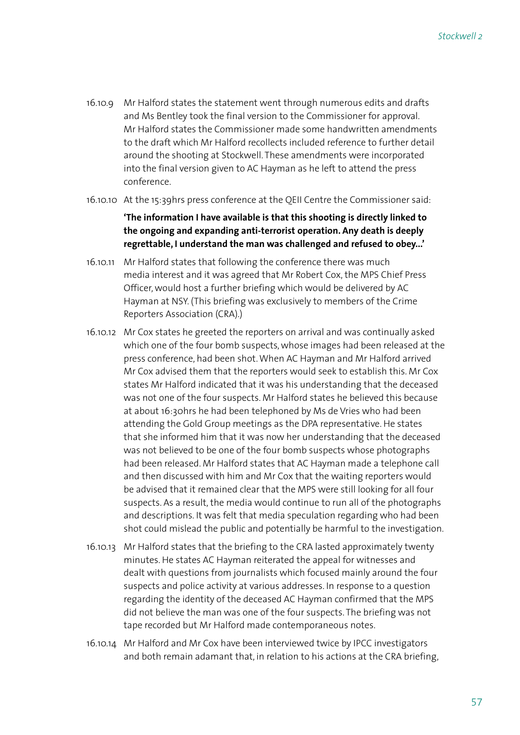16.10.9 Mr Halford states the statement went through numerous edits and drafts and Ms Bentley took the final version to the Commissioner for approval. Mr Halford states the Commissioner made some handwritten amendments to the draft which Mr Halford recollects included reference to further detail around the shooting at Stockwell. These amendments were incorporated into the final version given to AC Hayman as he left to attend the press conference.

16.10.10 At the 15:39hrs press conference at the QEII Centre the Commissioner said:

**'The information I have available is that this shooting is directly linked to the ongoing and expanding anti-terrorist operation. Any death is deeply regrettable, I understand the man was challenged and refused to obey...'**

16.10.11 Mr Halford states that following the conference there was much media interest and it was agreed that Mr Robert Cox, the MPS Chief Press Officer, would host a further briefing which would be delivered by AC Hayman at NSY. (This briefing was exclusively to members of the Crime Reporters Association (CRA).)

16.10.12 Mr Cox states he greeted the reporters on arrival and was continually asked which one of the four bomb suspects, whose images had been released at the press conference, had been shot. When AC Hayman and Mr Halford arrived Mr Cox advised them that the reporters would seek to establish this. Mr Cox states Mr Halford indicated that it was his understanding that the deceased was not one of the four suspects. Mr Halford states he believed this because at about 16:30hrs he had been telephoned by Ms de Vries who had been attending the Gold Group meetings as the DPA representative. He states that she informed him that it was now her understanding that the deceased was not believed to be one of the four bomb suspects whose photographs had been released. Mr Halford states that AC Hayman made a telephone call and then discussed with him and Mr Cox that the waiting reporters would be advised that it remained clear that the MPS were still looking for all four suspects. As a result, the media would continue to run all of the photographs and descriptions. It was felt that media speculation regarding who had been shot could mislead the public and potentially be harmful to the investigation.

16.10.13 Mr Halford states that the briefing to the CRA lasted approximately twenty minutes. He states AC Hayman reiterated the appeal for witnesses and dealt with questions from journalists which focused mainly around the four suspects and police activity at various addresses. In response to a question regarding the identity of the deceased AC Hayman confirmed that the MPS did not believe the man was one of the four suspects. The briefing was not tape recorded but Mr Halford made contemporaneous notes.

16.10.14 Mr Halford and Mr Cox have been interviewed twice by IPCC investigators and both remain adamant that, in relation to his actions at the CRA briefing,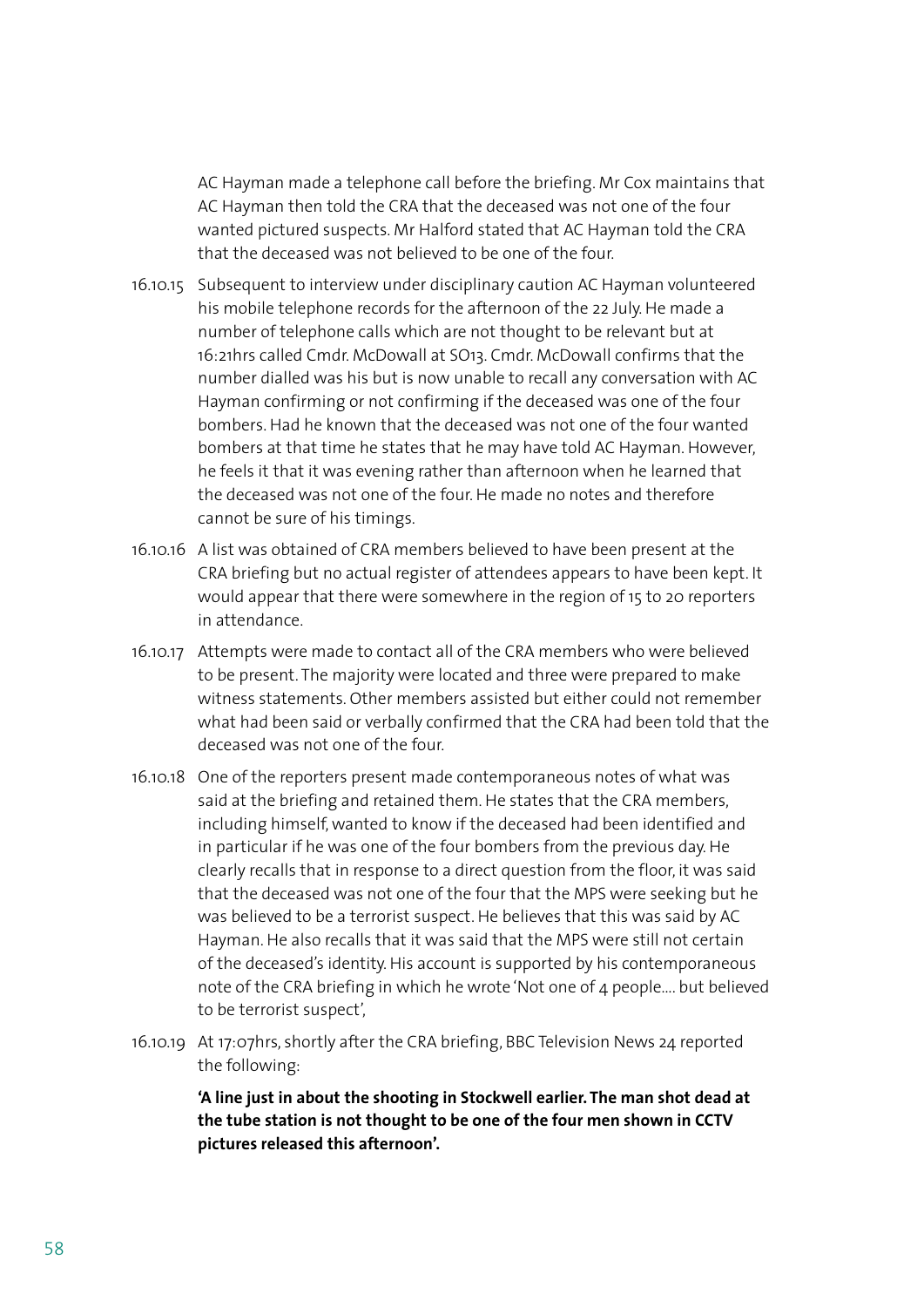AC Hayman made a telephone call before the briefing. Mr Cox maintains that AC Hayman then told the CRA that the deceased was not one of the four wanted pictured suspects. Mr Halford stated that AC Hayman told the CRA that the deceased was not believed to be one of the four.

16.10.15 Subsequent to interview under disciplinary caution AC Hayman volunteered his mobile telephone records for the afternoon of the 22 July. He made a number of telephone calls which are not thought to be relevant but at 16:21hrs called Cmdr. McDowall at SO13. Cmdr. McDowall confirms that the number dialled was his but is now unable to recall any conversation with AC Hayman confirming or not confirming if the deceased was one of the four bombers. Had he known that the deceased was not one of the four wanted bombers at that time he states that he may have told AC Hayman. However, he feels it that it was evening rather than afternoon when he learned that the deceased was not one of the four. He made no notes and therefore cannot be sure of his timings.

16.10.16 A list was obtained of CRA members believed to have been present at the CRA briefing but no actual register of attendees appears to have been kept. It would appear that there were somewhere in the region of 15 to 20 reporters in attendance.

16.10.17 Attempts were made to contact all of the CRA members who were believed to be present. The majority were located and three were prepared to make witness statements. Other members assisted but either could not remember what had been said or verbally confirmed that the CRA had been told that the deceased was not one of the four.

16.10.18 One of the reporters present made contemporaneous notes of what was said at the briefing and retained them. He states that the CRA members, including himself, wanted to know if the deceased had been identified and in particular if he was one of the four bombers from the previous day. He clearly recalls that in response to a direct question from the floor, it was said that the deceased was not one of the four that the MPS were seeking but he was believed to be a terrorist suspect. He believes that this was said by AC Hayman. He also recalls that it was said that the MPS were still not certain of the deceased's identity. His account is supported by his contemporaneous note of the CRA briefing in which he wrote 'Not one of 4 people.... but believed to be terrorist suspect',

16.10.19 At 17:07hrs, shortly after the CRA briefing, BBC Television News 24 reported the following:

> **'A line just in about the shooting in Stockwell earlier. The man shot dead at the tube station is not thought to be one of the four men shown in CCTV pictures released this afternoon'.**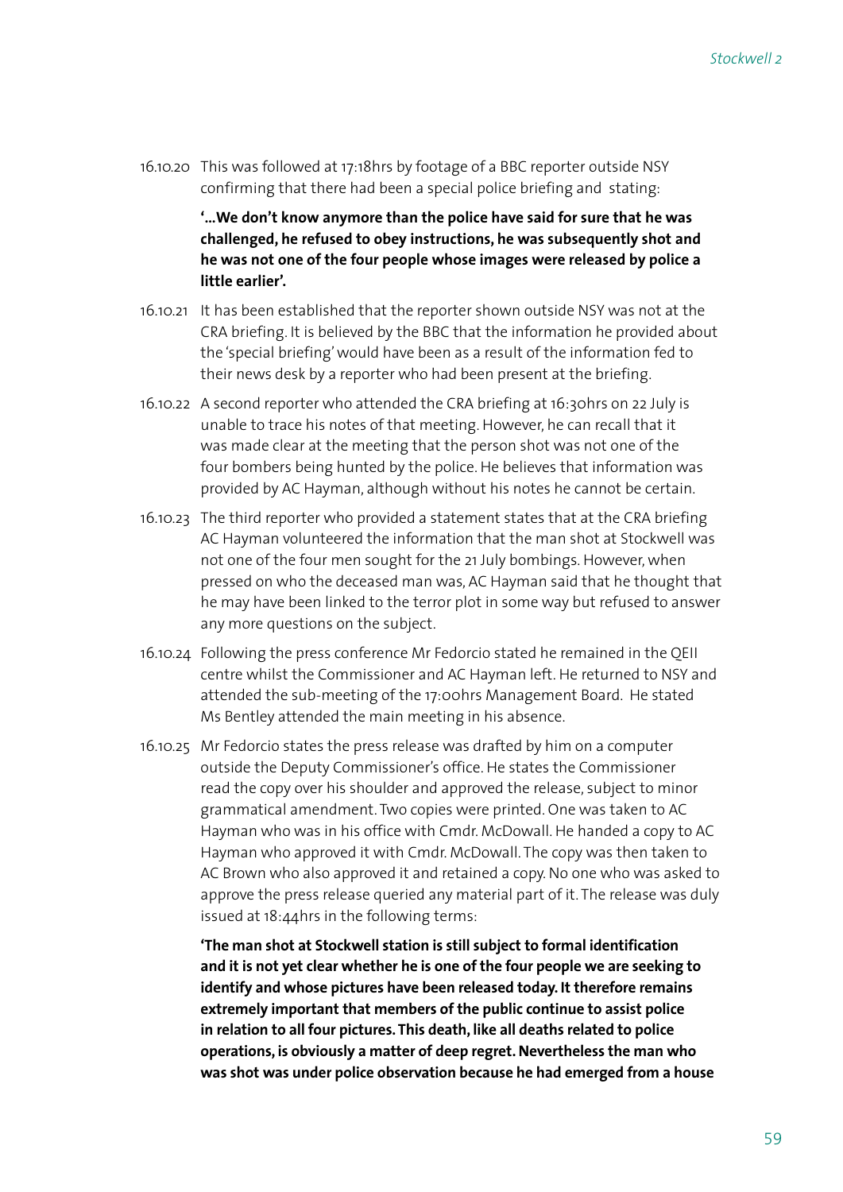16.10.20 This was followed at 17:18hrs by footage of a BBC reporter outside NSY confirming that there had been a special police briefing and stating:

> **'...We don't know anymore than the police have said for sure that he was challenged, he refused to obey instructions, he was subsequently shot and he was not one of the four people whose images were released by police a little earlier'.**

16.10.21 It has been established that the reporter shown outside NSY was not at the CRA briefing. It is believed by the BBC that the information he provided about the 'special briefing' would have been as a result of the information fed to their news desk by a reporter who had been present at the briefing.

16.10.22 A second reporter who attended the CRA briefing at 16:30hrs on 22 July is unable to trace his notes of that meeting. However, he can recall that it was made clear at the meeting that the person shot was not one of the four bombers being hunted by the police. He believes that information was provided by AC Hayman, although without his notes he cannot be certain.

16.10.23 The third reporter who provided a statement states that at the CRA briefing AC Hayman volunteered the information that the man shot at Stockwell was not one of the four men sought for the 21 July bombings. However, when pressed on who the deceased man was, AC Hayman said that he thought that he may have been linked to the terror plot in some way but refused to answer any more questions on the subject.

16.10.24 Following the press conference Mr Fedorcio stated he remained in the QEII centre whilst the Commissioner and AC Hayman left. He returned to NSY and attended the sub-meeting of the 17:00hrs Management Board. He stated Ms Bentley attended the main meeting in his absence.

16.10.25 Mr Fedorcio states the press release was drafted by him on a computer outside the Deputy Commissioner's office. He states the Commissioner read the copy over his shoulder and approved the release, subject to minor grammatical amendment. Two copies were printed. One was taken to AC Hayman who was in his office with Cmdr. McDowall. He handed a copy to AC Hayman who approved it with Cmdr. McDowall. The copy was then taken to AC Brown who also approved it and retained a copy. No one who was asked to approve the press release queried any material part of it. The release was duly issued at 18:44hrs in the following terms:

> **'The man shot at Stockwell station is still subject to formal identification and it is not yet clear whether he is one of the four people we are seeking to identify and whose pictures have been released today. It therefore remains extremely important that members of the public continue to assist police in relation to all four pictures. This death, like all deaths related to police operations, is obviously a matter of deep regret. Nevertheless the man who was shot was under police observation because he had emerged from a house**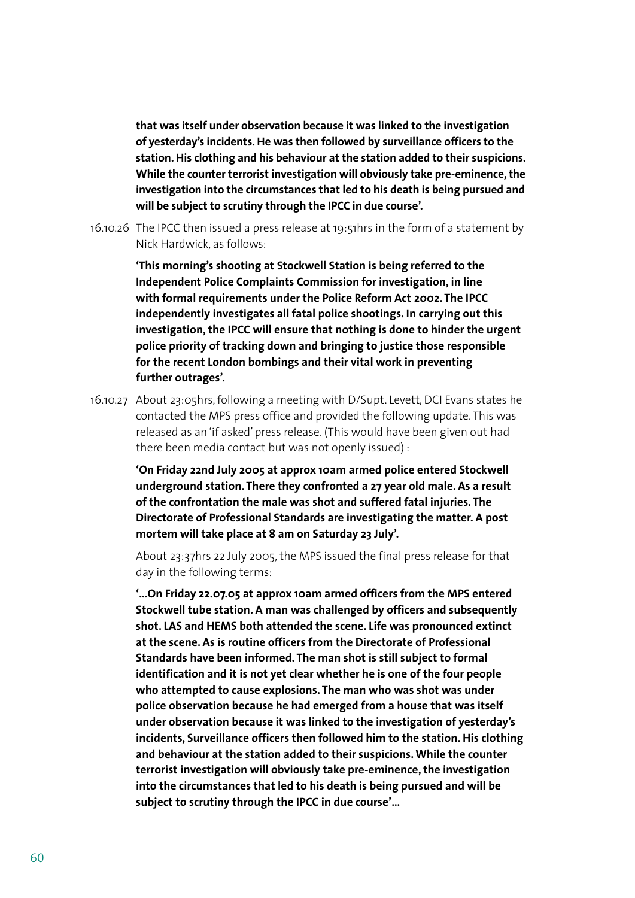**that was itself under observation because it was linked to the investigation of yesterday's incidents. He was then followed by surveillance officers to the station. His clothing and his behaviour at the station added to their suspicions. While the counter terrorist investigation will obviously take pre-eminence, the investigation into the circumstances that led to his death is being pursued and will be subject to scrutiny through the IPCC in due course'.**

16.10.26 The IPCC then issued a press release at 19:51hrs in the form of a statement by Nick Hardwick, as follows:

> **'This morning's shooting at Stockwell Station is being referred to the Independent Police Complaints Commission for investigation, in line with formal requirements under the Police Reform Act 2002. The IPCC independently investigates all fatal police shootings. In carrying out this investigation, the IPCC will ensure that nothing is done to hinder the urgent police priority of tracking down and bringing to justice those responsible for the recent London bombings and their vital work in preventing further outrages'.**

16.10.27 About 23:05hrs, following a meeting with D/Supt. Levett, DCI Evans states he contacted the MPS press office and provided the following update. This was released as an 'if asked' press release. (This would have been given out had there been media contact but was not openly issued) :

> **'On Friday 22nd July 2005 at approx 10am armed police entered Stockwell underground station. There they confronted a 27 year old male. As a result of the confrontation the male was shot and suffered fatal injuries. The Directorate of Professional Standards are investigating the matter. A post mortem will take place at 8 am on Saturday 23 July'.**

About 23:37hrs 22 July 2005, the MPS issued the final press release for that day in the following terms:

> **'...On Friday 22.07.05 at approx 10am armed officers from the MPS entered Stockwell tube station. A man was challenged by officers and subsequently shot. LAS and HEMS both attended the scene. Life was pronounced extinct at the scene. As is routine officers from the Directorate of Professional Standards have been informed. The man shot is still subject to formal identification and it is not yet clear whether he is one of the four people who attempted to cause explosions. The man who was shot was under police observation because he had emerged from a house that was itself under observation because it was linked to the investigation of yesterday's incidents, Surveillance officers then followed him to the station. His clothing and behaviour at the station added to their suspicions. While the counter terrorist investigation will obviously take pre-eminence, the investigation into the circumstances that led to his death is being pursued and will be subject to scrutiny through the IPCC in due course'...**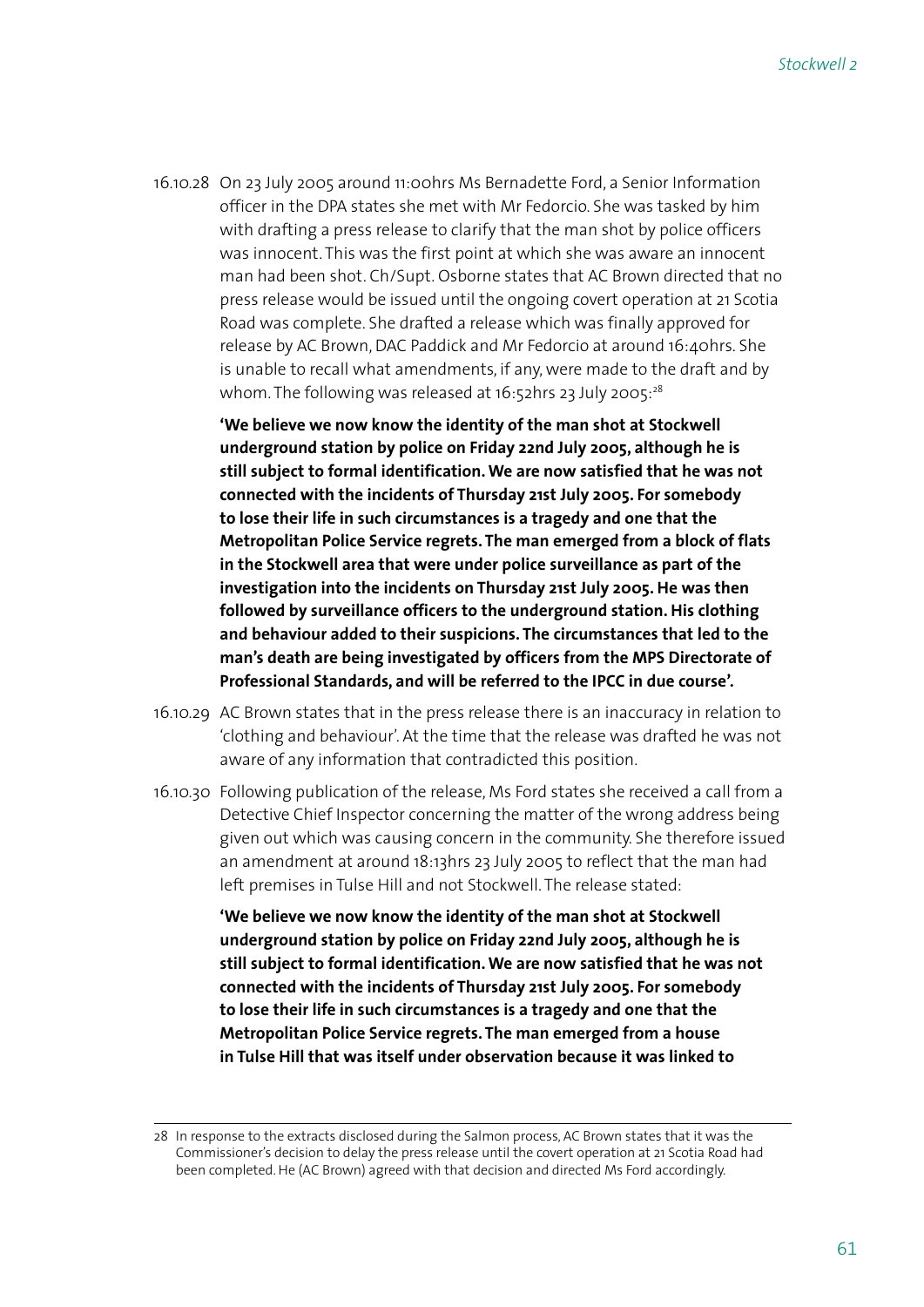16.10.28 On 23 July 2005 around 11:00hrs Ms Bernadette Ford, a Senior Information officer in the DPA states she met with Mr Fedorcio. She was tasked by him with drafting a press release to clarify that the man shot by police officers was innocent. This was the first point at which she was aware an innocent man had been shot. Ch/Supt. Osborne states that AC Brown directed that no press release would be issued until the ongoing covert operation at 21 Scotia Road was complete. She drafted a release which was finally approved for release by AC Brown, DAC Paddick and Mr Fedorcio at around 16:40hrs. She is unable to recall what amendments, if any, were made to the draft and by whom. The following was released at 16:52hrs 23 July 2005:[28]

> **'We believe we now know the identity of the man shot at Stockwell underground station by police on Friday 22nd July 2005, although he is still subject to formal identification. We are now satisfied that he was not connected with the incidents of Thursday 21st July 2005. For somebody to lose their life in such circumstances is a tragedy and one that the Metropolitan Police Service regrets. The man emerged from a block of flats in the Stockwell area that were under police surveillance as part of the investigation into the incidents on Thursday 21st July 2005. He was then followed by surveillance officers to the underground station. His clothing and behaviour added to their suspicions. The circumstances that led to the man's death are being investigated by officers from the MPS Directorate of Professional Standards, and will be referred to the IPCC in due course'.**

16.10.29 AC Brown states that in the press release there is an inaccuracy in relation to 'clothing and behaviour'. At the time that the release was drafted he was not aware of any information that contradicted this position.

16.10.30 Following publication of the release, Ms Ford states she received a call from a Detective Chief Inspector concerning the matter of the wrong address being given out which was causing concern in the community. She therefore issued an amendment at around 18:13hrs 23 July 2005 to reflect that the man had left premises in Tulse Hill and not Stockwell. The release stated:

> **'We believe we now know the identity of the man shot at Stockwell underground station by police on Friday 22nd July 2005, although he is still subject to formal identification. We are now satisfied that he was not connected with the incidents of Thursday 21st July 2005. For somebody to lose their life in such circumstances is a tragedy and one that the Metropolitan Police Service regrets. The man emerged from a house in Tulse Hill that was itself under observation because it was linked to**

---

28 In response to the extracts disclosed during the Salmon process, AC Brown states that it was the Commissioner's decision to delay the press release until the covert operation at 21 Scotia Road had been completed. He (AC Brown) agreed with that decision and directed Ms Ford accordingly.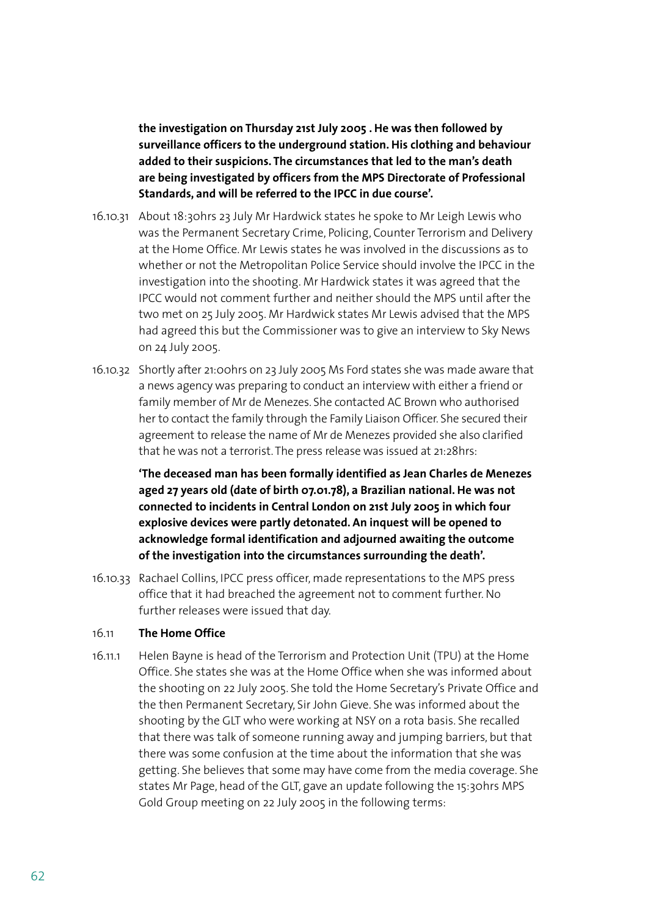**the investigation on Thursday 21st July 2005 . He was then followed by surveillance officers to the underground station. His clothing and behaviour added to their suspicions. The circumstances that led to the man's death are being investigated by officers from the MPS Directorate of Professional Standards, and will be referred to the IPCC in due course'.**

16.10.31 About 18:30hrs 23 July Mr Hardwick states he spoke to Mr Leigh Lewis who was the Permanent Secretary Crime, Policing, Counter Terrorism and Delivery at the Home Office. Mr Lewis states he was involved in the discussions as to whether or not the Metropolitan Police Service should involve the IPCC in the investigation into the shooting. Mr Hardwick states it was agreed that the IPCC would not comment further and neither should the MPS until after the two met on 25 July 2005. Mr Hardwick states Mr Lewis advised that the MPS had agreed this but the Commissioner was to give an interview to Sky News on 24 July 2005.

16.10.32 Shortly after 21:00hrs on 23 July 2005 Ms Ford states she was made aware that a news agency was preparing to conduct an interview with either a friend or family member of Mr de Menezes. She contacted AC Brown who authorised her to contact the family through the Family Liaison Officer. She secured their agreement to release the name of Mr de Menezes provided she also clarified that he was not a terrorist. The press release was issued at 21:28hrs:

**'The deceased man has been formally identified as Jean Charles de Menezes aged 27 years old (date of birth 07.01.78), a Brazilian national. He was not connected to incidents in Central London on 21st July 2005 in which four explosive devices were partly detonated. An inquest will be opened to acknowledge formal identification and adjourned awaiting the outcome of the investigation into the circumstances surrounding the death'.**

16.10.33 Rachael Collins, IPCC press officer, made representations to the MPS press office that it had breached the agreement not to comment further. No further releases were issued that day.

### 16.11 The Home Office

16.11.1 Helen Bayne is head of the Terrorism and Protection Unit (TPU) at the Home Office. She states she was at the Home Office when she was informed about the shooting on 22 July 2005. She told the Home Secretary's Private Office and the then Permanent Secretary, Sir John Gieve. She was informed about the shooting by the GLT who were working at NSY on a rota basis. She recalled that there was talk of someone running away and jumping barriers, but that there was some confusion at the time about the information that she was getting. She believes that some may have come from the media coverage. She states Mr Page, head of the GLT, gave an update following the 15:30hrs MPS Gold Group meeting on 22 July 2005 in the following terms: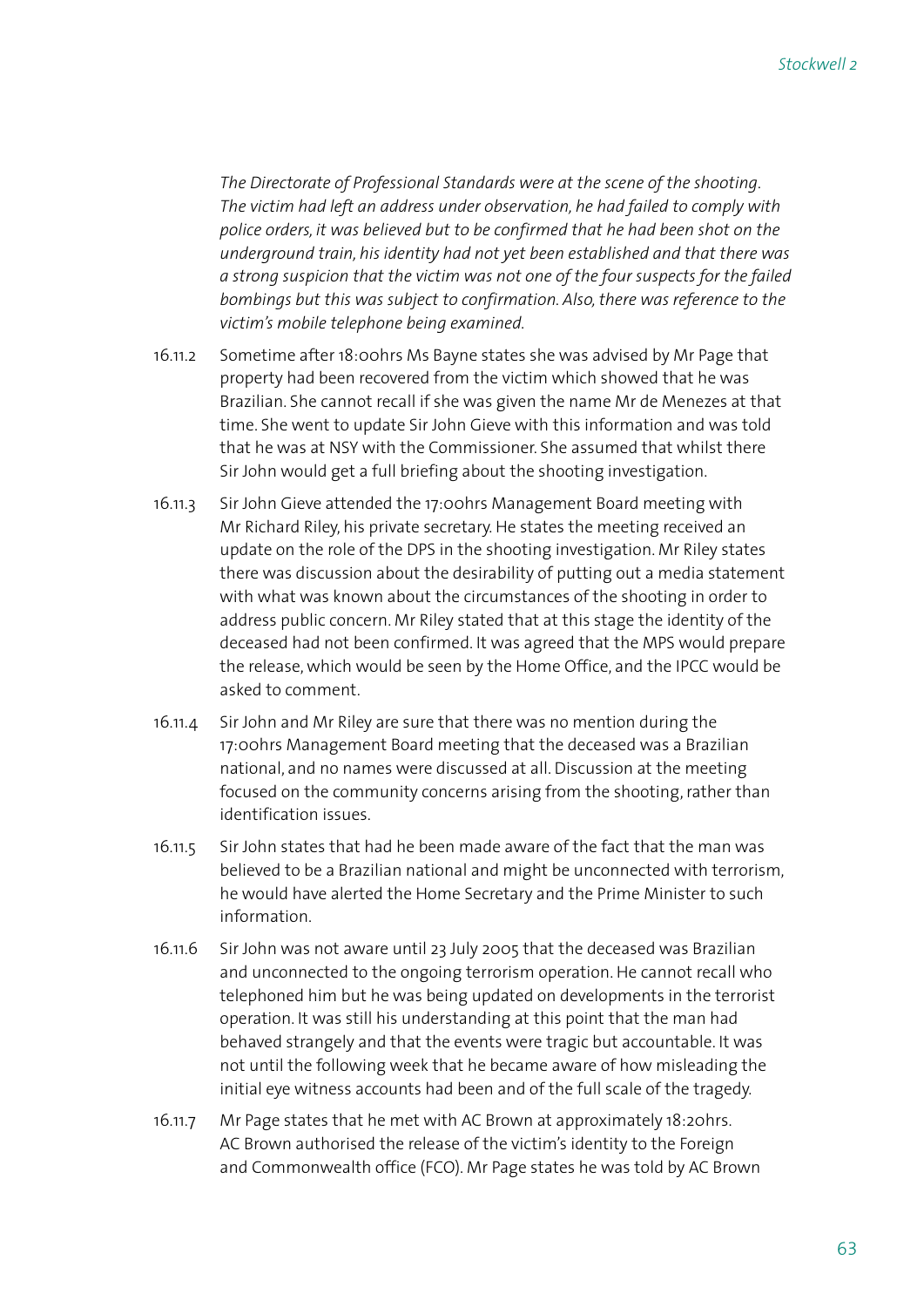*The Directorate of Professional Standards were at the scene of the shooting. The victim had left an address under observation, he had failed to comply with police orders, it was believed but to be confirmed that he had been shot on the underground train, his identity had not yet been established and that there was a strong suspicion that the victim was not one of the four suspects for the failed bombings but this was subject to confirmation. Also, there was reference to the victim's mobile telephone being examined.*

16.11.2 Sometime after 18:00hrs Ms Bayne states she was advised by Mr Page that property had been recovered from the victim which showed that he was Brazilian. She cannot recall if she was given the name Mr de Menezes at that time. She went to update Sir John Gieve with this information and was told that he was at NSY with the Commissioner. She assumed that whilst there Sir John would get a full briefing about the shooting investigation.

16.11.3 Sir John Gieve attended the 17:00hrs Management Board meeting with Mr Richard Riley, his private secretary. He states the meeting received an update on the role of the DPS in the shooting investigation. Mr Riley states there was discussion about the desirability of putting out a media statement with what was known about the circumstances of the shooting in order to address public concern. Mr Riley stated that at this stage the identity of the deceased had not been confirmed. It was agreed that the MPS would prepare the release, which would be seen by the Home Office, and the IPCC would be asked to comment.

16.11.4 Sir John and Mr Riley are sure that there was no mention during the 17:00hrs Management Board meeting that the deceased was a Brazilian national, and no names were discussed at all. Discussion at the meeting focused on the community concerns arising from the shooting, rather than identification issues.

16.11.5 Sir John states that had he been made aware of the fact that the man was believed to be a Brazilian national and might be unconnected with terrorism, he would have alerted the Home Secretary and the Prime Minister to such information.

16.11.6 Sir John was not aware until 23 July 2005 that the deceased was Brazilian and unconnected to the ongoing terrorism operation. He cannot recall who telephoned him but he was being updated on developments in the terrorist operation. It was still his understanding at this point that the man had behaved strangely and that the events were tragic but accountable. It was not until the following week that he became aware of how misleading the initial eye witness accounts had been and of the full scale of the tragedy.

16.11.7 Mr Page states that he met with AC Brown at approximately 18:20hrs. AC Brown authorised the release of the victim's identity to the Foreign and Commonwealth office (FCO). Mr Page states he was told by AC Brown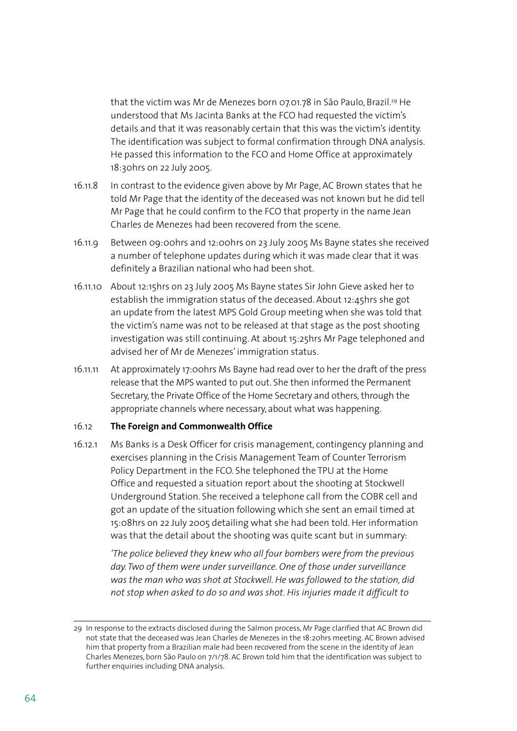that the victim was Mr de Menezes born 07.01.78 in São Paulo, Brazil.[29] He understood that Ms Jacinta Banks at the FCO had requested the victim's details and that it was reasonably certain that this was the victim's identity. The identification was subject to formal confirmation through DNA analysis. He passed this information to the FCO and Home Office at approximately 18:30hrs on 22 July 2005.

16.11.8 In contrast to the evidence given above by Mr Page, AC Brown states that he told Mr Page that the identity of the deceased was not known but he did tell Mr Page that he could confirm to the FCO that property in the name Jean Charles de Menezes had been recovered from the scene.

16.11.9 Between 09:00hrs and 12:00hrs on 23 July 2005 Ms Bayne states she received a number of telephone updates during which it was made clear that it was definitely a Brazilian national who had been shot.

16.11.10 About 12:15hrs on 23 July 2005 Ms Bayne states Sir John Gieve asked her to establish the immigration status of the deceased. About 12:45hrs she got an update from the latest MPS Gold Group meeting when she was told that the victim's name was not to be released at that stage as the post shooting investigation was still continuing. At about 15:25hrs Mr Page telephoned and advised her of Mr de Menezes' immigration status.

16.11.11 At approximately 17:00hrs Ms Bayne had read over to her the draft of the press release that the MPS wanted to put out. She then informed the Permanent Secretary, the Private Office of the Home Secretary and others, through the appropriate channels where necessary, about what was happening.

### 16.12 The Foreign and Commonwealth Office

16.12.1 Ms Banks is a Desk Officer for crisis management, contingency planning and exercises planning in the Crisis Management Team of Counter Terrorism Policy Department in the FCO. She telephoned the TPU at the Home Office and requested a situation report about the shooting at Stockwell Underground Station. She received a telephone call from the COBR cell and got an update of the situation following which she sent an email timed at 15:08hrs on 22 July 2005 detailing what she had been told. Her information was that the detail about the shooting was quite scant but in summary:

*'The police believed they knew who all four bombers were from the previous day. Two of them were under surveillance. One of those under surveillance was the man who was shot at Stockwell. He was followed to the station, did not stop when asked to do so and was shot. His injuries made it difficult to*

---

29 In response to the extracts disclosed during the Salmon process, Mr Page clarified that AC Brown did not state that the deceased was Jean Charles de Menezes in the 18:20hrs meeting. AC Brown advised him that property from a Brazilian male had been recovered from the scene in the identity of Jean Charles Menezes, born São Paulo on 7/1/78. AC Brown told him that the identification was subject to further enquiries including DNA analysis.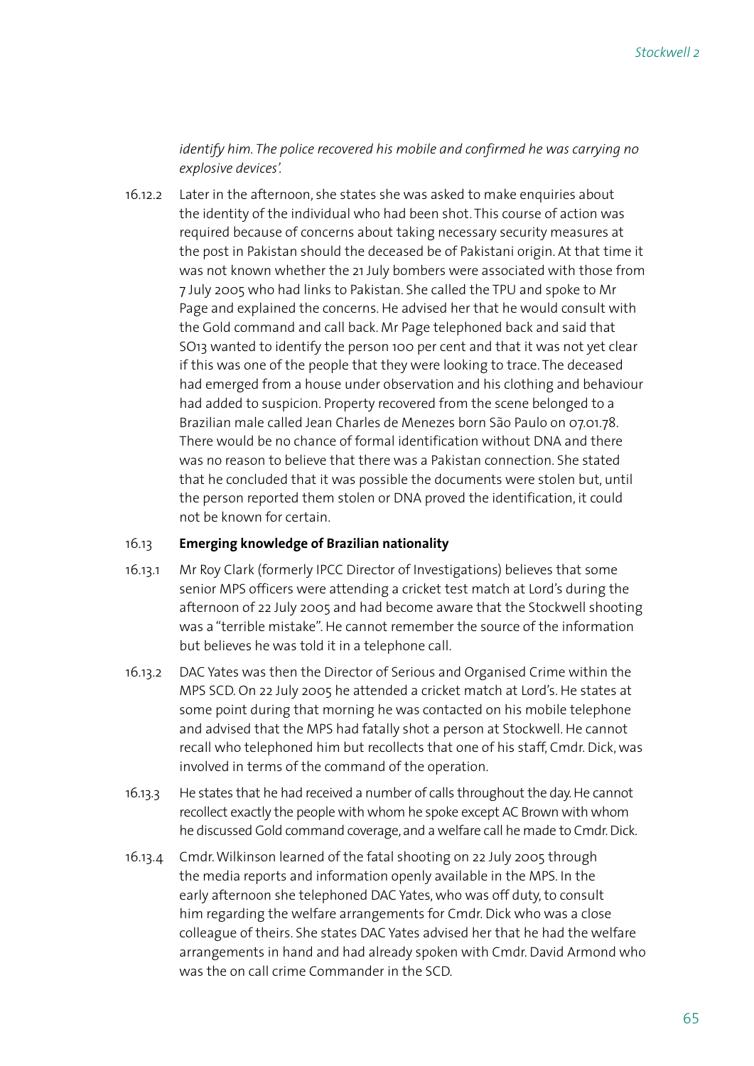*identify him. The police recovered his mobile and confirmed he was carrying no explosive devices'.*

16.12.2 Later in the afternoon, she states she was asked to make enquiries about the identity of the individual who had been shot. This course of action was required because of concerns about taking necessary security measures at the post in Pakistan should the deceased be of Pakistani origin. At that time it was not known whether the 21 July bombers were associated with those from 7 July 2005 who had links to Pakistan. She called the TPU and spoke to Mr Page and explained the concerns. He advised her that he would consult with the Gold command and call back. Mr Page telephoned back and said that SO13 wanted to identify the person 100 per cent and that it was not yet clear if this was one of the people that they were looking to trace. The deceased had emerged from a house under observation and his clothing and behaviour had added to suspicion. Property recovered from the scene belonged to a Brazilian male called Jean Charles de Menezes born São Paulo on 07.01.78. There would be no chance of formal identification without DNA and there was no reason to believe that there was a Pakistan connection. She stated that he concluded that it was possible the documents were stolen but, until the person reported them stolen or DNA proved the identification, it could not be known for certain.

### 16.13 Emerging knowledge of Brazilian nationality

16.13.1 Mr Roy Clark (formerly IPCC Director of Investigations) believes that some senior MPS officers were attending a cricket test match at Lord's during the afternoon of 22 July 2005 and had become aware that the Stockwell shooting was a "terrible mistake". He cannot remember the source of the information but believes he was told it in a telephone call.

16.13.2 DAC Yates was then the Director of Serious and Organised Crime within the MPS SCD. On 22 July 2005 he attended a cricket match at Lord's. He states at some point during that morning he was contacted on his mobile telephone and advised that the MPS had fatally shot a person at Stockwell. He cannot recall who telephoned him but recollects that one of his staff, Cmdr. Dick, was involved in terms of the command of the operation.

16.13.3 He states that he had received a number of calls throughout the day. He cannot recollect exactly the people with whom he spoke except AC Brown with whom he discussed Gold command coverage, and a welfare call he made to Cmdr. Dick.

16.13.4 Cmdr. Wilkinson learned of the fatal shooting on 22 July 2005 through the media reports and information openly available in the MPS. In the early afternoon she telephoned DAC Yates, who was off duty, to consult him regarding the welfare arrangements for Cmdr. Dick who was a close colleague of theirs. She states DAC Yates advised her that he had the welfare arrangements in hand and had already spoken with Cmdr. David Armond who was the on call crime Commander in the SCD.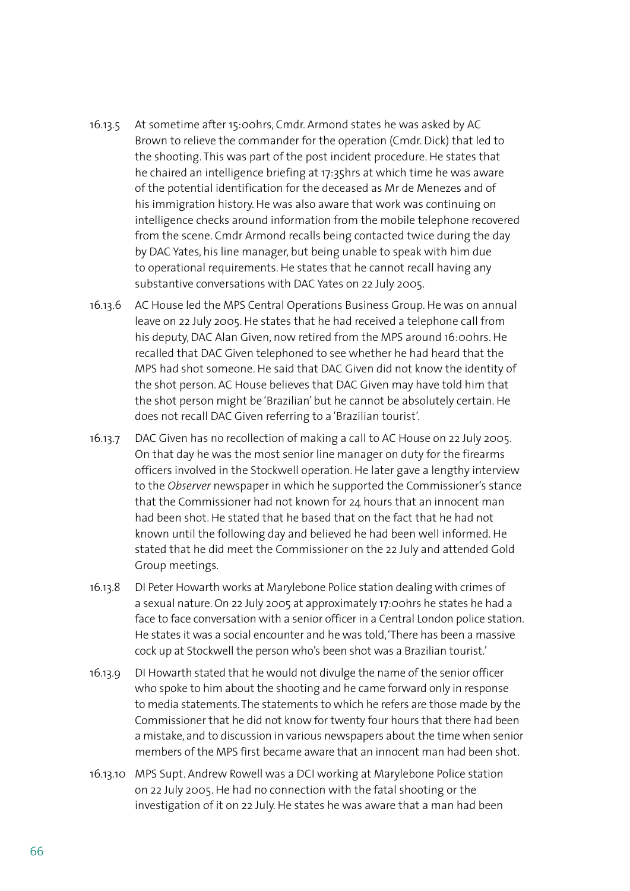16.13.5 At sometime after 15:00hrs, Cmdr. Armond states he was asked by AC Brown to relieve the commander for the operation (Cmdr. Dick) that led to the shooting. This was part of the post incident procedure. He states that he chaired an intelligence briefing at 17:35hrs at which time he was aware of the potential identification for the deceased as Mr de Menezes and of his immigration history. He was also aware that work was continuing on intelligence checks around information from the mobile telephone recovered from the scene. Cmdr Armond recalls being contacted twice during the day by DAC Yates, his line manager, but being unable to speak with him due to operational requirements. He states that he cannot recall having any substantive conversations with DAC Yates on 22 July 2005.

16.13.6 AC House led the MPS Central Operations Business Group. He was on annual leave on 22 July 2005. He states that he had received a telephone call from his deputy, DAC Alan Given, now retired from the MPS around 16:00hrs. He recalled that DAC Given telephoned to see whether he had heard that the MPS had shot someone. He said that DAC Given did not know the identity of the shot person. AC House believes that DAC Given may have told him that the shot person might be 'Brazilian' but he cannot be absolutely certain. He does not recall DAC Given referring to a 'Brazilian tourist'.

16.13.7 DAC Given has no recollection of making a call to AC House on 22 July 2005. On that day he was the most senior line manager on duty for the firearms officers involved in the Stockwell operation. He later gave a lengthy interview to the *Observer* newspaper in which he supported the Commissioner's stance that the Commissioner had not known for 24 hours that an innocent man had been shot. He stated that he based that on the fact that he had not known until the following day and believed he had been well informed. He stated that he did meet the Commissioner on the 22 July and attended Gold Group meetings.

16.13.8 DI Peter Howarth works at Marylebone Police station dealing with crimes of a sexual nature. On 22 July 2005 at approximately 17:00hrs he states he had a face to face conversation with a senior officer in a Central London police station. He states it was a social encounter and he was told, 'There has been a massive cock up at Stockwell the person who's been shot was a Brazilian tourist.'

16.13.9 DI Howarth stated that he would not divulge the name of the senior officer who spoke to him about the shooting and he came forward only in response to media statements. The statements to which he refers are those made by the Commissioner that he did not know for twenty four hours that there had been a mistake, and to discussion in various newspapers about the time when senior members of the MPS first became aware that an innocent man had been shot.

16.13.10 MPS Supt. Andrew Rowell was a DCI working at Marylebone Police station on 22 July 2005. He had no connection with the fatal shooting or the investigation of it on 22 July. He states he was aware that a man had been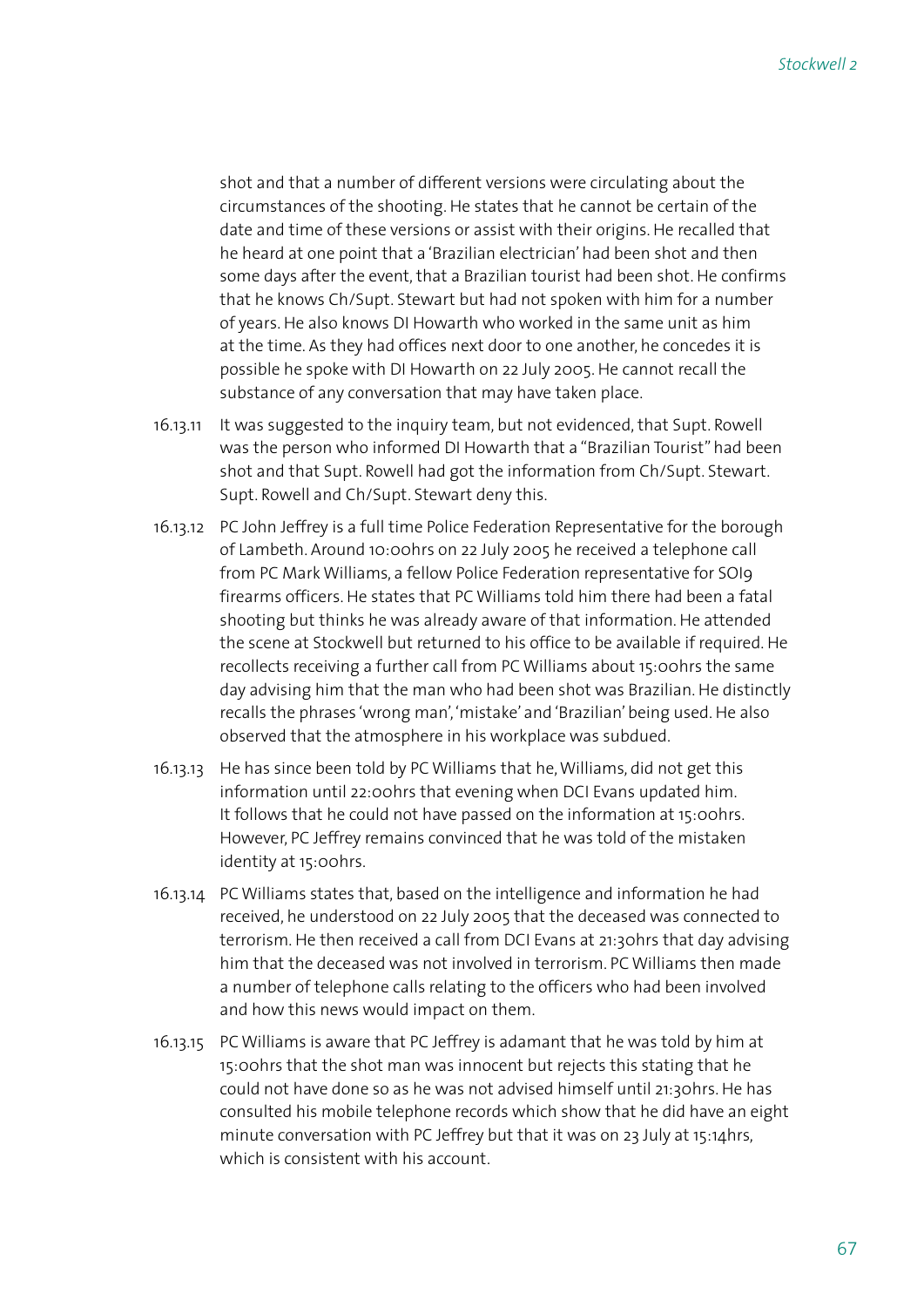shot and that a number of different versions were circulating about the circumstances of the shooting. He states that he cannot be certain of the date and time of these versions or assist with their origins. He recalled that he heard at one point that a 'Brazilian electrician' had been shot and then some days after the event, that a Brazilian tourist had been shot. He confirms that he knows Ch/Supt. Stewart but had not spoken with him for a number of years. He also knows DI Howarth who worked in the same unit as him at the time. As they had offices next door to one another, he concedes it is possible he spoke with DI Howarth on 22 July 2005. He cannot recall the substance of any conversation that may have taken place.

16.13.11 It was suggested to the inquiry team, but not evidenced, that Supt. Rowell was the person who informed DI Howarth that a "Brazilian Tourist" had been shot and that Supt. Rowell had got the information from Ch/Supt. Stewart. Supt. Rowell and Ch/Supt. Stewart deny this.

16.13.12 PC John Jeffrey is a full time Police Federation Representative for the borough of Lambeth. Around 10:00hrs on 22 July 2005 he received a telephone call from PC Mark Williams, a fellow Police Federation representative for SO19 firearms officers. He states that PC Williams told him there had been a fatal shooting but thinks he was already aware of that information. He attended the scene at Stockwell but returned to his office to be available if required. He recollects receiving a further call from PC Williams about 15:00hrs the same day advising him that the man who had been shot was Brazilian. He distinctly recalls the phrases 'wrong man', 'mistake' and 'Brazilian' being used. He also observed that the atmosphere in his workplace was subdued.

16.13.13 He has since been told by PC Williams that he, Williams, did not get this information until 22:00hrs that evening when DCI Evans updated him. It follows that he could not have passed on the information at 15:00hrs. However, PC Jeffrey remains convinced that he was told of the mistaken identity at 15:00hrs.

16.13.14 PC Williams states that, based on the intelligence and information he had received, he understood on 22 July 2005 that the deceased was connected to terrorism. He then received a call from DCI Evans at 21:30hrs that day advising him that the deceased was not involved in terrorism. PC Williams then made a number of telephone calls relating to the officers who had been involved and how this news would impact on them.

16.13.15 PC Williams is aware that PC Jeffrey is adamant that he was told by him at 15:00hrs that the shot man was innocent but rejects this stating that he could not have done so as he was not advised himself until 21:30hrs. He has consulted his mobile telephone records which show that he did have an eight minute conversation with PC Jeffrey but that it was on 23 July at 15:14hrs, which is consistent with his account.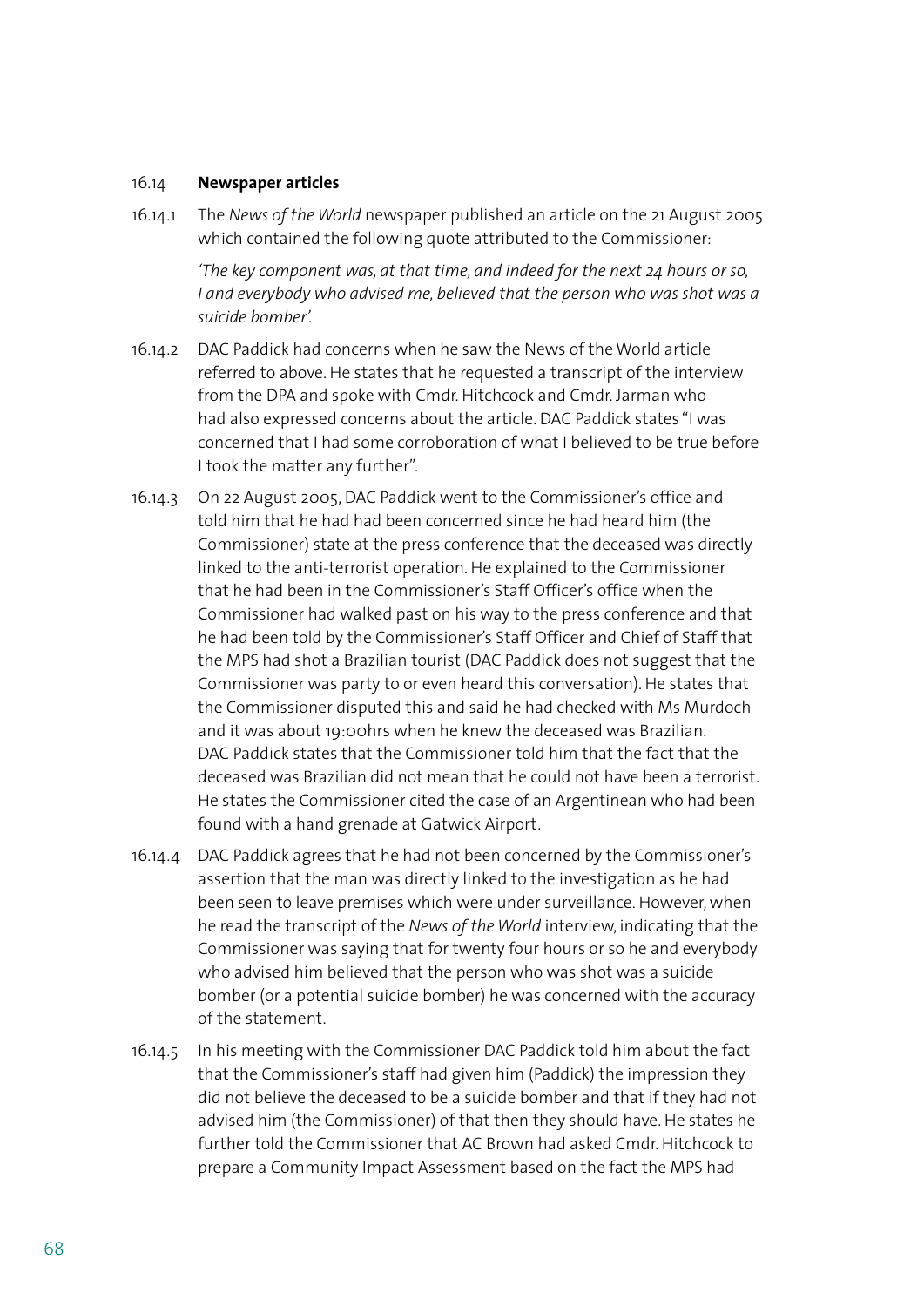### 16.14 **Newspaper articles**

16.14.1 The *News of the World* newspaper published an article on the 21 August 2005 which contained the following quote attributed to the Commissioner:

> *'The key component was, at that time, and indeed for the next 24 hours or so, I and everybody who advised me, believed that the person who was shot was a suicide bomber'.*

16.14.2 DAC Paddick had concerns when he saw the News of the World article referred to above. He states that he requested a transcript of the interview from the DPA and spoke with Cmdr. Hitchcock and Cmdr. Jarman who had also expressed concerns about the article. DAC Paddick states "I was concerned that I had some corroboration of what I believed to be true before I took the matter any further".

16.14.3 On 22 August 2005, DAC Paddick went to the Commissioner's office and told him that he had had been concerned since he had heard him (the Commissioner) state at the press conference that the deceased was directly linked to the anti-terrorist operation. He explained to the Commissioner that he had been in the Commissioner's Staff Officer's office when the Commissioner had walked past on his way to the press conference and that he had been told by the Commissioner's Staff Officer and Chief of Staff that the MPS had shot a Brazilian tourist (DAC Paddick does not suggest that the Commissioner was party to or even heard this conversation). He states that the Commissioner disputed this and said he had checked with Ms Murdoch and it was about 19:00hrs when he knew the deceased was Brazilian. DAC Paddick states that the Commissioner told him that the fact that the deceased was Brazilian did not mean that he could not have been a terrorist. He states the Commissioner cited the case of an Argentinean who had been found with a hand grenade at Gatwick Airport.

16.14.4 DAC Paddick agrees that he had not been concerned by the Commissioner's assertion that the man was directly linked to the investigation as he had been seen to leave premises which were under surveillance. However, when he read the transcript of the *News of the World* interview, indicating that the Commissioner was saying that for twenty four hours or so he and everybody who advised him believed that the person who was shot was a suicide bomber (or a potential suicide bomber) he was concerned with the accuracy of the statement.

16.14.5 In his meeting with the Commissioner DAC Paddick told him about the fact that the Commissioner's staff had given him (Paddick) the impression they did not believe the deceased to be a suicide bomber and that if they had not advised him (the Commissioner) of that then they should have. He states he further told the Commissioner that AC Brown had asked Cmdr. Hitchcock to prepare a Community Impact Assessment based on the fact the MPS had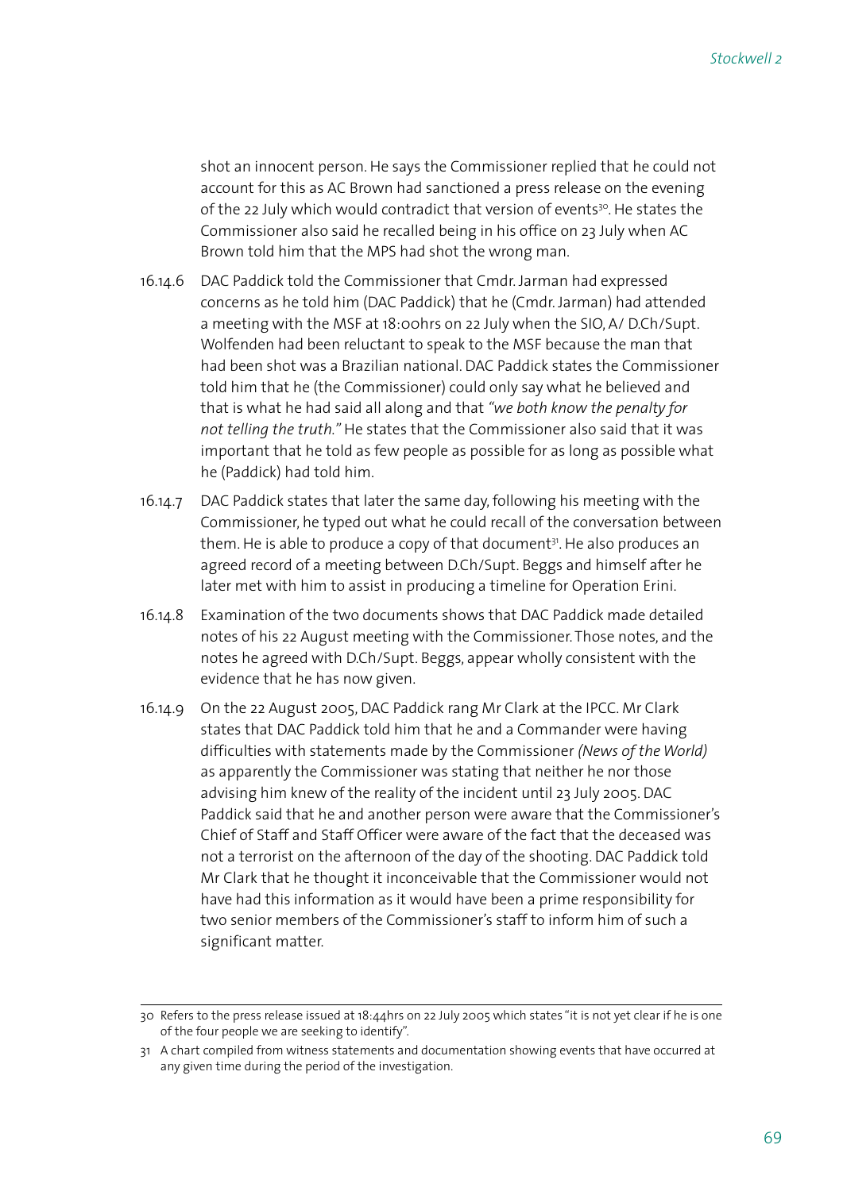shot an innocent person. He says the Commissioner replied that he could not account for this as AC Brown had sanctioned a press release on the evening of the 22 July which would contradict that version of events[30]. He states the Commissioner also said he recalled being in his office on 23 July when AC Brown told him that the MPS had shot the wrong man.

16.14.6 DAC Paddick told the Commissioner that Cmdr. Jarman had expressed concerns as he told him (DAC Paddick) that he (Cmdr. Jarman) had attended a meeting with the MSF at 18:00hrs on 22 July when the SIO, A/ D.Ch/Supt. Wolfenden had been reluctant to speak to the MSF because the man that had been shot was a Brazilian national. DAC Paddick states the Commissioner told him that he (the Commissioner) could only say what he believed and that is what he had said all along and that *"we both know the penalty for not telling the truth."* He states that the Commissioner also said that it was important that he told as few people as possible for as long as possible what he (Paddick) had told him.

16.14.7 DAC Paddick states that later the same day, following his meeting with the Commissioner, he typed out what he could recall of the conversation between them. He is able to produce a copy of that document[31]. He also produces an agreed record of a meeting between D.Ch/Supt. Beggs and himself after he later met with him to assist in producing a timeline for Operation Erini.

16.14.8 Examination of the two documents shows that DAC Paddick made detailed notes of his 22 August meeting with the Commissioner. Those notes, and the notes he agreed with D.Ch/Supt. Beggs, appear wholly consistent with the evidence that he has now given.

16.14.9 On the 22 August 2005, DAC Paddick rang Mr Clark at the IPCC. Mr Clark states that DAC Paddick told him that he and a Commander were having difficulties with statements made by the Commissioner *(News of the World)* as apparently the Commissioner was stating that neither he nor those advising him knew of the reality of the incident until 23 July 2005. DAC Paddick said that he and another person were aware that the Commissioner's Chief of Staff and Staff Officer were aware of the fact that the deceased was not a terrorist on the afternoon of the day of the shooting. DAC Paddick told Mr Clark that he thought it inconceivable that the Commissioner would not have had this information as it would have been a prime responsibility for two senior members of the Commissioner's staff to inform him of such a significant matter.

---

30 Refers to the press release issued at 18:44hrs on 22 July 2005 which states "it is not yet clear if he is one of the four people we are seeking to identify".

31 A chart compiled from witness statements and documentation showing events that have occurred at any given time during the period of the investigation.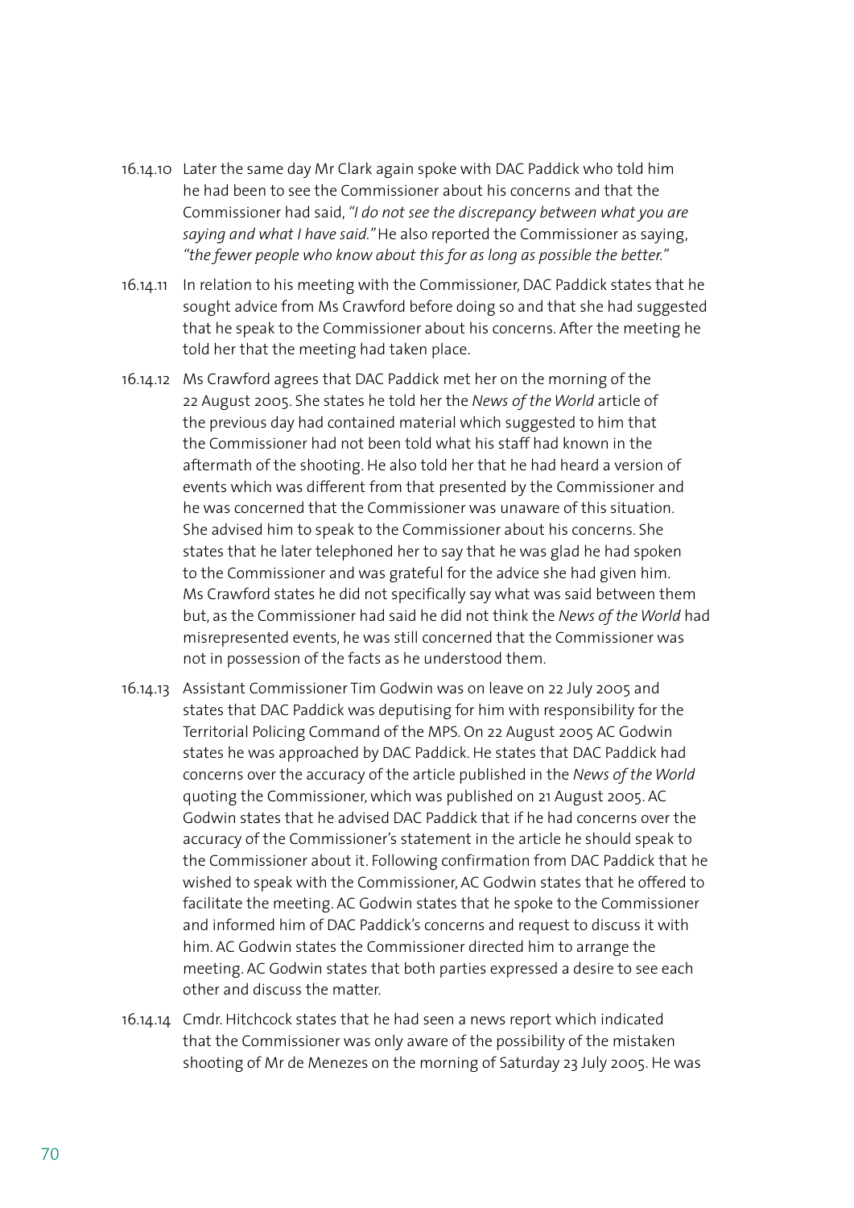16.14.10 Later the same day Mr Clark again spoke with DAC Paddick who told him he had been to see the Commissioner about his concerns and that the Commissioner had said, *"I do not see the discrepancy between what you are saying and what I have said."* He also reported the Commissioner as saying, *"the fewer people who know about this for as long as possible the better."*

16.14.11 In relation to his meeting with the Commissioner, DAC Paddick states that he sought advice from Ms Crawford before doing so and that she had suggested that he speak to the Commissioner about his concerns. After the meeting he told her that the meeting had taken place.

16.14.12 Ms Crawford agrees that DAC Paddick met her on the morning of the 22 August 2005. She states he told her the *News of the World* article of the previous day had contained material which suggested to him that the Commissioner had not been told what his staff had known in the aftermath of the shooting. He also told her that he had heard a version of events which was different from that presented by the Commissioner and he was concerned that the Commissioner was unaware of this situation. She advised him to speak to the Commissioner about his concerns. She states that he later telephoned her to say that he was glad he had spoken to the Commissioner and was grateful for the advice she had given him. Ms Crawford states he did not specifically say what was said between them but, as the Commissioner had said he did not think the *News of the World* had misrepresented events, he was still concerned that the Commissioner was not in possession of the facts as he understood them.

16.14.13 Assistant Commissioner Tim Godwin was on leave on 22 July 2005 and states that DAC Paddick was deputising for him with responsibility for the Territorial Policing Command of the MPS. On 22 August 2005 AC Godwin states he was approached by DAC Paddick. He states that DAC Paddick had concerns over the accuracy of the article published in the *News of the World* quoting the Commissioner, which was published on 21 August 2005. AC Godwin states that he advised DAC Paddick that if he had concerns over the accuracy of the Commissioner's statement in the article he should speak to the Commissioner about it. Following confirmation from DAC Paddick that he wished to speak with the Commissioner, AC Godwin states that he offered to facilitate the meeting. AC Godwin states that he spoke to the Commissioner and informed him of DAC Paddick's concerns and request to discuss it with him. AC Godwin states the Commissioner directed him to arrange the meeting. AC Godwin states that both parties expressed a desire to see each other and discuss the matter.

16.14.14 Cmdr. Hitchcock states that he had seen a news report which indicated that the Commissioner was only aware of the possibility of the mistaken shooting of Mr de Menezes on the morning of Saturday 23 July 2005. He was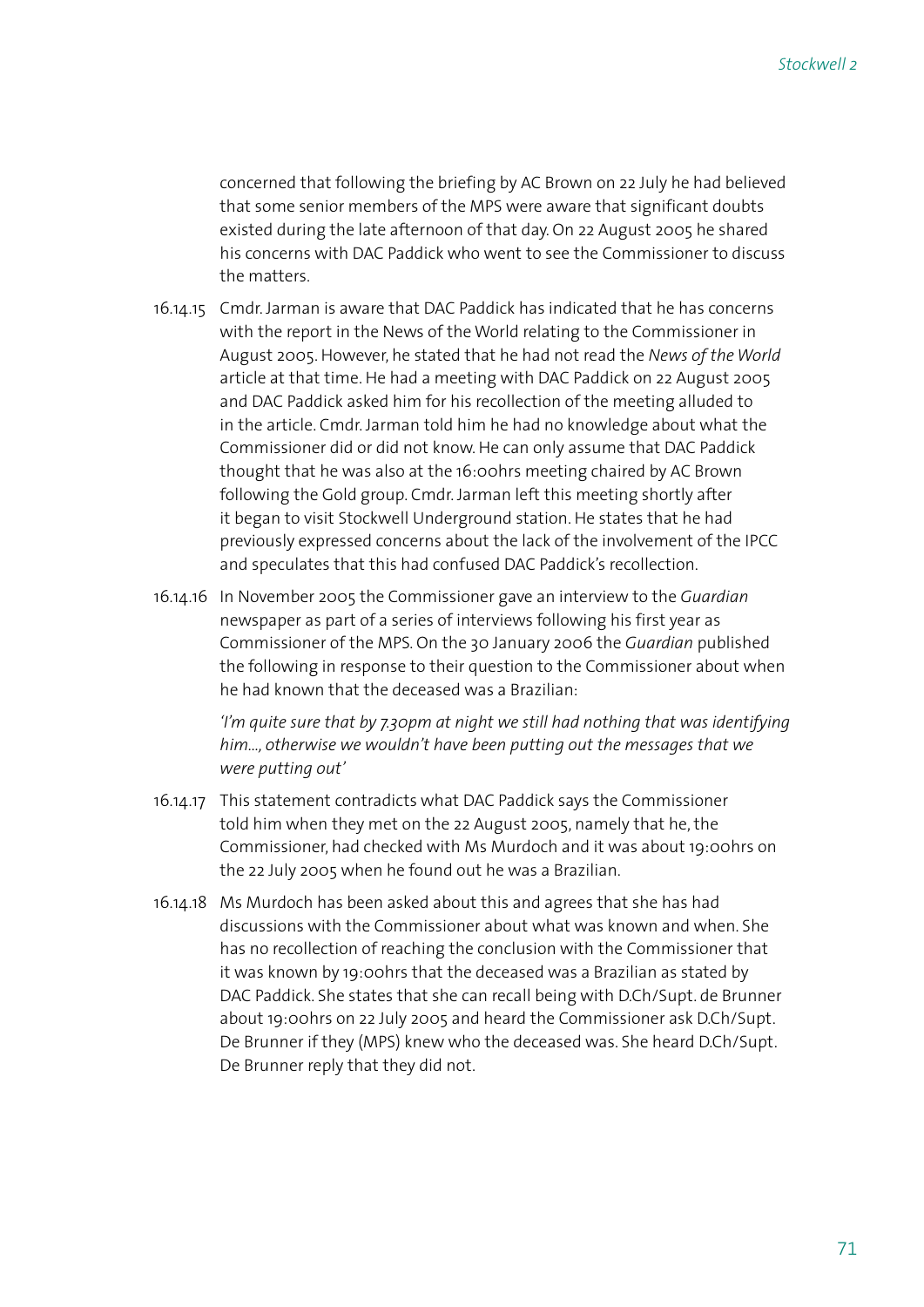concerned that following the briefing by AC Brown on 22 July he had believed that some senior members of the MPS were aware that significant doubts existed during the late afternoon of that day. On 22 August 2005 he shared his concerns with DAC Paddick who went to see the Commissioner to discuss the matters.

16.14.15 Cmdr. Jarman is aware that DAC Paddick has indicated that he has concerns with the report in the News of the World relating to the Commissioner in August 2005. However, he stated that he had not read the *News of the World* article at that time. He had a meeting with DAC Paddick on 22 August 2005 and DAC Paddick asked him for his recollection of the meeting alluded to in the article. Cmdr. Jarman told him he had no knowledge about what the Commissioner did or did not know. He can only assume that DAC Paddick thought that he was also at the 16:00hrs meeting chaired by AC Brown following the Gold group. Cmdr. Jarman left this meeting shortly after it began to visit Stockwell Underground station. He states that he had previously expressed concerns about the lack of the involvement of the IPCC and speculates that this had confused DAC Paddick's recollection.

16.14.16 In November 2005 the Commissioner gave an interview to the *Guardian* newspaper as part of a series of interviews following his first year as Commissioner of the MPS. On the 30 January 2006 the *Guardian* published the following in response to their question to the Commissioner about when he had known that the deceased was a Brazilian:

> *'I'm quite sure that by 7.30pm at night we still had nothing that was identifying him..., otherwise we wouldn't have been putting out the messages that we were putting out'*

16.14.17 This statement contradicts what DAC Paddick says the Commissioner told him when they met on the 22 August 2005, namely that he, the Commissioner, had checked with Ms Murdoch and it was about 19:00hrs on the 22 July 2005 when he found out he was a Brazilian.

16.14.18 Ms Murdoch has been asked about this and agrees that she has had discussions with the Commissioner about what was known and when. She has no recollection of reaching the conclusion with the Commissioner that it was known by 19:00hrs that the deceased was a Brazilian as stated by DAC Paddick. She states that she can recall being with D.Ch/Supt. de Brunner about 19:00hrs on 22 July 2005 and heard the Commissioner ask D.Ch/Supt. De Brunner if they (MPS) knew who the deceased was. She heard D.Ch/Supt. De Brunner reply that they did not.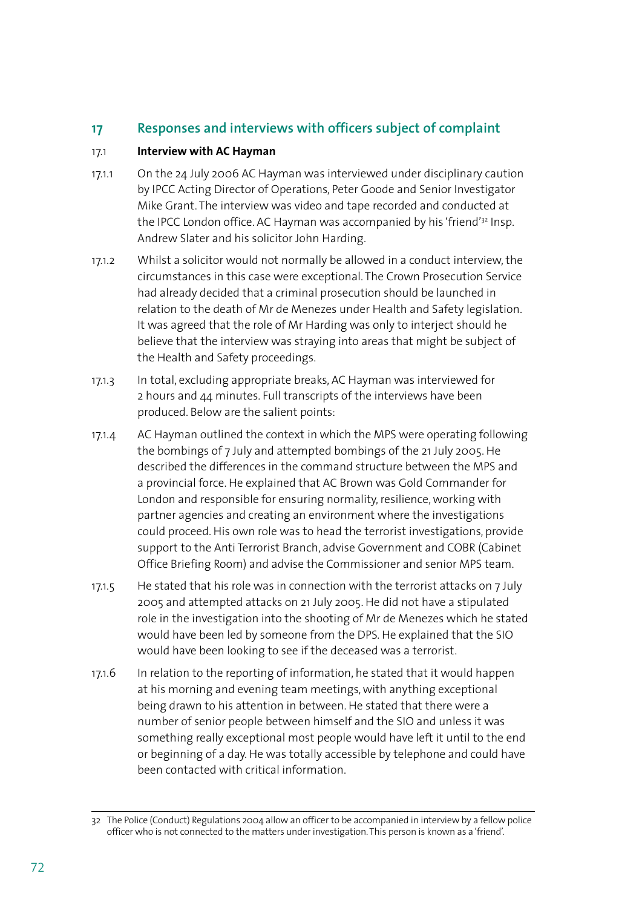## 17 Responses and interviews with officers subject of complaint

### 17.1 Interview with AC Hayman

17.1.1 On the 24 July 2006 AC Hayman was interviewed under disciplinary caution by IPCC Acting Director of Operations, Peter Goode and Senior Investigator Mike Grant. The interview was video and tape recorded and conducted at the IPCC London office. AC Hayman was accompanied by his 'friend'[32] Insp. Andrew Slater and his solicitor John Harding.

17.1.2 Whilst a solicitor would not normally be allowed in a conduct interview, the circumstances in this case were exceptional. The Crown Prosecution Service had already decided that a criminal prosecution should be launched in relation to the death of Mr de Menezes under Health and Safety legislation. It was agreed that the role of Mr Harding was only to interject should he believe that the interview was straying into areas that might be subject of the Health and Safety proceedings.

17.1.3 In total, excluding appropriate breaks, AC Hayman was interviewed for 2 hours and 44 minutes. Full transcripts of the interviews have been produced. Below are the salient points:

17.1.4 AC Hayman outlined the context in which the MPS were operating following the bombings of 7 July and attempted bombings of the 21 July 2005. He described the differences in the command structure between the MPS and a provincial force. He explained that AC Brown was Gold Commander for London and responsible for ensuring normality, resilience, working with partner agencies and creating an environment where the investigations could proceed. His own role was to head the terrorist investigations, provide support to the Anti Terrorist Branch, advise Government and COBR (Cabinet Office Briefing Room) and advise the Commissioner and senior MPS team.

17.1.5 He stated that his role was in connection with the terrorist attacks on 7 July 2005 and attempted attacks on 21 July 2005. He did not have a stipulated role in the investigation into the shooting of Mr de Menezes which he stated would have been led by someone from the DPS. He explained that the SIO would have been looking to see if the deceased was a terrorist.

17.1.6 In relation to the reporting of information, he stated that it would happen at his morning and evening team meetings, with anything exceptional being drawn to his attention in between. He stated that there were a number of senior people between himself and the SIO and unless it was something really exceptional most people would have left it until to the end or beginning of a day. He was totally accessible by telephone and could have been contacted with critical information.

---

[32] The Police (Conduct) Regulations 2004 allow an officer to be accompanied in interview by a fellow police officer who is not connected to the matters under investigation. This person is known as a 'friend'.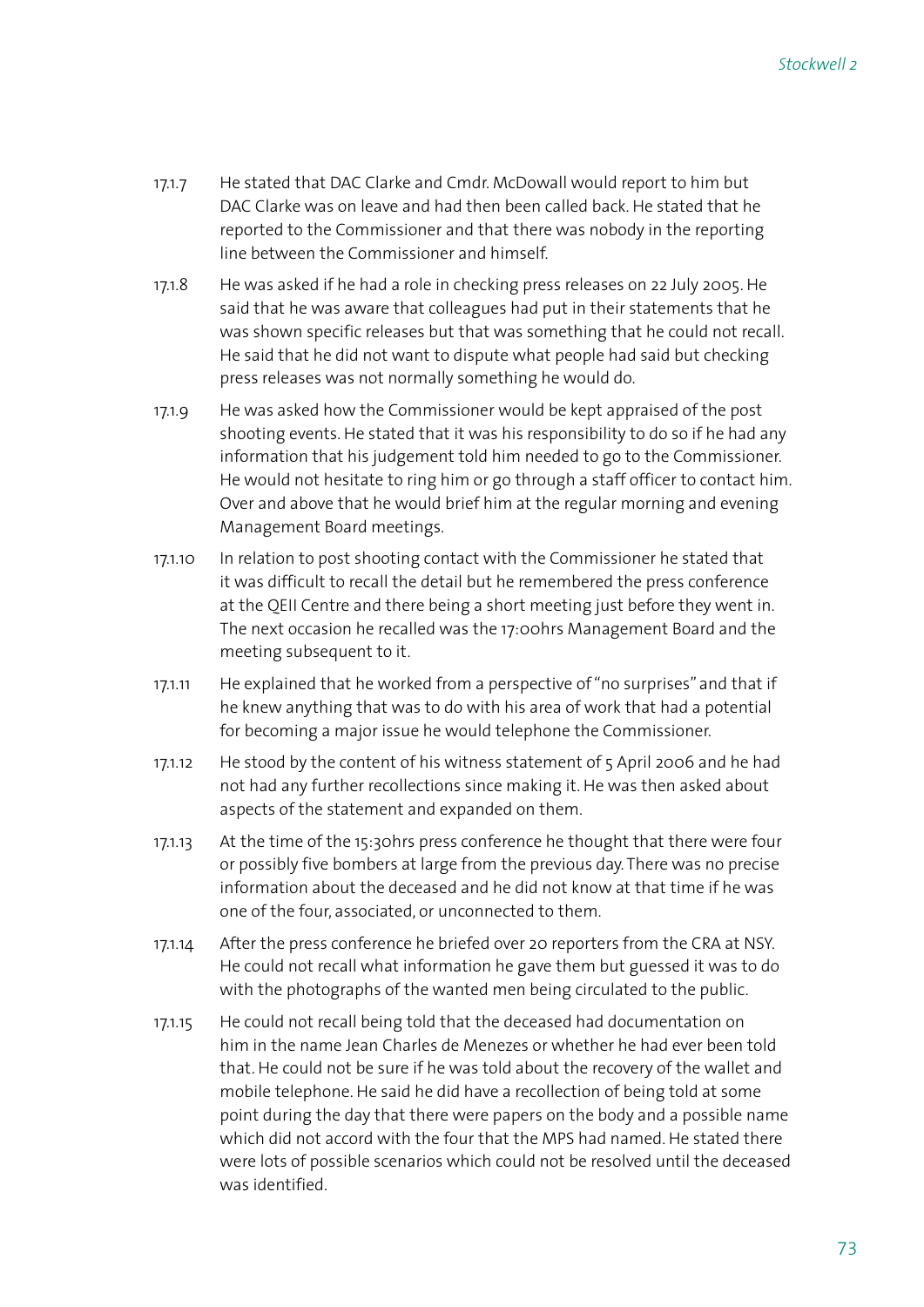17.1.7 He stated that DAC Clarke and Cmdr. McDowall would report to him but DAC Clarke was on leave and had then been called back. He stated that he reported to the Commissioner and that there was nobody in the reporting line between the Commissioner and himself.

17.1.8 He was asked if he had a role in checking press releases on 22 July 2005. He said that he was aware that colleagues had put in their statements that he was shown specific releases but that was something that he could not recall. He said that he did not want to dispute what people had said but checking press releases was not normally something he would do.

17.1.9 He was asked how the Commissioner would be kept appraised of the post shooting events. He stated that it was his responsibility to do so if he had any information that his judgement told him needed to go to the Commissioner. He would not hesitate to ring him or go through a staff officer to contact him. Over and above that he would brief him at the regular morning and evening Management Board meetings.

17.1.10 In relation to post shooting contact with the Commissioner he stated that it was difficult to recall the detail but he remembered the press conference at the QEII Centre and there being a short meeting just before they went in. The next occasion he recalled was the 17:00hrs Management Board and the meeting subsequent to it.

17.1.11 He explained that he worked from a perspective of "no surprises" and that if he knew anything that was to do with his area of work that had a potential for becoming a major issue he would telephone the Commissioner.

17.1.12 He stood by the content of his witness statement of 5 April 2006 and he had not had any further recollections since making it. He was then asked about aspects of the statement and expanded on them.

17.1.13 At the time of the 15:30hrs press conference he thought that there were four or possibly five bombers at large from the previous day. There was no precise information about the deceased and he did not know at that time if he was one of the four, associated, or unconnected to them.

17.1.14 After the press conference he briefed over 20 reporters from the CRA at NSY. He could not recall what information he gave them but guessed it was to do with the photographs of the wanted men being circulated to the public.

17.1.15 He could not recall being told that the deceased had documentation on him in the name Jean Charles de Menezes or whether he had ever been told that. He could not be sure if he was told about the recovery of the wallet and mobile telephone. He said he did have a recollection of being told at some point during the day that there were papers on the body and a possible name which did not accord with the four that the MPS had named. He stated there were lots of possible scenarios which could not be resolved until the deceased was identified.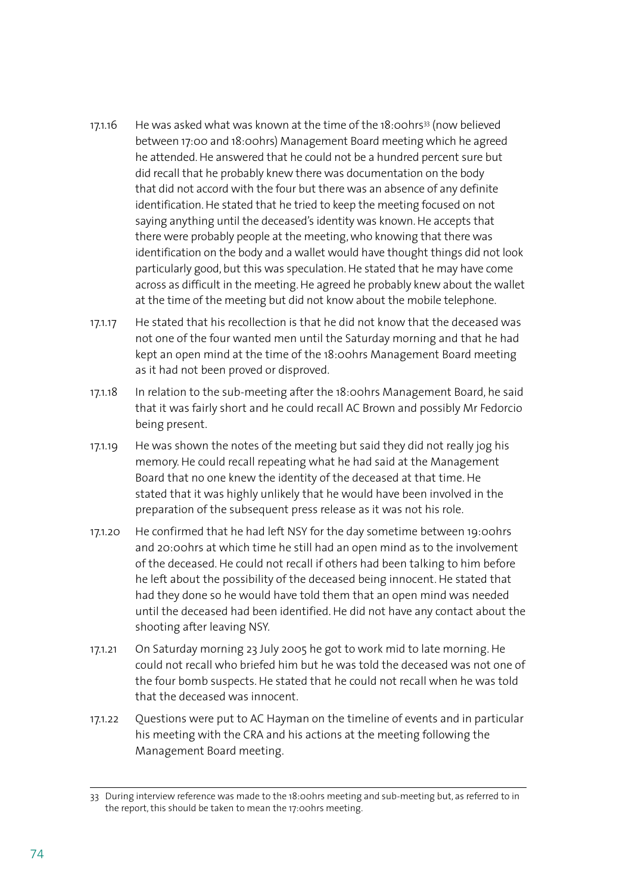17.1.16 He was asked what was known at the time of the 18:00hrs[33] (now believed between 17:00 and 18:00hrs) Management Board meeting which he agreed he attended. He answered that he could not be a hundred percent sure but did recall that he probably knew there was documentation on the body that did not accord with the four but there was an absence of any definite identification. He stated that he tried to keep the meeting focused on not saying anything until the deceased's identity was known. He accepts that there were probably people at the meeting, who knowing that there was identification on the body and a wallet would have thought things did not look particularly good, but this was speculation. He stated that he may have come across as difficult in the meeting. He agreed he probably knew about the wallet at the time of the meeting but did not know about the mobile telephone.

17.1.17 He stated that his recollection is that he did not know that the deceased was not one of the four wanted men until the Saturday morning and that he had kept an open mind at the time of the 18:00hrs Management Board meeting as it had not been proved or disproved.

17.1.18 In relation to the sub-meeting after the 18:00hrs Management Board, he said that it was fairly short and he could recall AC Brown and possibly Mr Fedorcio being present.

17.1.19 He was shown the notes of the meeting but said they did not really jog his memory. He could recall repeating what he had said at the Management Board that no one knew the identity of the deceased at that time. He stated that it was highly unlikely that he would have been involved in the preparation of the subsequent press release as it was not his role.

17.1.20 He confirmed that he had left NSY for the day sometime between 19:00hrs and 20:00hrs at which time he still had an open mind as to the involvement of the deceased. He could not recall if others had been talking to him before he left about the possibility of the deceased being innocent. He stated that had they done so he would have told them that an open mind was needed until the deceased had been identified. He did not have any contact about the shooting after leaving NSY.

17.1.21 On Saturday morning 23 July 2005 he got to work mid to late morning. He could not recall who briefed him but he was told the deceased was not one of the four bomb suspects. He stated that he could not recall when he was told that the deceased was innocent.

17.1.22 Questions were put to AC Hayman on the timeline of events and in particular his meeting with the CRA and his actions at the meeting following the Management Board meeting.

---

33 During interview reference was made to the 18:00hrs meeting and sub-meeting but, as referred to in the report, this should be taken to mean the 17:00hrs meeting.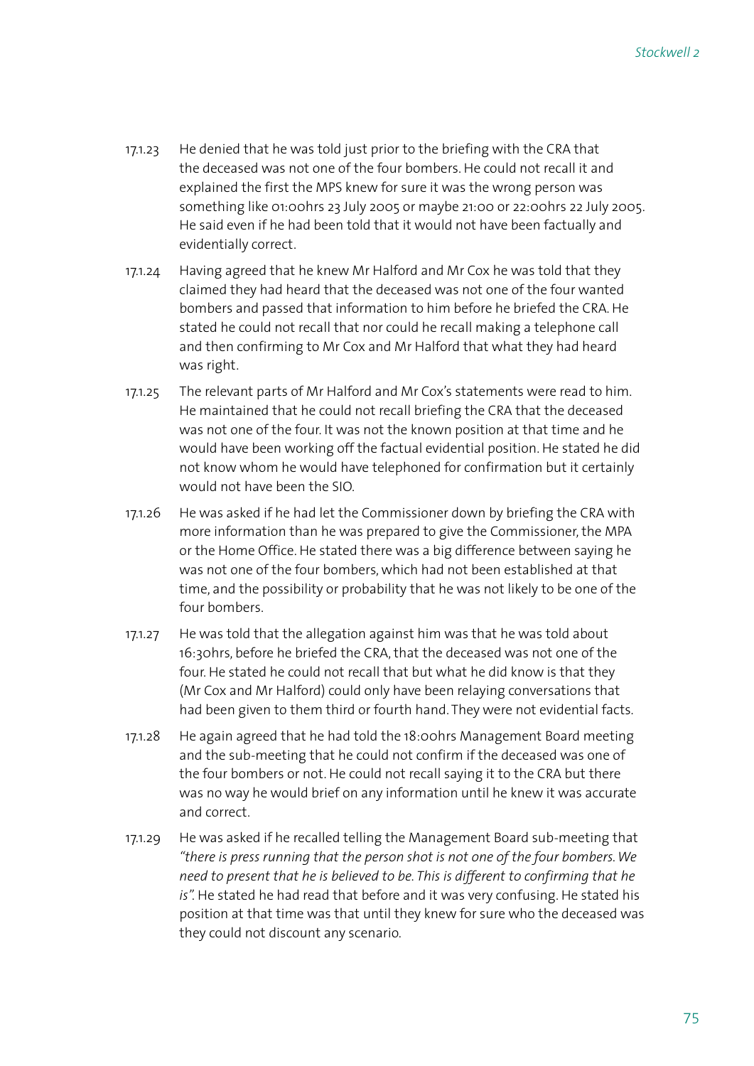17.1.23 He denied that he was told just prior to the briefing with the CRA that the deceased was not one of the four bombers. He could not recall it and explained the first the MPS knew for sure it was the wrong person was something like 01:00hrs 23 July 2005 or maybe 21:00 or 22:00hrs 22 July 2005. He said even if he had been told that it would not have been factually and evidentially correct.

17.1.24 Having agreed that he knew Mr Halford and Mr Cox he was told that they claimed they had heard that the deceased was not one of the four wanted bombers and passed that information to him before he briefed the CRA. He stated he could not recall that nor could he recall making a telephone call and then confirming to Mr Cox and Mr Halford that what they had heard was right.

17.1.25 The relevant parts of Mr Halford and Mr Cox's statements were read to him. He maintained that he could not recall briefing the CRA that the deceased was not one of the four. It was not the known position at that time and he would have been working off the factual evidential position. He stated he did not know whom he would have telephoned for confirmation but it certainly would not have been the SIO.

17.1.26 He was asked if he had let the Commissioner down by briefing the CRA with more information than he was prepared to give the Commissioner, the MPA or the Home Office. He stated there was a big difference between saying he was not one of the four bombers, which had not been established at that time, and the possibility or probability that he was not likely to be one of the four bombers.

17.1.27 He was told that the allegation against him was that he was told about 16:30hrs, before he briefed the CRA, that the deceased was not one of the four. He stated he could not recall that but what he did know is that they (Mr Cox and Mr Halford) could only have been relaying conversations that had been given to them third or fourth hand. They were not evidential facts.

17.1.28 He again agreed that he had told the 18:00hrs Management Board meeting and the sub-meeting that he could not confirm if the deceased was one of the four bombers or not. He could not recall saying it to the CRA but there was no way he would brief on any information until he knew it was accurate and correct.

17.1.29 He was asked if he recalled telling the Management Board sub-meeting that *"there is press running that the person shot is not one of the four bombers. We need to present that he is believed to be. This is different to confirming that he is".* He stated he had read that before and it was very confusing. He stated his position at that time was that until they knew for sure who the deceased was they could not discount any scenario.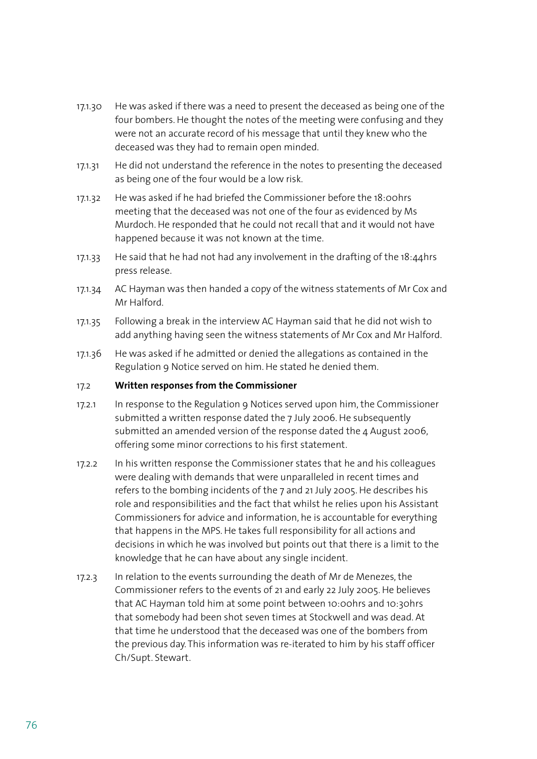17.1.30 He was asked if there was a need to present the deceased as being one of the four bombers. He thought the notes of the meeting were confusing and they were not an accurate record of his message that until they knew who the deceased was they had to remain open minded.

17.1.31 He did not understand the reference in the notes to presenting the deceased as being one of the four would be a low risk.

17.1.32 He was asked if he had briefed the Commissioner before the 18:00hrs meeting that the deceased was not one of the four as evidenced by Ms Murdoch. He responded that he could not recall that and it would not have happened because it was not known at the time.

17.1.33 He said that he had not had any involvement in the drafting of the 18:44hrs press release.

17.1.34 AC Hayman was then handed a copy of the witness statements of Mr Cox and Mr Halford.

17.1.35 Following a break in the interview AC Hayman said that he did not wish to add anything having seen the witness statements of Mr Cox and Mr Halford.

17.1.36 He was asked if he admitted or denied the allegations as contained in the Regulation 9 Notice served on him. He stated he denied them.

## 17.2 Written responses from the Commissioner

17.2.1 In response to the Regulation 9 Notices served upon him, the Commissioner submitted a written response dated the 7 July 2006. He subsequently submitted an amended version of the response dated the 4 August 2006, offering some minor corrections to his first statement.

17.2.2 In his written response the Commissioner states that he and his colleagues were dealing with demands that were unparalleled in recent times and refers to the bombing incidents of the 7 and 21 July 2005. He describes his role and responsibilities and the fact that whilst he relies upon his Assistant Commissioners for advice and information, he is accountable for everything that happens in the MPS. He takes full responsibility for all actions and decisions in which he was involved but points out that there is a limit to the knowledge that he can have about any single incident.

17.2.3 In relation to the events surrounding the death of Mr de Menezes, the Commissioner refers to the events of 21 and early 22 July 2005. He believes that AC Hayman told him at some point between 10:00hrs and 10:30hrs that somebody had been shot seven times at Stockwell and was dead. At that time he understood that the deceased was one of the bombers from the previous day. This information was re-iterated to him by his staff officer Ch/Supt. Stewart.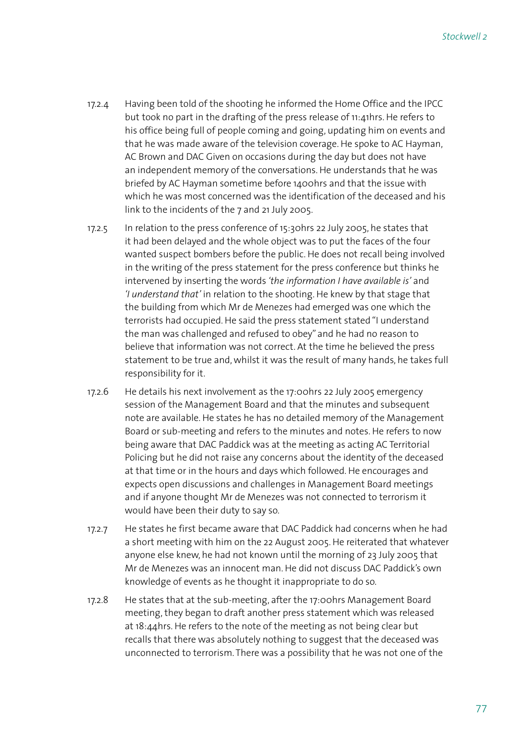17.2.4 Having been told of the shooting he informed the Home Office and the IPCC but took no part in the drafting of the press release of 11:41hrs. He refers to his office being full of people coming and going, updating him on events and that he was made aware of the television coverage. He spoke to AC Hayman, AC Brown and DAC Given on occasions during the day but does not have an independent memory of the conversations. He understands that he was briefed by AC Hayman sometime before 1400hrs and that the issue with which he was most concerned was the identification of the deceased and his link to the incidents of the 7 and 21 July 2005.

17.2.5 In relation to the press conference of 15:30hrs 22 July 2005, he states that it had been delayed and the whole object was to put the faces of the four wanted suspect bombers before the public. He does not recall being involved in the writing of the press statement for the press conference but thinks he intervened by inserting the words *'the information I have available is'* and *'I understand that'* in relation to the shooting. He knew by that stage that the building from which Mr de Menezes had emerged was one which the terrorists had occupied. He said the press statement stated "I understand the man was challenged and refused to obey" and he had no reason to believe that information was not correct. At the time he believed the press statement to be true and, whilst it was the result of many hands, he takes full responsibility for it.

17.2.6 He details his next involvement as the 17:00hrs 22 July 2005 emergency session of the Management Board and that the minutes and subsequent note are available. He states he has no detailed memory of the Management Board or sub-meeting and refers to the minutes and notes. He refers to now being aware that DAC Paddick was at the meeting as acting AC Territorial Policing but he did not raise any concerns about the identity of the deceased at that time or in the hours and days which followed. He encourages and expects open discussions and challenges in Management Board meetings and if anyone thought Mr de Menezes was not connected to terrorism it would have been their duty to say so.

17.2.7 He states he first became aware that DAC Paddick had concerns when he had a short meeting with him on the 22 August 2005. He reiterated that whatever anyone else knew, he had not known until the morning of 23 July 2005 that Mr de Menezes was an innocent man. He did not discuss DAC Paddick's own knowledge of events as he thought it inappropriate to do so.

17.2.8 He states that at the sub-meeting, after the 17:00hrs Management Board meeting, they began to draft another press statement which was released at 18:44hrs. He refers to the note of the meeting as not being clear but recalls that there was absolutely nothing to suggest that the deceased was unconnected to terrorism. There was a possibility that he was not one of the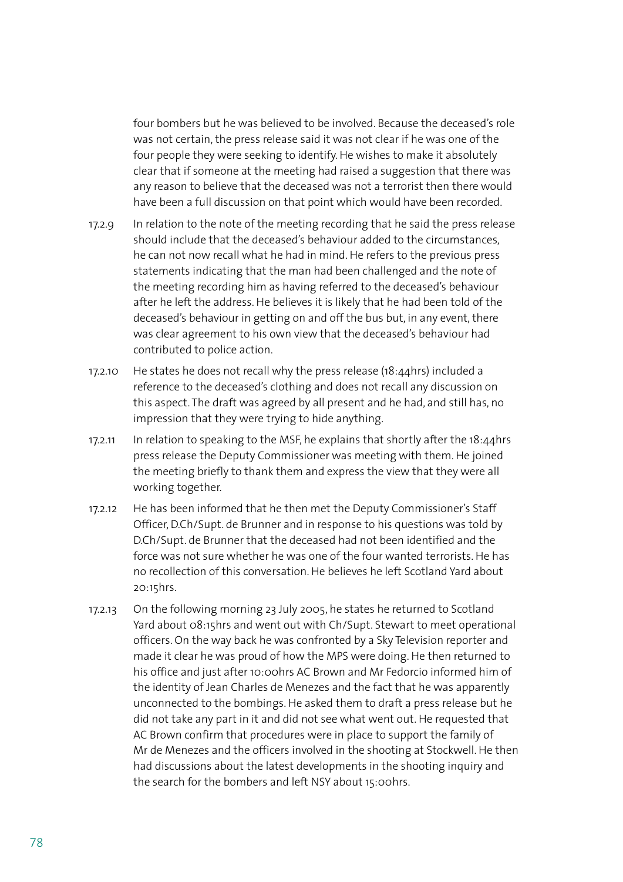four bombers but he was believed to be involved. Because the deceased's role was not certain, the press release said it was not clear if he was one of the four people they were seeking to identify. He wishes to make it absolutely clear that if someone at the meeting had raised a suggestion that there was any reason to believe that the deceased was not a terrorist then there would have been a full discussion on that point which would have been recorded.

17.2.9 In relation to the note of the meeting recording that he said the press release should include that the deceased's behaviour added to the circumstances, he can not now recall what he had in mind. He refers to the previous press statements indicating that the man had been challenged and the note of the meeting recording him as having referred to the deceased's behaviour after he left the address. He believes it is likely that he had been told of the deceased's behaviour in getting on and off the bus but, in any event, there was clear agreement to his own view that the deceased's behaviour had contributed to police action.

17.2.10 He states he does not recall why the press release (18:44hrs) included a reference to the deceased's clothing and does not recall any discussion on this aspect. The draft was agreed by all present and he had, and still has, no impression that they were trying to hide anything.

17.2.11 In relation to speaking to the MSF, he explains that shortly after the 18:44hrs press release the Deputy Commissioner was meeting with them. He joined the meeting briefly to thank them and express the view that they were all working together.

17.2.12 He has been informed that he then met the Deputy Commissioner's Staff Officer, D.Ch/Supt. de Brunner and in response to his questions was told by D.Ch/Supt. de Brunner that the deceased had not been identified and the force was not sure whether he was one of the four wanted terrorists. He has no recollection of this conversation. He believes he left Scotland Yard about 20:15hrs.

17.2.13 On the following morning 23 July 2005, he states he returned to Scotland Yard about 08:15hrs and went out with Ch/Supt. Stewart to meet operational officers. On the way back he was confronted by a Sky Television reporter and made it clear he was proud of how the MPS were doing. He then returned to his office and just after 10:00hrs AC Brown and Mr Fedorcio informed him of the identity of Jean Charles de Menezes and the fact that he was apparently unconnected to the bombings. He asked them to draft a press release but he did not take any part in it and did not see what went out. He requested that AC Brown confirm that procedures were in place to support the family of Mr de Menezes and the officers involved in the shooting at Stockwell. He then had discussions about the latest developments in the shooting inquiry and the search for the bombers and left NSY about 15:00hrs.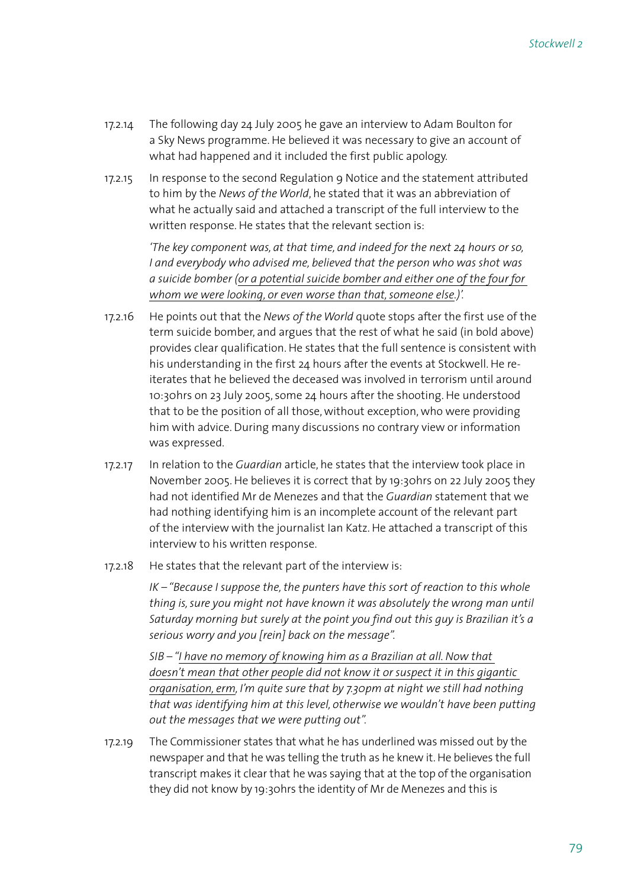17.2.14 The following day 24 July 2005 he gave an interview to Adam Boulton for a Sky News programme. He believed it was necessary to give an account of what had happened and it included the first public apology.

17.2.15 In response to the second Regulation 9 Notice and the statement attributed to him by the *News of the World*, he stated that it was an abbreviation of what he actually said and attached a transcript of the full interview to the written response. He states that the relevant section is:

> *'The key component was, at that time, and indeed for the next 24 hours or so, I and everybody who advised me, believed that the person who was shot was a suicide bomber (<u>or a potential suicide bomber and either one of the four for whom we were looking, or even worse than that, someone else</u>.)'.*

17.2.16 He points out that the *News of the World* quote stops after the first use of the term suicide bomber, and argues that the rest of what he said (in bold above) provides clear qualification. He states that the full sentence is consistent with his understanding in the first 24 hours after the events at Stockwell. He re-iterates that he believed the deceased was involved in terrorism until around 10:30hrs on 23 July 2005, some 24 hours after the shooting. He understood that to be the position of all those, without exception, who were providing him with advice. During many discussions no contrary view or information was expressed.

17.2.17 In relation to the *Guardian* article, he states that the interview took place in November 2005. He believes it is correct that by 19:30hrs on 22 July 2005 they had not identified Mr de Menezes and that the *Guardian* statement that we had nothing identifying him is an incomplete account of the relevant part of the interview with the journalist Ian Katz. He attached a transcript of this interview to his written response.

17.2.18 He states that the relevant part of the interview is:

> *IK – "Because I suppose the, the punters have this sort of reaction to this whole thing is, sure you might not have known it was absolutely the wrong man until Saturday morning but surely at the point you find out this guy is Brazilian it's a serious worry and you [rein] back on the message".*
>
> *SIB – "<u>I have no memory of knowing him as a Brazilian at all. Now that doesn't mean that other people did not know it or suspect it in this gigantic organisation, erm</u>, I'm quite sure that by 7.30pm at night we still had nothing that was identifying him at this level, otherwise we wouldn't have been putting out the messages that we were putting out".*

17.2.19 The Commissioner states that what he has underlined was missed out by the newspaper and that he was telling the truth as he knew it. He believes the full transcript makes it clear that he was saying that at the top of the organisation they did not know by 19:30hrs the identity of Mr de Menezes and this is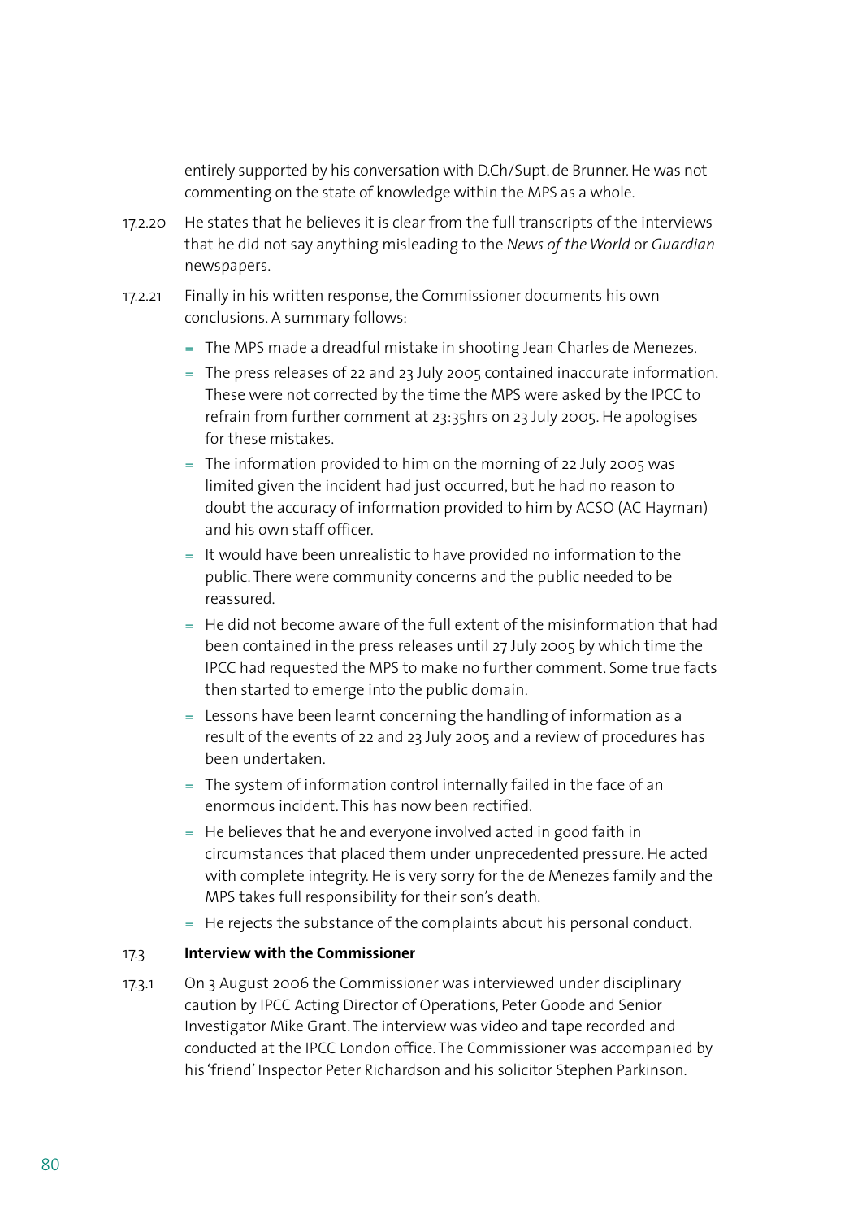entirely supported by his conversation with D.Ch/Supt. de Brunner. He was not commenting on the state of knowledge within the MPS as a whole.

17.2.20 He states that he believes it is clear from the full transcripts of the interviews that he did not say anything misleading to the *News of the World* or *Guardian* newspapers.

17.2.21 Finally in his written response, the Commissioner documents his own conclusions. A summary follows:

- The MPS made a dreadful mistake in shooting Jean Charles de Menezes.
- The press releases of 22 and 23 July 2005 contained inaccurate information. These were not corrected by the time the MPS were asked by the IPCC to refrain from further comment at 23:35hrs on 23 July 2005. He apologises for these mistakes.
- The information provided to him on the morning of 22 July 2005 was limited given the incident had just occurred, but he had no reason to doubt the accuracy of information provided to him by ACSO (AC Hayman) and his own staff officer.
- It would have been unrealistic to have provided no information to the public. There were community concerns and the public needed to be reassured.
- He did not become aware of the full extent of the misinformation that had been contained in the press releases until 27 July 2005 by which time the IPCC had requested the MPS to make no further comment. Some true facts then started to emerge into the public domain.
- Lessons have been learnt concerning the handling of information as a result of the events of 22 and 23 July 2005 and a review of procedures has been undertaken.
- The system of information control internally failed in the face of an enormous incident. This has now been rectified.
- He believes that he and everyone involved acted in good faith in circumstances that placed them under unprecedented pressure. He acted with complete integrity. He is very sorry for the de Menezes family and the MPS takes full responsibility for their son's death.
- He rejects the substance of the complaints about his personal conduct.

### 17.3 Interview with the Commissioner

17.3.1 On 3 August 2006 the Commissioner was interviewed under disciplinary caution by IPCC Acting Director of Operations, Peter Goode and Senior Investigator Mike Grant. The interview was video and tape recorded and conducted at the IPCC London office. The Commissioner was accompanied by his 'friend' Inspector Peter Richardson and his solicitor Stephen Parkinson.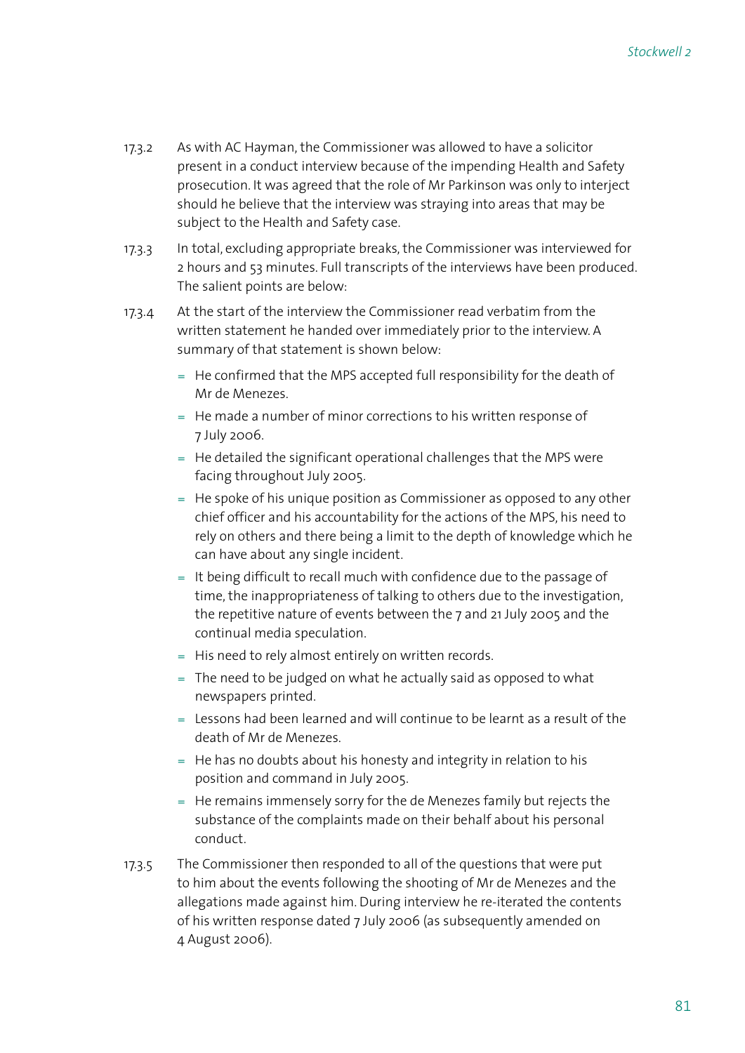17.3.2 As with AC Hayman, the Commissioner was allowed to have a solicitor present in a conduct interview because of the impending Health and Safety prosecution. It was agreed that the role of Mr Parkinson was only to interject should he believe that the interview was straying into areas that may be subject to the Health and Safety case.

17.3.3 In total, excluding appropriate breaks, the Commissioner was interviewed for 2 hours and 53 minutes. Full transcripts of the interviews have been produced. The salient points are below:

17.3.4 At the start of the interview the Commissioner read verbatim from the written statement he handed over immediately prior to the interview. A summary of that statement is shown below:

- He confirmed that the MPS accepted full responsibility for the death of Mr de Menezes.
- He made a number of minor corrections to his written response of 7 July 2006.
- He detailed the significant operational challenges that the MPS were facing throughout July 2005.
- He spoke of his unique position as Commissioner as opposed to any other chief officer and his accountability for the actions of the MPS, his need to rely on others and there being a limit to the depth of knowledge which he can have about any single incident.
- It being difficult to recall much with confidence due to the passage of time, the inappropriateness of talking to others due to the investigation, the repetitive nature of events between the 7 and 21 July 2005 and the continual media speculation.
- His need to rely almost entirely on written records.
- The need to be judged on what he actually said as opposed to what newspapers printed.
- Lessons had been learned and will continue to be learnt as a result of the death of Mr de Menezes.
- He has no doubts about his honesty and integrity in relation to his position and command in July 2005.
- He remains immensely sorry for the de Menezes family but rejects the substance of the complaints made on their behalf about his personal conduct.

17.3.5 The Commissioner then responded to all of the questions that were put to him about the events following the shooting of Mr de Menezes and the allegations made against him. During interview he re-iterated the contents of his written response dated 7 July 2006 (as subsequently amended on 4 August 2006).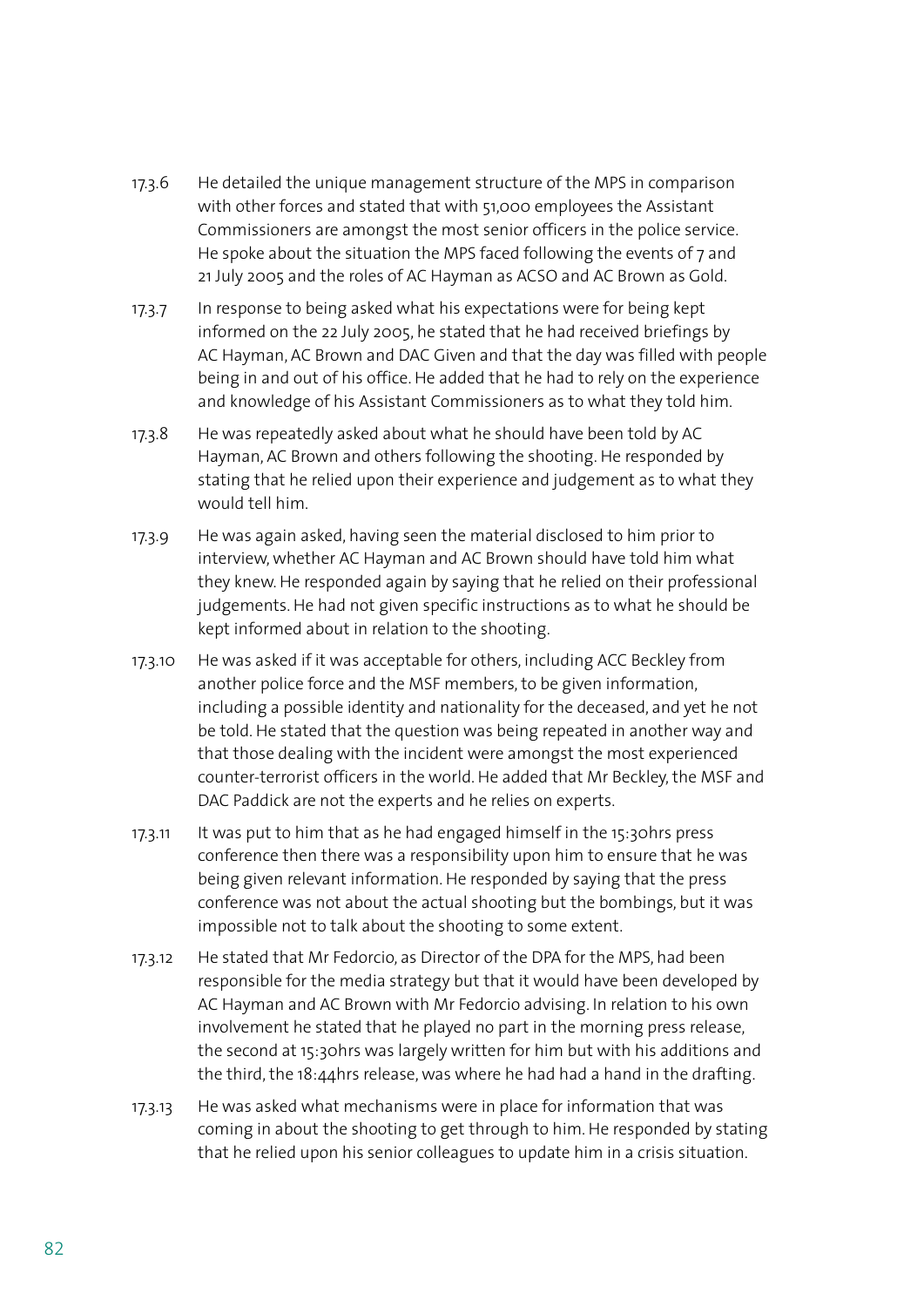17.3.6 He detailed the unique management structure of the MPS in comparison with other forces and stated that with 51,000 employees the Assistant Commissioners are amongst the most senior officers in the police service. He spoke about the situation the MPS faced following the events of 7 and 21 July 2005 and the roles of AC Hayman as ACSO and AC Brown as Gold.

17.3.7 In response to being asked what his expectations were for being kept informed on the 22 July 2005, he stated that he had received briefings by AC Hayman, AC Brown and DAC Given and that the day was filled with people being in and out of his office. He added that he had to rely on the experience and knowledge of his Assistant Commissioners as to what they told him.

17.3.8 He was repeatedly asked about what he should have been told by AC Hayman, AC Brown and others following the shooting. He responded by stating that he relied upon their experience and judgement as to what they would tell him.

17.3.9 He was again asked, having seen the material disclosed to him prior to interview, whether AC Hayman and AC Brown should have told him what they knew. He responded again by saying that he relied on their professional judgements. He had not given specific instructions as to what he should be kept informed about in relation to the shooting.

17.3.10 He was asked if it was acceptable for others, including ACC Beckley from another police force and the MSF members, to be given information, including a possible identity and nationality for the deceased, and yet he not be told. He stated that the question was being repeated in another way and that those dealing with the incident were amongst the most experienced counter-terrorist officers in the world. He added that Mr Beckley, the MSF and DAC Paddick are not the experts and he relies on experts.

17.3.11 It was put to him that as he had engaged himself in the 15:30hrs press conference then there was a responsibility upon him to ensure that he was being given relevant information. He responded by saying that the press conference was not about the actual shooting but the bombings, but it was impossible not to talk about the shooting to some extent.

17.3.12 He stated that Mr Fedorcio, as Director of the DPA for the MPS, had been responsible for the media strategy but that it would have been developed by AC Hayman and AC Brown with Mr Fedorcio advising. In relation to his own involvement he stated that he played no part in the morning press release, the second at 15:30hrs was largely written for him but with his additions and the third, the 18:44hrs release, was where he had had a hand in the drafting.

17.3.13 He was asked what mechanisms were in place for information that was coming in about the shooting to get through to him. He responded by stating that he relied upon his senior colleagues to update him in a crisis situation.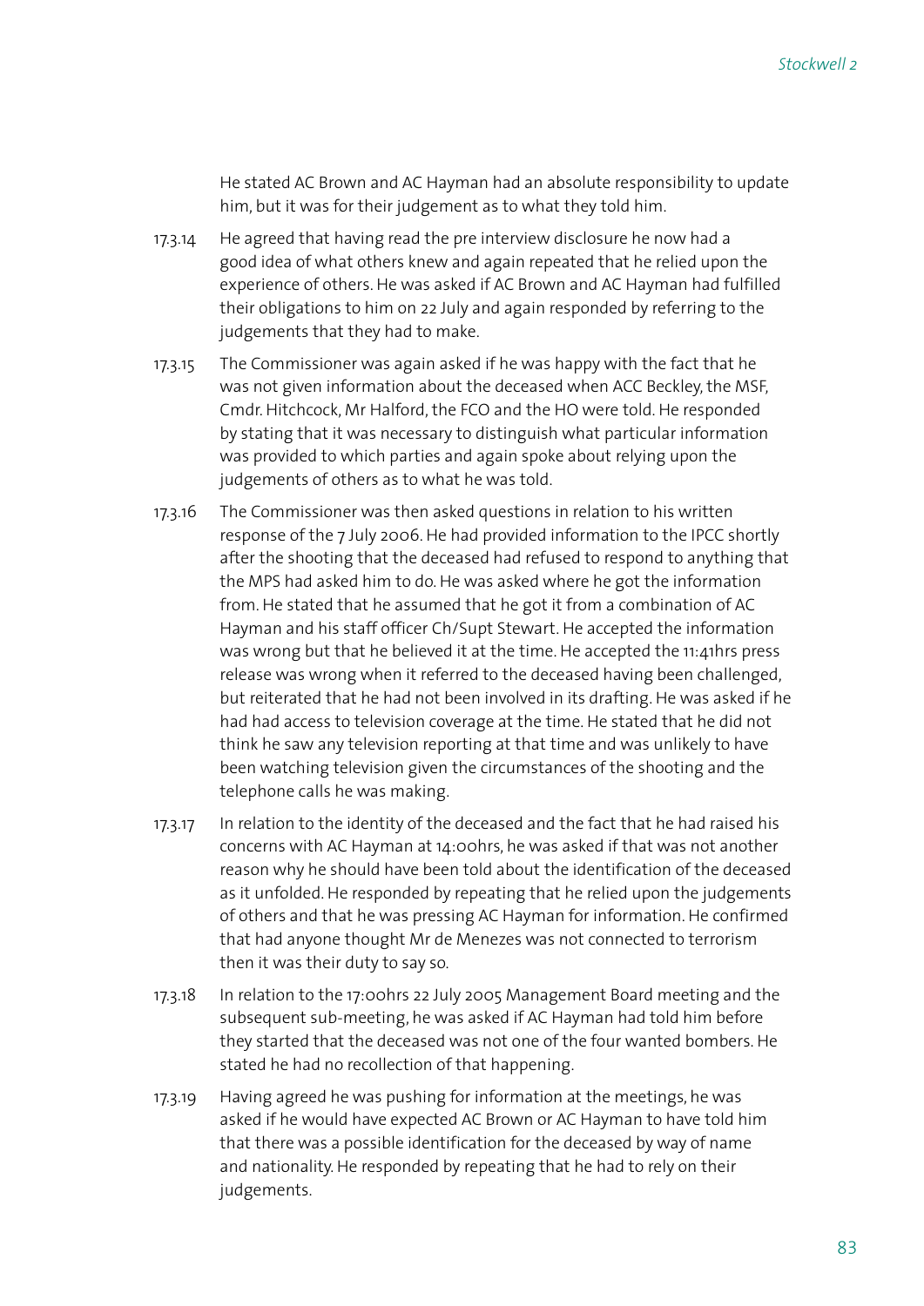He stated AC Brown and AC Hayman had an absolute responsibility to update him, but it was for their judgement as to what they told him.

17.3.14 He agreed that having read the pre interview disclosure he now had a good idea of what others knew and again repeated that he relied upon the experience of others. He was asked if AC Brown and AC Hayman had fulfilled their obligations to him on 22 July and again responded by referring to the judgements that they had to make.

17.3.15 The Commissioner was again asked if he was happy with the fact that he was not given information about the deceased when ACC Beckley, the MSF, Cmdr. Hitchcock, Mr Halford, the FCO and the HO were told. He responded by stating that it was necessary to distinguish what particular information was provided to which parties and again spoke about relying upon the judgements of others as to what he was told.

17.3.16 The Commissioner was then asked questions in relation to his written response of the 7 July 2006. He had provided information to the IPCC shortly after the shooting that the deceased had refused to respond to anything that the MPS had asked him to do. He was asked where he got the information from. He stated that he assumed that he got it from a combination of AC Hayman and his staff officer Ch/Supt Stewart. He accepted the information was wrong but that he believed it at the time. He accepted the 11:41hrs press release was wrong when it referred to the deceased having been challenged, but reiterated that he had not been involved in its drafting. He was asked if he had had access to television coverage at the time. He stated that he did not think he saw any television reporting at that time and was unlikely to have been watching television given the circumstances of the shooting and the telephone calls he was making.

17.3.17 In relation to the identity of the deceased and the fact that he had raised his concerns with AC Hayman at 14:00hrs, he was asked if that was not another reason why he should have been told about the identification of the deceased as it unfolded. He responded by repeating that he relied upon the judgements of others and that he was pressing AC Hayman for information. He confirmed that had anyone thought Mr de Menezes was not connected to terrorism then it was their duty to say so.

17.3.18 In relation to the 17:00hrs 22 July 2005 Management Board meeting and the subsequent sub-meeting, he was asked if AC Hayman had told him before they started that the deceased was not one of the four wanted bombers. He stated he had no recollection of that happening.

17.3.19 Having agreed he was pushing for information at the meetings, he was asked if he would have expected AC Brown or AC Hayman to have told him that there was a possible identification for the deceased by way of name and nationality. He responded by repeating that he had to rely on their judgements.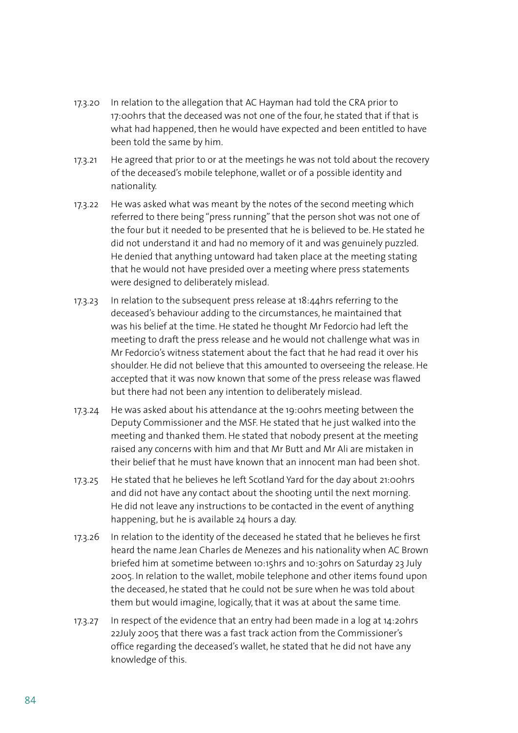17.3.20 In relation to the allegation that AC Hayman had told the CRA prior to 17:00hrs that the deceased was not one of the four, he stated that if that is what had happened, then he would have expected and been entitled to have been told the same by him.

17.3.21 He agreed that prior to or at the meetings he was not told about the recovery of the deceased's mobile telephone, wallet or of a possible identity and nationality.

17.3.22 He was asked what was meant by the notes of the second meeting which referred to there being "press running" that the person shot was not one of the four but it needed to be presented that he is believed to be. He stated he did not understand it and had no memory of it and was genuinely puzzled. He denied that anything untoward had taken place at the meeting stating that he would not have presided over a meeting where press statements were designed to deliberately mislead.

17.3.23 In relation to the subsequent press release at 18:44hrs referring to the deceased's behaviour adding to the circumstances, he maintained that was his belief at the time. He stated he thought Mr Fedorcio had left the meeting to draft the press release and he would not challenge what was in Mr Fedorcio's witness statement about the fact that he had read it over his shoulder. He did not believe that this amounted to overseeing the release. He accepted that it was now known that some of the press release was flawed but there had not been any intention to deliberately mislead.

17.3.24 He was asked about his attendance at the 19:00hrs meeting between the Deputy Commissioner and the MSF. He stated that he just walked into the meeting and thanked them. He stated that nobody present at the meeting raised any concerns with him and that Mr Butt and Mr Ali are mistaken in their belief that he must have known that an innocent man had been shot.

17.3.25 He stated that he believes he left Scotland Yard for the day about 21:00hrs and did not have any contact about the shooting until the next morning. He did not leave any instructions to be contacted in the event of anything happening, but he is available 24 hours a day.

17.3.26 In relation to the identity of the deceased he stated that he believes he first heard the name Jean Charles de Menezes and his nationality when AC Brown briefed him at sometime between 10:15hrs and 10:30hrs on Saturday 23 July 2005. In relation to the wallet, mobile telephone and other items found upon the deceased, he stated that he could not be sure when he was told about them but would imagine, logically, that it was at about the same time.

17.3.27 In respect of the evidence that an entry had been made in a log at 14:20hrs 22July 2005 that there was a fast track action from the Commissioner's office regarding the deceased's wallet, he stated that he did not have any knowledge of this.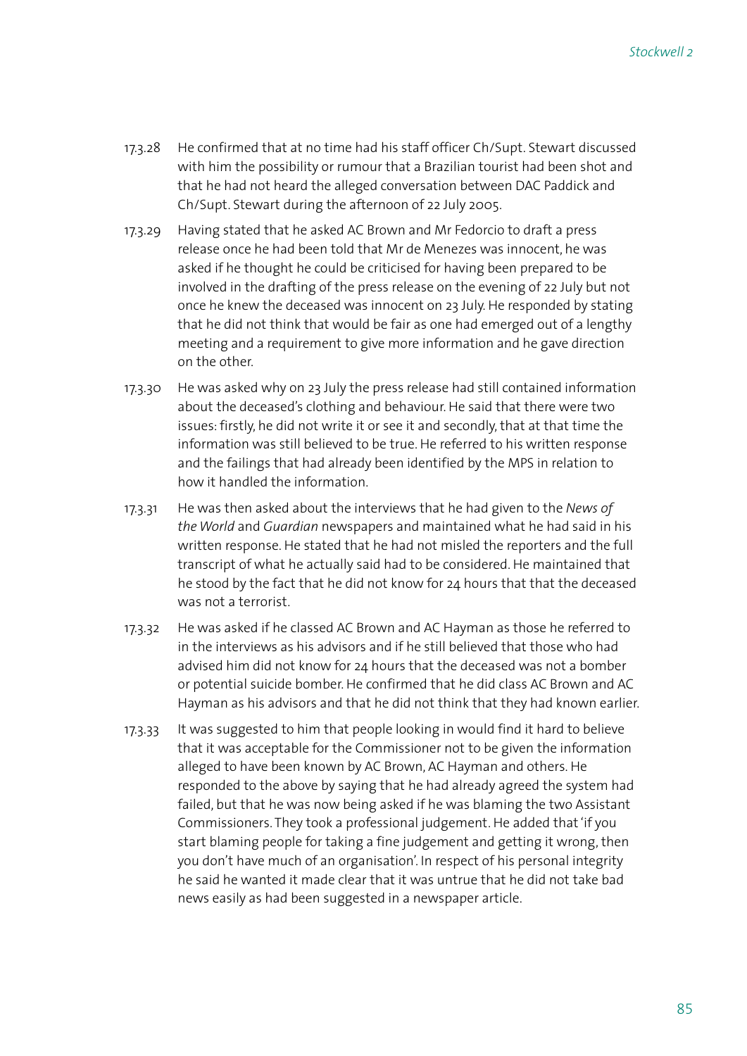17.3.28 He confirmed that at no time had his staff officer Ch/Supt. Stewart discussed with him the possibility or rumour that a Brazilian tourist had been shot and that he had not heard the alleged conversation between DAC Paddick and Ch/Supt. Stewart during the afternoon of 22 July 2005.

17.3.29 Having stated that he asked AC Brown and Mr Fedorcio to draft a press release once he had been told that Mr de Menezes was innocent, he was asked if he thought he could be criticised for having been prepared to be involved in the drafting of the press release on the evening of 22 July but not once he knew the deceased was innocent on 23 July. He responded by stating that he did not think that would be fair as one had emerged out of a lengthy meeting and a requirement to give more information and he gave direction on the other.

17.3.30 He was asked why on 23 July the press release had still contained information about the deceased's clothing and behaviour. He said that there were two issues: firstly, he did not write it or see it and secondly, that at that time the information was still believed to be true. He referred to his written response and the failings that had already been identified by the MPS in relation to how it handled the information.

17.3.31 He was then asked about the interviews that he had given to the *News of the World* and *Guardian* newspapers and maintained what he had said in his written response. He stated that he had not misled the reporters and the full transcript of what he actually said had to be considered. He maintained that he stood by the fact that he did not know for 24 hours that that the deceased was not a terrorist.

17.3.32 He was asked if he classed AC Brown and AC Hayman as those he referred to in the interviews as his advisors and if he still believed that those who had advised him did not know for 24 hours that the deceased was not a bomber or potential suicide bomber. He confirmed that he did class AC Brown and AC Hayman as his advisors and that he did not think that they had known earlier.

17.3.33 It was suggested to him that people looking in would find it hard to believe that it was acceptable for the Commissioner not to be given the information alleged to have been known by AC Brown, AC Hayman and others. He responded to the above by saying that he had already agreed the system had failed, but that he was now being asked if he was blaming the two Assistant Commissioners. They took a professional judgement. He added that 'if you start blaming people for taking a fine judgement and getting it wrong, then you don't have much of an organisation'. In respect of his personal integrity he said he wanted it made clear that it was untrue that he did not take bad news easily as had been suggested in a newspaper article.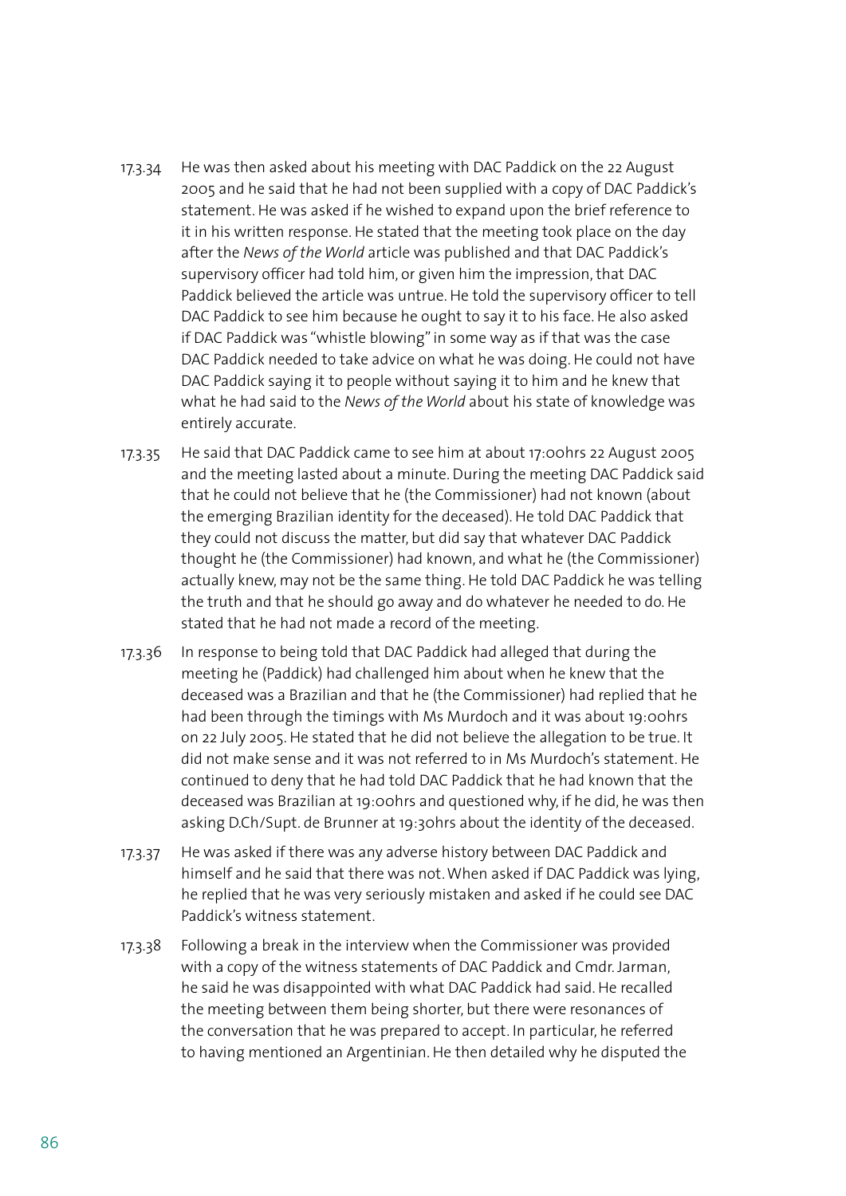17.3.34 He was then asked about his meeting with DAC Paddick on the 22 August 2005 and he said that he had not been supplied with a copy of DAC Paddick's statement. He was asked if he wished to expand upon the brief reference to it in his written response. He stated that the meeting took place on the day after the *News of the World* article was published and that DAC Paddick's supervisory officer had told him, or given him the impression, that DAC Paddick believed the article was untrue. He told the supervisory officer to tell DAC Paddick to see him because he ought to say it to his face. He also asked if DAC Paddick was "whistle blowing" in some way as if that was the case DAC Paddick needed to take advice on what he was doing. He could not have DAC Paddick saying it to people without saying it to him and he knew that what he had said to the *News of the World* about his state of knowledge was entirely accurate.

17.3.35 He said that DAC Paddick came to see him at about 17:00hrs 22 August 2005 and the meeting lasted about a minute. During the meeting DAC Paddick said that he could not believe that he (the Commissioner) had not known (about the emerging Brazilian identity for the deceased). He told DAC Paddick that they could not discuss the matter, but did say that whatever DAC Paddick thought he (the Commissioner) had known, and what he (the Commissioner) actually knew, may not be the same thing. He told DAC Paddick he was telling the truth and that he should go away and do whatever he needed to do. He stated that he had not made a record of the meeting.

17.3.36 In response to being told that DAC Paddick had alleged that during the meeting he (Paddick) had challenged him about when he knew that the deceased was a Brazilian and that he (the Commissioner) had replied that he had been through the timings with Ms Murdoch and it was about 19:00hrs on 22 July 2005. He stated that he did not believe the allegation to be true. It did not make sense and it was not referred to in Ms Murdoch's statement. He continued to deny that he had told DAC Paddick that he had known that the deceased was Brazilian at 19:00hrs and questioned why, if he did, he was then asking D.Ch/Supt. de Brunner at 19:30hrs about the identity of the deceased.

17.3.37 He was asked if there was any adverse history between DAC Paddick and himself and he said that there was not. When asked if DAC Paddick was lying, he replied that he was very seriously mistaken and asked if he could see DAC Paddick's witness statement.

17.3.38 Following a break in the interview when the Commissioner was provided with a copy of the witness statements of DAC Paddick and Cmdr. Jarman, he said he was disappointed with what DAC Paddick had said. He recalled the meeting between them being shorter, but there were resonances of the conversation that he was prepared to accept. In particular, he referred to having mentioned an Argentinian. He then detailed why he disputed the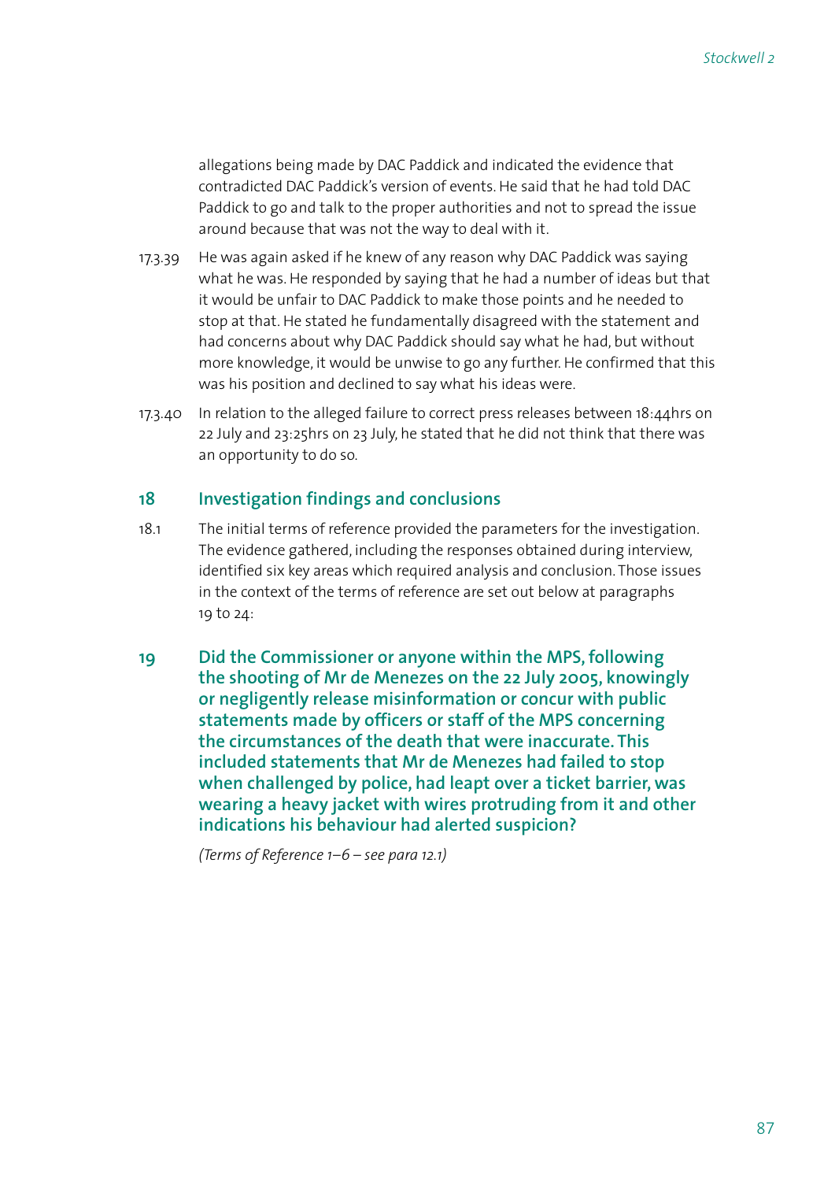allegations being made by DAC Paddick and indicated the evidence that contradicted DAC Paddick's version of events. He said that he had told DAC Paddick to go and talk to the proper authorities and not to spread the issue around because that was not the way to deal with it.

17.3.39 He was again asked if he knew of any reason why DAC Paddick was saying what he was. He responded by saying that he had a number of ideas but that it would be unfair to DAC Paddick to make those points and he needed to stop at that. He stated he fundamentally disagreed with the statement and had concerns about why DAC Paddick should say what he had, but without more knowledge, it would be unwise to go any further. He confirmed that this was his position and declined to say what his ideas were.

17.3.40 In relation to the alleged failure to correct press releases between 18:44hrs on 22 July and 23:25hrs on 23 July, he stated that he did not think that there was an opportunity to do so.

## 18 Investigation findings and conclusions

18.1 The initial terms of reference provided the parameters for the investigation. The evidence gathered, including the responses obtained during interview, identified six key areas which required analysis and conclusion. Those issues in the context of the terms of reference are set out below at paragraphs 19 to 24:

## 19 Did the Commissioner or anyone within the MPS, following the shooting of Mr de Menezes on the 22 July 2005, knowingly or negligently release misinformation or concur with public statements made by officers or staff of the MPS concerning the circumstances of the death that were inaccurate. This included statements that Mr de Menezes had failed to stop when challenged by police, had leapt over a ticket barrier, was wearing a heavy jacket with wires protruding from it and other indications his behaviour had alerted suspicion?

*(Terms of Reference 1–6 – see para 12.1)*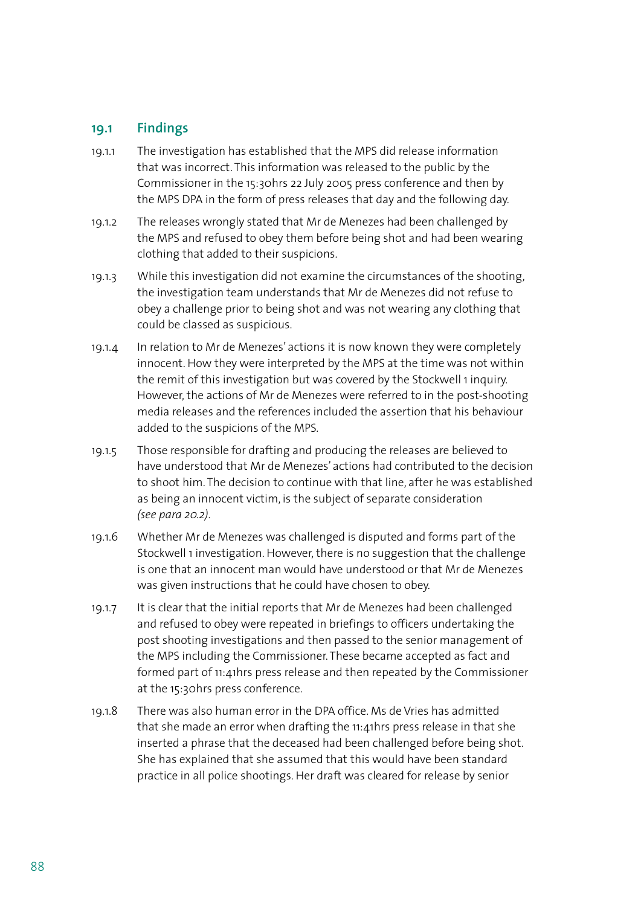## 19.1 Findings

19.1.1 The investigation has established that the MPS did release information that was incorrect. This information was released to the public by the Commissioner in the 15:30hrs 22 July 2005 press conference and then by the MPS DPA in the form of press releases that day and the following day.

19.1.2 The releases wrongly stated that Mr de Menezes had been challenged by the MPS and refused to obey them before being shot and had been wearing clothing that added to their suspicions.

19.1.3 While this investigation did not examine the circumstances of the shooting, the investigation team understands that Mr de Menezes did not refuse to obey a challenge prior to being shot and was not wearing any clothing that could be classed as suspicious.

19.1.4 In relation to Mr de Menezes' actions it is now known they were completely innocent. How they were interpreted by the MPS at the time was not within the remit of this investigation but was covered by the Stockwell 1 inquiry. However, the actions of Mr de Menezes were referred to in the post-shooting media releases and the references included the assertion that his behaviour added to the suspicions of the MPS.

19.1.5 Those responsible for drafting and producing the releases are believed to have understood that Mr de Menezes' actions had contributed to the decision to shoot him. The decision to continue with that line, after he was established as being an innocent victim, is the subject of separate consideration *(see para 20.2)*.

19.1.6 Whether Mr de Menezes was challenged is disputed and forms part of the Stockwell 1 investigation. However, there is no suggestion that the challenge is one that an innocent man would have understood or that Mr de Menezes was given instructions that he could have chosen to obey.

19.1.7 It is clear that the initial reports that Mr de Menezes had been challenged and refused to obey were repeated in briefings to officers undertaking the post shooting investigations and then passed to the senior management of the MPS including the Commissioner. These became accepted as fact and formed part of 11:41hrs press release and then repeated by the Commissioner at the 15:30hrs press conference.

19.1.8 There was also human error in the DPA office. Ms de Vries has admitted that she made an error when drafting the 11:41hrs press release in that she inserted a phrase that the deceased had been challenged before being shot. She has explained that she assumed that this would have been standard practice in all police shootings. Her draft was cleared for release by senior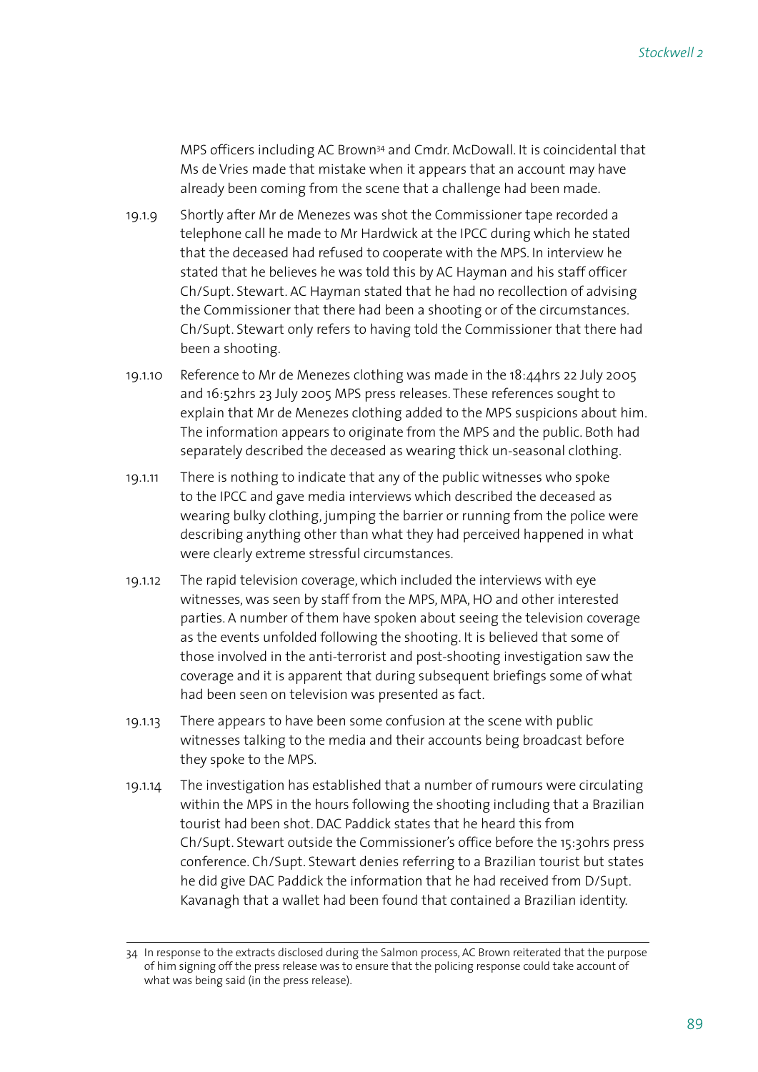MPS officers including AC Brown[34] and Cmdr. McDowall. It is coincidental that Ms de Vries made that mistake when it appears that an account may have already been coming from the scene that a challenge had been made.

19.1.9 Shortly after Mr de Menezes was shot the Commissioner tape recorded a telephone call he made to Mr Hardwick at the IPCC during which he stated that the deceased had refused to cooperate with the MPS. In interview he stated that he believes he was told this by AC Hayman and his staff officer Ch/Supt. Stewart. AC Hayman stated that he had no recollection of advising the Commissioner that there had been a shooting or of the circumstances. Ch/Supt. Stewart only refers to having told the Commissioner that there had been a shooting.

19.1.10 Reference to Mr de Menezes clothing was made in the 18:44hrs 22 July 2005 and 16:52hrs 23 July 2005 MPS press releases. These references sought to explain that Mr de Menezes clothing added to the MPS suspicions about him. The information appears to originate from the MPS and the public. Both had separately described the deceased as wearing thick un-seasonal clothing.

19.1.11 There is nothing to indicate that any of the public witnesses who spoke to the IPCC and gave media interviews which described the deceased as wearing bulky clothing, jumping the barrier or running from the police were describing anything other than what they had perceived happened in what were clearly extreme stressful circumstances.

19.1.12 The rapid television coverage, which included the interviews with eye witnesses, was seen by staff from the MPS, MPA, HO and other interested parties. A number of them have spoken about seeing the television coverage as the events unfolded following the shooting. It is believed that some of those involved in the anti-terrorist and post-shooting investigation saw the coverage and it is apparent that during subsequent briefings some of what had been seen on television was presented as fact.

19.1.13 There appears to have been some confusion at the scene with public witnesses talking to the media and their accounts being broadcast before they spoke to the MPS.

19.1.14 The investigation has established that a number of rumours were circulating within the MPS in the hours following the shooting including that a Brazilian tourist had been shot. DAC Paddick states that he heard this from Ch/Supt. Stewart outside the Commissioner's office before the 15:30hrs press conference. Ch/Supt. Stewart denies referring to a Brazilian tourist but states he did give DAC Paddick the information that he had received from D/Supt. Kavanagh that a wallet had been found that contained a Brazilian identity.

---

34 In response to the extracts disclosed during the Salmon process, AC Brown reiterated that the purpose of him signing off the press release was to ensure that the policing response could take account of what was being said (in the press release).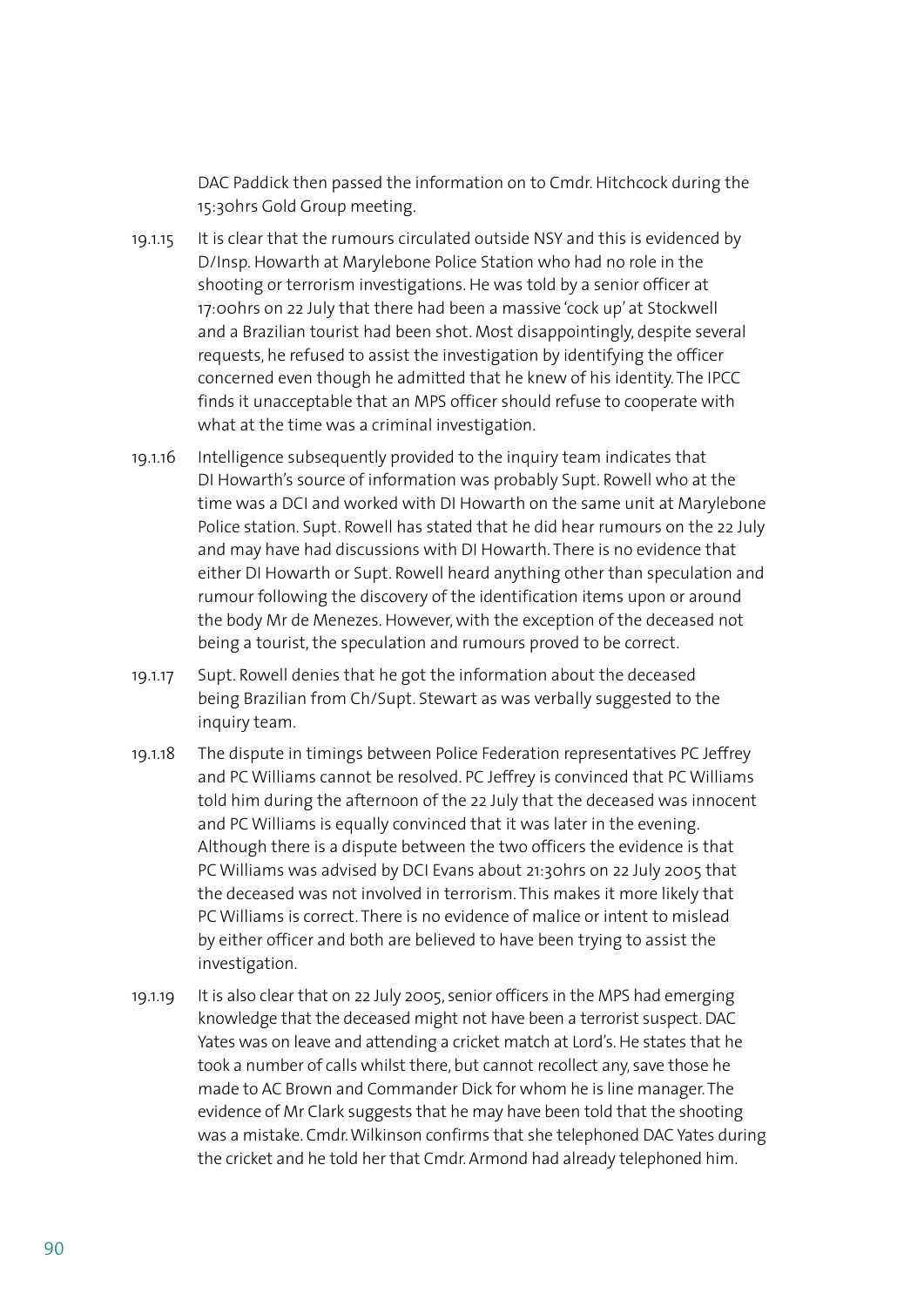DAC Paddick then passed the information on to Cmdr. Hitchcock during the 15:30hrs Gold Group meeting.

19.1.15 It is clear that the rumours circulated outside NSY and this is evidenced by D/Insp. Howarth at Marylebone Police Station who had no role in the shooting or terrorism investigations. He was told by a senior officer at 17:00hrs on 22 July that there had been a massive 'cock up' at Stockwell and a Brazilian tourist had been shot. Most disappointingly, despite several requests, he refused to assist the investigation by identifying the officer concerned even though he admitted that he knew of his identity. The IPCC finds it unacceptable that an MPS officer should refuse to cooperate with what at the time was a criminal investigation.

19.1.16 Intelligence subsequently provided to the inquiry team indicates that DI Howarth's source of information was probably Supt. Rowell who at the time was a DCI and worked with DI Howarth on the same unit at Marylebone Police station. Supt. Rowell has stated that he did hear rumours on the 22 July and may have had discussions with DI Howarth. There is no evidence that either DI Howarth or Supt. Rowell heard anything other than speculation and rumour following the discovery of the identification items upon or around the body Mr de Menezes. However, with the exception of the deceased not being a tourist, the speculation and rumours proved to be correct.

19.1.17 Supt. Rowell denies that he got the information about the deceased being Brazilian from Ch/Supt. Stewart as was verbally suggested to the inquiry team.

19.1.18 The dispute in timings between Police Federation representatives PC Jeffrey and PC Williams cannot be resolved. PC Jeffrey is convinced that PC Williams told him during the afternoon of the 22 July that the deceased was innocent and PC Williams is equally convinced that it was later in the evening. Although there is a dispute between the two officers the evidence is that PC Williams was advised by DCI Evans about 21:30hrs on 22 July 2005 that the deceased was not involved in terrorism. This makes it more likely that PC Williams is correct. There is no evidence of malice or intent to mislead by either officer and both are believed to have been trying to assist the investigation.

19.1.19 It is also clear that on 22 July 2005, senior officers in the MPS had emerging knowledge that the deceased might not have been a terrorist suspect. DAC Yates was on leave and attending a cricket match at Lord's. He states that he took a number of calls whilst there, but cannot recollect any, save those he made to AC Brown and Commander Dick for whom he is line manager. The evidence of Mr Clark suggests that he may have been told that the shooting was a mistake. Cmdr. Wilkinson confirms that she telephoned DAC Yates during the cricket and he told her that Cmdr. Armond had already telephoned him.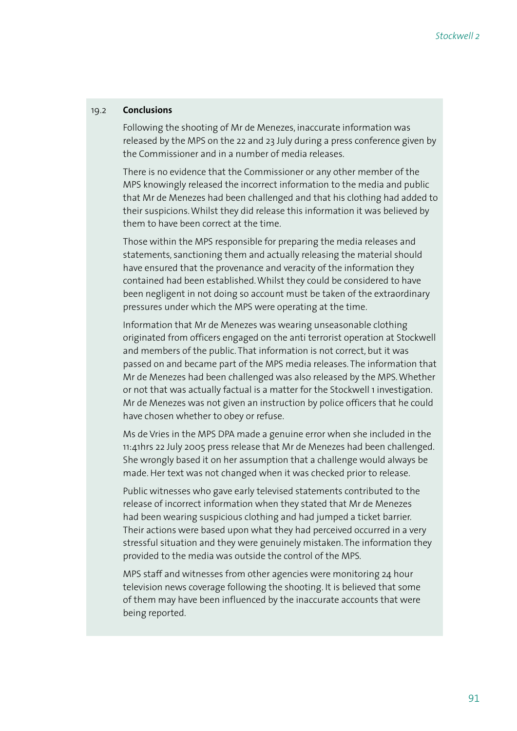## 19.2 Conclusions

Following the shooting of Mr de Menezes, inaccurate information was released by the MPS on the 22 and 23 July during a press conference given by the Commissioner and in a number of media releases.

There is no evidence that the Commissioner or any other member of the MPS knowingly released the incorrect information to the media and public that Mr de Menezes had been challenged and that his clothing had added to their suspicions. Whilst they did release this information it was believed by them to have been correct at the time.

Those within the MPS responsible for preparing the media releases and statements, sanctioning them and actually releasing the material should have ensured that the provenance and veracity of the information they contained had been established. Whilst they could be considered to have been negligent in not doing so account must be taken of the extraordinary pressures under which the MPS were operating at the time.

Information that Mr de Menezes was wearing unseasonable clothing originated from officers engaged on the anti terrorist operation at Stockwell and members of the public. That information is not correct, but it was passed on and became part of the MPS media releases. The information that Mr de Menezes had been challenged was also released by the MPS. Whether or not that was actually factual is a matter for the Stockwell 1 investigation. Mr de Menezes was not given an instruction by police officers that he could have chosen whether to obey or refuse.

Ms de Vries in the MPS DPA made a genuine error when she included in the 11:41hrs 22 July 2005 press release that Mr de Menezes had been challenged. She wrongly based it on her assumption that a challenge would always be made. Her text was not changed when it was checked prior to release.

Public witnesses who gave early televised statements contributed to the release of incorrect information when they stated that Mr de Menezes had been wearing suspicious clothing and had jumped a ticket barrier. Their actions were based upon what they had perceived occurred in a very stressful situation and they were genuinely mistaken. The information they provided to the media was outside the control of the MPS.

MPS staff and witnesses from other agencies were monitoring 24 hour television news coverage following the shooting. It is believed that some of them may have been influenced by the inaccurate accounts that were being reported.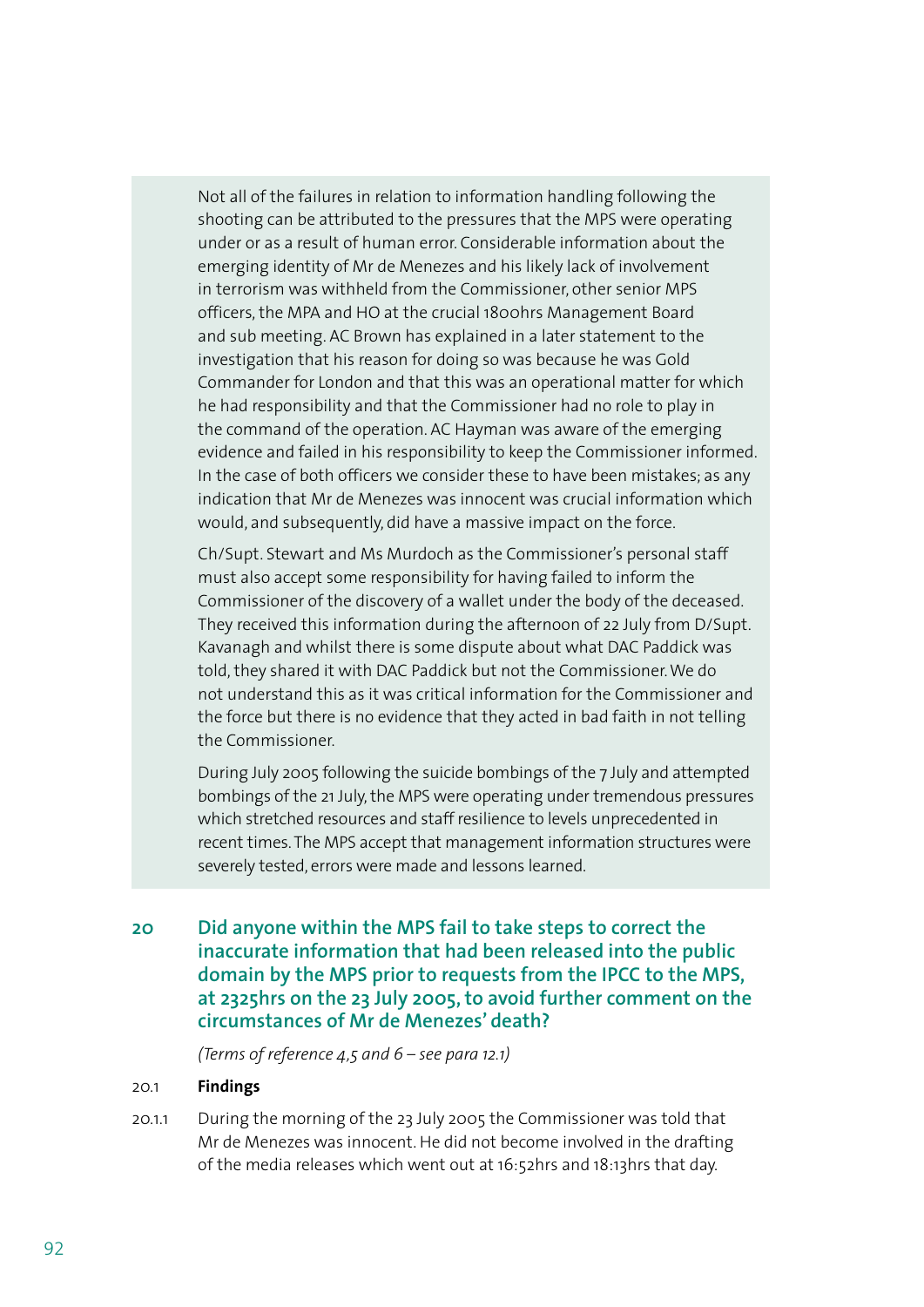Not all of the failures in relation to information handling following the shooting can be attributed to the pressures that the MPS were operating under or as a result of human error. Considerable information about the emerging identity of Mr de Menezes and his likely lack of involvement in terrorism was withheld from the Commissioner, other senior MPS officers, the MPA and HO at the crucial 1800hrs Management Board and sub meeting. AC Brown has explained in a later statement to the investigation that his reason for doing so was because he was Gold Commander for London and that this was an operational matter for which he had responsibility and that the Commissioner had no role to play in the command of the operation. AC Hayman was aware of the emerging evidence and failed in his responsibility to keep the Commissioner informed. In the case of both officers we consider these to have been mistakes; as any indication that Mr de Menezes was innocent was crucial information which would, and subsequently, did have a massive impact on the force.

Ch/Supt. Stewart and Ms Murdoch as the Commissioner's personal staff must also accept some responsibility for having failed to inform the Commissioner of the discovery of a wallet under the body of the deceased. They received this information during the afternoon of 22 July from D/Supt. Kavanagh and whilst there is some dispute about what DAC Paddick was told, they shared it with DAC Paddick but not the Commissioner. We do not understand this as it was critical information for the Commissioner and the force but there is no evidence that they acted in bad faith in not telling the Commissioner.

During July 2005 following the suicide bombings of the 7 July and attempted bombings of the 21 July, the MPS were operating under tremendous pressures which stretched resources and staff resilience to levels unprecedented in recent times. The MPS accept that management information structures were severely tested, errors were made and lessons learned.

## 20 Did anyone within the MPS fail to take steps to correct the inaccurate information that had been released into the public domain by the MPS prior to requests from the IPCC to the MPS, at 2325hrs on the 23 July 2005, to avoid further comment on the circumstances of Mr de Menezes' death?

*(Terms of reference 4,5 and 6 – see para 12.1)*

### 20.1 Findings

20.1.1 During the morning of the 23 July 2005 the Commissioner was told that Mr de Menezes was innocent. He did not become involved in the drafting of the media releases which went out at 16:52hrs and 18:13hrs that day.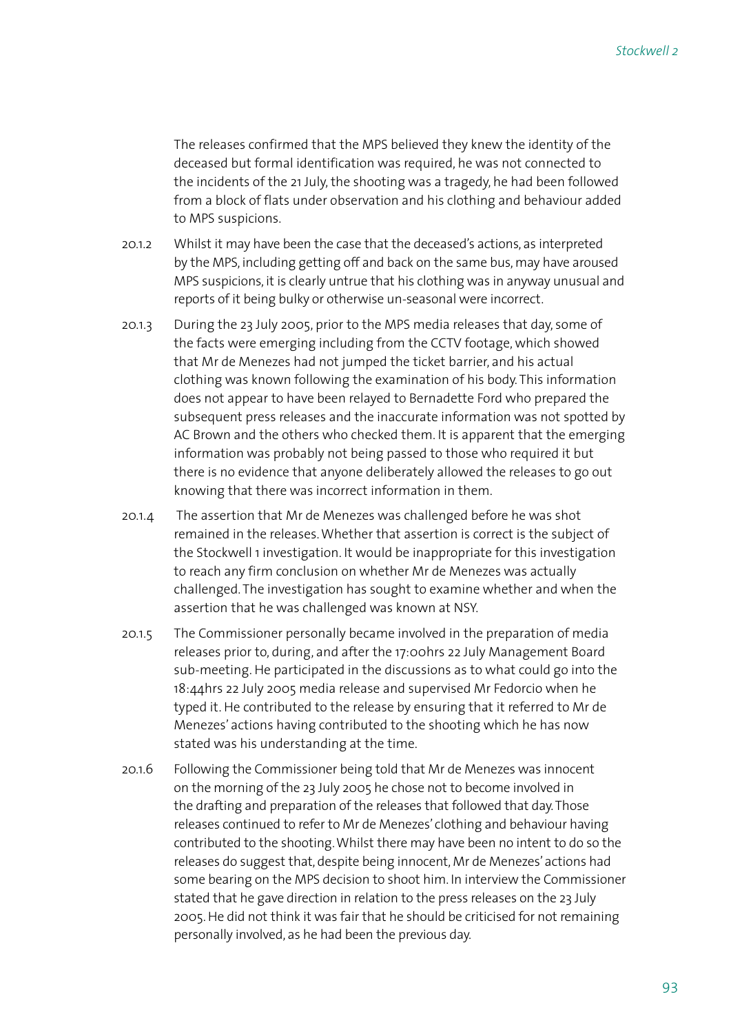The releases confirmed that the MPS believed they knew the identity of the deceased but formal identification was required, he was not connected to the incidents of the 21 July, the shooting was a tragedy, he had been followed from a block of flats under observation and his clothing and behaviour added to MPS suspicions.

20.1.2 Whilst it may have been the case that the deceased's actions, as interpreted by the MPS, including getting off and back on the same bus, may have aroused MPS suspicions, it is clearly untrue that his clothing was in anyway unusual and reports of it being bulky or otherwise un-seasonal were incorrect.

20.1.3 During the 23 July 2005, prior to the MPS media releases that day, some of the facts were emerging including from the CCTV footage, which showed that Mr de Menezes had not jumped the ticket barrier, and his actual clothing was known following the examination of his body. This information does not appear to have been relayed to Bernadette Ford who prepared the subsequent press releases and the inaccurate information was not spotted by AC Brown and the others who checked them. It is apparent that the emerging information was probably not being passed to those who required it but there is no evidence that anyone deliberately allowed the releases to go out knowing that there was incorrect information in them.

20.1.4 The assertion that Mr de Menezes was challenged before he was shot remained in the releases. Whether that assertion is correct is the subject of the Stockwell 1 investigation. It would be inappropriate for this investigation to reach any firm conclusion on whether Mr de Menezes was actually challenged. The investigation has sought to examine whether and when the assertion that he was challenged was known at NSY.

20.1.5 The Commissioner personally became involved in the preparation of media releases prior to, during, and after the 17:00hrs 22 July Management Board sub-meeting. He participated in the discussions as to what could go into the 18:44hrs 22 July 2005 media release and supervised Mr Fedorcio when he typed it. He contributed to the release by ensuring that it referred to Mr de Menezes' actions having contributed to the shooting which he has now stated was his understanding at the time.

20.1.6 Following the Commissioner being told that Mr de Menezes was innocent on the morning of the 23 July 2005 he chose not to become involved in the drafting and preparation of the releases that followed that day. Those releases continued to refer to Mr de Menezes' clothing and behaviour having contributed to the shooting. Whilst there may have been no intent to do so the releases do suggest that, despite being innocent, Mr de Menezes' actions had some bearing on the MPS decision to shoot him. In interview the Commissioner stated that he gave direction in relation to the press releases on the 23 July 2005. He did not think it was fair that he should be criticised for not remaining personally involved, as he had been the previous day.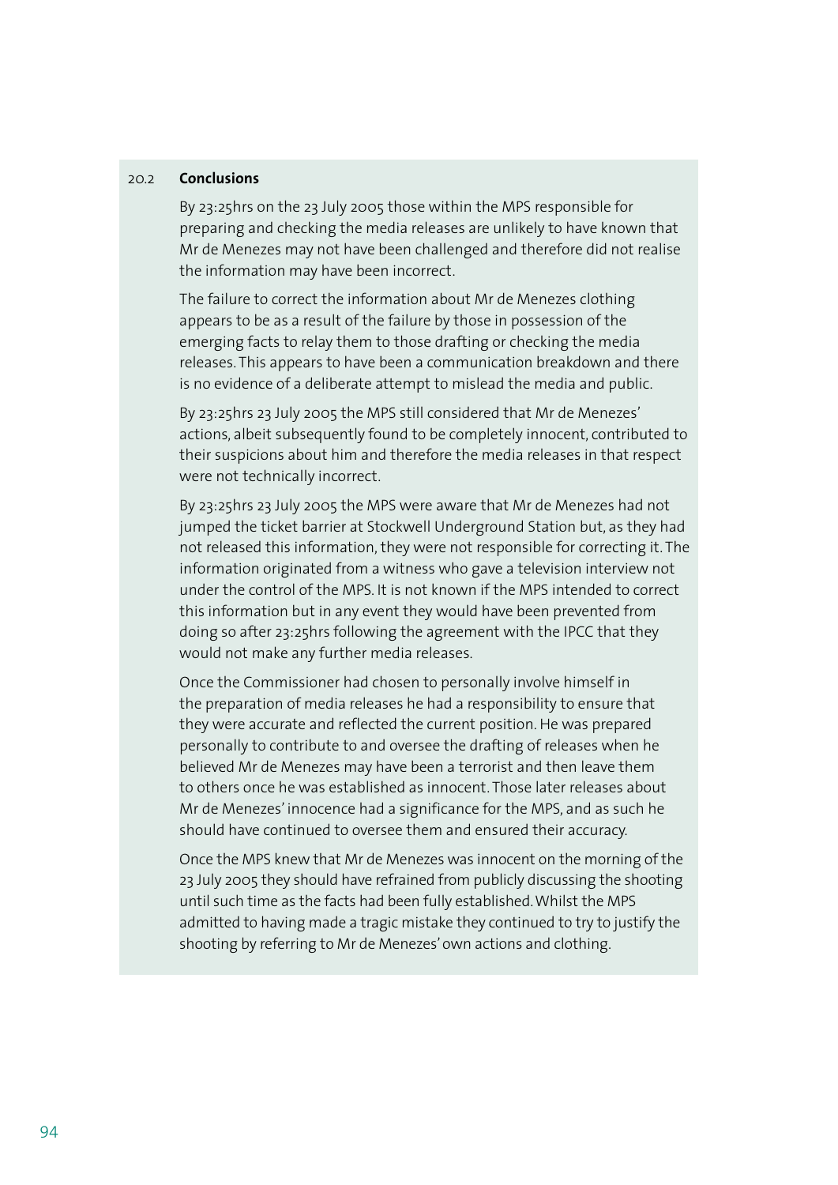## 20.2 Conclusions

By 23:25hrs on the 23 July 2005 those within the MPS responsible for preparing and checking the media releases are unlikely to have known that Mr de Menezes may not have been challenged and therefore did not realise the information may have been incorrect.

The failure to correct the information about Mr de Menezes clothing appears to be as a result of the failure by those in possession of the emerging facts to relay them to those drafting or checking the media releases. This appears to have been a communication breakdown and there is no evidence of a deliberate attempt to mislead the media and public.

By 23:25hrs 23 July 2005 the MPS still considered that Mr de Menezes' actions, albeit subsequently found to be completely innocent, contributed to their suspicions about him and therefore the media releases in that respect were not technically incorrect.

By 23:25hrs 23 July 2005 the MPS were aware that Mr de Menezes had not jumped the ticket barrier at Stockwell Underground Station but, as they had not released this information, they were not responsible for correcting it. The information originated from a witness who gave a television interview not under the control of the MPS. It is not known if the MPS intended to correct this information but in any event they would have been prevented from doing so after 23:25hrs following the agreement with the IPCC that they would not make any further media releases.

Once the Commissioner had chosen to personally involve himself in the preparation of media releases he had a responsibility to ensure that they were accurate and reflected the current position. He was prepared personally to contribute to and oversee the drafting of releases when he believed Mr de Menezes may have been a terrorist and then leave them to others once he was established as innocent. Those later releases about Mr de Menezes' innocence had a significance for the MPS, and as such he should have continued to oversee them and ensured their accuracy.

Once the MPS knew that Mr de Menezes was innocent on the morning of the 23 July 2005 they should have refrained from publicly discussing the shooting until such time as the facts had been fully established. Whilst the MPS admitted to having made a tragic mistake they continued to try to justify the shooting by referring to Mr de Menezes' own actions and clothing.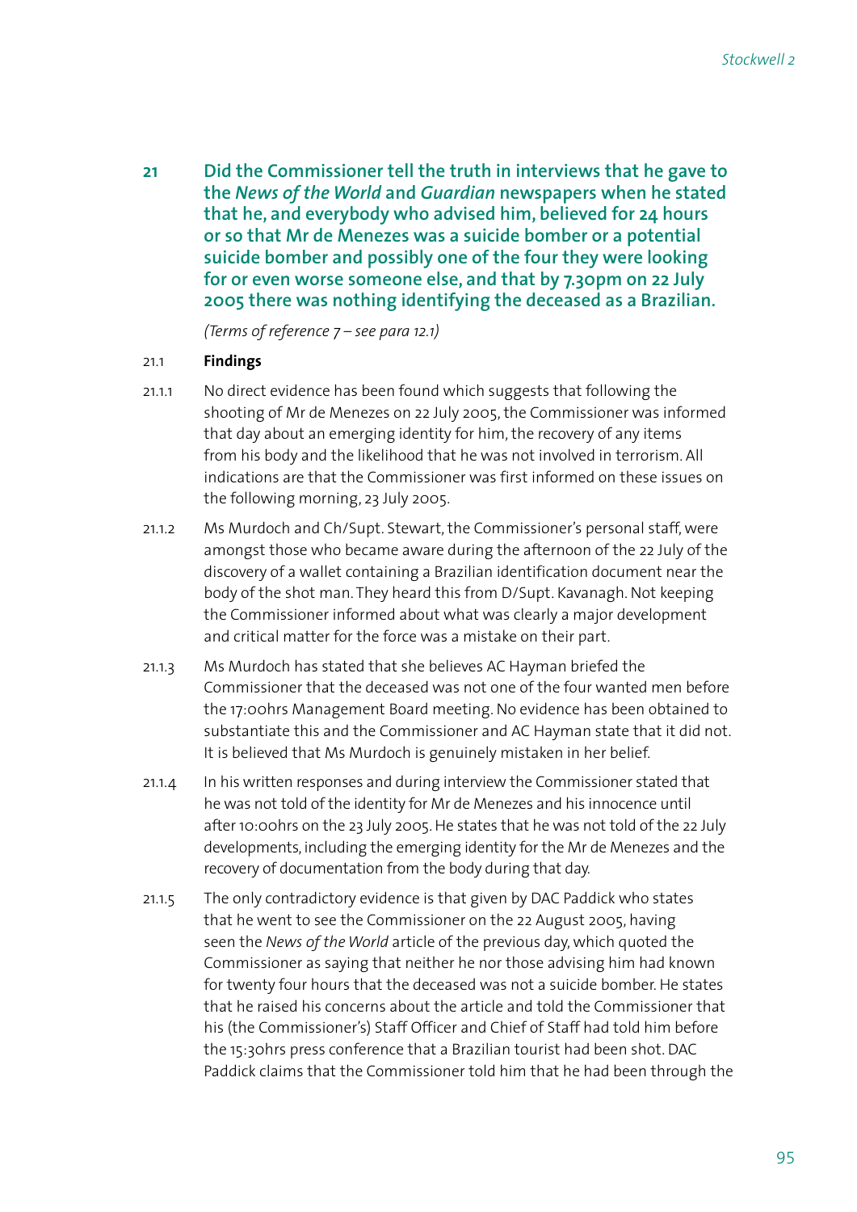## 21 Did the Commissioner tell the truth in interviews that he gave to the *News of the World* and *Guardian* newspapers when he stated that he, and everybody who advised him, believed for 24 hours or so that Mr de Menezes was a suicide bomber or a potential suicide bomber and possibly one of the four they were looking for or even worse someone else, and that by 7.30pm on 22 July 2005 there was nothing identifying the deceased as a Brazilian.

*(Terms of reference 7 – see para 12.1)*

### 21.1 Findings

21.1.1 No direct evidence has been found which suggests that following the shooting of Mr de Menezes on 22 July 2005, the Commissioner was informed that day about an emerging identity for him, the recovery of any items from his body and the likelihood that he was not involved in terrorism. All indications are that the Commissioner was first informed on these issues on the following morning, 23 July 2005.

21.1.2 Ms Murdoch and Ch/Supt. Stewart, the Commissioner's personal staff, were amongst those who became aware during the afternoon of the 22 July of the discovery of a wallet containing a Brazilian identification document near the body of the shot man. They heard this from D/Supt. Kavanagh. Not keeping the Commissioner informed about what was clearly a major development and critical matter for the force was a mistake on their part.

21.1.3 Ms Murdoch has stated that she believes AC Hayman briefed the Commissioner that the deceased was not one of the four wanted men before the 17:00hrs Management Board meeting. No evidence has been obtained to substantiate this and the Commissioner and AC Hayman state that it did not. It is believed that Ms Murdoch is genuinely mistaken in her belief.

21.1.4 In his written responses and during interview the Commissioner stated that he was not told of the identity for Mr de Menezes and his innocence until after 10:00hrs on the 23 July 2005. He states that he was not told of the 22 July developments, including the emerging identity for the Mr de Menezes and the recovery of documentation from the body during that day.

21.1.5 The only contradictory evidence is that given by DAC Paddick who states that he went to see the Commissioner on the 22 August 2005, having seen the *News of the World* article of the previous day, which quoted the Commissioner as saying that neither he nor those advising him had known for twenty four hours that the deceased was not a suicide bomber. He states that he raised his concerns about the article and told the Commissioner that his (the Commissioner's) Staff Officer and Chief of Staff had told him before the 15:30hrs press conference that a Brazilian tourist had been shot. DAC Paddick claims that the Commissioner told him that he had been through the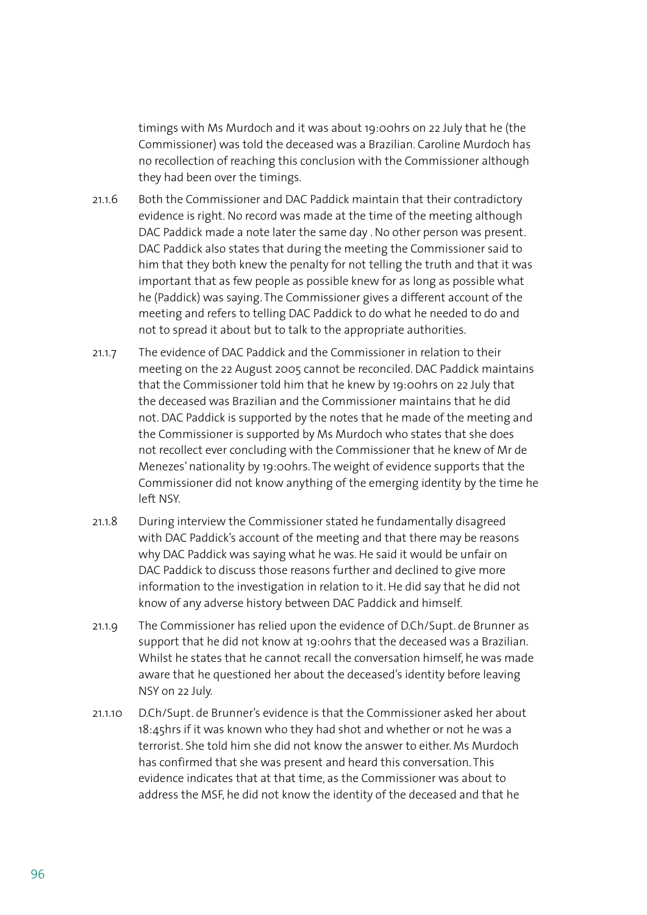timings with Ms Murdoch and it was about 19:00hrs on 22 July that he (the Commissioner) was told the deceased was a Brazilian. Caroline Murdoch has no recollection of reaching this conclusion with the Commissioner although they had been over the timings.

21.1.6 Both the Commissioner and DAC Paddick maintain that their contradictory evidence is right. No record was made at the time of the meeting although DAC Paddick made a note later the same day . No other person was present. DAC Paddick also states that during the meeting the Commissioner said to him that they both knew the penalty for not telling the truth and that it was important that as few people as possible knew for as long as possible what he (Paddick) was saying. The Commissioner gives a different account of the meeting and refers to telling DAC Paddick to do what he needed to do and not to spread it about but to talk to the appropriate authorities.

21.1.7 The evidence of DAC Paddick and the Commissioner in relation to their meeting on the 22 August 2005 cannot be reconciled. DAC Paddick maintains that the Commissioner told him that he knew by 19:00hrs on 22 July that the deceased was Brazilian and the Commissioner maintains that he did not. DAC Paddick is supported by the notes that he made of the meeting and the Commissioner is supported by Ms Murdoch who states that she does not recollect ever concluding with the Commissioner that he knew of Mr de Menezes' nationality by 19:00hrs. The weight of evidence supports that the Commissioner did not know anything of the emerging identity by the time he left NSY.

21.1.8 During interview the Commissioner stated he fundamentally disagreed with DAC Paddick's account of the meeting and that there may be reasons why DAC Paddick was saying what he was. He said it would be unfair on DAC Paddick to discuss those reasons further and declined to give more information to the investigation in relation to it. He did say that he did not know of any adverse history between DAC Paddick and himself.

21.1.9 The Commissioner has relied upon the evidence of D.Ch/Supt. de Brunner as support that he did not know at 19:00hrs that the deceased was a Brazilian. Whilst he states that he cannot recall the conversation himself, he was made aware that he questioned her about the deceased's identity before leaving NSY on 22 July.

21.1.10 D.Ch/Supt. de Brunner's evidence is that the Commissioner asked her about 18:45hrs if it was known who they had shot and whether or not he was a terrorist. She told him she did not know the answer to either. Ms Murdoch has confirmed that she was present and heard this conversation. This evidence indicates that at that time, as the Commissioner was about to address the MSF, he did not know the identity of the deceased and that he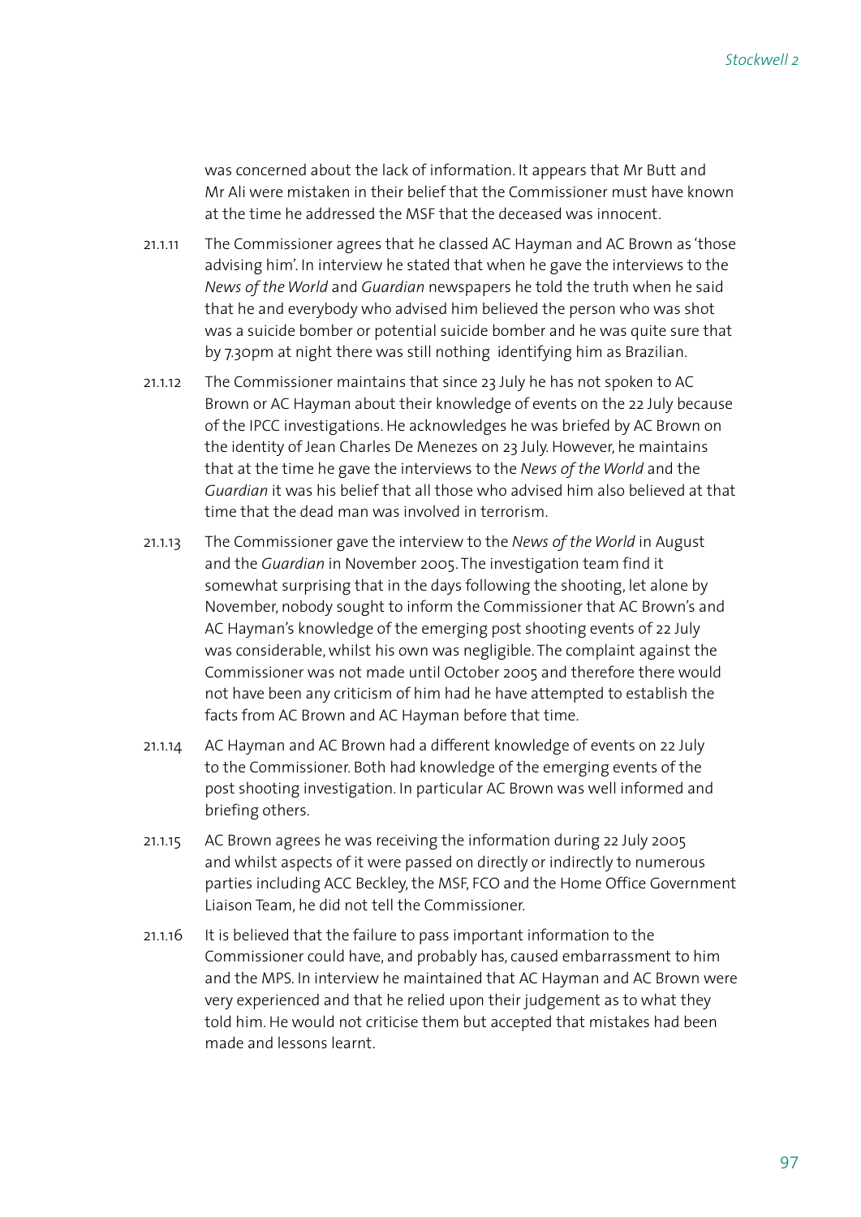was concerned about the lack of information. It appears that Mr Butt and Mr Ali were mistaken in their belief that the Commissioner must have known at the time he addressed the MSF that the deceased was innocent.

21.1.11 The Commissioner agrees that he classed AC Hayman and AC Brown as 'those advising him'. In interview he stated that when he gave the interviews to the *News of the World* and *Guardian* newspapers he told the truth when he said that he and everybody who advised him believed the person who was shot was a suicide bomber or potential suicide bomber and he was quite sure that by 7.30pm at night there was still nothing identifying him as Brazilian.

21.1.12 The Commissioner maintains that since 23 July he has not spoken to AC Brown or AC Hayman about their knowledge of events on the 22 July because of the IPCC investigations. He acknowledges he was briefed by AC Brown on the identity of Jean Charles De Menezes on 23 July. However, he maintains that at the time he gave the interviews to the *News of the World* and the *Guardian* it was his belief that all those who advised him also believed at that time that the dead man was involved in terrorism.

21.1.13 The Commissioner gave the interview to the *News of the World* in August and the *Guardian* in November 2005. The investigation team find it somewhat surprising that in the days following the shooting, let alone by November, nobody sought to inform the Commissioner that AC Brown's and AC Hayman's knowledge of the emerging post shooting events of 22 July was considerable, whilst his own was negligible. The complaint against the Commissioner was not made until October 2005 and therefore there would not have been any criticism of him had he have attempted to establish the facts from AC Brown and AC Hayman before that time.

21.1.14 AC Hayman and AC Brown had a different knowledge of events on 22 July to the Commissioner. Both had knowledge of the emerging events of the post shooting investigation. In particular AC Brown was well informed and briefing others.

21.1.15 AC Brown agrees he was receiving the information during 22 July 2005 and whilst aspects of it were passed on directly or indirectly to numerous parties including ACC Beckley, the MSF, FCO and the Home Office Government Liaison Team, he did not tell the Commissioner.

21.1.16 It is believed that the failure to pass important information to the Commissioner could have, and probably has, caused embarrassment to him and the MPS. In interview he maintained that AC Hayman and AC Brown were very experienced and that he relied upon their judgement as to what they told him. He would not criticise them but accepted that mistakes had been made and lessons learnt.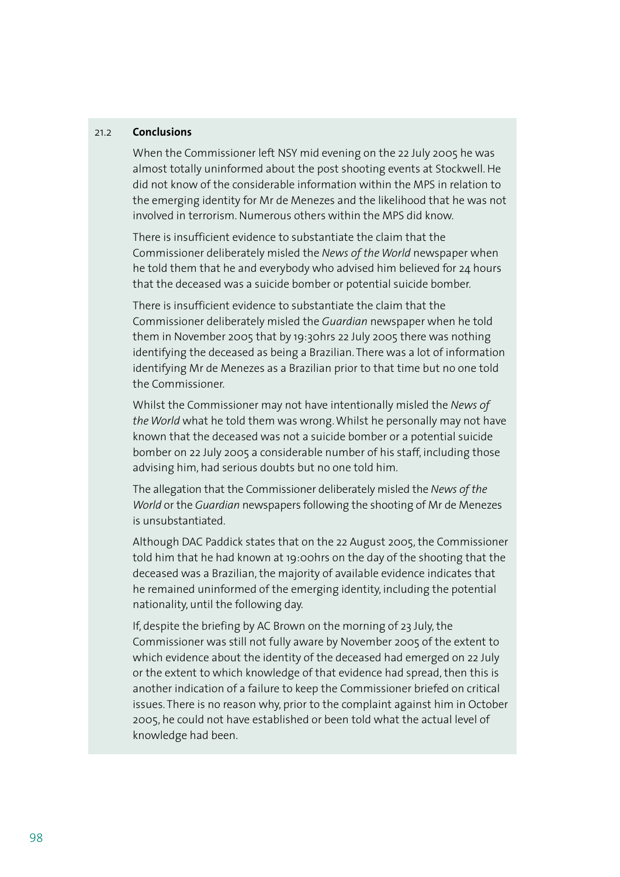## 21.2 Conclusions

When the Commissioner left NSY mid evening on the 22 July 2005 he was almost totally uninformed about the post shooting events at Stockwell. He did not know of the considerable information within the MPS in relation to the emerging identity for Mr de Menezes and the likelihood that he was not involved in terrorism. Numerous others within the MPS did know.

There is insufficient evidence to substantiate the claim that the Commissioner deliberately misled the *News of the World* newspaper when he told them that he and everybody who advised him believed for 24 hours that the deceased was a suicide bomber or potential suicide bomber.

There is insufficient evidence to substantiate the claim that the Commissioner deliberately misled the *Guardian* newspaper when he told them in November 2005 that by 19:30hrs 22 July 2005 there was nothing identifying the deceased as being a Brazilian. There was a lot of information identifying Mr de Menezes as a Brazilian prior to that time but no one told the Commissioner.

Whilst the Commissioner may not have intentionally misled the *News of the World* what he told them was wrong. Whilst he personally may not have known that the deceased was not a suicide bomber or a potential suicide bomber on 22 July 2005 a considerable number of his staff, including those advising him, had serious doubts but no one told him.

The allegation that the Commissioner deliberately misled the *News of the World* or the *Guardian* newspapers following the shooting of Mr de Menezes is unsubstantiated.

Although DAC Paddick states that on the 22 August 2005, the Commissioner told him that he had known at 19:00hrs on the day of the shooting that the deceased was a Brazilian, the majority of available evidence indicates that he remained uninformed of the emerging identity, including the potential nationality, until the following day.

If, despite the briefing by AC Brown on the morning of 23 July, the Commissioner was still not fully aware by November 2005 of the extent to which evidence about the identity of the deceased had emerged on 22 July or the extent to which knowledge of that evidence had spread, then this is another indication of a failure to keep the Commissioner briefed on critical issues. There is no reason why, prior to the complaint against him in October 2005, he could not have established or been told what the actual level of knowledge had been.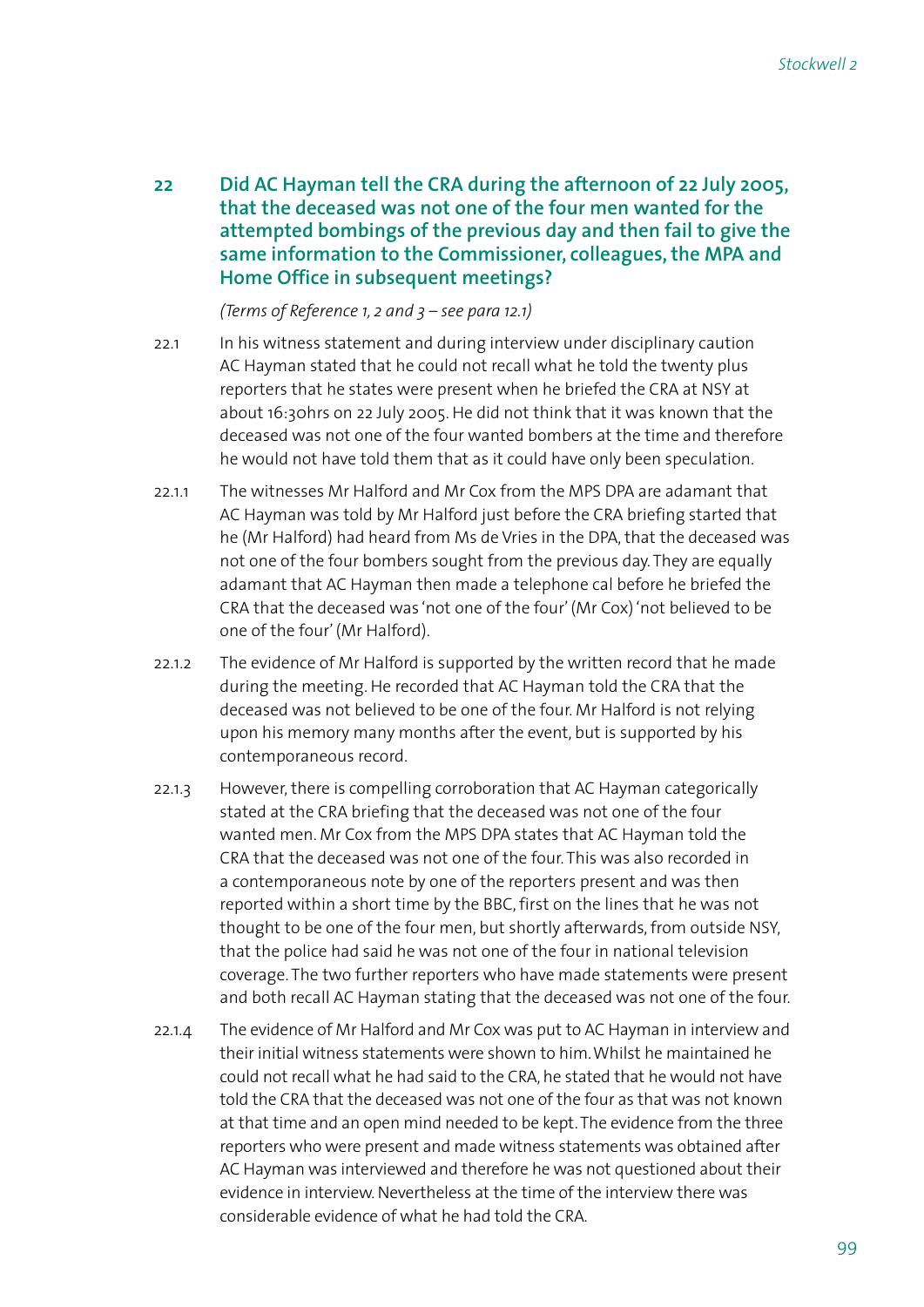## 22 Did AC Hayman tell the CRA during the afternoon of 22 July 2005, that the deceased was not one of the four men wanted for the attempted bombings of the previous day and then fail to give the same information to the Commissioner, colleagues, the MPA and Home Office in subsequent meetings?

*(Terms of Reference 1, 2 and 3 – see para 12.1)*

22.1 In his witness statement and during interview under disciplinary caution AC Hayman stated that he could not recall what he told the twenty plus reporters that he states were present when he briefed the CRA at NSY at about 16:30hrs on 22 July 2005. He did not think that it was known that the deceased was not one of the four wanted bombers at the time and therefore he would not have told them that as it could have only been speculation.

22.1.1 The witnesses Mr Halford and Mr Cox from the MPS DPA are adamant that AC Hayman was told by Mr Halford just before the CRA briefing started that he (Mr Halford) had heard from Ms de Vries in the DPA, that the deceased was not one of the four bombers sought from the previous day. They are equally adamant that AC Hayman then made a telephone cal before he briefed the CRA that the deceased was 'not one of the four' (Mr Cox) 'not believed to be one of the four' (Mr Halford).

22.1.2 The evidence of Mr Halford is supported by the written record that he made during the meeting. He recorded that AC Hayman told the CRA that the deceased was not believed to be one of the four. Mr Halford is not relying upon his memory many months after the event, but is supported by his contemporaneous record.

22.1.3 However, there is compelling corroboration that AC Hayman categorically stated at the CRA briefing that the deceased was not one of the four wanted men. Mr Cox from the MPS DPA states that AC Hayman told the CRA that the deceased was not one of the four. This was also recorded in a contemporaneous note by one of the reporters present and was then reported within a short time by the BBC, first on the lines that he was not thought to be one of the four men, but shortly afterwards, from outside NSY, that the police had said he was not one of the four in national television coverage. The two further reporters who have made statements were present and both recall AC Hayman stating that the deceased was not one of the four.

22.1.4 The evidence of Mr Halford and Mr Cox was put to AC Hayman in interview and their initial witness statements were shown to him. Whilst he maintained he could not recall what he had said to the CRA, he stated that he would not have told the CRA that the deceased was not one of the four as that was not known at that time and an open mind needed to be kept. The evidence from the three reporters who were present and made witness statements was obtained after AC Hayman was interviewed and therefore he was not questioned about their evidence in interview. Nevertheless at the time of the interview there was considerable evidence of what he had told the CRA.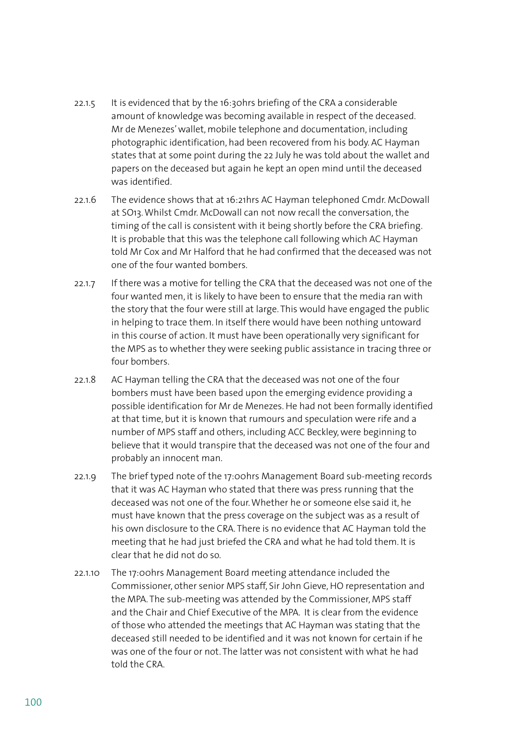22.1.5 It is evidenced that by the 16:30hrs briefing of the CRA a considerable amount of knowledge was becoming available in respect of the deceased. Mr de Menezes' wallet, mobile telephone and documentation, including photographic identification, had been recovered from his body. AC Hayman states that at some point during the 22 July he was told about the wallet and papers on the deceased but again he kept an open mind until the deceased was identified.

22.1.6 The evidence shows that at 16:21hrs AC Hayman telephoned Cmdr. McDowall at SO13. Whilst Cmdr. McDowall can not now recall the conversation, the timing of the call is consistent with it being shortly before the CRA briefing. It is probable that this was the telephone call following which AC Hayman told Mr Cox and Mr Halford that he had confirmed that the deceased was not one of the four wanted bombers.

22.1.7 If there was a motive for telling the CRA that the deceased was not one of the four wanted men, it is likely to have been to ensure that the media ran with the story that the four were still at large. This would have engaged the public in helping to trace them. In itself there would have been nothing untoward in this course of action. It must have been operationally very significant for the MPS as to whether they were seeking public assistance in tracing three or four bombers.

22.1.8 AC Hayman telling the CRA that the deceased was not one of the four bombers must have been based upon the emerging evidence providing a possible identification for Mr de Menezes. He had not been formally identified at that time, but it is known that rumours and speculation were rife and a number of MPS staff and others, including ACC Beckley, were beginning to believe that it would transpire that the deceased was not one of the four and probably an innocent man.

22.1.9 The brief typed note of the 17:00hrs Management Board sub-meeting records that it was AC Hayman who stated that there was press running that the deceased was not one of the four. Whether he or someone else said it, he must have known that the press coverage on the subject was as a result of his own disclosure to the CRA. There is no evidence that AC Hayman told the meeting that he had just briefed the CRA and what he had told them. It is clear that he did not do so.

22.1.10 The 17:00hrs Management Board meeting attendance included the Commissioner, other senior MPS staff, Sir John Gieve, HO representation and the MPA. The sub-meeting was attended by the Commissioner, MPS staff and the Chair and Chief Executive of the MPA. It is clear from the evidence of those who attended the meetings that AC Hayman was stating that the deceased still needed to be identified and it was not known for certain if he was one of the four or not. The latter was not consistent with what he had told the CRA.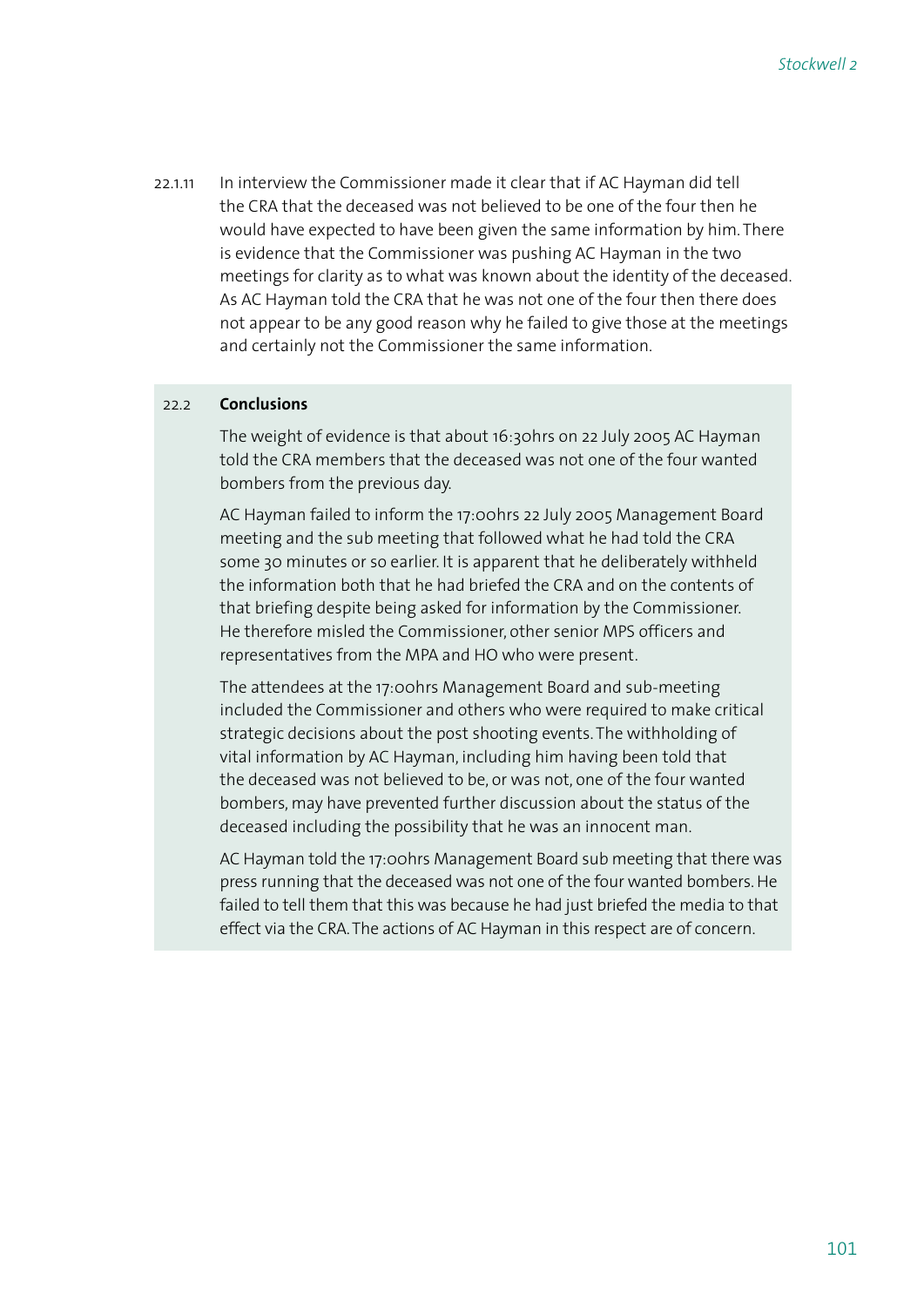22.1.11 In interview the Commissioner made it clear that if AC Hayman did tell the CRA that the deceased was not believed to be one of the four then he would have expected to have been given the same information by him. There is evidence that the Commissioner was pushing AC Hayman in the two meetings for clarity as to what was known about the identity of the deceased. As AC Hayman told the CRA that he was not one of the four then there does not appear to be any good reason why he failed to give those at the meetings and certainly not the Commissioner the same information.

## 22.2 Conclusions

The weight of evidence is that about 16:30hrs on 22 July 2005 AC Hayman told the CRA members that the deceased was not one of the four wanted bombers from the previous day.

AC Hayman failed to inform the 17:00hrs 22 July 2005 Management Board meeting and the sub meeting that followed what he had told the CRA some 30 minutes or so earlier. It is apparent that he deliberately withheld the information both that he had briefed the CRA and on the contents of that briefing despite being asked for information by the Commissioner. He therefore misled the Commissioner, other senior MPS officers and representatives from the MPA and HO who were present.

The attendees at the 17:00hrs Management Board and sub-meeting included the Commissioner and others who were required to make critical strategic decisions about the post shooting events. The withholding of vital information by AC Hayman, including him having been told that the deceased was not believed to be, or was not, one of the four wanted bombers, may have prevented further discussion about the status of the deceased including the possibility that he was an innocent man.

AC Hayman told the 17:00hrs Management Board sub meeting that there was press running that the deceased was not one of the four wanted bombers. He failed to tell them that this was because he had just briefed the media to that effect via the CRA. The actions of AC Hayman in this respect are of concern.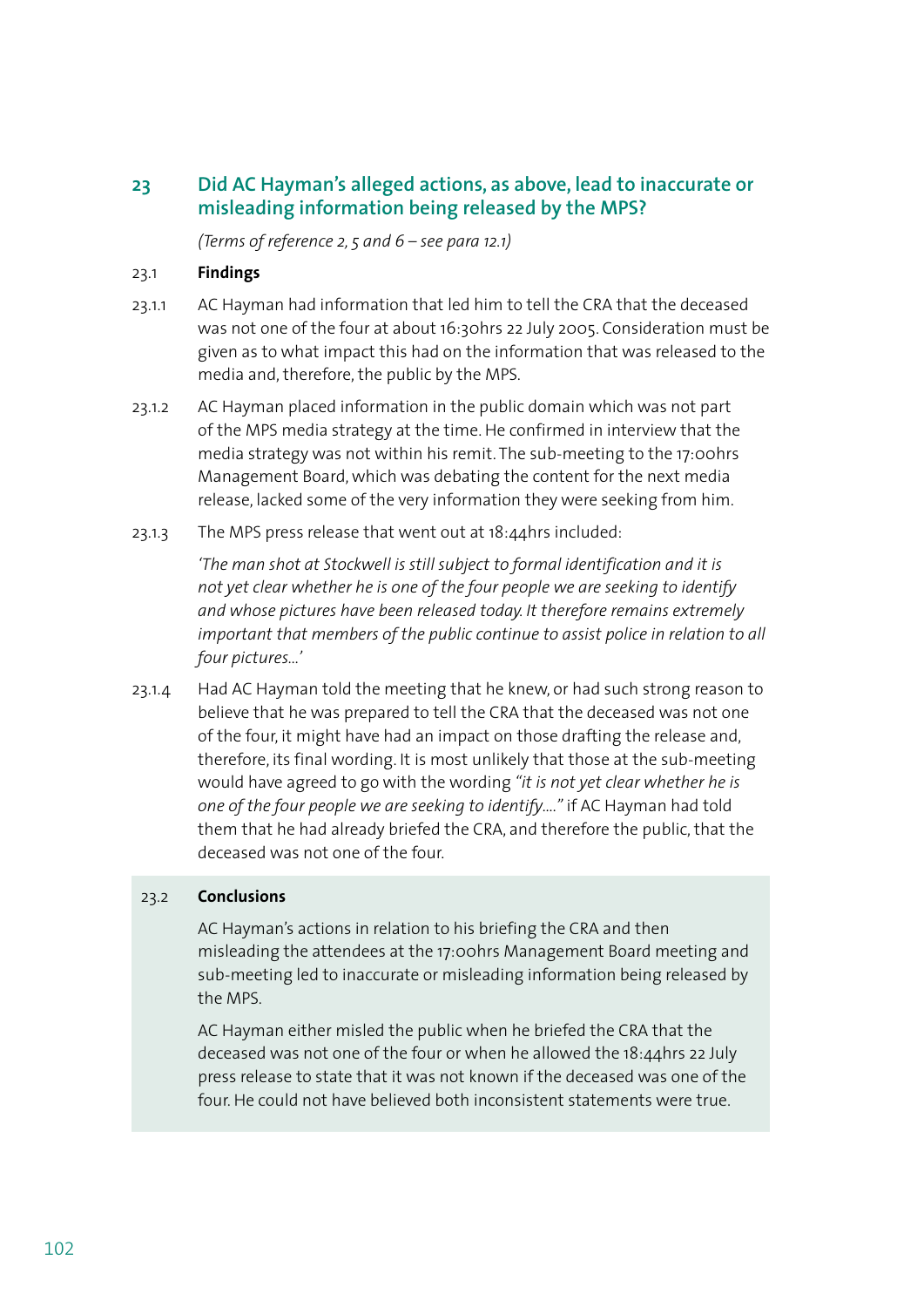## 23 Did AC Hayman's alleged actions, as above, lead to inaccurate or misleading information being released by the MPS?

*(Terms of reference 2, 5 and 6 – see para 12.1)*

23.1 **Findings**

23.1.1 AC Hayman had information that led him to tell the CRA that the deceased was not one of the four at about 16:30hrs 22 July 2005. Consideration must be given as to what impact this had on the information that was released to the media and, therefore, the public by the MPS.

23.1.2 AC Hayman placed information in the public domain which was not part of the MPS media strategy at the time. He confirmed in interview that the media strategy was not within his remit. The sub-meeting to the 17:00hrs Management Board, which was debating the content for the next media release, lacked some of the very information they were seeking from him.

23.1.3 The MPS press release that went out at 18:44hrs included:

*'The man shot at Stockwell is still subject to formal identification and it is not yet clear whether he is one of the four people we are seeking to identify and whose pictures have been released today. It therefore remains extremely important that members of the public continue to assist police in relation to all four pictures...'*

23.1.4 Had AC Hayman told the meeting that he knew, or had such strong reason to believe that he was prepared to tell the CRA that the deceased was not one of the four, it might have had an impact on those drafting the release and, therefore, its final wording. It is most unlikely that those at the sub-meeting would have agreed to go with the wording *"it is not yet clear whether he is one of the four people we are seeking to identify...."* if AC Hayman had told them that he had already briefed the CRA, and therefore the public, that the deceased was not one of the four.

23.2 **Conclusions**

AC Hayman's actions in relation to his briefing the CRA and then misleading the attendees at the 17:00hrs Management Board meeting and sub-meeting led to inaccurate or misleading information being released by the MPS.

AC Hayman either misled the public when he briefed the CRA that the deceased was not one of the four or when he allowed the 18:44hrs 22 July press release to state that it was not known if the deceased was one of the four. He could not have believed both inconsistent statements were true.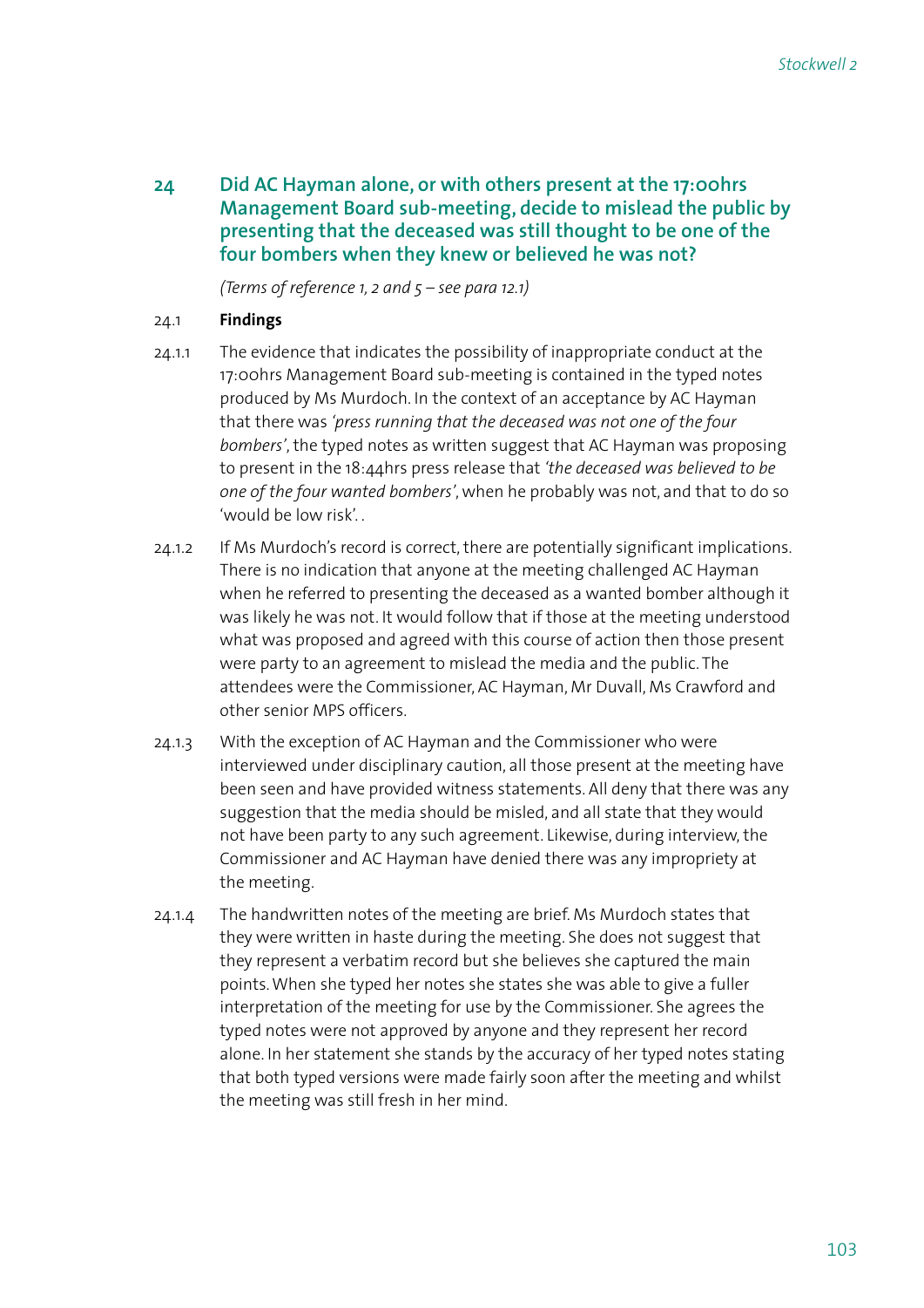## 24 Did AC Hayman alone, or with others present at the 17:00hrs Management Board sub-meeting, decide to mislead the public by presenting that the deceased was still thought to be one of the four bombers when they knew or believed he was not?

*(Terms of reference 1, 2 and 5 – see para 12.1)*

24.1 **Findings**

24.1.1 The evidence that indicates the possibility of inappropriate conduct at the 17:00hrs Management Board sub-meeting is contained in the typed notes produced by Ms Murdoch. In the context of an acceptance by AC Hayman that there was *'press running that the deceased was not one of the four bombers'*, the typed notes as written suggest that AC Hayman was proposing to present in the 18:44hrs press release that *'the deceased was believed to be one of the four wanted bombers'*, when he probably was not, and that to do so 'would be low risk'. .

24.1.2 If Ms Murdoch's record is correct, there are potentially significant implications. There is no indication that anyone at the meeting challenged AC Hayman when he referred to presenting the deceased as a wanted bomber although it was likely he was not. It would follow that if those at the meeting understood what was proposed and agreed with this course of action then those present were party to an agreement to mislead the media and the public. The attendees were the Commissioner, AC Hayman, Mr Duvall, Ms Crawford and other senior MPS officers.

24.1.3 With the exception of AC Hayman and the Commissioner who were interviewed under disciplinary caution, all those present at the meeting have been seen and have provided witness statements. All deny that there was any suggestion that the media should be misled, and all state that they would not have been party to any such agreement. Likewise, during interview, the Commissioner and AC Hayman have denied there was any impropriety at the meeting.

24.1.4 The handwritten notes of the meeting are brief. Ms Murdoch states that they were written in haste during the meeting. She does not suggest that they represent a verbatim record but she believes she captured the main points. When she typed her notes she states she was able to give a fuller interpretation of the meeting for use by the Commissioner. She agrees the typed notes were not approved by anyone and they represent her record alone. In her statement she stands by the accuracy of her typed notes stating that both typed versions were made fairly soon after the meeting and whilst the meeting was still fresh in her mind.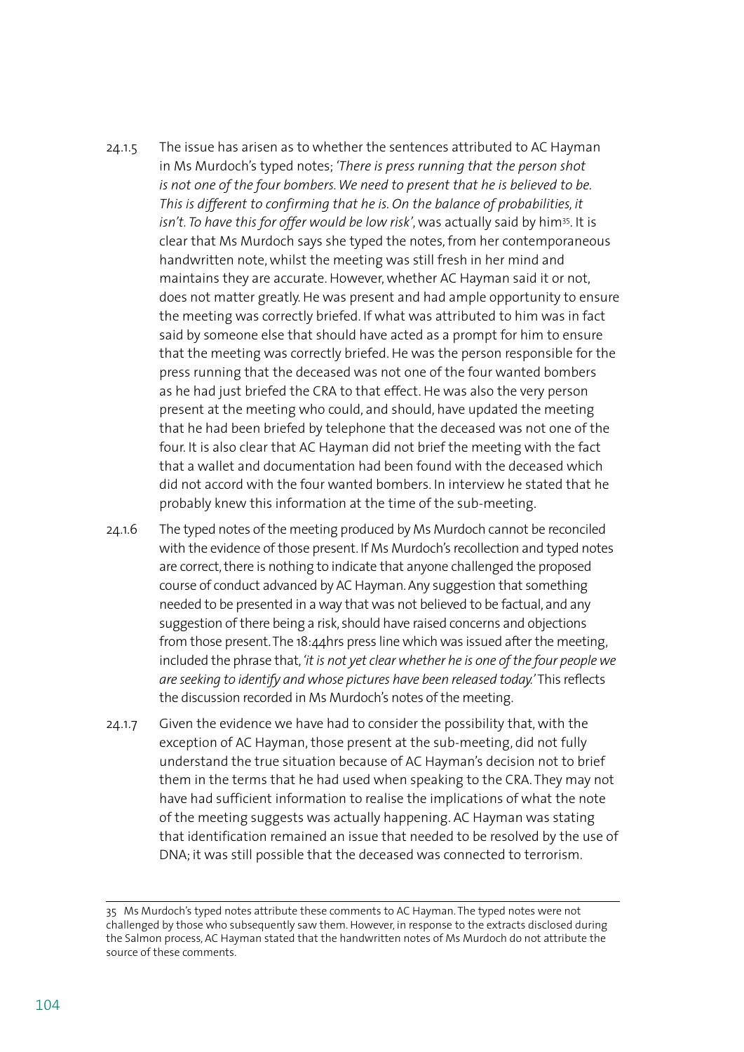24.1.5 The issue has arisen as to whether the sentences attributed to AC Hayman in Ms Murdoch's typed notes; *'There is press running that the person shot is not one of the four bombers. We need to present that he is believed to be. This is different to confirming that he is. On the balance of probabilities, it isn't. To have this for offer would be low risk'*, was actually said by him[35]. It is clear that Ms Murdoch says she typed the notes, from her contemporaneous handwritten note, whilst the meeting was still fresh in her mind and maintains they are accurate. However, whether AC Hayman said it or not, does not matter greatly. He was present and had ample opportunity to ensure the meeting was correctly briefed. If what was attributed to him was in fact said by someone else that should have acted as a prompt for him to ensure that the meeting was correctly briefed. He was the person responsible for the press running that the deceased was not one of the four wanted bombers as he had just briefed the CRA to that effect. He was also the very person present at the meeting who could, and should, have updated the meeting that he had been briefed by telephone that the deceased was not one of the four. It is also clear that AC Hayman did not brief the meeting with the fact that a wallet and documentation had been found with the deceased which did not accord with the four wanted bombers. In interview he stated that he probably knew this information at the time of the sub-meeting.

24.1.6 The typed notes of the meeting produced by Ms Murdoch cannot be reconciled with the evidence of those present. If Ms Murdoch's recollection and typed notes are correct, there is nothing to indicate that anyone challenged the proposed course of conduct advanced by AC Hayman. Any suggestion that something needed to be presented in a way that was not believed to be factual, and any suggestion of there being a risk, should have raised concerns and objections from those present. The 18:44hrs press line which was issued after the meeting, included the phrase that, *'it is not yet clear whether he is one of the four people we are seeking to identify and whose pictures have been released today.'* This reflects the discussion recorded in Ms Murdoch's notes of the meeting.

24.1.7 Given the evidence we have had to consider the possibility that, with the exception of AC Hayman, those present at the sub-meeting, did not fully understand the true situation because of AC Hayman's decision not to brief them in the terms that he had used when speaking to the CRA. They may not have had sufficient information to realise the implications of what the note of the meeting suggests was actually happening. AC Hayman was stating that identification remained an issue that needed to be resolved by the use of DNA; it was still possible that the deceased was connected to terrorism.

---

35 Ms Murdoch's typed notes attribute these comments to AC Hayman. The typed notes were not challenged by those who subsequently saw them. However, in response to the extracts disclosed during the Salmon process, AC Hayman stated that the handwritten notes of Ms Murdoch do not attribute the source of these comments.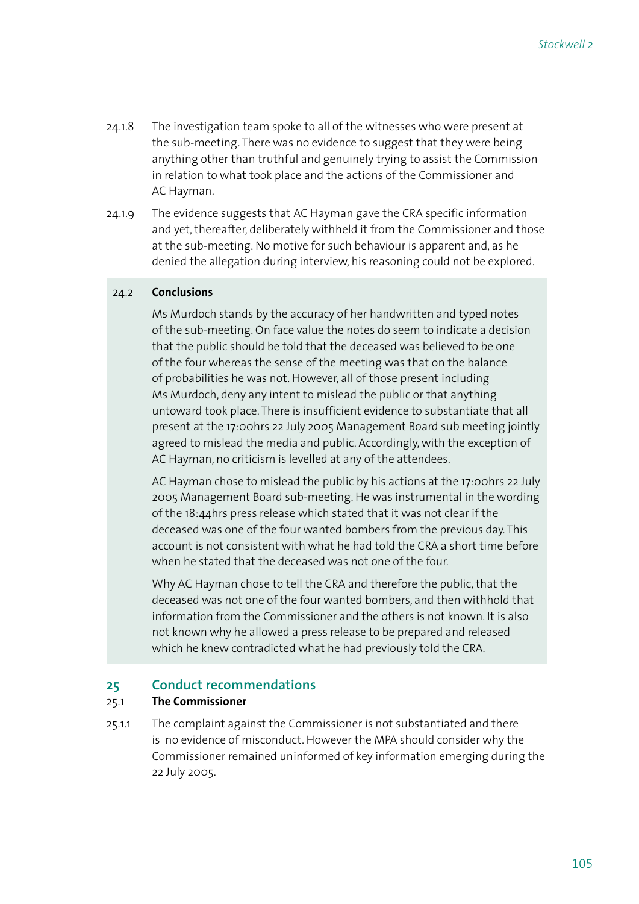24.1.8 The investigation team spoke to all of the witnesses who were present at the sub-meeting. There was no evidence to suggest that they were being anything other than truthful and genuinely trying to assist the Commission in relation to what took place and the actions of the Commissioner and AC Hayman.

24.1.9 The evidence suggests that AC Hayman gave the CRA specific information and yet, thereafter, deliberately withheld it from the Commissioner and those at the sub-meeting. No motive for such behaviour is apparent and, as he denied the allegation during interview, his reasoning could not be explored.

### 24.2 Conclusions

Ms Murdoch stands by the accuracy of her handwritten and typed notes of the sub-meeting. On face value the notes do seem to indicate a decision that the public should be told that the deceased was believed to be one of the four whereas the sense of the meeting was that on the balance of probabilities he was not. However, all of those present including Ms Murdoch, deny any intent to mislead the public or that anything untoward took place. There is insufficient evidence to substantiate that all present at the 17:00hrs 22 July 2005 Management Board sub meeting jointly agreed to mislead the media and public. Accordingly, with the exception of AC Hayman, no criticism is levelled at any of the attendees.

AC Hayman chose to mislead the public by his actions at the 17:00hrs 22 July 2005 Management Board sub-meeting. He was instrumental in the wording of the 18:44hrs press release which stated that it was not clear if the deceased was one of the four wanted bombers from the previous day. This account is not consistent with what he had told the CRA a short time before when he stated that the deceased was not one of the four.

Why AC Hayman chose to tell the CRA and therefore the public, that the deceased was not one of the four wanted bombers, and then withhold that information from the Commissioner and the others is not known. It is also not known why he allowed a press release to be prepared and released which he knew contradicted what he had previously told the CRA.

## 25 Conduct recommendations

### 25.1 The Commissioner

25.1.1 The complaint against the Commissioner is not substantiated and there is no evidence of misconduct. However the MPA should consider why the Commissioner remained uninformed of key information emerging during the 22 July 2005.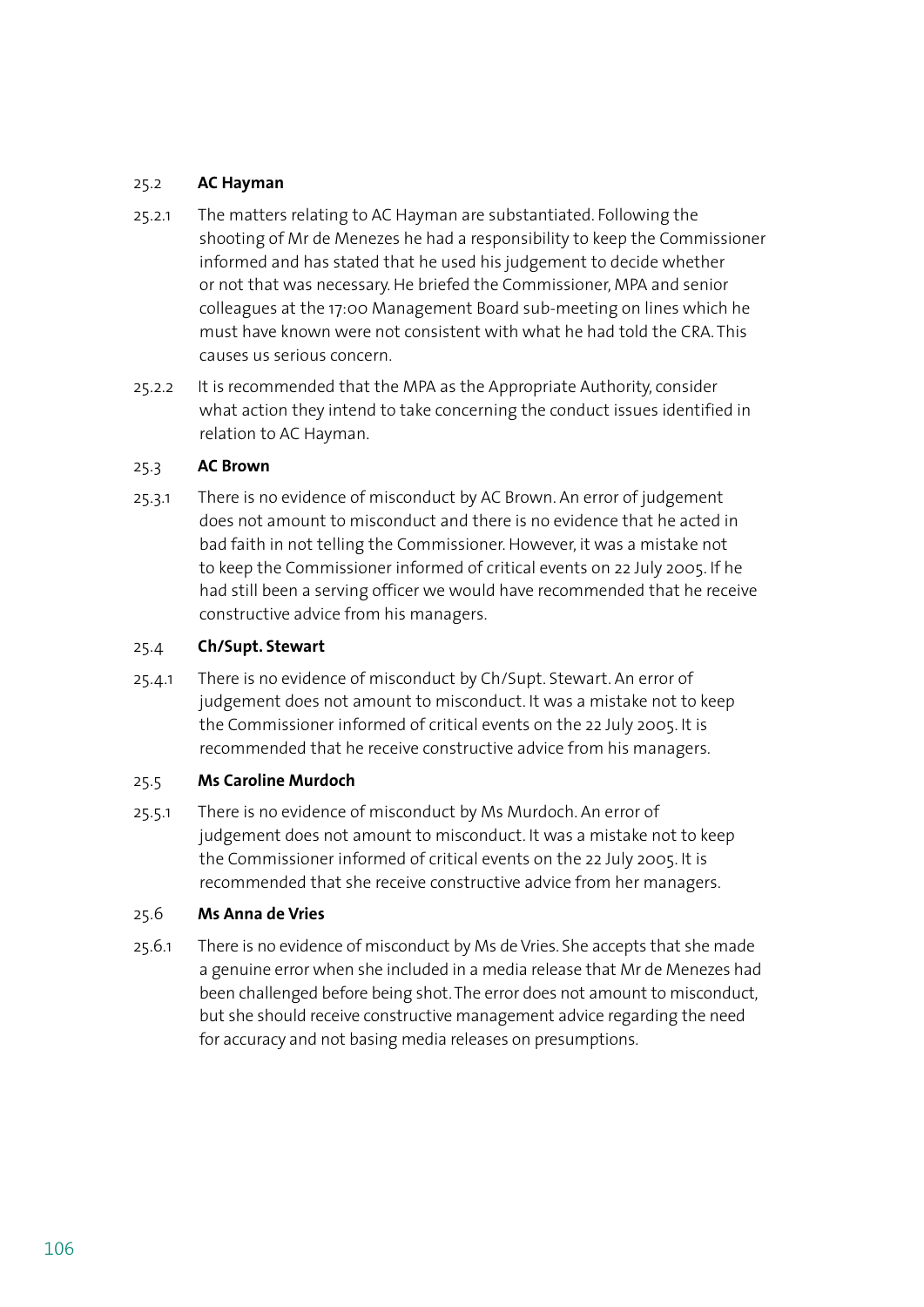### 25.2 AC Hayman

25.2.1 The matters relating to AC Hayman are substantiated. Following the shooting of Mr de Menezes he had a responsibility to keep the Commissioner informed and has stated that he used his judgement to decide whether or not that was necessary. He briefed the Commissioner, MPA and senior colleagues at the 17:00 Management Board sub-meeting on lines which he must have known were not consistent with what he had told the CRA. This causes us serious concern.

25.2.2 It is recommended that the MPA as the Appropriate Authority, consider what action they intend to take concerning the conduct issues identified in relation to AC Hayman.

### 25.3 AC Brown

25.3.1 There is no evidence of misconduct by AC Brown. An error of judgement does not amount to misconduct and there is no evidence that he acted in bad faith in not telling the Commissioner. However, it was a mistake not to keep the Commissioner informed of critical events on 22 July 2005. If he had still been a serving officer we would have recommended that he receive constructive advice from his managers.

### 25.4 Ch/Supt. Stewart

25.4.1 There is no evidence of misconduct by Ch/Supt. Stewart. An error of judgement does not amount to misconduct. It was a mistake not to keep the Commissioner informed of critical events on the 22 July 2005. It is recommended that he receive constructive advice from his managers.

### 25.5 Ms Caroline Murdoch

25.5.1 There is no evidence of misconduct by Ms Murdoch. An error of judgement does not amount to misconduct. It was a mistake not to keep the Commissioner informed of critical events on the 22 July 2005. It is recommended that she receive constructive advice from her managers.

### 25.6 Ms Anna de Vries

25.6.1 There is no evidence of misconduct by Ms de Vries. She accepts that she made a genuine error when she included in a media release that Mr de Menezes had been challenged before being shot. The error does not amount to misconduct, but she should receive constructive management advice regarding the need for accuracy and not basing media releases on presumptions.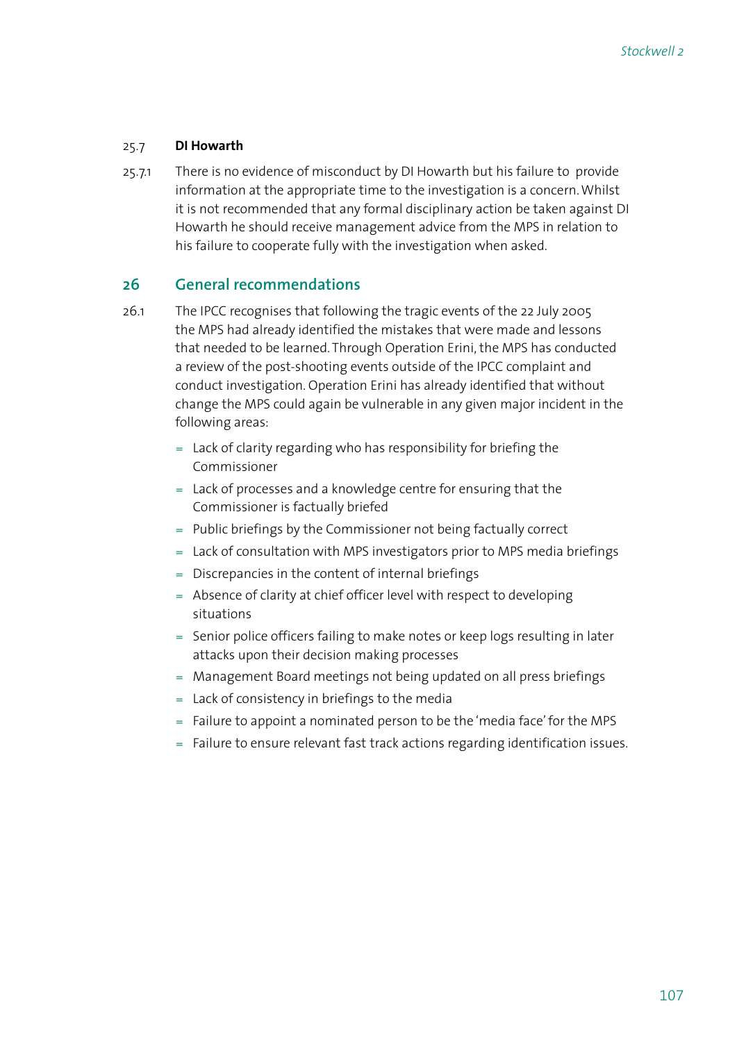### 25.7 DI Howarth

25.7.1 There is no evidence of misconduct by DI Howarth but his failure to provide information at the appropriate time to the investigation is a concern. Whilst it is not recommended that any formal disciplinary action be taken against DI Howarth he should receive management advice from the MPS in relation to his failure to cooperate fully with the investigation when asked.

## 26 General recommendations

26.1 The IPCC recognises that following the tragic events of the 22 July 2005 the MPS had already identified the mistakes that were made and lessons that needed to be learned. Through Operation Erini, the MPS has conducted a review of the post-shooting events outside of the IPCC complaint and conduct investigation. Operation Erini has already identified that without change the MPS could again be vulnerable in any given major incident in the following areas:

- Lack of clarity regarding who has responsibility for briefing the Commissioner
- Lack of processes and a knowledge centre for ensuring that the Commissioner is factually briefed
- Public briefings by the Commissioner not being factually correct
- Lack of consultation with MPS investigators prior to MPS media briefings
- Discrepancies in the content of internal briefings
- Absence of clarity at chief officer level with respect to developing situations
- Senior police officers failing to make notes or keep logs resulting in later attacks upon their decision making processes
- Management Board meetings not being updated on all press briefings
- Lack of consistency in briefings to the media
- Failure to appoint a nominated person to be the 'media face' for the MPS
- Failure to ensure relevant fast track actions regarding identification issues.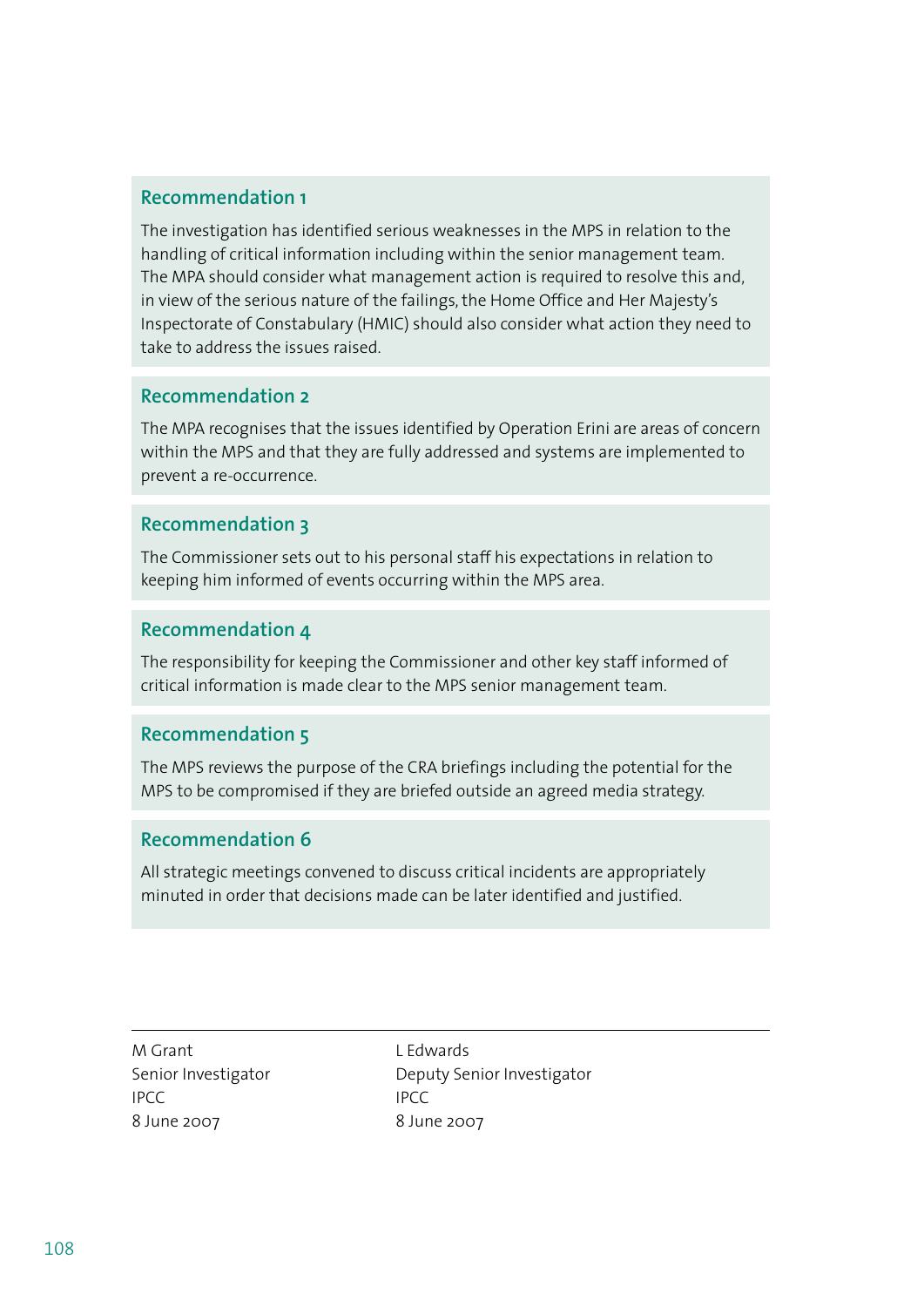### Recommendation 1

The investigation has identified serious weaknesses in the MPS in relation to the handling of critical information including within the senior management team. The MPA should consider what management action is required to resolve this and, in view of the serious nature of the failings, the Home Office and Her Majesty's Inspectorate of Constabulary (HMIC) should also consider what action they need to take to address the issues raised.

### Recommendation 2

The MPA recognises that the issues identified by Operation Erini are areas of concern within the MPS and that they are fully addressed and systems are implemented to prevent a re-occurrence.

### Recommendation 3

The Commissioner sets out to his personal staff his expectations in relation to keeping him informed of events occurring within the MPS area.

### Recommendation 4

The responsibility for keeping the Commissioner and other key staff informed of critical information is made clear to the MPS senior management team.

### Recommendation 5

The MPS reviews the purpose of the CRA briefings including the potential for the MPS to be compromised if they are briefed outside an agreed media strategy.

### Recommendation 6

All strategic meetings convened to discuss critical incidents are appropriately minuted in order that decisions made can be later identified and justified.

---

M Grant
Senior Investigator
IPCC
8 June 2007

L Edwards
Deputy Senior Investigator
IPCC
8 June 2007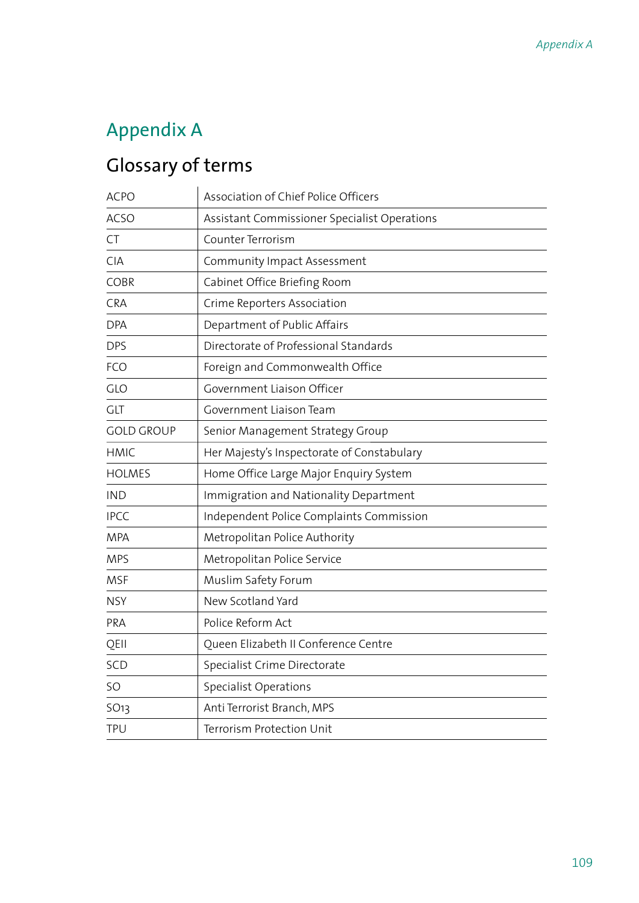# Appendix A

## Glossary of terms

| | |
|---|---|
| ACPO | Association of Chief Police Officers |
| ACSO | Assistant Commissioner Specialist Operations |
| CT | Counter Terrorism |
| CIA | Community Impact Assessment |
| COBR | Cabinet Office Briefing Room |
| CRA | Crime Reporters Association |
| DPA | Department of Public Affairs |
| DPS | Directorate of Professional Standards |
| FCO | Foreign and Commonwealth Office |
| GLO | Government Liaison Officer |
| GLT | Government Liaison Team |
| GOLD GROUP | Senior Management Strategy Group |
| HMIC | Her Majesty's Inspectorate of Constabulary |
| HOLMES | Home Office Large Major Enquiry System |
| IND | Immigration and Nationality Department |
| IPCC | Independent Police Complaints Commission |
| MPA | Metropolitan Police Authority |
| MPS | Metropolitan Police Service |
| MSF | Muslim Safety Forum |
| NSY | New Scotland Yard |
| PRA | Police Reform Act |
| QEII | Queen Elizabeth II Conference Centre |
| SCD | Specialist Crime Directorate |
| SO | Specialist Operations |
| SO13 | Anti Terrorist Branch, MPS |
| TPU | Terrorism Protection Unit |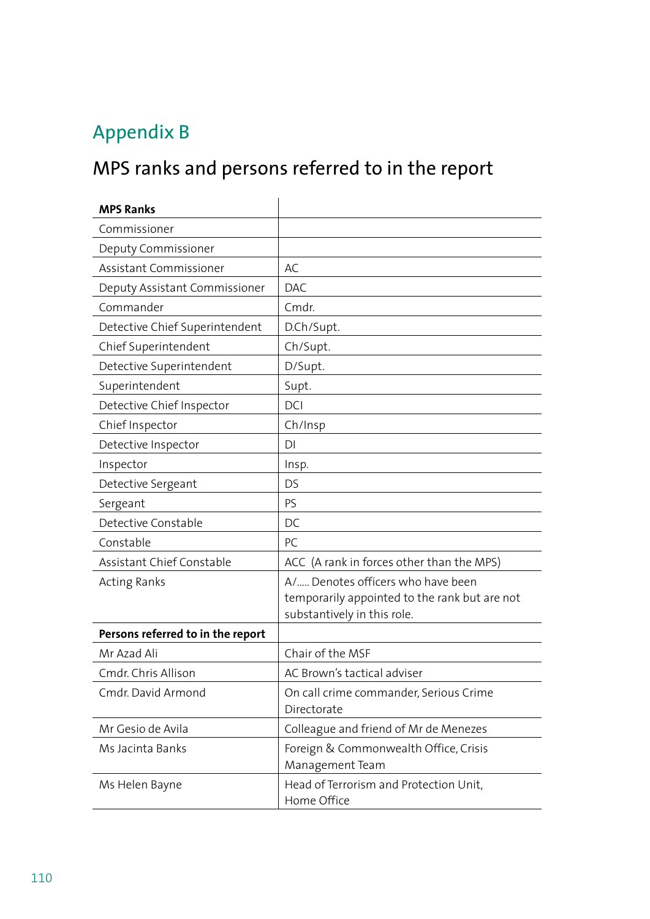# Appendix B

## MPS ranks and persons referred to in the report

| **MPS Ranks** | |
|---|---|
| Commissioner | |
| Deputy Commissioner | |
| Assistant Commissioner | AC |
| Deputy Assistant Commissioner | DAC |
| Commander | Cmdr. |
| Detective Chief Superintendent | D.Ch/Supt. |
| Chief Superintendent | Ch/Supt. |
| Detective Superintendent | D/Supt. |
| Superintendent | Supt. |
| Detective Chief Inspector | DCI |
| Chief Inspector | Ch/Insp |
| Detective Inspector | DI |
| Inspector | Insp. |
| Detective Sergeant | DS |
| Sergeant | PS |
| Detective Constable | DC |
| Constable | PC |
| Assistant Chief Constable | ACC (A rank in forces other than the MPS) |
| Acting Ranks | A/..... Denotes officers who have been temporarily appointed to the rank but are not substantively in this role. |
| **Persons referred to in the report** | |
| Mr Azad Ali | Chair of the MSF |
| Cmdr. Chris Allison | AC Brown's tactical adviser |
| Cmdr. David Armond | On call crime commander, Serious Crime Directorate |
| Mr Gesio de Avila | Colleague and friend of Mr de Menezes |
| Ms Jacinta Banks | Foreign & Commonwealth Office, Crisis Management Team |
| Ms Helen Bayne | Head of Terrorism and Protection Unit, Home Office |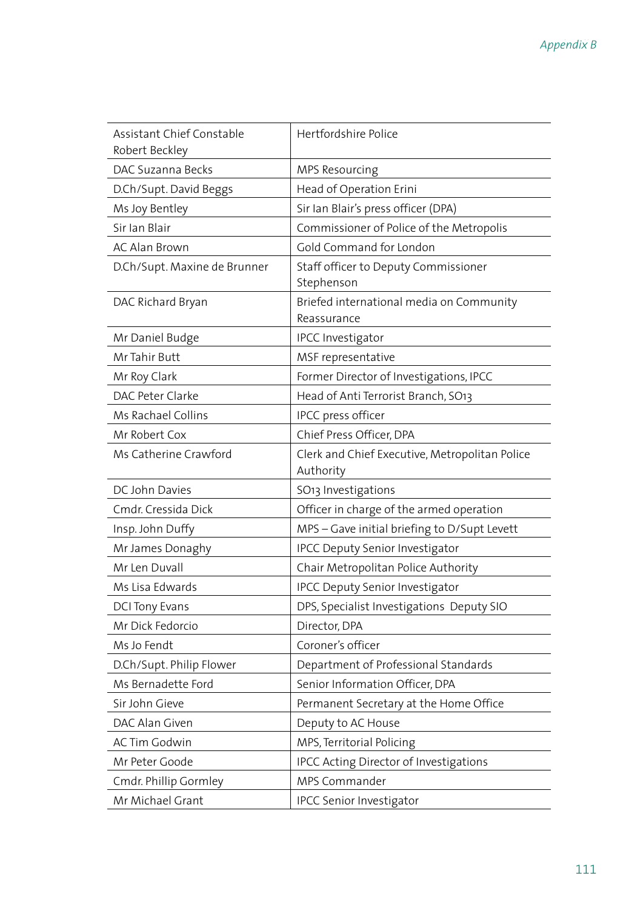| Assistant Chief Constable Robert Beckley | Hertfordshire Police |
|---|---|
| DAC Suzanna Becks | MPS Resourcing |
| D.Ch/Supt. David Beggs | Head of Operation Erini |
| Ms Joy Bentley | Sir Ian Blair's press officer (DPA) |
| Sir Ian Blair | Commissioner of Police of the Metropolis |
| AC Alan Brown | Gold Command for London |
| D.Ch/Supt. Maxine de Brunner | Staff officer to Deputy Commissioner Stephenson |
| DAC Richard Bryan | Briefed international media on Community Reassurance |
| Mr Daniel Budge | IPCC Investigator |
| Mr Tahir Butt | MSF representative |
| Mr Roy Clark | Former Director of Investigations, IPCC |
| DAC Peter Clarke | Head of Anti Terrorist Branch, SO13 |
| Ms Rachael Collins | IPCC press officer |
| Mr Robert Cox | Chief Press Officer, DPA |
| Ms Catherine Crawford | Clerk and Chief Executive, Metropolitan Police Authority |
| DC John Davies | SO13 Investigations |
| Cmdr. Cressida Dick | Officer in charge of the armed operation |
| Insp. John Duffy | MPS – Gave initial briefing to D/Supt Levett |
| Mr James Donaghy | IPCC Deputy Senior Investigator |
| Mr Len Duvall | Chair Metropolitan Police Authority |
| Ms Lisa Edwards | IPCC Deputy Senior Investigator |
| DCI Tony Evans | DPS, Specialist Investigations Deputy SIO |
| Mr Dick Fedorcio | Director, DPA |
| Ms Jo Fendt | Coroner's officer |
| D.Ch/Supt. Philip Flower | Department of Professional Standards |
| Ms Bernadette Ford | Senior Information Officer, DPA |
| Sir John Gieve | Permanent Secretary at the Home Office |
| DAC Alan Given | Deputy to AC House |
| AC Tim Godwin | MPS, Territorial Policing |
| Mr Peter Goode | IPCC Acting Director of Investigations |
| Cmdr. Phillip Gormley | MPS Commander |
| Mr Michael Grant | IPCC Senior Investigator |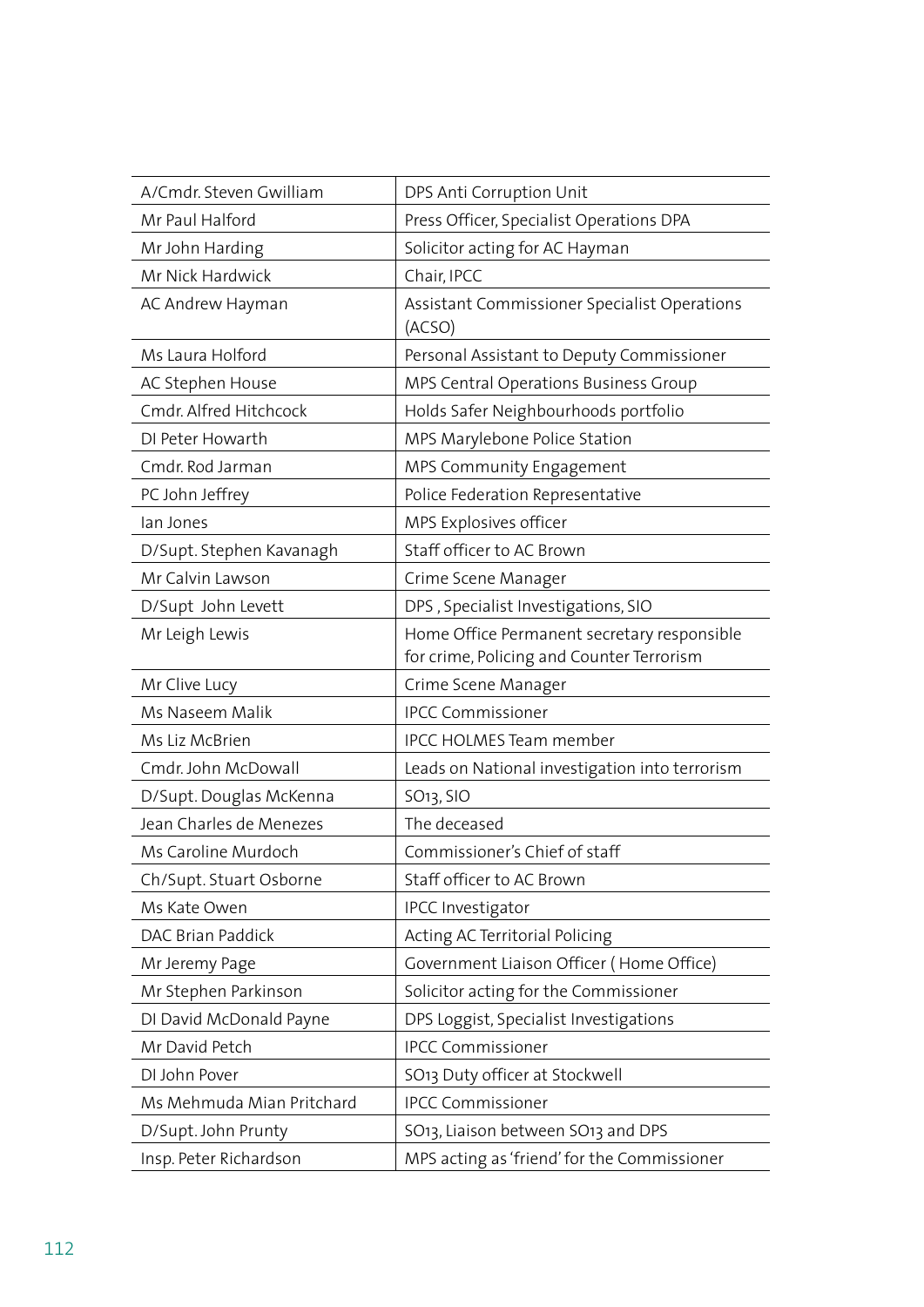| | |
|---|---|
| A/Cmdr. Steven Gwilliam | DPS Anti Corruption Unit |
| Mr Paul Halford | Press Officer, Specialist Operations DPA |
| Mr John Harding | Solicitor acting for AC Hayman |
| Mr Nick Hardwick | Chair, IPCC |
| AC Andrew Hayman | Assistant Commissioner Specialist Operations (ACSO) |
| Ms Laura Holford | Personal Assistant to Deputy Commissioner |
| AC Stephen House | MPS Central Operations Business Group |
| Cmdr. Alfred Hitchcock | Holds Safer Neighbourhoods portfolio |
| DI Peter Howarth | MPS Marylebone Police Station |
| Cmdr. Rod Jarman | MPS Community Engagement |
| PC John Jeffrey | Police Federation Representative |
| Ian Jones | MPS Explosives officer |
| D/Supt. Stephen Kavanagh | Staff officer to AC Brown |
| Mr Calvin Lawson | Crime Scene Manager |
| D/Supt John Levett | DPS , Specialist Investigations, SIO |
| Mr Leigh Lewis | Home Office Permanent secretary responsible for crime, Policing and Counter Terrorism |
| Mr Clive Lucy | Crime Scene Manager |
| Ms Naseem Malik | IPCC Commissioner |
| Ms Liz McBrien | IPCC HOLMES Team member |
| Cmdr. John McDowall | Leads on National investigation into terrorism |
| D/Supt. Douglas McKenna | SO13, SIO |
| Jean Charles de Menezes | The deceased |
| Ms Caroline Murdoch | Commissioner's Chief of staff |
| Ch/Supt. Stuart Osborne | Staff officer to AC Brown |
| Ms Kate Owen | IPCC Investigator |
| DAC Brian Paddick | Acting AC Territorial Policing |
| Mr Jeremy Page | Government Liaison Officer ( Home Office) |
| Mr Stephen Parkinson | Solicitor acting for the Commissioner |
| DI David McDonald Payne | DPS Loggist, Specialist Investigations |
| Mr David Petch | IPCC Commissioner |
| DI John Pover | SO13 Duty officer at Stockwell |
| Ms Mehmuda Mian Pritchard | IPCC Commissioner |
| D/Supt. John Prunty | SO13, Liaison between SO13 and DPS |
| Insp. Peter Richardson | MPS acting as 'friend' for the Commissioner |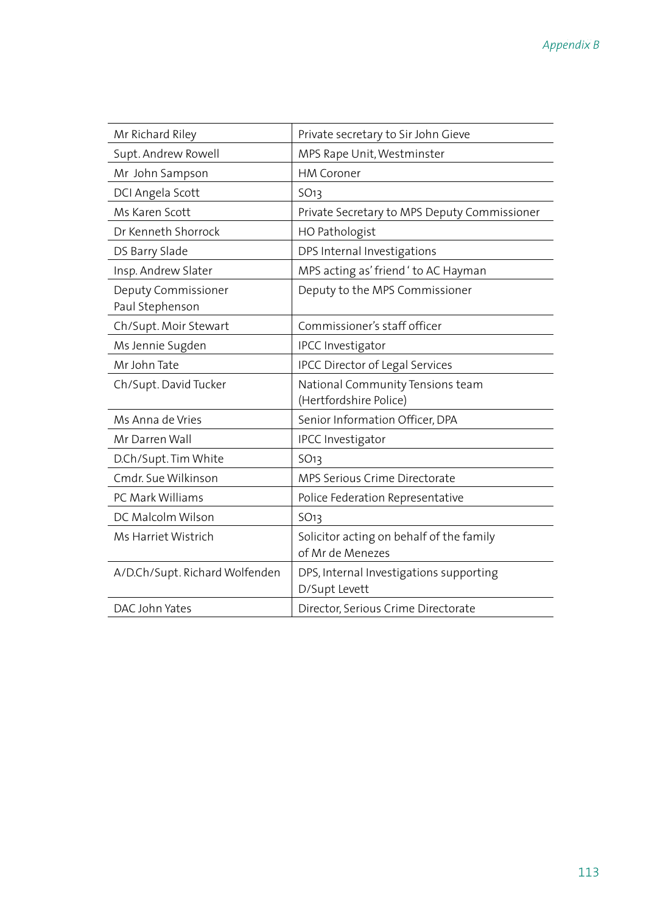| | |
|---|---|
| Mr Richard Riley | Private secretary to Sir John Gieve |
| Supt. Andrew Rowell | MPS Rape Unit, Westminster |
| Mr John Sampson | HM Coroner |
| DCI Angela Scott | SO13 |
| Ms Karen Scott | Private Secretary to MPS Deputy Commissioner |
| Dr Kenneth Shorrock | HO Pathologist |
| DS Barry Slade | DPS Internal Investigations |
| Insp. Andrew Slater | MPS acting as' friend ' to AC Hayman |
| Deputy Commissioner Paul Stephenson | Deputy to the MPS Commissioner |
| Ch/Supt. Moir Stewart | Commissioner's staff officer |
| Ms Jennie Sugden | IPCC Investigator |
| Mr John Tate | IPCC Director of Legal Services |
| Ch/Supt. David Tucker | National Community Tensions team (Hertfordshire Police) |
| Ms Anna de Vries | Senior Information Officer, DPA |
| Mr Darren Wall | IPCC Investigator |
| D.Ch/Supt. Tim White | SO13 |
| Cmdr. Sue Wilkinson | MPS Serious Crime Directorate |
| PC Mark Williams | Police Federation Representative |
| DC Malcolm Wilson | SO13 |
| Ms Harriet Wistrich | Solicitor acting on behalf of the family of Mr de Menezes |
| A/D.Ch/Supt. Richard Wolfenden | DPS, Internal Investigations supporting D/Supt Levett |
| DAC John Yates | Director, Serious Crime Directorate |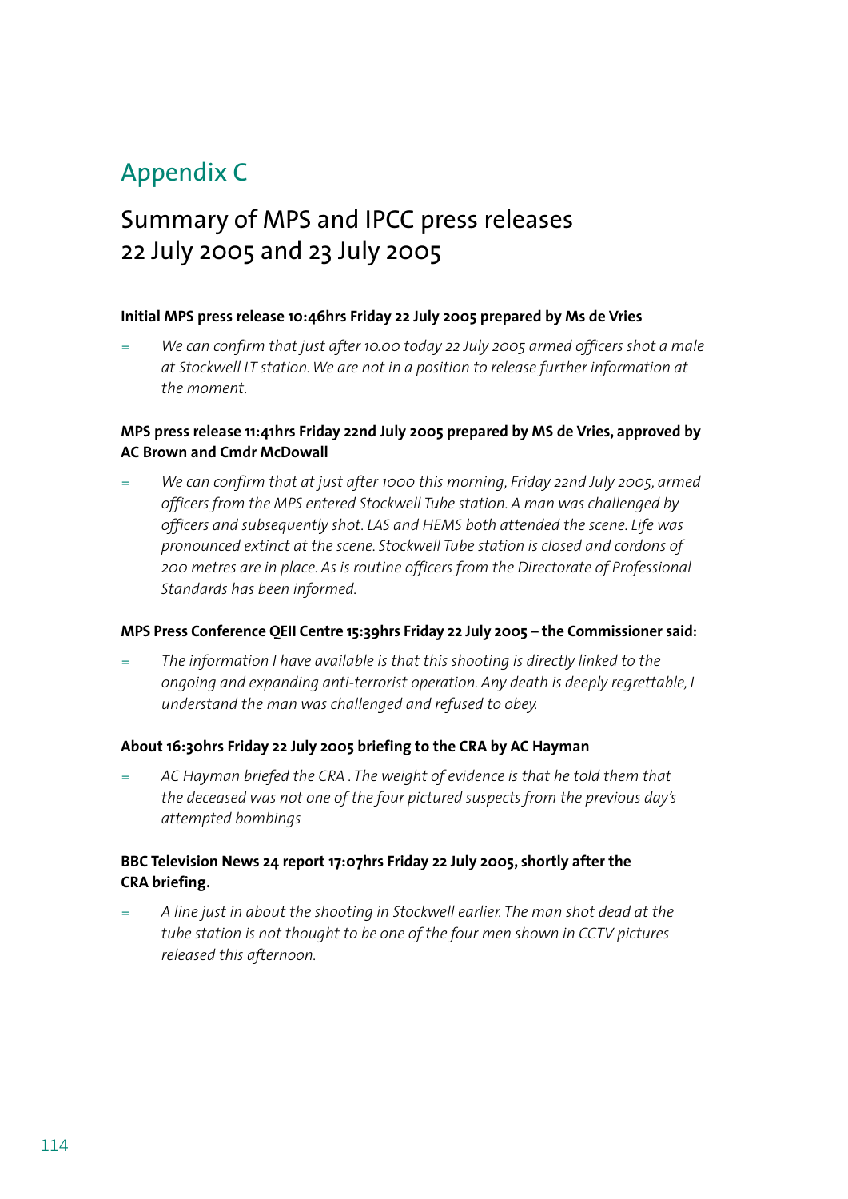# Appendix C

## Summary of MPS and IPCC press releases 22 July 2005 and 23 July 2005

**Initial MPS press release 10:46hrs Friday 22 July 2005 prepared by Ms de Vries**

- *We can confirm that just after 10.00 today 22 July 2005 armed officers shot a male at Stockwell LT station. We are not in a position to release further information at the moment.*

**MPS press release 11:41hrs Friday 22nd July 2005 prepared by MS de Vries, approved by AC Brown and Cmdr McDowall**

- *We can confirm that at just after 1000 this morning, Friday 22nd July 2005, armed officers from the MPS entered Stockwell Tube station. A man was challenged by officers and subsequently shot. LAS and HEMS both attended the scene. Life was pronounced extinct at the scene. Stockwell Tube station is closed and cordons of 200 metres are in place. As is routine officers from the Directorate of Professional Standards has been informed.*

**MPS Press Conference QEII Centre 15:39hrs Friday 22 July 2005 – the Commissioner said:**

- *The information I have available is that this shooting is directly linked to the ongoing and expanding anti-terrorist operation. Any death is deeply regrettable, I understand the man was challenged and refused to obey.*

**About 16:30hrs Friday 22 July 2005 briefing to the CRA by AC Hayman**

- *AC Hayman briefed the CRA . The weight of evidence is that he told them that the deceased was not one of the four pictured suspects from the previous day's attempted bombings*

**BBC Television News 24 report 17:07hrs Friday 22 July 2005, shortly after the CRA briefing.**

- *A line just in about the shooting in Stockwell earlier. The man shot dead at the tube station is not thought to be one of the four men shown in CCTV pictures released this afternoon.*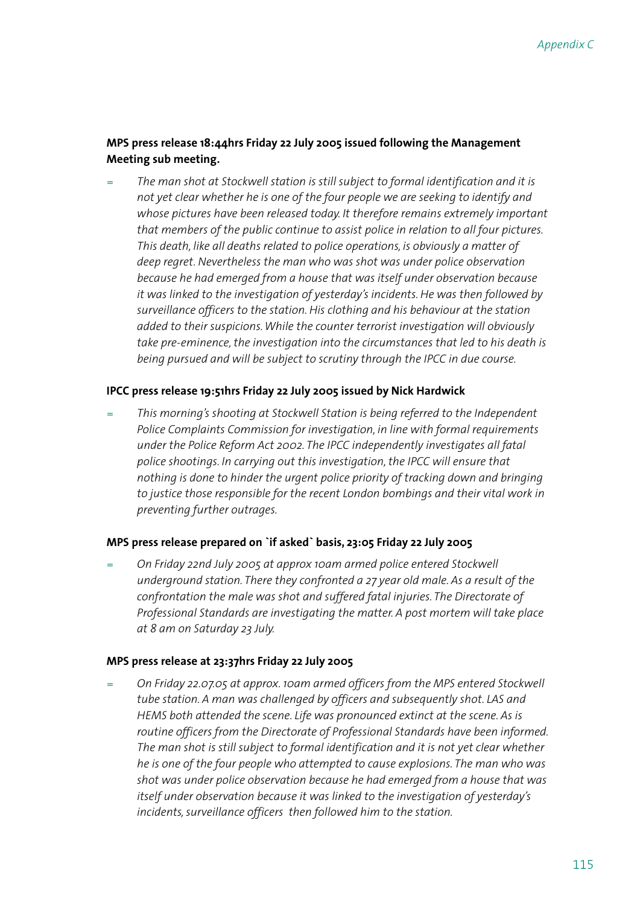**MPS press release 18:44hrs Friday 22 July 2005 issued following the Management Meeting sub meeting.**

- *The man shot at Stockwell station is still subject to formal identification and it is not yet clear whether he is one of the four people we are seeking to identify and whose pictures have been released today. It therefore remains extremely important that members of the public continue to assist police in relation to all four pictures. This death, like all deaths related to police operations, is obviously a matter of deep regret. Nevertheless the man who was shot was under police observation because he had emerged from a house that was itself under observation because it was linked to the investigation of yesterday's incidents. He was then followed by surveillance officers to the station. His clothing and his behaviour at the station added to their suspicions. While the counter terrorist investigation will obviously take pre-eminence, the investigation into the circumstances that led to his death is being pursued and will be subject to scrutiny through the IPCC in due course.*

**IPCC press release 19:51hrs Friday 22 July 2005 issued by Nick Hardwick**

- *This morning's shooting at Stockwell Station is being referred to the Independent Police Complaints Commission for investigation, in line with formal requirements under the Police Reform Act 2002. The IPCC independently investigates all fatal police shootings. In carrying out this investigation, the IPCC will ensure that nothing is done to hinder the urgent police priority of tracking down and bringing to justice those responsible for the recent London bombings and their vital work in preventing further outrages.*

**MPS press release prepared on `if asked` basis, 23:05 Friday 22 July 2005**

- *On Friday 22nd July 2005 at approx 10am armed police entered Stockwell underground station. There they confronted a 27 year old male. As a result of the confrontation the male was shot and suffered fatal injuries. The Directorate of Professional Standards are investigating the matter. A post mortem will take place at 8 am on Saturday 23 July.*

**MPS press release at 23:37hrs Friday 22 July 2005**

- *On Friday 22.07.05 at approx. 10am armed officers from the MPS entered Stockwell tube station. A man was challenged by officers and subsequently shot. LAS and HEMS both attended the scene. Life was pronounced extinct at the scene. As is routine officers from the Directorate of Professional Standards have been informed. The man shot is still subject to formal identification and it is not yet clear whether he is one of the four people who attempted to cause explosions. The man who was shot was under police observation because he had emerged from a house that was itself under observation because it was linked to the investigation of yesterday's incidents, surveillance officers then followed him to the station.*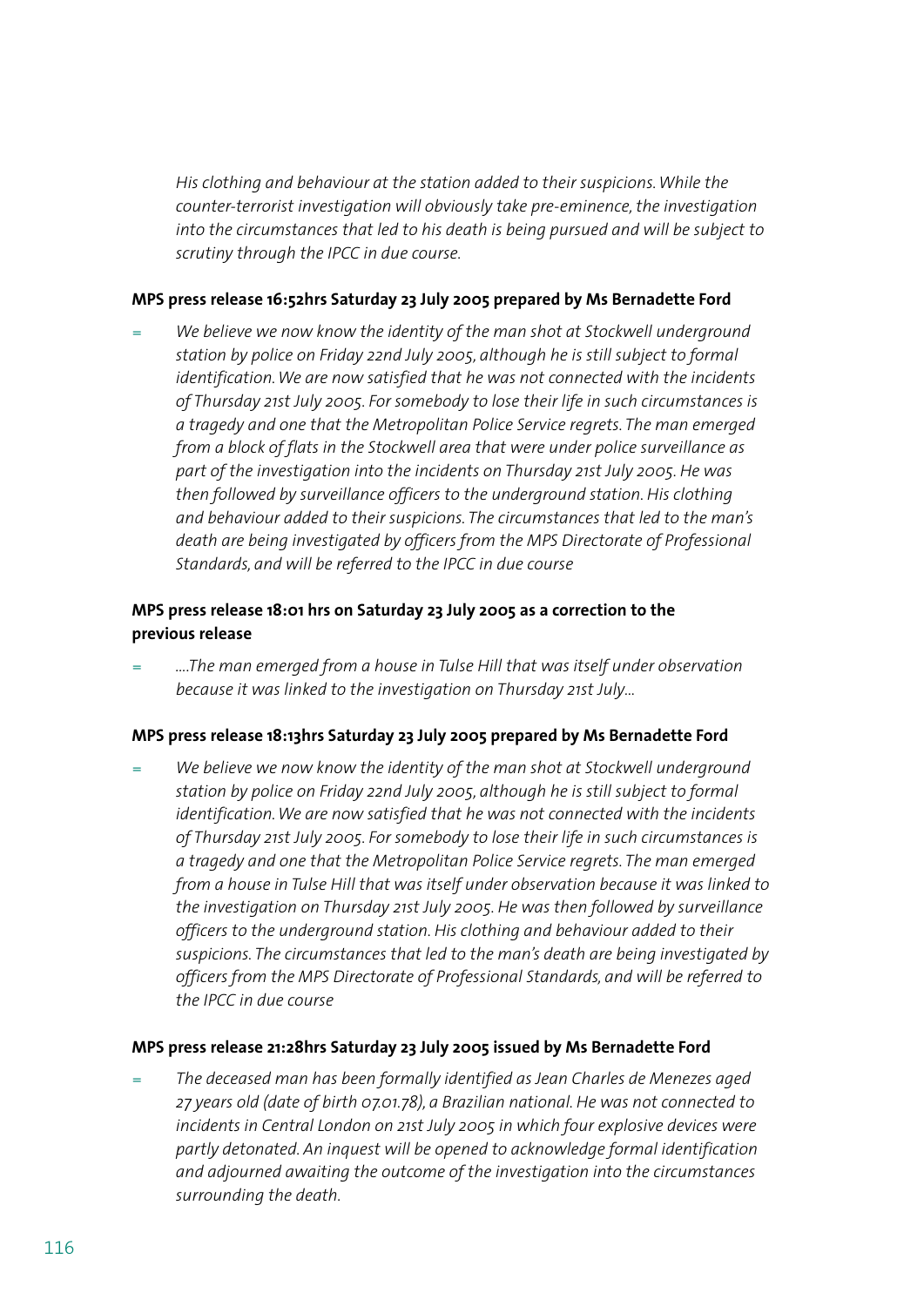*His clothing and behaviour at the station added to their suspicions. While the counter-terrorist investigation will obviously take pre-eminence, the investigation into the circumstances that led to his death is being pursued and will be subject to scrutiny through the IPCC in due course.*

**MPS press release 16:52hrs Saturday 23 July 2005 prepared by Ms Bernadette Ford**

= *We believe we now know the identity of the man shot at Stockwell underground station by police on Friday 22nd July 2005, although he is still subject to formal identification. We are now satisfied that he was not connected with the incidents of Thursday 21st July 2005. For somebody to lose their life in such circumstances is a tragedy and one that the Metropolitan Police Service regrets. The man emerged from a block of flats in the Stockwell area that were under police surveillance as part of the investigation into the incidents on Thursday 21st July 2005. He was then followed by surveillance officers to the underground station. His clothing and behaviour added to their suspicions. The circumstances that led to the man's death are being investigated by officers from the MPS Directorate of Professional Standards, and will be referred to the IPCC in due course*

**MPS press release 18:01 hrs on Saturday 23 July 2005 as a correction to the previous release**

= *....The man emerged from a house in Tulse Hill that was itself under observation because it was linked to the investigation on Thursday 21st July...*

**MPS press release 18:13hrs Saturday 23 July 2005 prepared by Ms Bernadette Ford**

= *We believe we now know the identity of the man shot at Stockwell underground station by police on Friday 22nd July 2005, although he is still subject to formal identification. We are now satisfied that he was not connected with the incidents of Thursday 21st July 2005. For somebody to lose their life in such circumstances is a tragedy and one that the Metropolitan Police Service regrets. The man emerged from a house in Tulse Hill that was itself under observation because it was linked to the investigation on Thursday 21st July 2005. He was then followed by surveillance officers to the underground station. His clothing and behaviour added to their suspicions. The circumstances that led to the man's death are being investigated by officers from the MPS Directorate of Professional Standards, and will be referred to the IPCC in due course*

**MPS press release 21:28hrs Saturday 23 July 2005 issued by Ms Bernadette Ford**

= *The deceased man has been formally identified as Jean Charles de Menezes aged 27 years old (date of birth 07.01.78), a Brazilian national. He was not connected to incidents in Central London on 21st July 2005 in which four explosive devices were partly detonated. An inquest will be opened to acknowledge formal identification and adjourned awaiting the outcome of the investigation into the circumstances surrounding the death.*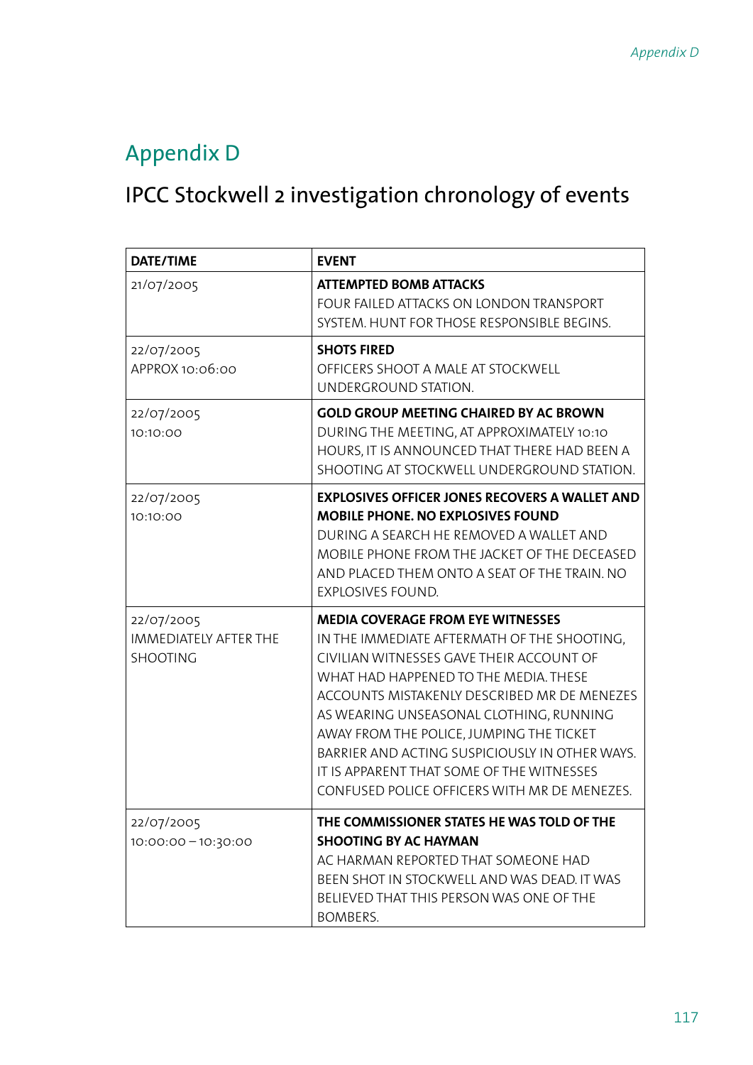# Appendix D

## IPCC Stockwell 2 investigation chronology of events

| DATE/TIME | EVENT |
|---|---|
| 21/07/2005 | **ATTEMPTED BOMB ATTACKS**<br>FOUR FAILED ATTACKS ON LONDON TRANSPORT SYSTEM. HUNT FOR THOSE RESPONSIBLE BEGINS. |
| 22/07/2005<br>APPROX 10:06:00 | **SHOTS FIRED**<br>OFFICERS SHOOT A MALE AT STOCKWELL UNDERGROUND STATION. |
| 22/07/2005<br>10:10:00 | **GOLD GROUP MEETING CHAIRED BY AC BROWN**<br>DURING THE MEETING, AT APPROXIMATELY 10:10 HOURS, IT IS ANNOUNCED THAT THERE HAD BEEN A SHOOTING AT STOCKWELL UNDERGROUND STATION. |
| 22/07/2005<br>10:10:00 | **EXPLOSIVES OFFICER JONES RECOVERS A WALLET AND MOBILE PHONE. NO EXPLOSIVES FOUND**<br>DURING A SEARCH HE REMOVED A WALLET AND MOBILE PHONE FROM THE JACKET OF THE DECEASED AND PLACED THEM ONTO A SEAT OF THE TRAIN. NO EXPLOSIVES FOUND. |
| 22/07/2005<br>IMMEDIATELY AFTER THE SHOOTING | **MEDIA COVERAGE FROM EYE WITNESSES**<br>IN THE IMMEDIATE AFTERMATH OF THE SHOOTING, CIVILIAN WITNESSES GAVE THEIR ACCOUNT OF WHAT HAD HAPPENED TO THE MEDIA. THESE ACCOUNTS MISTAKENLY DESCRIBED MR DE MENEZES AS WEARING UNSEASONAL CLOTHING, RUNNING AWAY FROM THE POLICE, JUMPING THE TICKET BARRIER AND ACTING SUSPICIOUSLY IN OTHER WAYS. IT IS APPARENT THAT SOME OF THE WITNESSES CONFUSED POLICE OFFICERS WITH MR DE MENEZES. |
| 22/07/2005<br>10:00:00 – 10:30:00 | **THE COMMISSIONER STATES HE WAS TOLD OF THE SHOOTING BY AC HAYMAN**<br>AC HARMAN REPORTED THAT SOMEONE HAD BEEN SHOT IN STOCKWELL AND WAS DEAD. IT WAS BELIEVED THAT THIS PERSON WAS ONE OF THE BOMBERS. |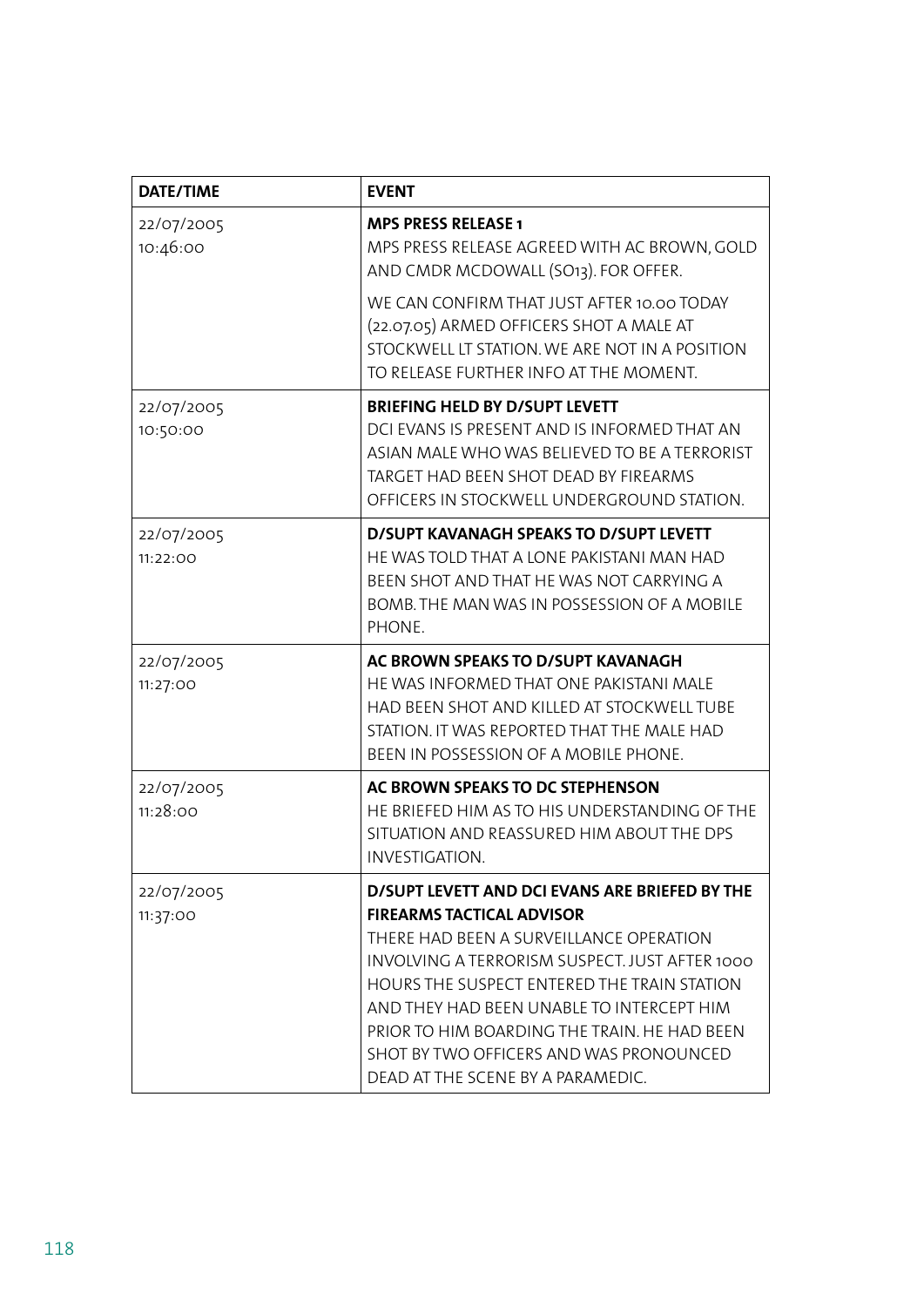| DATE/TIME | EVENT |
| --- | --- |
| 22/07/2005 10:46:00 | **MPS PRESS RELEASE 1** MPS PRESS RELEASE AGREED WITH AC BROWN, GOLD AND CMDR MCDOWALL (SO13). FOR OFFER. WE CAN CONFIRM THAT JUST AFTER 10.00 TODAY (22.07.05) ARMED OFFICERS SHOT A MALE AT STOCKWELL LT STATION. WE ARE NOT IN A POSITION TO RELEASE FURTHER INFO AT THE MOMENT. |
| 22/07/2005 10:50:00 | **BRIEFING HELD BY D/SUPT LEVETT** DCI EVANS IS PRESENT AND IS INFORMED THAT AN ASIAN MALE WHO WAS BELIEVED TO BE A TERRORIST TARGET HAD BEEN SHOT DEAD BY FIREARMS OFFICERS IN STOCKWELL UNDERGROUND STATION. |
| 22/07/2005 11:22:00 | **D/SUPT KAVANAGH SPEAKS TO D/SUPT LEVETT** HE WAS TOLD THAT A LONE PAKISTANI MAN HAD BEEN SHOT AND THAT HE WAS NOT CARRYING A BOMB. THE MAN WAS IN POSSESSION OF A MOBILE PHONE. |
| 22/07/2005 11:27:00 | **AC BROWN SPEAKS TO D/SUPT KAVANAGH** HE WAS INFORMED THAT ONE PAKISTANI MALE HAD BEEN SHOT AND KILLED AT STOCKWELL TUBE STATION. IT WAS REPORTED THAT THE MALE HAD BEEN IN POSSESSION OF A MOBILE PHONE. |
| 22/07/2005 11:28:00 | **AC BROWN SPEAKS TO DC STEPHENSON** HE BRIEFED HIM AS TO HIS UNDERSTANDING OF THE SITUATION AND REASSURED HIM ABOUT THE DPS INVESTIGATION. |
| 22/07/2005 11:37:00 | **D/SUPT LEVETT AND DCI EVANS ARE BRIEFED BY THE FIREARMS TACTICAL ADVISOR** THERE HAD BEEN A SURVEILLANCE OPERATION INVOLVING A TERRORISM SUSPECT. JUST AFTER 1000 HOURS THE SUSPECT ENTERED THE TRAIN STATION AND THEY HAD BEEN UNABLE TO INTERCEPT HIM PRIOR TO HIM BOARDING THE TRAIN. HE HAD BEEN SHOT BY TWO OFFICERS AND WAS PRONOUNCED DEAD AT THE SCENE BY A PARAMEDIC. |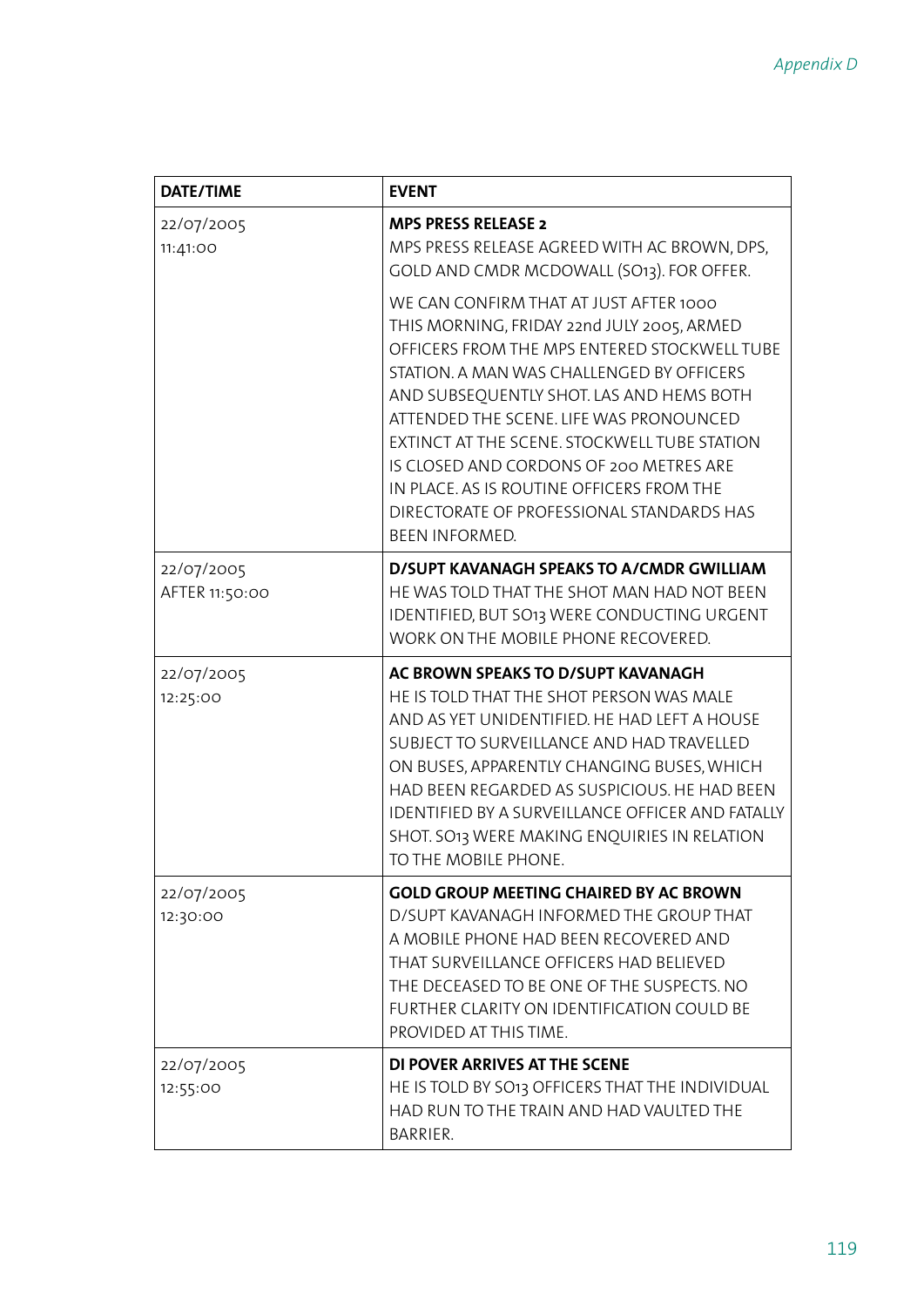| DATE/TIME | EVENT |
| --- | --- |
| 22/07/2005 11:41:00 | **MPS PRESS RELEASE 2**<br>MPS PRESS RELEASE AGREED WITH AC BROWN, DPS, GOLD AND CMDR MCDOWALL (SO13). FOR OFFER.<br><br>WE CAN CONFIRM THAT AT JUST AFTER 1000 THIS MORNING, FRIDAY 22nd JULY 2005, ARMED OFFICERS FROM THE MPS ENTERED STOCKWELL TUBE STATION. A MAN WAS CHALLENGED BY OFFICERS AND SUBSEQUENTLY SHOT. LAS AND HEMS BOTH ATTENDED THE SCENE. LIFE WAS PRONOUNCED EXTINCT AT THE SCENE. STOCKWELL TUBE STATION IS CLOSED AND CORDONS OF 200 METRES ARE IN PLACE. AS IS ROUTINE OFFICERS FROM THE DIRECTORATE OF PROFESSIONAL STANDARDS HAS BEEN INFORMED. |
| 22/07/2005 AFTER 11:50:00 | **D/SUPT KAVANAGH SPEAKS TO A/CMDR GWILLIAM**<br>HE WAS TOLD THAT THE SHOT MAN HAD NOT BEEN IDENTIFIED, BUT SO13 WERE CONDUCTING URGENT WORK ON THE MOBILE PHONE RECOVERED. |
| 22/07/2005 12:25:00 | **AC BROWN SPEAKS TO D/SUPT KAVANAGH**<br>HE IS TOLD THAT THE SHOT PERSON WAS MALE AND AS YET UNIDENTIFIED. HE HAD LEFT A HOUSE SUBJECT TO SURVEILLANCE AND HAD TRAVELLED ON BUSES, APPARENTLY CHANGING BUSES, WHICH HAD BEEN REGARDED AS SUSPICIOUS. HE HAD BEEN IDENTIFIED BY A SURVEILLANCE OFFICER AND FATALLY SHOT. SO13 WERE MAKING ENQUIRIES IN RELATION TO THE MOBILE PHONE. |
| 22/07/2005 12:30:00 | **GOLD GROUP MEETING CHAIRED BY AC BROWN**<br>D/SUPT KAVANAGH INFORMED THE GROUP THAT A MOBILE PHONE HAD BEEN RECOVERED AND THAT SURVEILLANCE OFFICERS HAD BELIEVED THE DECEASED TO BE ONE OF THE SUSPECTS. NO FURTHER CLARITY ON IDENTIFICATION COULD BE PROVIDED AT THIS TIME. |
| 22/07/2005 12:55:00 | **DI POVER ARRIVES AT THE SCENE**<br>HE IS TOLD BY SO13 OFFICERS THAT THE INDIVIDUAL HAD RUN TO THE TRAIN AND HAD VAULTED THE BARRIER. |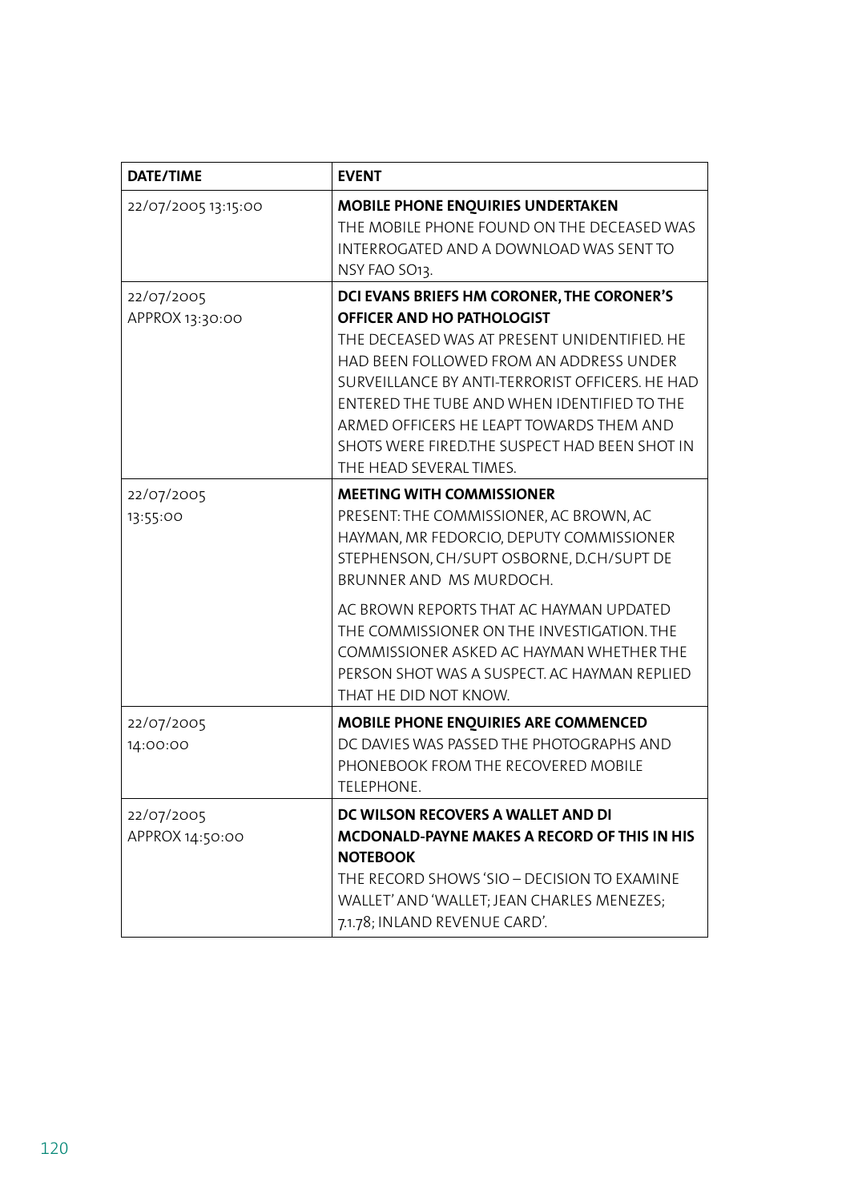| DATE/TIME | EVENT |
|---|---|
| 22/07/2005 13:15:00 | **MOBILE PHONE ENQUIRIES UNDERTAKEN**<br>THE MOBILE PHONE FOUND ON THE DECEASED WAS INTERROGATED AND A DOWNLOAD WAS SENT TO NSY FAO SO13. |
| 22/07/2005 APPROX 13:30:00 | **DCI EVANS BRIEFS HM CORONER, THE CORONER'S OFFICER AND HO PATHOLOGIST**<br>THE DECEASED WAS AT PRESENT UNIDENTIFIED. HE HAD BEEN FOLLOWED FROM AN ADDRESS UNDER SURVEILLANCE BY ANTI-TERRORIST OFFICERS. HE HAD ENTERED THE TUBE AND WHEN IDENTIFIED TO THE ARMED OFFICERS HE LEAPT TOWARDS THEM AND SHOTS WERE FIRED.THE SUSPECT HAD BEEN SHOT IN THE HEAD SEVERAL TIMES. |
| 22/07/2005 13:55:00 | **MEETING WITH COMMISSIONER**<br>PRESENT: THE COMMISSIONER, AC BROWN, AC HAYMAN, MR FEDORCIO, DEPUTY COMMISSIONER STEPHENSON, CH/SUPT OSBORNE, D.CH/SUPT DE BRUNNER AND MS MURDOCH.<br><br>AC BROWN REPORTS THAT AC HAYMAN UPDATED THE COMMISSIONER ON THE INVESTIGATION. THE COMMISSIONER ASKED AC HAYMAN WHETHER THE PERSON SHOT WAS A SUSPECT. AC HAYMAN REPLIED THAT HE DID NOT KNOW. |
| 22/07/2005 14:00:00 | **MOBILE PHONE ENQUIRIES ARE COMMENCED**<br>DC DAVIES WAS PASSED THE PHOTOGRAPHS AND PHONEBOOK FROM THE RECOVERED MOBILE TELEPHONE. |
| 22/07/2005 APPROX 14:50:00 | **DC WILSON RECOVERS A WALLET AND DI MCDONALD-PAYNE MAKES A RECORD OF THIS IN HIS NOTEBOOK**<br>THE RECORD SHOWS 'SIO – DECISION TO EXAMINE WALLET' AND 'WALLET; JEAN CHARLES MENEZES; 7.1.78; INLAND REVENUE CARD'. |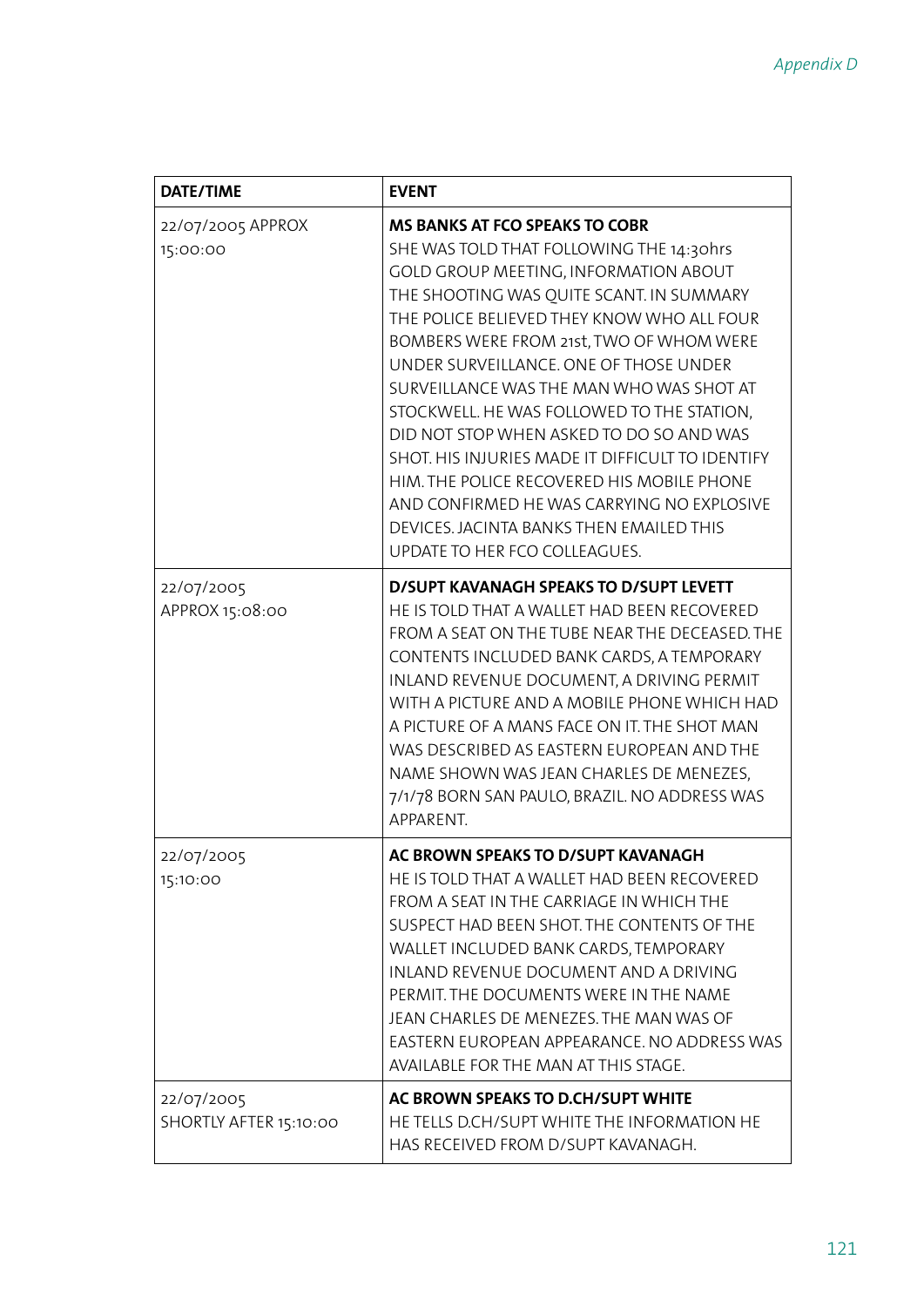| DATE/TIME | EVENT |
|---|---|
| 22/07/2005 APPROX 15:00:00 | **MS BANKS AT FCO SPEAKS TO COBR** SHE WAS TOLD THAT FOLLOWING THE 14:30hrs GOLD GROUP MEETING, INFORMATION ABOUT THE SHOOTING WAS QUITE SCANT. IN SUMMARY THE POLICE BELIEVED THEY KNOW WHO ALL FOUR BOMBERS WERE FROM 21st, TWO OF WHOM WERE UNDER SURVEILLANCE. ONE OF THOSE UNDER SURVEILLANCE WAS THE MAN WHO WAS SHOT AT STOCKWELL. HE WAS FOLLOWED TO THE STATION, DID NOT STOP WHEN ASKED TO DO SO AND WAS SHOT. HIS INJURIES MADE IT DIFFICULT TO IDENTIFY HIM. THE POLICE RECOVERED HIS MOBILE PHONE AND CONFIRMED HE WAS CARRYING NO EXPLOSIVE DEVICES. JACINTA BANKS THEN EMAILED THIS UPDATE TO HER FCO COLLEAGUES. |
| 22/07/2005 APPROX 15:08:00 | **D/SUPT KAVANAGH SPEAKS TO D/SUPT LEVETT** HE IS TOLD THAT A WALLET HAD BEEN RECOVERED FROM A SEAT ON THE TUBE NEAR THE DECEASED. THE CONTENTS INCLUDED BANK CARDS, A TEMPORARY INLAND REVENUE DOCUMENT, A DRIVING PERMIT WITH A PICTURE AND A MOBILE PHONE WHICH HAD A PICTURE OF A MANS FACE ON IT. THE SHOT MAN WAS DESCRIBED AS EASTERN EUROPEAN AND THE NAME SHOWN WAS JEAN CHARLES DE MENEZES, 7/1/78 BORN SAN PAULO, BRAZIL. NO ADDRESS WAS APPARENT. |
| 22/07/2005 15:10:00 | **AC BROWN SPEAKS TO D/SUPT KAVANAGH** HE IS TOLD THAT A WALLET HAD BEEN RECOVERED FROM A SEAT IN THE CARRIAGE IN WHICH THE SUSPECT HAD BEEN SHOT. THE CONTENTS OF THE WALLET INCLUDED BANK CARDS, TEMPORARY INLAND REVENUE DOCUMENT AND A DRIVING PERMIT. THE DOCUMENTS WERE IN THE NAME JEAN CHARLES DE MENEZES. THE MAN WAS OF EASTERN EUROPEAN APPEARANCE. NO ADDRESS WAS AVAILABLE FOR THE MAN AT THIS STAGE. |
| 22/07/2005 SHORTLY AFTER 15:10:00 | **AC BROWN SPEAKS TO D.CH/SUPT WHITE** HE TELLS D.CH/SUPT WHITE THE INFORMATION HE HAS RECEIVED FROM D/SUPT KAVANAGH. |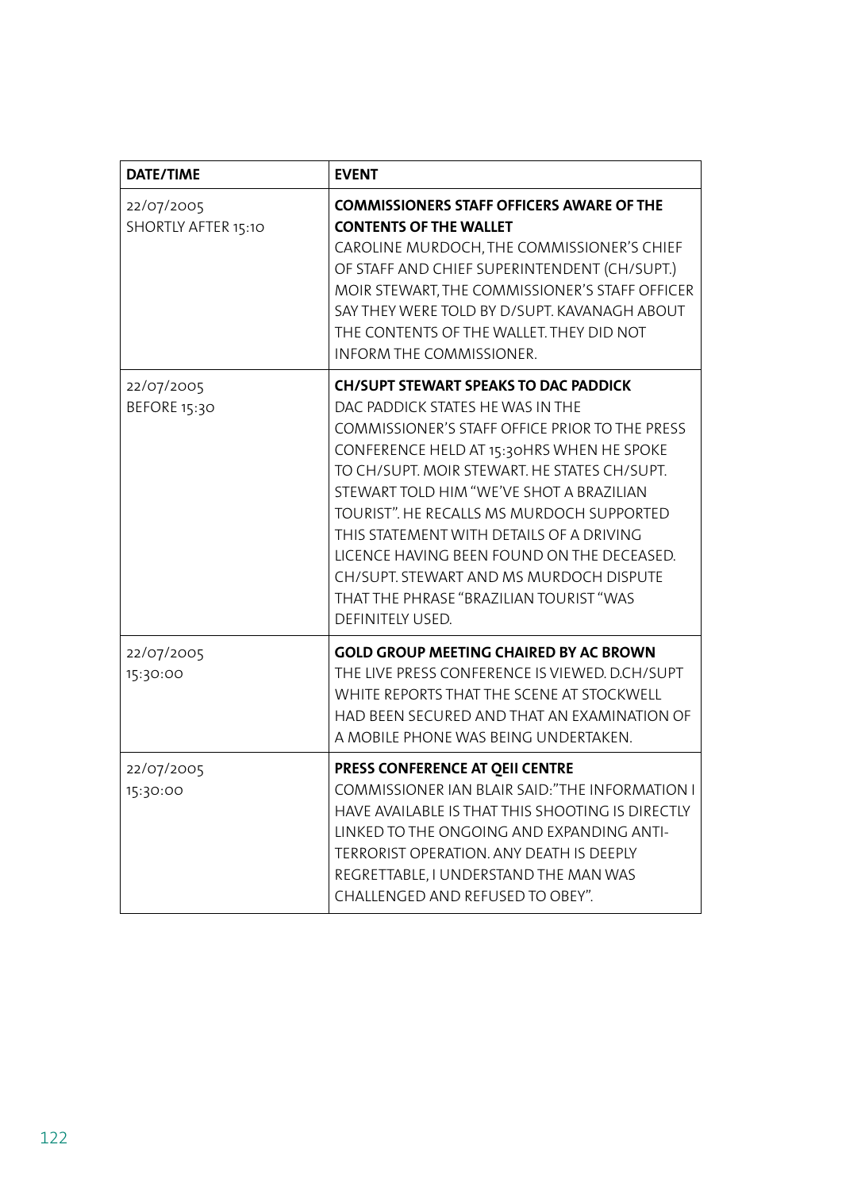| DATE/TIME | EVENT |
|---|---|
| 22/07/2005<br>SHORTLY AFTER 15:10 | **COMMISSIONERS STAFF OFFICERS AWARE OF THE CONTENTS OF THE WALLET**<br>CAROLINE MURDOCH, THE COMMISSIONER'S CHIEF OF STAFF AND CHIEF SUPERINTENDENT (CH/SUPT.) MOIR STEWART, THE COMMISSIONER'S STAFF OFFICER SAY THEY WERE TOLD BY D/SUPT. KAVANAGH ABOUT THE CONTENTS OF THE WALLET. THEY DID NOT INFORM THE COMMISSIONER. |
| 22/07/2005<br>BEFORE 15:30 | **CH/SUPT STEWART SPEAKS TO DAC PADDICK**<br>DAC PADDICK STATES HE WAS IN THE COMMISSIONER'S STAFF OFFICE PRIOR TO THE PRESS CONFERENCE HELD AT 15:30HRS WHEN HE SPOKE TO CH/SUPT. MOIR STEWART. HE STATES CH/SUPT. STEWART TOLD HIM "WE'VE SHOT A BRAZILIAN TOURIST". HE RECALLS MS MURDOCH SUPPORTED THIS STATEMENT WITH DETAILS OF A DRIVING LICENCE HAVING BEEN FOUND ON THE DECEASED. CH/SUPT. STEWART AND MS MURDOCH DISPUTE THAT THE PHRASE "BRAZILIAN TOURIST "WAS DEFINITELY USED. |
| 22/07/2005<br>15:30:00 | **GOLD GROUP MEETING CHAIRED BY AC BROWN**<br>THE LIVE PRESS CONFERENCE IS VIEWED. D.CH/SUPT WHITE REPORTS THAT THE SCENE AT STOCKWELL HAD BEEN SECURED AND THAT AN EXAMINATION OF A MOBILE PHONE WAS BEING UNDERTAKEN. |
| 22/07/2005<br>15:30:00 | **PRESS CONFERENCE AT QEII CENTRE**<br>COMMISSIONER IAN BLAIR SAID:"THE INFORMATION I HAVE AVAILABLE IS THAT THIS SHOOTING IS DIRECTLY LINKED TO THE ONGOING AND EXPANDING ANTI-TERRORIST OPERATION. ANY DEATH IS DEEPLY REGRETTABLE, I UNDERSTAND THE MAN WAS CHALLENGED AND REFUSED TO OBEY". |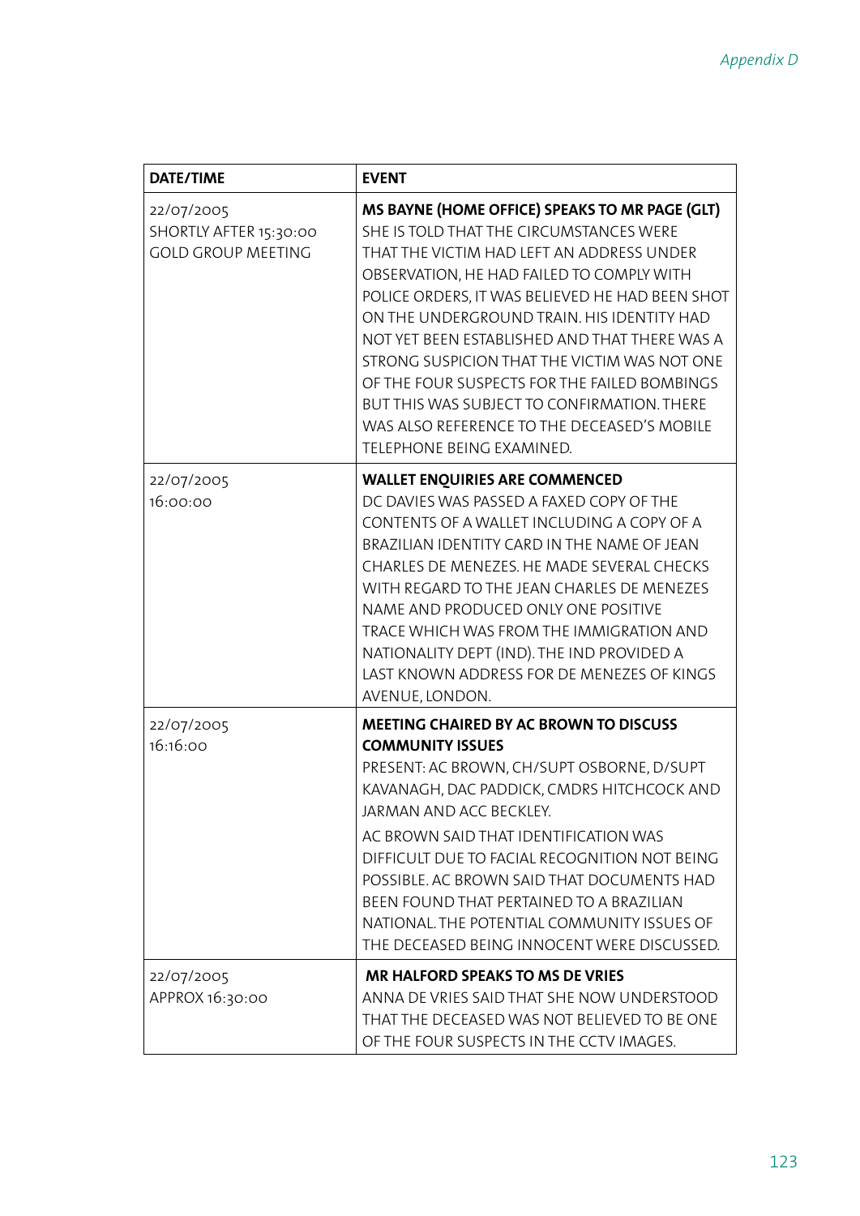| DATE/TIME | EVENT |
|---|---|
| 22/07/2005 SHORTLY AFTER 15:30:00 GOLD GROUP MEETING | **MS BAYNE (HOME OFFICE) SPEAKS TO MR PAGE (GLT)** SHE IS TOLD THAT THE CIRCUMSTANCES WERE THAT THE VICTIM HAD LEFT AN ADDRESS UNDER OBSERVATION, HE HAD FAILED TO COMPLY WITH POLICE ORDERS, IT WAS BELIEVED HE HAD BEEN SHOT ON THE UNDERGROUND TRAIN. HIS IDENTITY HAD NOT YET BEEN ESTABLISHED AND THAT THERE WAS A STRONG SUSPICION THAT THE VICTIM WAS NOT ONE OF THE FOUR SUSPECTS FOR THE FAILED BOMBINGS BUT THIS WAS SUBJECT TO CONFIRMATION. THERE WAS ALSO REFERENCE TO THE DECEASED'S MOBILE TELEPHONE BEING EXAMINED. |
| 22/07/2005 16:00:00 | **WALLET ENQUIRIES ARE COMMENCED** DC DAVIES WAS PASSED A FAXED COPY OF THE CONTENTS OF A WALLET INCLUDING A COPY OF A BRAZILIAN IDENTITY CARD IN THE NAME OF JEAN CHARLES DE MENEZES. HE MADE SEVERAL CHECKS WITH REGARD TO THE JEAN CHARLES DE MENEZES NAME AND PRODUCED ONLY ONE POSITIVE TRACE WHICH WAS FROM THE IMMIGRATION AND NATIONALITY DEPT (IND). THE IND PROVIDED A LAST KNOWN ADDRESS FOR DE MENEZES OF KINGS AVENUE, LONDON. |
| 22/07/2005 16:16:00 | **MEETING CHAIRED BY AC BROWN TO DISCUSS COMMUNITY ISSUES** PRESENT: AC BROWN, CH/SUPT OSBORNE, D/SUPT KAVANAGH, DAC PADDICK, CMDRS HITCHCOCK AND JARMAN AND ACC BECKLEY. AC BROWN SAID THAT IDENTIFICATION WAS DIFFICULT DUE TO FACIAL RECOGNITION NOT BEING POSSIBLE. AC BROWN SAID THAT DOCUMENTS HAD BEEN FOUND THAT PERTAINED TO A BRAZILIAN NATIONAL. THE POTENTIAL COMMUNITY ISSUES OF THE DECEASED BEING INNOCENT WERE DISCUSSED. |
| 22/07/2005 APPROX 16:30:00 | **MR HALFORD SPEAKS TO MS DE VRIES** ANNA DE VRIES SAID THAT SHE NOW UNDERSTOOD THAT THE DECEASED WAS NOT BELIEVED TO BE ONE OF THE FOUR SUSPECTS IN THE CCTV IMAGES. |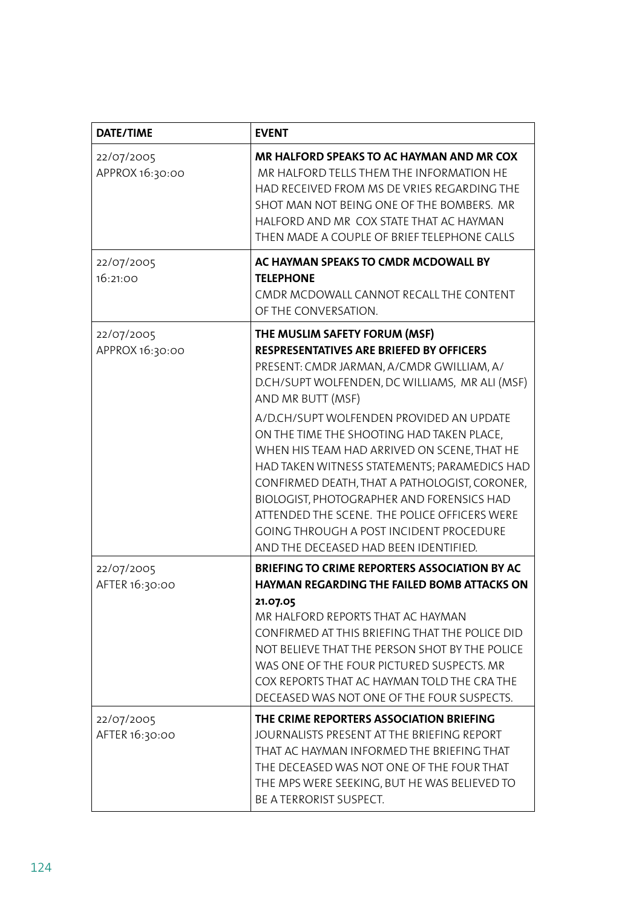| DATE/TIME | EVENT |
|---|---|
| 22/07/2005 APPROX 16:30:00 | **MR HALFORD SPEAKS TO AC HAYMAN AND MR COX** MR HALFORD TELLS THEM THE INFORMATION HE HAD RECEIVED FROM MS DE VRIES REGARDING THE SHOT MAN NOT BEING ONE OF THE BOMBERS. MR HALFORD AND MR COX STATE THAT AC HAYMAN THEN MADE A COUPLE OF BRIEF TELEPHONE CALLS |
| 22/07/2005 16:21:00 | **AC HAYMAN SPEAKS TO CMDR MCDOWALL BY TELEPHONE** CMDR MCDOWALL CANNOT RECALL THE CONTENT OF THE CONVERSATION. |
| 22/07/2005 APPROX 16:30:00 | **THE MUSLIM SAFETY FORUM (MSF) RESPRESENTATIVES ARE BRIEFED BY OFFICERS** PRESENT: CMDR JARMAN, A/CMDR GWILLIAM, A/D.CH/SUPT WOLFENDEN, DC WILLIAMS, MR ALI (MSF) AND MR BUTT (MSF)<br><br>A/D.CH/SUPT WOLFENDEN PROVIDED AN UPDATE ON THE TIME THE SHOOTING HAD TAKEN PLACE, WHEN HIS TEAM HAD ARRIVED ON SCENE, THAT HE HAD TAKEN WITNESS STATEMENTS; PARAMEDICS HAD CONFIRMED DEATH, THAT A PATHOLOGIST, CORONER, BIOLOGIST, PHOTOGRAPHER AND FORENSICS HAD ATTENDED THE SCENE. THE POLICE OFFICERS WERE GOING THROUGH A POST INCIDENT PROCEDURE AND THE DECEASED HAD BEEN IDENTIFIED. |
| 22/07/2005 AFTER 16:30:00 | **BRIEFING TO CRIME REPORTERS ASSOCIATION BY AC HAYMAN REGARDING THE FAILED BOMB ATTACKS ON 21.07.05** MR HALFORD REPORTS THAT AC HAYMAN CONFIRMED AT THIS BRIEFING THAT THE POLICE DID NOT BELIEVE THAT THE PERSON SHOT BY THE POLICE WAS ONE OF THE FOUR PICTURED SUSPECTS. MR COX REPORTS THAT AC HAYMAN TOLD THE CRA THE DECEASED WAS NOT ONE OF THE FOUR SUSPECTS. |
| 22/07/2005 AFTER 16:30:00 | **THE CRIME REPORTERS ASSOCIATION BRIEFING** JOURNALISTS PRESENT AT THE BRIEFING REPORT THAT AC HAYMAN INFORMED THE BRIEFING THAT THE DECEASED WAS NOT ONE OF THE FOUR THAT THE MPS WERE SEEKING, BUT HE WAS BELIEVED TO BE A TERRORIST SUSPECT. |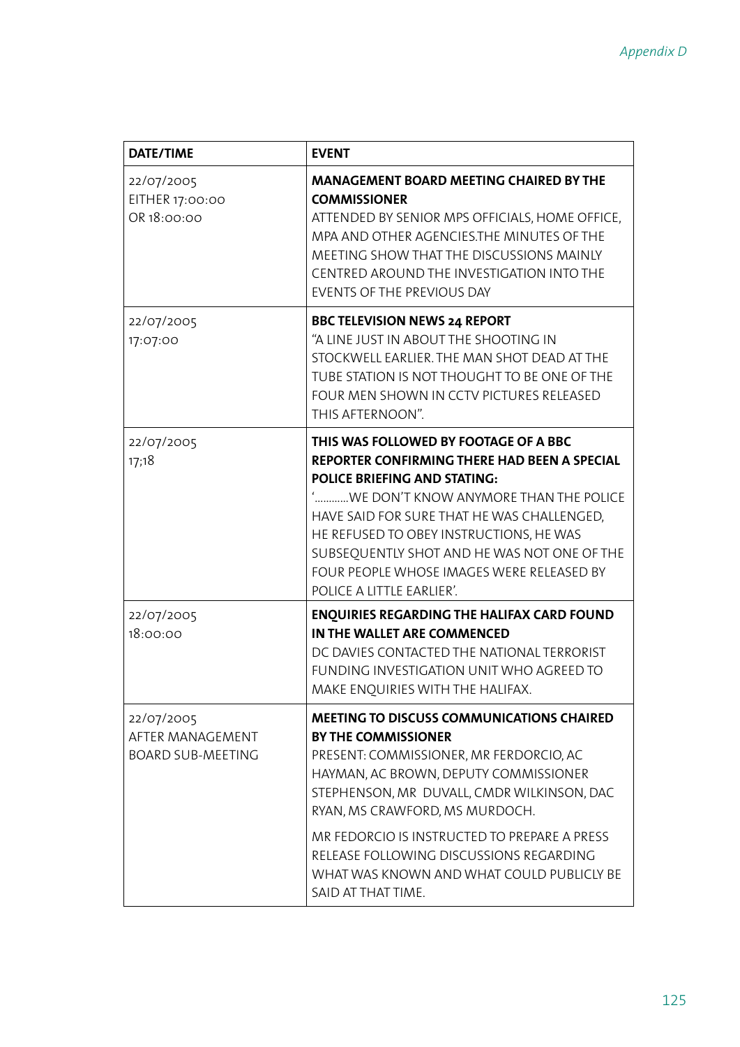| DATE/TIME | EVENT |
|---|---|
| 22/07/2005 EITHER 17:00:00 OR 18:00:00 | **MANAGEMENT BOARD MEETING CHAIRED BY THE COMMISSIONER** ATTENDED BY SENIOR MPS OFFICIALS, HOME OFFICE, MPA AND OTHER AGENCIES.THE MINUTES OF THE MEETING SHOW THAT THE DISCUSSIONS MAINLY CENTRED AROUND THE INVESTIGATION INTO THE EVENTS OF THE PREVIOUS DAY |
| 22/07/2005 17:07:00 | **BBC TELEVISION NEWS 24 REPORT** "A LINE JUST IN ABOUT THE SHOOTING IN STOCKWELL EARLIER. THE MAN SHOT DEAD AT THE TUBE STATION IS NOT THOUGHT TO BE ONE OF THE FOUR MEN SHOWN IN CCTV PICTURES RELEASED THIS AFTERNOON". |
| 22/07/2005 17;18 | **THIS WAS FOLLOWED BY FOOTAGE OF A BBC REPORTER CONFIRMING THERE HAD BEEN A SPECIAL POLICE BRIEFING AND STATING:** '...........WE DON'T KNOW ANYMORE THAN THE POLICE HAVE SAID FOR SURE THAT HE WAS CHALLENGED, HE REFUSED TO OBEY INSTRUCTIONS, HE WAS SUBSEQUENTLY SHOT AND HE WAS NOT ONE OF THE FOUR PEOPLE WHOSE IMAGES WERE RELEASED BY POLICE A LITTLE EARLIER'. |
| 22/07/2005 18:00:00 | **ENQUIRIES REGARDING THE HALIFAX CARD FOUND IN THE WALLET ARE COMMENCED** DC DAVIES CONTACTED THE NATIONAL TERRORIST FUNDING INVESTIGATION UNIT WHO AGREED TO MAKE ENQUIRIES WITH THE HALIFAX. |
| 22/07/2005 AFTER MANAGEMENT BOARD SUB-MEETING | **MEETING TO DISCUSS COMMUNICATIONS CHAIRED BY THE COMMISSIONER** PRESENT: COMMISSIONER, MR FERDORCIO, AC HAYMAN, AC BROWN, DEPUTY COMMISSIONER STEPHENSON, MR DUVALL, CMDR WILKINSON, DAC RYAN, MS CRAWFORD, MS MURDOCH. <br><br> MR FEDORCIO IS INSTRUCTED TO PREPARE A PRESS RELEASE FOLLOWING DISCUSSIONS REGARDING WHAT WAS KNOWN AND WHAT COULD PUBLICLY BE SAID AT THAT TIME. |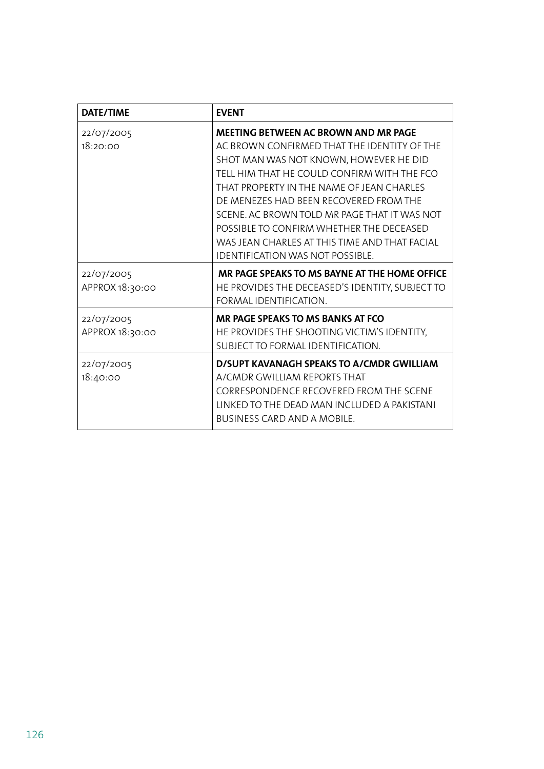| DATE/TIME | EVENT |
|---|---|
| 22/07/2005 18:20:00 | **MEETING BETWEEN AC BROWN AND MR PAGE** AC BROWN CONFIRMED THAT THE IDENTITY OF THE SHOT MAN WAS NOT KNOWN, HOWEVER HE DID TELL HIM THAT HE COULD CONFIRM WITH THE FCO THAT PROPERTY IN THE NAME OF JEAN CHARLES DE MENEZES HAD BEEN RECOVERED FROM THE SCENE. AC BROWN TOLD MR PAGE THAT IT WAS NOT POSSIBLE TO CONFIRM WHETHER THE DECEASED WAS JEAN CHARLES AT THIS TIME AND THAT FACIAL IDENTIFICATION WAS NOT POSSIBLE. |
| 22/07/2005 APPROX 18:30:00 | **MR PAGE SPEAKS TO MS BAYNE AT THE HOME OFFICE** HE PROVIDES THE DECEASED'S IDENTITY, SUBJECT TO FORMAL IDENTIFICATION. |
| 22/07/2005 APPROX 18:30:00 | **MR PAGE SPEAKS TO MS BANKS AT FCO** HE PROVIDES THE SHOOTING VICTIM'S IDENTITY, SUBJECT TO FORMAL IDENTIFICATION. |
| 22/07/2005 18:40:00 | **D/SUPT KAVANAGH SPEAKS TO A/CMDR GWILLIAM** A/CMDR GWILLIAM REPORTS THAT CORRESPONDENCE RECOVERED FROM THE SCENE LINKED TO THE DEAD MAN INCLUDED A PAKISTANI BUSINESS CARD AND A MOBILE. |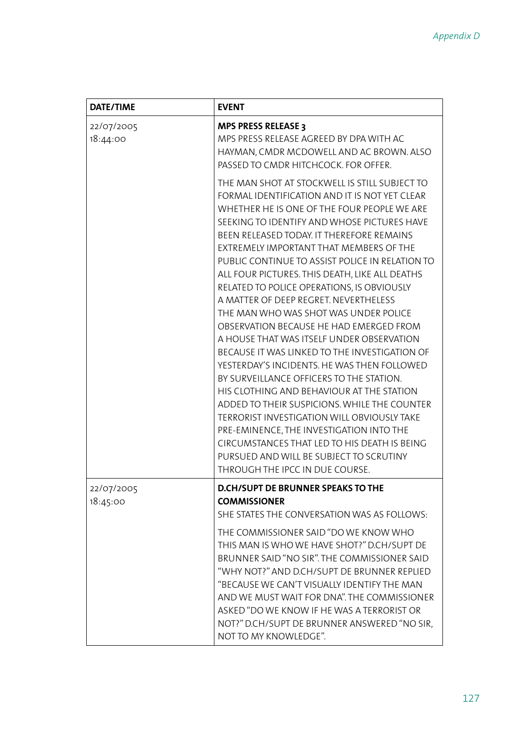| DATE/TIME | EVENT |
|---|---|
| 22/07/2005 18:44:00 | **MPS PRESS RELEASE 3** MPS PRESS RELEASE AGREED BY DPA WITH AC HAYMAN, CMDR MCDOWELL AND AC BROWN. ALSO PASSED TO CMDR HITCHCOCK. FOR OFFER. THE MAN SHOT AT STOCKWELL IS STILL SUBJECT TO FORMAL IDENTIFICATION AND IT IS NOT YET CLEAR WHETHER HE IS ONE OF THE FOUR PEOPLE WE ARE SEEKING TO IDENTIFY AND WHOSE PICTURES HAVE BEEN RELEASED TODAY. IT THEREFORE REMAINS EXTREMELY IMPORTANT THAT MEMBERS OF THE PUBLIC CONTINUE TO ASSIST POLICE IN RELATION TO ALL FOUR PICTURES. THIS DEATH, LIKE ALL DEATHS RELATED TO POLICE OPERATIONS, IS OBVIOUSLY A MATTER OF DEEP REGRET. NEVERTHELESS THE MAN WHO WAS SHOT WAS UNDER POLICE OBSERVATION BECAUSE HE HAD EMERGED FROM A HOUSE THAT WAS ITSELF UNDER OBSERVATION BECAUSE IT WAS LINKED TO THE INVESTIGATION OF YESTERDAY'S INCIDENTS. HE WAS THEN FOLLOWED BY SURVEILLANCE OFFICERS TO THE STATION. HIS CLOTHING AND BEHAVIOUR AT THE STATION ADDED TO THEIR SUSPICIONS. WHILE THE COUNTER TERRORIST INVESTIGATION WILL OBVIOUSLY TAKE PRE-EMINENCE, THE INVESTIGATION INTO THE CIRCUMSTANCES THAT LED TO HIS DEATH IS BEING PURSUED AND WILL BE SUBJECT TO SCRUTINY THROUGH THE IPCC IN DUE COURSE. |
| 22/07/2005 18:45:00 | **D.CH/SUPT DE BRUNNER SPEAKS TO THE COMMISSIONER** SHE STATES THE CONVERSATION WAS AS FOLLOWS: THE COMMISSIONER SAID "DO WE KNOW WHO THIS MAN IS WHO WE HAVE SHOT?" D.CH/SUPT DE BRUNNER SAID "NO SIR". THE COMMISSIONER SAID "WHY NOT?" AND D.CH/SUPT DE BRUNNER REPLIED "BECAUSE WE CAN'T VISUALLY IDENTIFY THE MAN AND WE MUST WAIT FOR DNA". THE COMMISSIONER ASKED "DO WE KNOW IF HE WAS A TERRORIST OR NOT?" D.CH/SUPT DE BRUNNER ANSWERED "NO SIR, NOT TO MY KNOWLEDGE". |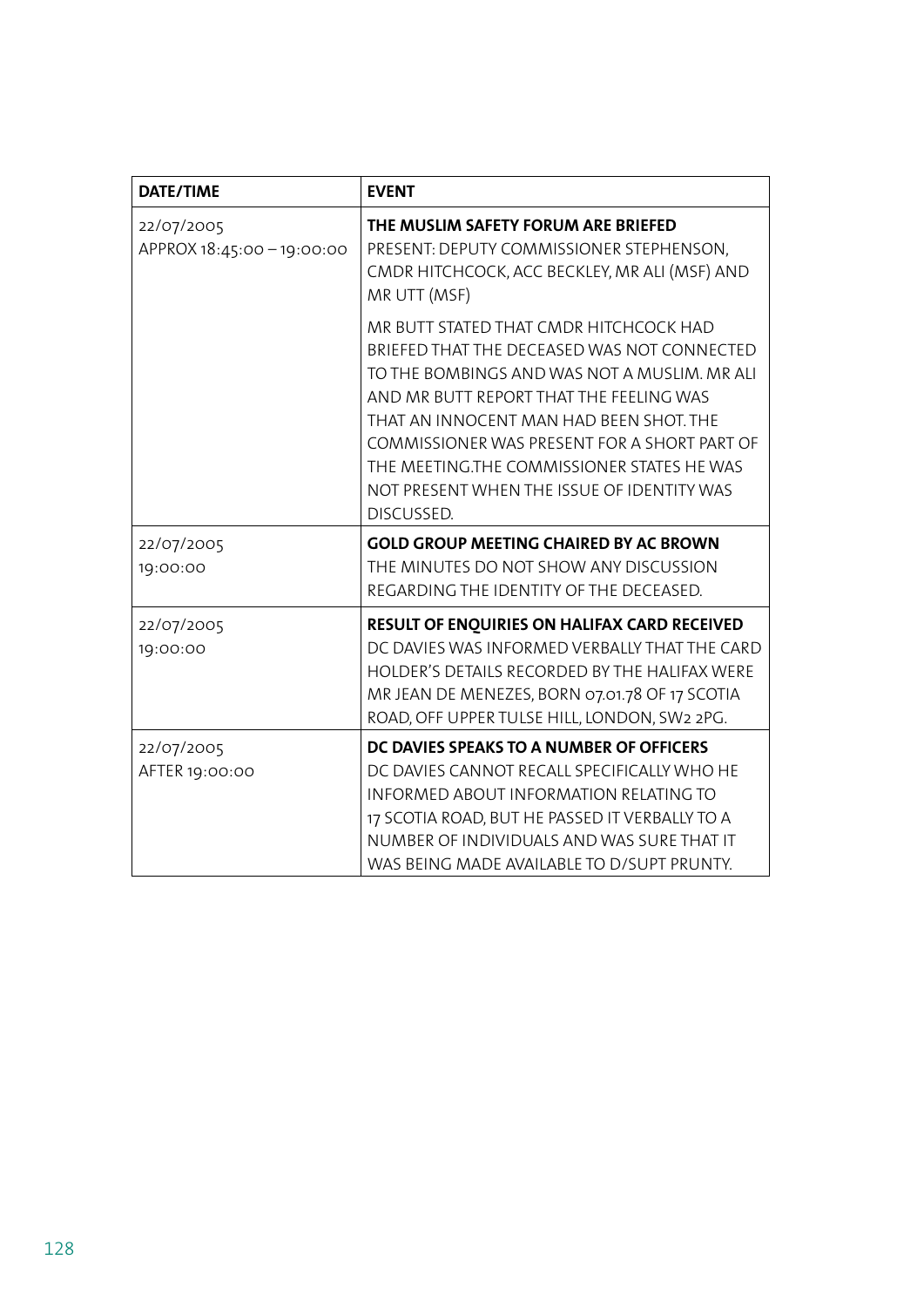| DATE/TIME | EVENT |
|---|---|
| 22/07/2005<br>APPROX 18:45:00 – 19:00:00 | **THE MUSLIM SAFETY FORUM ARE BRIEFED**<br>PRESENT: DEPUTY COMMISSIONER STEPHENSON, CMDR HITCHCOCK, ACC BECKLEY, MR ALI (MSF) AND MR UTT (MSF)<br><br>MR BUTT STATED THAT CMDR HITCHCOCK HAD BRIEFED THAT THE DECEASED WAS NOT CONNECTED TO THE BOMBINGS AND WAS NOT A MUSLIM. MR ALI AND MR BUTT REPORT THAT THE FEELING WAS THAT AN INNOCENT MAN HAD BEEN SHOT. THE COMMISSIONER WAS PRESENT FOR A SHORT PART OF THE MEETING.THE COMMISSIONER STATES HE WAS NOT PRESENT WHEN THE ISSUE OF IDENTITY WAS DISCUSSED. |
| 22/07/2005<br>19:00:00 | **GOLD GROUP MEETING CHAIRED BY AC BROWN**<br>THE MINUTES DO NOT SHOW ANY DISCUSSION REGARDING THE IDENTITY OF THE DECEASED. |
| 22/07/2005<br>19:00:00 | **RESULT OF ENQUIRIES ON HALIFAX CARD RECEIVED**<br>DC DAVIES WAS INFORMED VERBALLY THAT THE CARD HOLDER'S DETAILS RECORDED BY THE HALIFAX WERE MR JEAN DE MENEZES, BORN 07.01.78 OF 17 SCOTIA ROAD, OFF UPPER TULSE HILL, LONDON, SW2 2PG. |
| 22/07/2005<br>AFTER 19:00:00 | **DC DAVIES SPEAKS TO A NUMBER OF OFFICERS**<br>DC DAVIES CANNOT RECALL SPECIFICALLY WHO HE INFORMED ABOUT INFORMATION RELATING TO 17 SCOTIA ROAD, BUT HE PASSED IT VERBALLY TO A NUMBER OF INDIVIDUALS AND WAS SURE THAT IT WAS BEING MADE AVAILABLE TO D/SUPT PRUNTY. |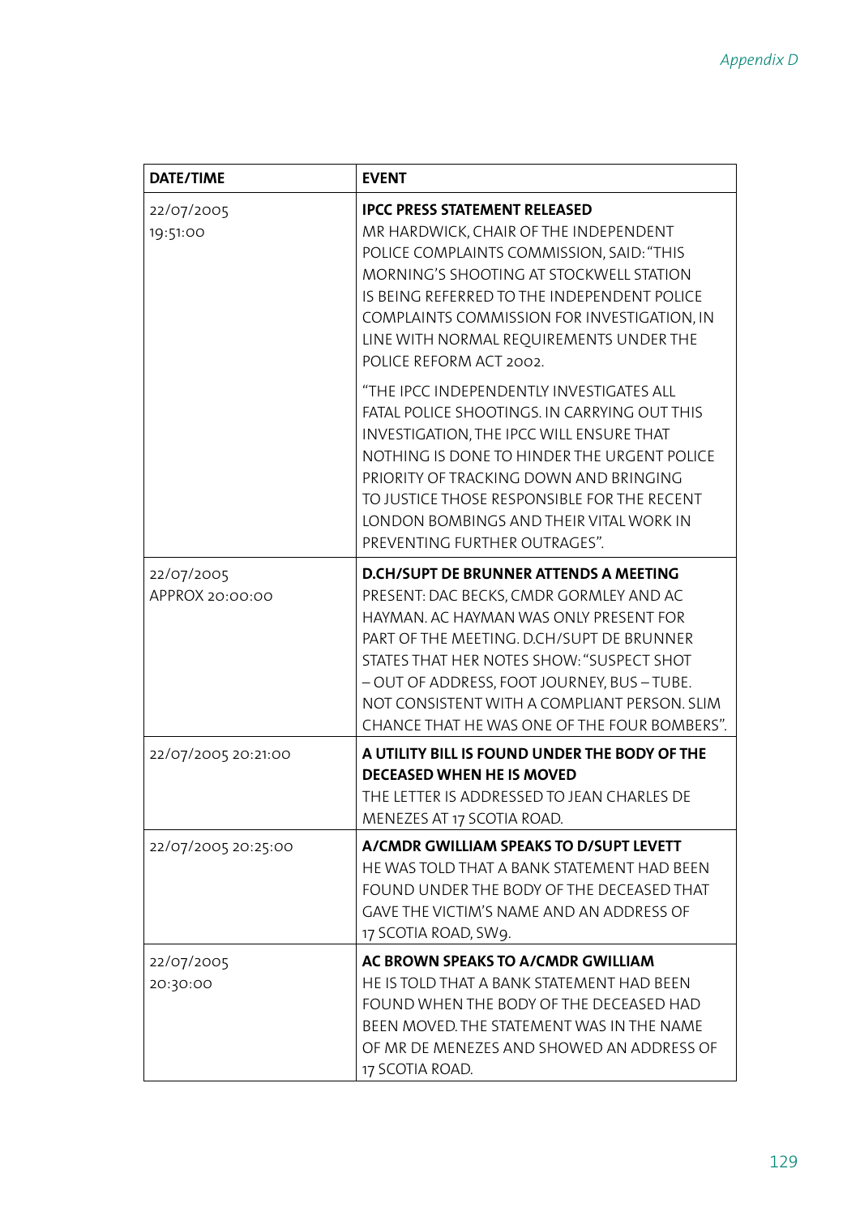| DATE/TIME | EVENT |
|---|---|
| 22/07/2005 19:51:00 | **IPCC PRESS STATEMENT RELEASED** MR HARDWICK, CHAIR OF THE INDEPENDENT POLICE COMPLAINTS COMMISSION, SAID: "THIS MORNING'S SHOOTING AT STOCKWELL STATION IS BEING REFERRED TO THE INDEPENDENT POLICE COMPLAINTS COMMISSION FOR INVESTIGATION, IN LINE WITH NORMAL REQUIREMENTS UNDER THE POLICE REFORM ACT 2002. "THE IPCC INDEPENDENTLY INVESTIGATES ALL FATAL POLICE SHOOTINGS. IN CARRYING OUT THIS INVESTIGATION, THE IPCC WILL ENSURE THAT NOTHING IS DONE TO HINDER THE URGENT POLICE PRIORITY OF TRACKING DOWN AND BRINGING TO JUSTICE THOSE RESPONSIBLE FOR THE RECENT LONDON BOMBINGS AND THEIR VITAL WORK IN PREVENTING FURTHER OUTRAGES". |
| 22/07/2005 APPROX 20:00:00 | **D.CH/SUPT DE BRUNNER ATTENDS A MEETING** PRESENT: DAC BECKS, CMDR GORMLEY AND AC HAYMAN. AC HAYMAN WAS ONLY PRESENT FOR PART OF THE MEETING. D.CH/SUPT DE BRUNNER STATES THAT HER NOTES SHOW: "SUSPECT SHOT – OUT OF ADDRESS, FOOT JOURNEY, BUS – TUBE. NOT CONSISTENT WITH A COMPLIANT PERSON. SLIM CHANCE THAT HE WAS ONE OF THE FOUR BOMBERS". |
| 22/07/2005 20:21:00 | **A UTILITY BILL IS FOUND UNDER THE BODY OF THE DECEASED WHEN HE IS MOVED** THE LETTER IS ADDRESSED TO JEAN CHARLES DE MENEZES AT 17 SCOTIA ROAD. |
| 22/07/2005 20:25:00 | **A/CMDR GWILLIAM SPEAKS TO D/SUPT LEVETT** HE WAS TOLD THAT A BANK STATEMENT HAD BEEN FOUND UNDER THE BODY OF THE DECEASED THAT GAVE THE VICTIM'S NAME AND AN ADDRESS OF 17 SCOTIA ROAD, SW9. |
| 22/07/2005 20:30:00 | **AC BROWN SPEAKS TO A/CMDR GWILLIAM** HE IS TOLD THAT A BANK STATEMENT HAD BEEN FOUND WHEN THE BODY OF THE DECEASED HAD BEEN MOVED. THE STATEMENT WAS IN THE NAME OF MR DE MENEZES AND SHOWED AN ADDRESS OF 17 SCOTIA ROAD. |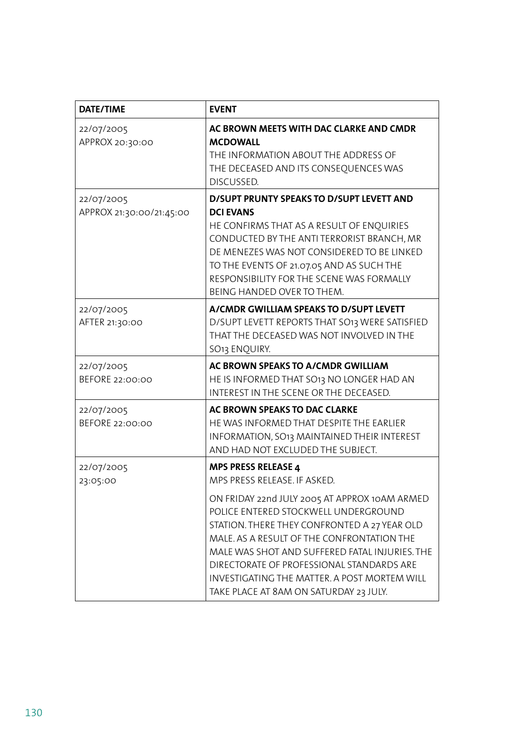| DATE/TIME | EVENT |
|---|---|
| 22/07/2005<br>APPROX 20:30:00 | **AC BROWN MEETS WITH DAC CLARKE AND CMDR MCDOWALL**<br>THE INFORMATION ABOUT THE ADDRESS OF THE DECEASED AND ITS CONSEQUENCES WAS DISCUSSED. |
| 22/07/2005<br>APPROX 21:30:00/21:45:00 | **D/SUPT PRUNTY SPEAKS TO D/SUPT LEVETT AND DCI EVANS**<br>HE CONFIRMS THAT AS A RESULT OF ENQUIRIES CONDUCTED BY THE ANTI TERRORIST BRANCH, MR DE MENEZES WAS NOT CONSIDERED TO BE LINKED TO THE EVENTS OF 21.07.05 AND AS SUCH THE RESPONSIBILITY FOR THE SCENE WAS FORMALLY BEING HANDED OVER TO THEM. |
| 22/07/2005<br>AFTER 21:30:00 | **A/CMDR GWILLIAM SPEAKS TO D/SUPT LEVETT**<br>D/SUPT LEVETT REPORTS THAT SO13 WERE SATISFIED THAT THE DECEASED WAS NOT INVOLVED IN THE SO13 ENQUIRY. |
| 22/07/2005<br>BEFORE 22:00:00 | **AC BROWN SPEAKS TO A/CMDR GWILLIAM**<br>HE IS INFORMED THAT SO13 NO LONGER HAD AN INTEREST IN THE SCENE OR THE DECEASED. |
| 22/07/2005<br>BEFORE 22:00:00 | **AC BROWN SPEAKS TO DAC CLARKE**<br>HE WAS INFORMED THAT DESPITE THE EARLIER INFORMATION, SO13 MAINTAINED THEIR INTEREST AND HAD NOT EXCLUDED THE SUBJECT. |
| 22/07/2005<br>23:05:00 | **MPS PRESS RELEASE 4**<br>MPS PRESS RELEASE. IF ASKED.<br><br>ON FRIDAY 22nd JULY 2005 AT APPROX 10AM ARMED POLICE ENTERED STOCKWELL UNDERGROUND STATION. THERE THEY CONFRONTED A 27 YEAR OLD MALE. AS A RESULT OF THE CONFRONTATION THE MALE WAS SHOT AND SUFFERED FATAL INJURIES. THE DIRECTORATE OF PROFESSIONAL STANDARDS ARE INVESTIGATING THE MATTER. A POST MORTEM WILL TAKE PLACE AT 8AM ON SATURDAY 23 JULY. |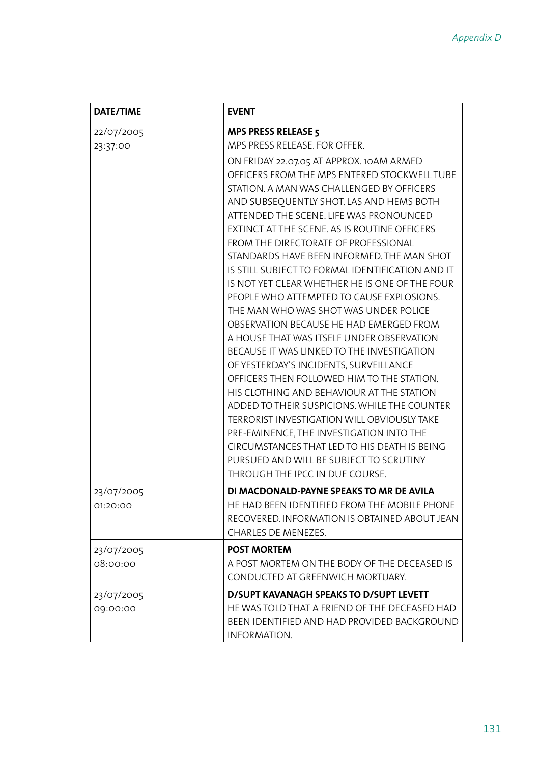| DATE/TIME | EVENT |
|---|---|
| 22/07/2005 23:37:00 | **MPS PRESS RELEASE 5** MPS PRESS RELEASE. FOR OFFER. ON FRIDAY 22.07.05 AT APPROX. 10AM ARMED OFFICERS FROM THE MPS ENTERED STOCKWELL TUBE STATION. A MAN WAS CHALLENGED BY OFFICERS AND SUBSEQUENTLY SHOT. LAS AND HEMS BOTH ATTENDED THE SCENE. LIFE WAS PRONOUNCED EXTINCT AT THE SCENE. AS IS ROUTINE OFFICERS FROM THE DIRECTORATE OF PROFESSIONAL STANDARDS HAVE BEEN INFORMED. THE MAN SHOT IS STILL SUBJECT TO FORMAL IDENTIFICATION AND IT IS NOT YET CLEAR WHETHER HE IS ONE OF THE FOUR PEOPLE WHO ATTEMPTED TO CAUSE EXPLOSIONS. THE MAN WHO WAS SHOT WAS UNDER POLICE OBSERVATION BECAUSE HE HAD EMERGED FROM A HOUSE THAT WAS ITSELF UNDER OBSERVATION BECAUSE IT WAS LINKED TO THE INVESTIGATION OF YESTERDAY'S INCIDENTS, SURVEILLANCE OFFICERS THEN FOLLOWED HIM TO THE STATION. HIS CLOTHING AND BEHAVIOUR AT THE STATION ADDED TO THEIR SUSPICIONS. WHILE THE COUNTER TERRORIST INVESTIGATION WILL OBVIOUSLY TAKE PRE-EMINENCE, THE INVESTIGATION INTO THE CIRCUMSTANCES THAT LED TO HIS DEATH IS BEING PURSUED AND WILL BE SUBJECT TO SCRUTINY THROUGH THE IPCC IN DUE COURSE. |
| 23/07/2005 01:20:00 | **DI MACDONALD-PAYNE SPEAKS TO MR DE AVILA** HE HAD BEEN IDENTIFIED FROM THE MOBILE PHONE RECOVERED. INFORMATION IS OBTAINED ABOUT JEAN CHARLES DE MENEZES. |
| 23/07/2005 08:00:00 | **POST MORTEM** A POST MORTEM ON THE BODY OF THE DECEASED IS CONDUCTED AT GREENWICH MORTUARY. |
| 23/07/2005 09:00:00 | **D/SUPT KAVANAGH SPEAKS TO D/SUPT LEVETT** HE WAS TOLD THAT A FRIEND OF THE DECEASED HAD BEEN IDENTIFIED AND HAD PROVIDED BACKGROUND INFORMATION. |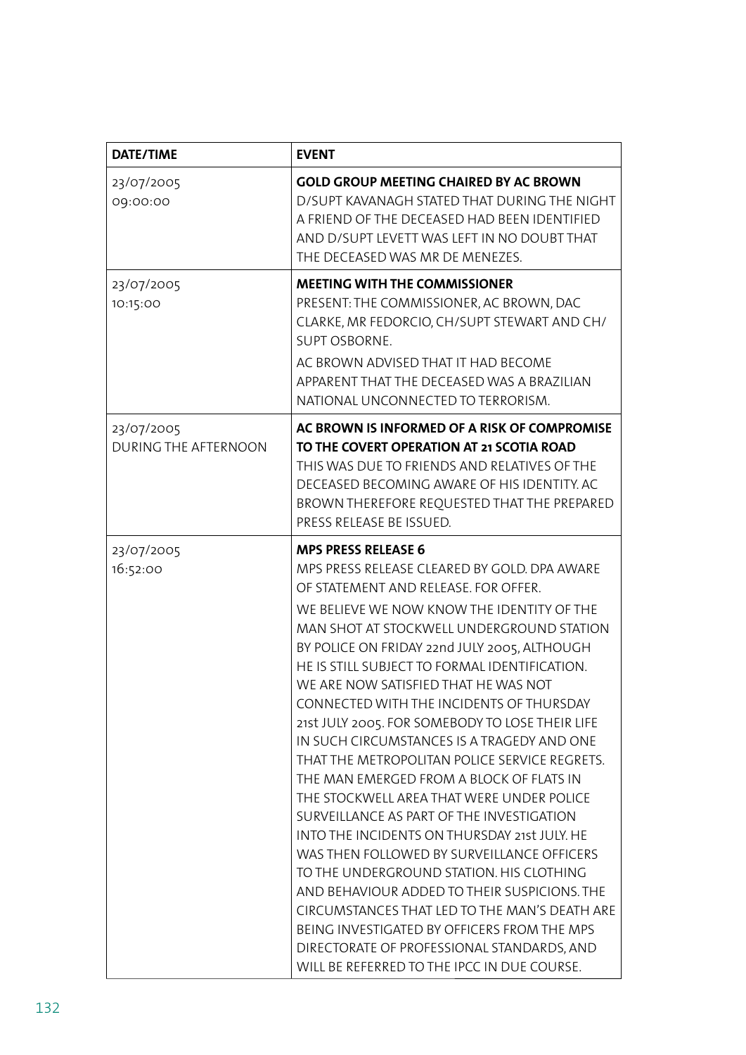| DATE/TIME | EVENT |
| --- | --- |
| 23/07/2005<br>09:00:00 | **GOLD GROUP MEETING CHAIRED BY AC BROWN**<br>D/SUPT KAVANAGH STATED THAT DURING THE NIGHT A FRIEND OF THE DECEASED HAD BEEN IDENTIFIED AND D/SUPT LEVETT WAS LEFT IN NO DOUBT THAT THE DECEASED WAS MR DE MENEZES. |
| 23/07/2005<br>10:15:00 | **MEETING WITH THE COMMISSIONER**<br>PRESENT: THE COMMISSIONER, AC BROWN, DAC CLARKE, MR FEDORCIO, CH/SUPT STEWART AND CH/SUPT OSBORNE.<br>AC BROWN ADVISED THAT IT HAD BECOME APPARENT THAT THE DECEASED WAS A BRAZILIAN NATIONAL UNCONNECTED TO TERRORISM. |
| 23/07/2005<br>DURING THE AFTERNOON | **AC BROWN IS INFORMED OF A RISK OF COMPROMISE TO THE COVERT OPERATION AT 21 SCOTIA ROAD**<br>THIS WAS DUE TO FRIENDS AND RELATIVES OF THE DECEASED BECOMING AWARE OF HIS IDENTITY. AC BROWN THEREFORE REQUESTED THAT THE PREPARED PRESS RELEASE BE ISSUED. |
| 23/07/2005<br>16:52:00 | **MPS PRESS RELEASE 6**<br>MPS PRESS RELEASE CLEARED BY GOLD. DPA AWARE OF STATEMENT AND RELEASE. FOR OFFER.<br>WE BELIEVE WE NOW KNOW THE IDENTITY OF THE MAN SHOT AT STOCKWELL UNDERGROUND STATION BY POLICE ON FRIDAY 22nd JULY 2005, ALTHOUGH HE IS STILL SUBJECT TO FORMAL IDENTIFICATION. WE ARE NOW SATISFIED THAT HE WAS NOT CONNECTED WITH THE INCIDENTS OF THURSDAY 21st JULY 2005. FOR SOMEBODY TO LOSE THEIR LIFE IN SUCH CIRCUMSTANCES IS A TRAGEDY AND ONE THAT THE METROPOLITAN POLICE SERVICE REGRETS. THE MAN EMERGED FROM A BLOCK OF FLATS IN THE STOCKWELL AREA THAT WERE UNDER POLICE SURVEILLANCE AS PART OF THE INVESTIGATION INTO THE INCIDENTS ON THURSDAY 21st JULY. HE WAS THEN FOLLOWED BY SURVEILLANCE OFFICERS TO THE UNDERGROUND STATION. HIS CLOTHING AND BEHAVIOUR ADDED TO THEIR SUSPICIONS. THE CIRCUMSTANCES THAT LED TO THE MAN'S DEATH ARE BEING INVESTIGATED BY OFFICERS FROM THE MPS DIRECTORATE OF PROFESSIONAL STANDARDS, AND WILL BE REFERRED TO THE IPCC IN DUE COURSE. |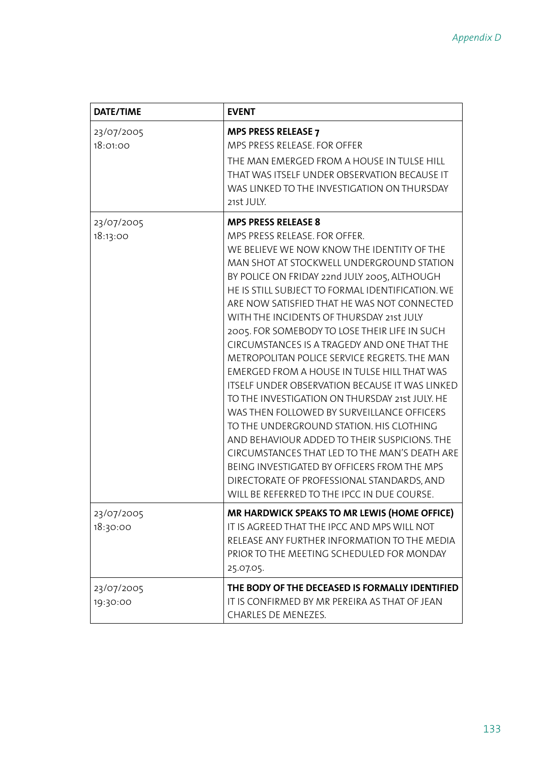| DATE/TIME | EVENT |
|---|---|
| 23/07/2005 18:01:00 | **MPS PRESS RELEASE 7** MPS PRESS RELEASE. FOR OFFER THE MAN EMERGED FROM A HOUSE IN TULSE HILL THAT WAS ITSELF UNDER OBSERVATION BECAUSE IT WAS LINKED TO THE INVESTIGATION ON THURSDAY 21st JULY. |
| 23/07/2005 18:13:00 | **MPS PRESS RELEASE 8** MPS PRESS RELEASE. FOR OFFER. WE BELIEVE WE NOW KNOW THE IDENTITY OF THE MAN SHOT AT STOCKWELL UNDERGROUND STATION BY POLICE ON FRIDAY 22nd JULY 2005, ALTHOUGH HE IS STILL SUBJECT TO FORMAL IDENTIFICATION. WE ARE NOW SATISFIED THAT HE WAS NOT CONNECTED WITH THE INCIDENTS OF THURSDAY 21st JULY 2005. FOR SOMEBODY TO LOSE THEIR LIFE IN SUCH CIRCUMSTANCES IS A TRAGEDY AND ONE THAT THE METROPOLITAN POLICE SERVICE REGRETS. THE MAN EMERGED FROM A HOUSE IN TULSE HILL THAT WAS ITSELF UNDER OBSERVATION BECAUSE IT WAS LINKED TO THE INVESTIGATION ON THURSDAY 21st JULY. HE WAS THEN FOLLOWED BY SURVEILLANCE OFFICERS TO THE UNDERGROUND STATION. HIS CLOTHING AND BEHAVIOUR ADDED TO THEIR SUSPICIONS. THE CIRCUMSTANCES THAT LED TO THE MAN'S DEATH ARE BEING INVESTIGATED BY OFFICERS FROM THE MPS DIRECTORATE OF PROFESSIONAL STANDARDS, AND WILL BE REFERRED TO THE IPCC IN DUE COURSE. |
| 23/07/2005 18:30:00 | **MR HARDWICK SPEAKS TO MR LEWIS (HOME OFFICE)** IT IS AGREED THAT THE IPCC AND MPS WILL NOT RELEASE ANY FURTHER INFORMATION TO THE MEDIA PRIOR TO THE MEETING SCHEDULED FOR MONDAY 25.07.05. |
| 23/07/2005 19:30:00 | **THE BODY OF THE DECEASED IS FORMALLY IDENTIFIED** IT IS CONFIRMED BY MR PEREIRA AS THAT OF JEAN CHARLES DE MENEZES. |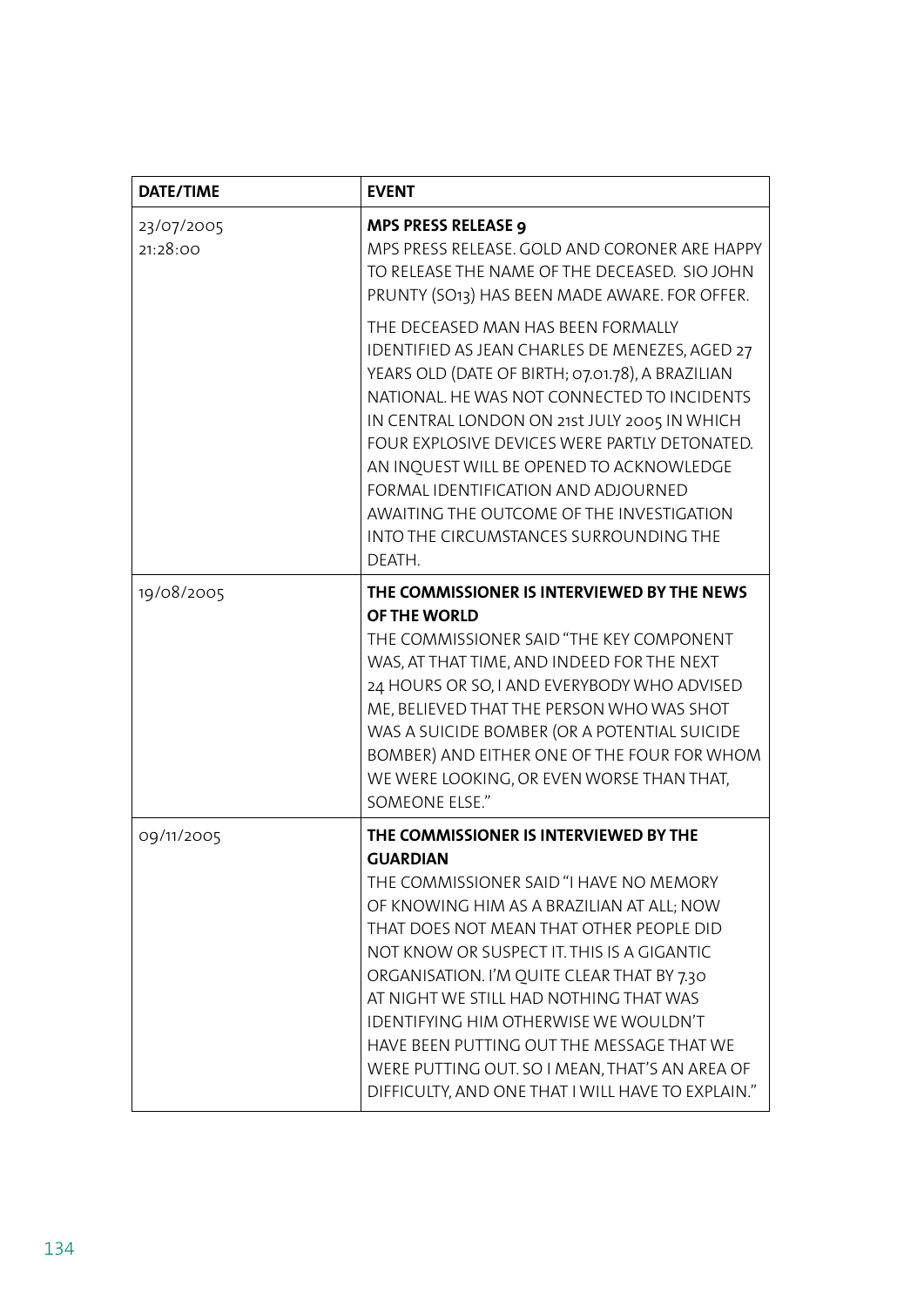| DATE/TIME | EVENT |
| --- | --- |
| 23/07/2005<br>21:28:00 | **MPS PRESS RELEASE 9**<br>MPS PRESS RELEASE. GOLD AND CORONER ARE HAPPY TO RELEASE THE NAME OF THE DECEASED. SIO JOHN PRUNTY (SO13) HAS BEEN MADE AWARE. FOR OFFER.<br><br>THE DECEASED MAN HAS BEEN FORMALLY IDENTIFIED AS JEAN CHARLES DE MENEZES, AGED 27 YEARS OLD (DATE OF BIRTH; 07.01.78), A BRAZILIAN NATIONAL. HE WAS NOT CONNECTED TO INCIDENTS IN CENTRAL LONDON ON 21st JULY 2005 IN WHICH FOUR EXPLOSIVE DEVICES WERE PARTLY DETONATED. AN INQUEST WILL BE OPENED TO ACKNOWLEDGE FORMAL IDENTIFICATION AND ADJOURNED AWAITING THE OUTCOME OF THE INVESTIGATION INTO THE CIRCUMSTANCES SURROUNDING THE DEATH. |
| 19/08/2005 | **THE COMMISSIONER IS INTERVIEWED BY THE NEWS OF THE WORLD**<br>THE COMMISSIONER SAID "THE KEY COMPONENT WAS, AT THAT TIME, AND INDEED FOR THE NEXT 24 HOURS OR SO, I AND EVERYBODY WHO ADVISED ME, BELIEVED THAT THE PERSON WHO WAS SHOT WAS A SUICIDE BOMBER (OR A POTENTIAL SUICIDE BOMBER) AND EITHER ONE OF THE FOUR FOR WHOM WE WERE LOOKING, OR EVEN WORSE THAN THAT, SOMEONE ELSE." |
| 09/11/2005 | **THE COMMISSIONER IS INTERVIEWED BY THE GUARDIAN**<br>THE COMMISSIONER SAID "I HAVE NO MEMORY OF KNOWING HIM AS A BRAZILIAN AT ALL; NOW THAT DOES NOT MEAN THAT OTHER PEOPLE DID NOT KNOW OR SUSPECT IT. THIS IS A GIGANTIC ORGANISATION. I'M QUITE CLEAR THAT BY 7.30 AT NIGHT WE STILL HAD NOTHING THAT WAS IDENTIFYING HIM OTHERWISE WE WOULDN'T HAVE BEEN PUTTING OUT THE MESSAGE THAT WE WERE PUTTING OUT. SO I MEAN, THAT'S AN AREA OF DIFFICULTY, AND ONE THAT I WILL HAVE TO EXPLAIN." |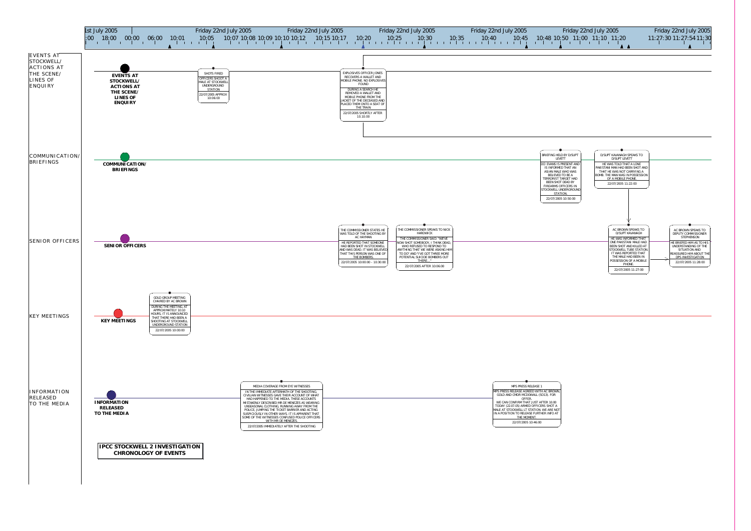# IPCC STOCKWELL 2 INVESTIGATION CHRONOLOGY OF EVENTS

Timeline: 1st July 2005 — Friday 22nd July 2005 (:00, 18:00, 00:00, 06:00, 10:01, 10:05, 10:07, 10:08, 10:09, 10:10, 10:12, 10:15, 10:17, 10:20, 10:25, 10:30, 10:35, 10:40, 10:45, 10:48, 10:50, 11:00, 11:10, 11:20, 11:27:30, 11:27:54, 11:30)

## EVENTS AT STOCKWELL/ ACTIONS AT THE SCENE/ LINES OF ENQUIRY

**SHOTS FIRED**
OFFICERS SHOOT A MALE AT STOCKWELL UNDERGROUND STATION
22/07/2005 APPROX 10:06:00

**EXPLOSIVES OFFICER JONES RECOVERS A WALLET AND MOBILE PHONE. NO EXPLOSIVES FOUND**
DURING A SEARCH HE REMOVED A WALLET AND MOBILE PHONE FROM THE JACKET OF THE DECEASED AND PLACED THEM ONTO A SEAT OF THE TRAIN
22/07/2005 SHORTLY AFTER 10:10:00

## COMMUNICATION/ BRIEFINGS

**BRIEFING HELD BY D/SUPT LEVETT**
DCI EVANS IS PRESENT AND IS INFORMED THAT AN ASIAN MALE WHO WAS BELIEVED TO BE A TERRORIST TARGET HAD BEEN SHOT DEAD BY FIREARMS OFFICERS IN STOCKWELL UNDERGROUND STATION.
22/07/2005 10:50:00

**D/SUPT KAVANAGH SPEAKS TO D/SUPT LEVETT**
HE WAS TOLD THAT A LONE PAKISTANI MAN HAD BEEN SHOT AND THAT HE WAS NOT CARRYING A BOMB. THE MAN WAS IN POSSESSION OF A MOBILE PHONE.
22/07/2005 11:22:00

## SENIOR OFFICERS

**THE COMMISSIONER STATES HE WAS TOLD OF THE SHOOTING BY AC HAYMAN**
HE REPORTED THAT SOMEONE HAD BEEN SHOT IN STOCKWELL AND WAS DEAD. IT WAS BELIEVED THAT THIS PERSON WAS ONE OF THE BOMBERS.
22/07/2005 10:00:00 - 10:30:00

**THE COMMISSIONER SPEAKS TO NICK HARDWICK**
THE COMMISSIONER SAID: "WE'VE NOW SHOT SOMEBODY, I THINK DEAD, WHO REFUSED TO RESPOND TO ANYTHING THAT WE WERE ASKING HIM TO DO" AND "I'VE GOT THREE MORE POTENTIAL SUICIDE BOMBERS OUT THERE..."
22/07/2005 AFTER 10:06:00

**AC BROWN SPEAKS TO D/SUPT KAVANAGH**
HE WAS INFORMED THAT ONE PAKISTANI MALE HAD BEEN SHOT AND KILLED AT STOCKWELL TUBE STATION. IT WAS REPORTED THAT THE MALE HAD BEEN IN POSSESSION OF A MOBILE PHONE.
22/07/2005 11:27:00

**AC BROWN SPEAKS TO DEPUTY COMMISSIONER STEPHENSON**
HE BRIEFED HIM AS TO HIS UNDERSTANDING OF THE SITUATION AND REASSURED HIM ABOUT THE DPS INVESTIGATION
22/07/2005 11:28:00

## KEY MEETINGS

**GOLD GROUP MEETING CHAIRED BY AC BROWN**
DURING THE MEETING, AT APPROXIMATELY 10:10 HOURS, IT IS ANNOUNCED THAT THERE HAD BEEN A SHOOTING AT STOCKWELL UNDERGROUND STATION
22/07/2005 10:00:00

## INFORMATION RELEASED TO THE MEDIA

**MEDIA COVERAGE FROM EYE WITNESSES**
IN THE IMMEDIATE AFTERMATH OF THE SHOOTING, CIVILIAN WITNESSES GAVE THEIR ACCOUNT OF WHAT HAD HAPPENED TO THE MEDIA. THESE ACCOUNTS MISTAKENLY DESCRIBED MR DE MENEZES AS WEARING UNSEASONAL CLOTHING, RUNNING AWAY FROM THE POLICE, JUMPING THE TICKET BARRIER AND ACTING SUSPICIOUSLY IN OTHER WAYS. IT IS APPARENT THAT SOME OF THE WITNESSES CONFUSED POLICE OFFICERS WITH MR DE MENEZES.
22/07/2005 IMMEDIATELY AFTER THE SHOOTING

**MPS PRESS RELEASE 1**
MPS PRESS RELEASE AGREED WITH AC BROWN, GOLD AND CMDR MCDOWALL (SO13). FOR OFFER.
WE CAN CONFIRM THAT JUST AFTER 10.00 TODAY (22.07.05) ARMED OFFICERS SHOT A MALE AT STOCKWELL LT STATION. WE ARE NOT IN A POSITION TO RELEASE FURTHER INFO AT THE MOMENT.
22/07/2005 10:46:00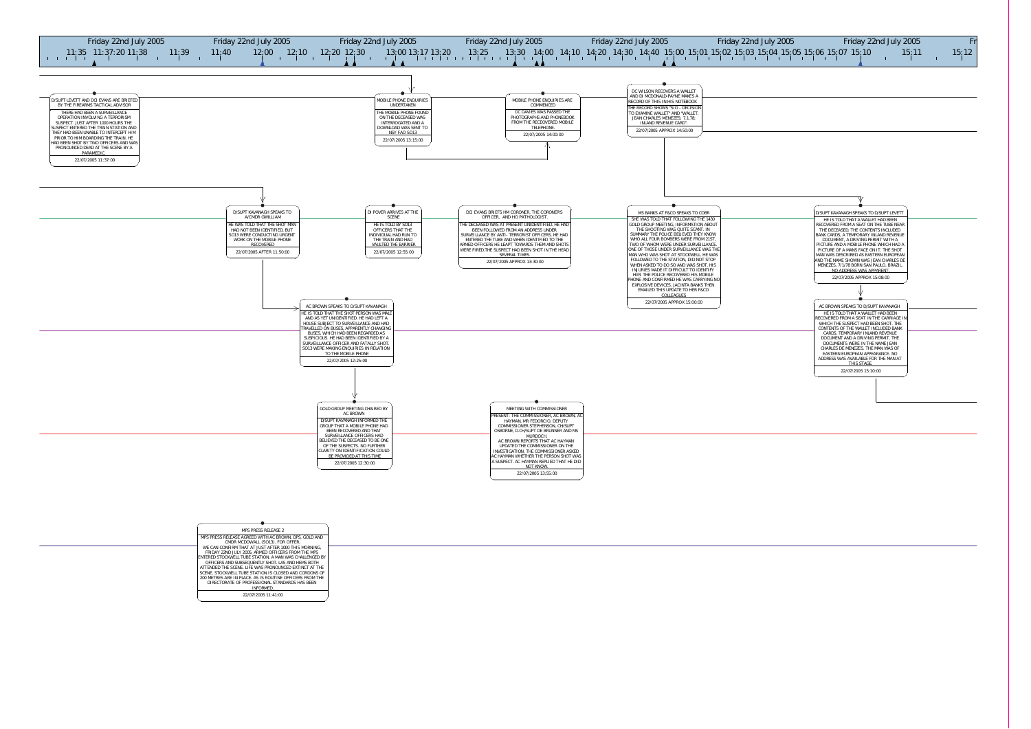Friday 22nd July 2005 — 11:35, 11:37:20, 11:38, 11:39, 11:40, 12:00, 12:10, 12:20, 12:30, 13:00, 13:17, 13:20, 13:25, 13:30, 14:00, 14:10, 14:20, 14:30, 14:40, 15:00, 15:01, 15:02, 15:03, 15:04, 15:05, 15:06, 15:07, 15:10, 15:11, 15:12

**D/SUPT LEVETT AND DCI EVANS ARE BRIEFED BY THE FIREARMS TACTICAL ADVISOR**
THERE HAD BEEN A SURVEILLANCE OPERATION INVOLVING A TERRORISM SUSPECT. JUST AFTER 1000 HOURS THE SUSPECT ENTERED THE TRAIN STATION AND THEY HAD BEEN UNABLE TO INTERCEPT HIM PRIOR TO HIM BOARDING THE TRAIN. HE HAD BEEN SHOT BY TWO OFFICERS AND WAS PRONOUNCED DEAD AT THE SCENE BY A PARAMEDIC.
22/07/2005 11:37:00

**MPS PRESS RELEASE 2**
MPS PRESS RELEASE AGREED WITH AC BROWN, DPS, GOLD AND CMDR MCDOWALL (SO13). FOR OFFER.
WE CAN CONFIRM THAT AT JUST AFTER 1000 THIS MORNING, FRIDAY 22ND JULY 2005, ARMED OFFICERS FROM THE MPS ENTERED STOCKWELL TUBE STATION. A MAN WAS CHALLENGED BY OFFICERS AND SUBSEQUENTLY SHOT. LAS AND HEMS BOTH ATTENDED THE SCENE. LIFE WAS PRONOUNCED EXTINCT AT THE SCENE. STOCKWELL TUBE STATION IS CLOSED AND CORDONS OF 200 METRES ARE IN PLACE. AS IS ROUTINE OFFICERS FROM THE DIRECTORATE OF PROFESSIONAL STANDARDS HAS BEEN INFORMED.
22/07/2005 11:41:00

**D/SUPT KAVANAGH SPEAKS TO A/CMDR GWILLIAM**
HE WAS TOLD THAT THE SHOT MAN HAD NOT BEEN IDENTIFIED, BUT SO13 WERE CONDUCTING URGENT WORK ON THE MOBILE PHONE RECOVERED
22/07/2005 AFTER 11:50:00

**AC BROWN SPEAKS TO D/SUPT KAVANAGH**
HE IS TOLD THAT THE SHOT PERSON WAS MALE AND AS YET UNIDENTIFIED. HE HAD LEFT A HOUSE SUBJECT TO SURVEILLANCE AND HAD TRAVELLED ON BUSES, APPARENTLY CHANGING BUSES, WHICH HAD BEEN REGARDED AS SUSPICIOUS. HE HAD BEEN IDENTIFIED BY A SURVEILLANCE OFFICER AND FATALLY SHOT. SO13 WERE MAKING ENQUIRIES IN RELATION TO THE MOBILE PHONE
22/07/2005 12:25:00

**GOLD GROUP MEETING CHAIRED BY AC BROWN**
D/SUPT KAVANAGH INFORMED THE GROUP THAT A MOBILE PHONE HAD BEEN RECOVERED AND THAT SURVEILLANCE OFFICERS HAD BELIEVED THE DECEASED TO BE ONE OF THE SUSPECTS. NO FURTHER CLARITY ON IDENTIFICATION COULD BE PROVIDED AT THIS TIME
22/07/2005 12:30:00

**DI POVER ARRIVES AT THE SCENE**
HE IS TOLD BY SO13 OFFICERS THAT THE INDIVIDUAL HAD RUN TO THE TRAIN AND HAD VAULTED THE BARRIER
22/07/2005 12:55:00

**MOBILE PHONE ENQUIRIES UNDERTAKEN**
THE MOBILE PHONE FOUND ON THE DECEASED WAS INTERROGATED AND A DOWNLOAD WAS SENT TO NSY FAO SO13
22/07/2005 13:15:00

**DCI EVANS BRIEFS HM CORONER, THE CORONER'S OFFICER, AND HO PATHOLOGIST.**
THE DECEASED WAS AT PRESENT UNIDENTIFIED. HE HAD BEEN FOLLOWED FROM AN ADDRESS UNDER SURVEILLANCE BY ANTI- TERRORIST OFFICERS. HE HAD ENTERED THE TUBE AND WHEN IDENTIFIED TO THE ARMED OFFICERS HE LEAPT TOWARDS THEM AND SHOTS WERE FIRED.THE SUSPECT HAD BEEN SHOT IN THE HEAD SEVERAL TIMES.
22/07/2005 APPROX 13:30:00

**MEETING WITH COMMISSIONER**
PRESENT: THE COMMISSIONER, AC BROWN, AC HAYMAN, MR FEDORCIO, DEPUTY COMMISSIONER STEPHENSON, CH/SUPT OSBORNE, D.CH/SUPT DE BRUNNER AND MS MURDOCH.
AC BROWN REPORTS THAT AC HAYMAN UPDATED THE COMMISSIONER ON THE INVESTIGATION. THE COMMISSIONER ASKED AC HAYMAN WHETHER THE PERSON SHOT WAS A SUSPECT. AC HAYMAN REPLIED THAT HE DID NOT KNOW.
22/07/2005 13:55:00

**MOBILE PHONE ENQUIRIES ARE COMMENCED**
DC DAVIES WAS PASSED THE PHOTOGRAPHS AND PHONEBOOK FROM THE RECOVERED MOBILE TELEPHONE.
22/07/2005 14:00:00

**DC WILSON RECOVERS A WALLET AND DI MCDONALD-PAYNE MAKES A RECORD OF THIS IN HIS NOTEBOOK**
THE RECORD SHOWS "SIO - DECISION TO EXAMINE WALLET" AND "WALLET; JEAN CHARLES MENEZES; 7.1.78; INLAND REVENUE CARD".
22/07/2005 APPROX 14:50:00

**MS BANKS AT FCO SPEAKS TO COBR**
SHE WAS TOLD THAT FOLLOWING THE 1430 GOLD GROUP MEETING, INFORMATION ABOUT THE SHOOTING WAS QUITE SCANT. IN SUMMARY THE POLICE BELIEVED THEY KNOW WHO ALL FOUR BOMBERS WERE FROM 21ST, TWO OF WHOM WERE UNDER SURVEILLANCE. ONE OF THOSE UNDER SURVEILLANCE WAS THE MAN WHO WAS SHOT AT STOCKWELL. HE WAS FOLLOWED TO THE STATION, DID NOT STOP WHEN ASKED TO DO SO AND WAS SHOT. HIS INJURIES MADE IT DIFFICULT TO IDENTIFY HIM. THE POLICE RECOVERED HIS MOBILE PHONE AND CONFIRMED HE WAS CARRYING NO EXPLOSIVE DEVICES. JACINTA BANKS THEN EMAILED THIS UPDATE TO HER FCO COLLEAGUES
22/07/2005 APPROX 15:00:00

**D/SUPT KAVANAGH SPEAKS TO D/SUPT LEVETT**
HE IS TOLD THAT A WALLET HAD BEEN RECOVERED FROM A SEAT ON THE TUBE NEAR THE DECEASED. THE CONTENTS INCLUDED BANK CARDS, A TEMPORARY INLAND REVENUE DOCUMENT, A DRIVING PERMIT WITH A PICTURE AND A MOBILE PHONE WHICH HAD A PICTURE OF A MANS FACE ON IT. THE SHOT MAN WAS DESCRIBED AS EASTERN EUROPEAN AND THE NAME SHOWN WAS JEAN CHARLES DE MENEZES, 7/1/78 BORN SAN PAULO, BRAZIL. NO ADDRESS WAS APPARENT.
22/07/2005 APPROX 15:08:00

**AC BROWN SPEAKS TO D/SUPT KAVANAGH**
HE IS TOLD THAT A WALLET HAD BEEN RECOVERED FROM A SEAT IN THE CARRIAGE IN WHICH THE SUSPECT HAD BEEN SHOT. THE CONTENTS OF THE WALLET INCLUDED BANK CARDS, TEMPORARY INLAND REVENUE DOCUMENT AND A DRIVING PERMIT. THE DOCUMENTS WERE IN THE NAME JEAN CHARLES DE MENEZES. THE MAN WAS OF EASTERN EUROPEAN APPEARANCE. NO ADDRESS WAS AVAILABLE FOR THE MAN AT THIS STAGE.
22/07/2005 15:10:00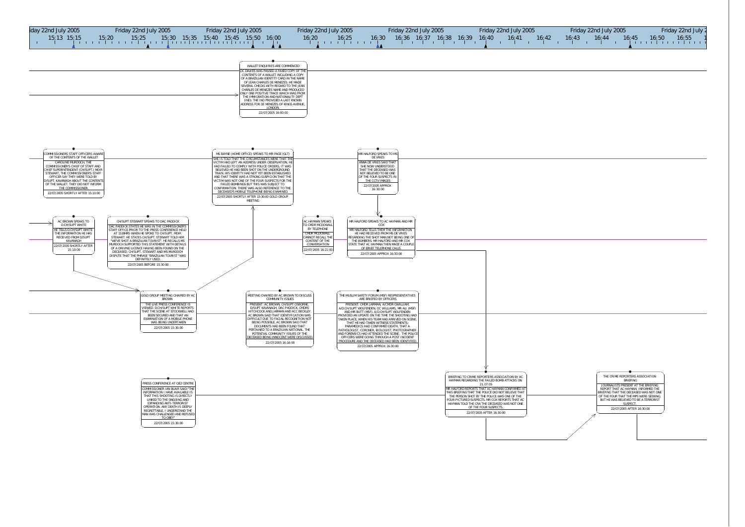Friday 22nd July 2005

15:13 15:15 15:20 15:25 15:30 15:35 15:40 15:45 15:50 16:00 16:20 16:25 16:30 16:36 16:37 16:38 16:39 16:40 16:41 16:42 16:43 16:44 16:45 16:50 16:55

**WALLET ENQUIRIES ARE COMMENCED**

DC DAVIES WAS PASSED A FAXED COPY OF THE CONTENTS OF A WALLET INCLUDING A COPY OF A BRAZILIAN IDENTITY CARD IN THE NAME OF JEAN CHARLES DE MENEZES. HE MADE SEVERAL CHECKS WITH REGARD TO THE JEAN CHARLES DE MENEZES NAME AND PRODUCED ONLY ONE POSITIVE TRACE WHICH WAS FROM THE IMMIGRATION AND NATIONALITY DEPT (IND). THE IND PROVIDED A LAST KNOWN ADDRESS FOR DE MENEZES OF KINGS AVENUE, LONDON.

22/07/2005 16:00:00

**COMMISSIONERS STAFF OFFICERS AWARE OF THE CONTENTS OF THE WALLET**

CAROLINE MURDOCH, THE COMMISSIONER'S CHIEF OF STAFF AND CHIEF SUPERINTENDENT (CH/SUPT.) MOIR STEWART, THE COMMISSIONER'S STAFF OFFICER SAY THEY WERE TOLD BY D/SUPT. KAVANAGH ABOUT THE CONTENTS OF THE WALLET. THEY DID NOT INFORM THE COMMISSIONER.

22/07/2005 SHORTLY AFTER 15:10:00

**MS BAYNE (HOME OFFICE) SPEAKS TO MR PAGE (GLT)**

SHE IS TOLD THAT THE CIRCUMSTANCES WERE THAT THE VICTIM HAD LEFT AN ADDRESS UNDER OBSERVATION, HE HAD FAILED TO COMPLY WITH POLICE ORDERS, IT WAS BELIEVED HE HAD BEEN SHOT ON THE UNDERGROUND TRAIN. HIS IDENTITY HAD NOT YET BEEN ESTABLISHED AND THAT THERE WAS A STRONG SUSPICION THAT THE VICTIM WAS NOT ONE OF THE FOUR SUSPECTS FOR THE FAILED BOMBINGS BUT THIS WAS SUBJECT TO CONFIRMATION. THERE WAS ALSO REFERENCE TO THE DECEASED'S MOBILE TELEPHONE BEING EXAMINED.

22/07/2005 SHORTLY AFTER 15:30:00 GOLD GROUP MEETING

**MR HALFORD SPEAKS TO MS DE VRIES**

ANNA DE VRIES SAID THAT SHE NOW UNDERSTOOD THAT THE DECEASED WAS NOT BELIEVED TO BE ONE OF THE FOUR SUSPECTS IN THE CCTV IMAGES

22/07/2005 APPROX 16:30:00

**AC BROWN SPEAKS TO D.CH/SUPT WHITE**

HE TELLS D.CH/SUPT WHITE THE INFORMATION HE HAS RECEIVED FROM D/SUPT KAVANAGH

22/07/2005 SHORTLY AFTER 15:10:00

**CH/SUPT STEWART SPEAKS TO DAC PADDICK**

DAC PADDICK STATES HE WAS IN THE COMMISSIONER'S STAFF OFFICE PRIOR TO THE PRESS CONFERENCE HELD AT 1530HRS WHEN HE SPOKE TO CH/SUPT. MOIR STEWART. HE STATES CH/SUPT. STEWART TOLD HIM "WE'VE SHOT A BRAZILIAN TOURIST". HE RECALLS MS MURDOCH SUPPORTED THIS STATEMENT WITH DETAILS OF A DRIVING LICENCE HAVING BEEN FOUND ON THE DECEASED. CH/SUPT. STEWART AND MS MURDOCH DISPUTE THAT THE PHRASE "BRAZILIAN TOURIST" WAS DEFINITELY USED.

22/07/2005 BEFORE 15:30:00

**AC HAYMAN SPEAKS TO CMDR MCDOWALL BY TELEPHONE**

CMDR MCDOWALL CANNOT RECALL THE CONTENT OF THE CONVERSATION

22/07/2005 16:21:00

**MR HALFORD SPEAKS TO AC HAYMAN AND MR COX**

MR HALFORD TELLS THEM THE INFORMATION HE HAD RECEIVED FROM MS DE VRIES REGARDING THE SHOT MAN NOT BEING ONE OF THE BOMBERS. MR HALFORD AND MR COX STATE THAT AC HAYMAN THEN MADE A COUPLE OF BRIEF TELEPHONE CALLS.

22/07/2005 APPROX 16:30:00

**GOLD GROUP MEETING CHAIRED BY AC BROWN**

THE LIVE PRESS CONFERENCE IS VIEWED. D.CH/SUPT WHITE REPORTS THAT THE SCENE AT STOCKWELL HAD BEEN SECURED AND THAT AN EXAMINATION OF A MOBILE PHONE WAS BEING UNDERTAKEN

22/07/2005 15:30:00

**MEETING CHAIRED BY AC BROWN TO DISCUSS COMMUNITY ISSUES**

PRESENT: AC BROWN, CH/SUPT OSBORNE, D/SUPT KAVANAGH, DAC PADDICK, CMDRS HITCHCOCK AND JARMAN AND ACC BECKLEY. AC BROWN SAID THAT IDENTIFICATION WAS DIFFICULT DUE TO FACIAL RECOGNITION NOT BEING POSSIBLE. AC BROWN SAID THAT DOCUMENTS HAD BEEN FOUND THAT PERTAINED TO A BRAZILIAN NATIONAL. THE POTENTIAL COMMUNITY ISSUES OF THE DECEASED BEING INNOCENT WERE DISCUSSED.

22/07/2005 16:16:00

**THE MUSLIM SAFETY FORUM (MSF) RESPRESENTATIVES ARE BRIEFED BY OFFICERS**

PRESENT: CMDR JARMAN, A/CMDR GWILLIAM, A/D.CH/SUPT WOLFENDEN, DC WILLIAMS, MR ALI (MSF) AND MR BUTT (MSF). A/D.CH/SUPT WOLFENDEN PROVIDED AN UPDATE ON THE TIME THE SHOOTING HAD TAKEN PLACE, WHEN HIS TEAM HAD ARRIVED ON SCENE, THAT HE HAD TAKEN WITNESS STATEMENTS, PARAMEDICS HAD CONFIRMED DEATH, THAT A PATHOLOGIST, CORONER, BIOLOGIST, PHOTOGRAPHER AND FORENSICS HAD ATTENDED THE SCENE. THE POLICE OFFICERS WERE GOING THROUGH A POST INCIDENT PROCEDURE AND THE DECEASED HAD BEEN IDENTIFIED.

22/07/2005 APPROX 16:30:00

**PRESS CONFERENCE AT QE2 CENTRE**

COMMISSIONER IAN BLAIR SAID: "THE INFORMATION I HAVE AVAILABLE IS THAT THIS SHOOTING IS DIRECTLY LINKED TO THE ONGOING AND EXPANDING ANTI-TERRORIST OPERATION. ANY DEATH IS DEEPLY REGRETTABLE, I UNDERSTAND THE MAN WAS CHALLENGED AND REFUSED TO OBEY"

22/07/2005 15:30:00

**BRIEFING TO CRIME REPORTERS ASSOCIATION BY AC HAYMAN REGARDING THE FAILED BOMB ATTACKS ON 21.07.05**

MR HALFORD REPORTS THAT AC HAYMAN CONFIRMED AT THIS BRIEFING THAT THE POLICE DID NOT BELIEVE THAT THE PERSON SHOT BY THE POLICE WAS ONE OF THE FOUR PICTURED SUSPECTS. MR COX REPORTS THAT AC HAYMAN TOLD THE CRA THE DECEASED WAS NOT ONE OF THE FOUR SUSPECTS.

22/07/2005 AFTER 16:30:00

**THE CRIME REPORTERS ASSOCIATION BRIEFING**

JOURNALISTS PRESENT AT THE BRIEFING REPORT THAT AC HAYMAN INFORMED THE BRIEFING THAT THE DECEASED WAS NOT ONE OF THE FOUR THAT THE MPS WERE SEEKING, BUT HE WAS BELIEVED TO BE A TERRORIST SUSPECT.

22/07/2005 AFTER 16:30:00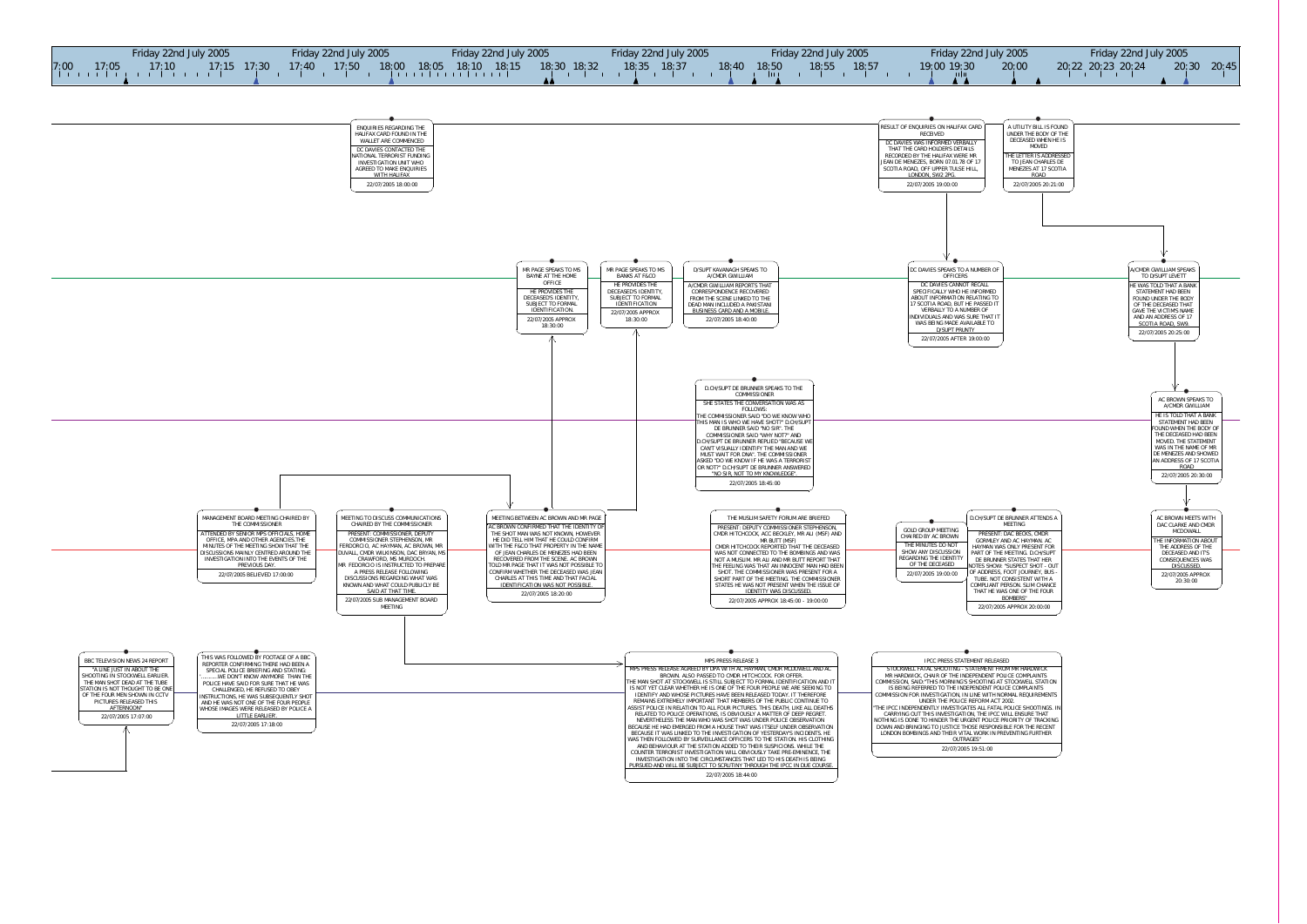Friday 22nd July 2005

17:00 17:05 17:10 17:15 17:30 17:40 17:50 18:00 18:05 18:10 18:15 18:30 18:32 18:35 18:37 18:40 18:50 18:55 18:57 19:00 19:30 20:00 20:22 20:23 20:24 20:30 20:45

**ENQUIRIES REGARDING THE HALIFAX CARD FOUND IN THE WALLET ARE COMMENCED**
DC DAVIES CONTACTED THE NATIONAL TERRORIST FUNDING INVESTIGATION UNIT WHO AGREED TO MAKE ENQUIRIES WITH HALIFAX
22/07/2005 18:00:00

**RESULT OF ENQUIRIES ON HALIFAX CARD RECEIVED**
DC DAVIES WAS INFORMED VERBALLY THAT THE CARD HOLDER'S DETAILS RECORDED BY THE HALIFAX WERE MR JEAN DE MENEZES, BORN 07.01.78 OF 17 SCOTIA ROAD, OFF UPPER TULSE HILL, LONDON, SW2 2PG.
22/07/2005 19:00:00

**A UTILITY BILL IS FOUND UNDER THE BODY OF THE DECEASED WHEN HE IS MOVED**
THE LETTER IS ADDRESSED TO JEAN CHARLES DE MENEZES AT 17 SCOTIA ROAD
22/07/2005 20:21:00

**MR PAGE SPEAKS TO MS BAYNE AT THE HOME OFFICE**
HE PROVIDES THE DECEASED'S IDENTITY, SUBJECT TO FORMAL IDENTIFICATION.
22/07/2005 APPROX 18:30:00

**MR PAGE SPEAKS TO MS BANKS AT F&CO**
HE PROVIDES THE DECEASED'S IDENTITY, SUBJECT TO FORMAL IDENTIFICATION
22/07/2005 APPROX 18:30:00

**D/SUPT KAVANAGH SPEAKS TO A/CMDR GWILLIAM**
A/CMDR GWILLIAM REPORTS THAT CORRESPONDENCE RECOVERED FROM THE SCENE LINKED TO THE DEAD MAN INCLUDED A PAKISTANI BUSINESS CARD AND A MOBILE.
22/07/2005 18:40:00

**DC DAVIES SPEAKS TO A NUMBER OF OFFICERS**
DC DAVIES CANNOT RECALL SPECIFICALLY WHO HE INFORMED ABOUT INFORMATION RELATING TO 17 SCOTIA ROAD, BUT HE PASSED IT VERBALLY TO A NUMBER OF INDIVIDUALS AND WAS SURE THAT IT WAS BEING MADE AVAILABLE TO D/SUPT PRUNTY
22/07/2005 AFTER 19:00:00

**A/CMDR GWILLIAM SPEAKS TO D/SUPT LEVETT**
HE WAS TOLD THAT A BANK STATEMENT HAD BEEN FOUND UNDER THE BODY OF THE DECEASED THAT GAVE THE VICTIM'S NAME AND AN ADDRESS OF 17 SCOTIA ROAD, SW9.
22/07/2005 20:25:00

**D.CH/SUPT DE BRUNNER SPEAKS TO THE COMMISSIONER**
SHE STATES THE CONVERSATION WAS AS FOLLOWS:
THE COMMISSIONER SAID "DO WE KNOW WHO THIS MAN IS WHO WE HAVE SHOT?" D.CH/SUPT DE BRUNNER SAID "NO SIR". THE COMMISSIONER SAID "WHY NOT?" AND D.CH/SUPT DE BRUNNER REPLIED "BECAUSE WE CAN'T VISUALLY IDENTIFY THE MAN AND WE MUST WAIT FOR DNA". THE COMMISSIONER ASKED "DO WE KNOW IF HE WAS A TERRORIST OR NOT?" D.CH/SUPT DE BRUNNER ANSWERED "NO SIR, NOT TO MY KNOWLEDGE".
22/07/2005 18:45:00

**AC BROWN SPEAKS TO A/CMDR GWILLIAM**
HE IS TOLD THAT A BANK STATEMENT HAD BEEN FOUND WHEN THE BODY OF THE DECEASED HAD BEEN MOVED. THE STATEMENT WAS IN THE NAME OF MR DE MENEZES AND SHOWED AN ADDRESS OF 17 SCOTIA ROAD.
22/07/2005 20:30:00

**MANAGEMENT BOARD MEETING CHAIRED BY THE COMMISSIONER**
ATTENDED BY SENIOR MPS OFFICIALS, HOME OFFICE, MPA AND OTHER AGENCIES.THE MINUTES OF THE MEETING SHOW THAT THE DISCUSSIONS MAINLY CENTRED AROUND THE INVESTIGATION INTO THE EVENTS OF THE PREVIOUS DAY.
22/07/2005 BELIEVED 17:00:00

**MEETING TO DISCUSS COMMUNICATIONS CHAIRED BY THE COMMISSIONER**
PRESENT: COMMISSIONER, DEPUTY COMMISSIONER STEPHENSON, MR FEDORCIO, AC HAYMAN, AC BROWN, MR DUVALL, CMDR WILKINSON, DAC BRYAN, MS CRAWFORD, MS MURDOCH.
MR. FEDORCIO IS INSTRUCTED TO PREPARE A PRESS RELEASE FOLLOWING DISCUSSIONS REGARDING WHAT WAS KNOWN AND WHAT COULD PUBLICLY BE SAID AT THAT TIME.
22/07/2005 SUB MANAGEMENT BOARD MEETING

**MEETING BETWEEN AC BROWN AND MR PAGE**
AC BROWN CONFIRMED THAT THE IDENTITY OF THE SHOT MAN WAS NOT KNOWN, HOWEVER HE DID TELL HIM THAT HE COULD CONFIRM WITH THE F&CO THAT PROPERTY IN THE NAME OF JEAN CHARLES DE MENEZES HAD BEEN RECOVERED FROM THE SCENE. AC BROWN TOLD MR PAGE THAT IT WAS NOT POSSIBLE TO CONFIRM WHETHER THE DECEASED WAS JEAN CHARLES AT THIS TIME AND THAT FACIAL IDENTIFICATION WAS NOT POSSIBLE.
22/07/2005 18:20:00

**THE MUSLIM SAFETY FORUM ARE BRIEFED**
PRESENT: DEPUTY COMMISSIONER STEPHENSON, CMDR HITCHCOCK, ACC BECKLEY, MR ALI (MSF) AND MR BUTT (MSF)
CMDR HITCHCOCK REPORTED THAT THE DECEASED WAS NOT CONNECTED TO THE BOMBINGS AND WAS NOT A MUSLIM. MR ALI AND MR BUTT REPORT THAT THE FEELING WAS THAT AN INNOCENT MAN HAD BEEN SHOT. THE COMMISSIONER WAS PRESENT FOR A SHORT PART OF THE MEETING. THE COMMISSIONER STATES HE WAS NOT PRESENT WHEN THE ISSUE OF IDENTITY WAS DISCUSSED.
22/07/2005 APPROX 18:45:00 - 19:00:00

**GOLD GROUP MEETING CHAIRED BY AC BROWN**
THE MINUTES DO NOT SHOW ANY DISCUSSION REGARDING THE IDENTITY OF THE DECEASED
22/07/2005 19:00:00

**D.CH/SUPT DE BRUNNER ATTENDS A MEETING**
PRESENT: DAC BECKS, CMDR GORMLEY AND AC HAYMAN. AC HAYMAN WAS ONLY PRESENT FOR PART OF THE MEETING. D.CH/SUPT DE BRUNNER STATES THAT HER NOTES SHOW: "SUSPECT SHOT - OUT OF ADDRESS, FOOT JOURNEY, BUS - TUBE. NOT CONSISTENT WITH A COMPLIANT PERSON. SLIM CHANCE THAT HE WAS ONE OF THE FOUR BOMBERS"
22/07/2005 APPROX 20:00:00

**AC BROWN MEETS WITH DAC CLARKE AND CMDR MCDOWALL**
THE INFORMATION ABOUT THE ADDRESS OF THE DECEASED AND IT'S CONSEQUENCES WAS DISCUSSED.
22/07/2005 APPROX 20:30:00

**BBC TELEVISION NEWS 24 REPORT**
"A LINE JUST IN ABOUT THE SHOOTING IN STOCKWELL EARLIER. THE MAN SHOT DEAD AT THE TUBE STATION IS NOT THOUGHT TO BE ONE OF THE FOUR MEN SHOWN IN CCTV PICTURES RELEASED THIS AFTERNOON"
22/07/2005 17:07:00

**THIS WAS FOLLOWED BY FOOTAGE OF A BBC REPORTER CONFIRMING THERE HAD BEEN A SPECIAL POLICE BRIEFING AND STATING**
'..........WE DON'T KNOW ANYMORE THAN THE POLICE HAVE SAID FOR SURE THAT HE WAS CHALLENGED, HE REFUSED TO OBEY INSTRUCTIONS, HE WAS SUBSEQUENTLY SHOT AND HE WAS NOT ONE OF THE FOUR PEOPLE WHOSE IMAGES WERE RELEASED BY POLICE A LITTLE EARLIER.'
22/07/2005 17:18:00

**MPS PRESS RELEASE 3**
MPS PRESS RELEASE AGREED BY DPA WITH AC HAYMAN, CMDR MCDOWELL AND AC BROWN. ALSO PASSED TO CMDR HITCHCOCK. FOR OFFER.
THE MAN SHOT AT STOCKWELL IS STILL SUBJECT TO FORMAL IDENTIFICATION AND IT IS NOT YET CLEAR WHETHER HE IS ONE OF THE FOUR PEOPLE WE ARE SEEKING TO IDENTIFY AND WHOSE PICTURES HAVE BEEN RELEASED TODAY. IT THEREFORE REMAINS EXTREMELY IMPORTANT THAT MEMBERS OF THE PUBLIC CONTINUE TO ASSIST POLICE IN RELATION TO ALL FOUR PICTURES. THIS DEATH, LIKE ALL DEATHS RELATED TO POLICE OPERATIONS, IS OBVIOUSLY A MATTER OF DEEP REGRET. NEVERTHELESS THE MAN WHO WAS SHOT WAS UNDER POLICE OBSERVATION BECAUSE HE HAD EMERGED FROM A HOUSE THAT WAS ITSELF UNDER OBSERVATION BECAUSE IT WAS LINKED TO THE INVESTIGATION OF YESTERDAY'S INCIDENTS. HE WAS THEN FOLLOWED BY SURVEILLANCE OFFICERS TO THE STATION. HIS CLOTHING AND BEHAVIOUR AT THE STATION ADDED TO THEIR SUSPICIONS. WHILE THE COUNTER TERRORIST INVESTIGATION WILL OBVIOUSLY TAKE PRE-EMINENCE, THE INVESTIGATION INTO THE CIRCUMSTANCES THAT LED TO HIS DEATH IS BEING PURSUED AND WILL BE SUBJECT TO SCRUTINY THROUGH THE IPCC IN DUE COURSE.
22/07/2005 18:44:00

**IPCC PRESS STATEMENT RELEASED**
STOCKWELL FATAL SHOOTING - STATEMENT FROM MR HARDWICK
MR HARDWICK, CHAIR OF THE INDEPENDENT POLICE COMPLAINTS COMMISSION, SAID:"THIS MORNING'S SHOOTING AT STOCKWELL STATION IS BEING REFERRED TO THE INDEPENDENT POLICE COMPLAINTS COMMISSION FOR INVESTIGATION, IN LINE WITH NORMAL REQUIREMENTS UNDER THE POLICE REFORM ACT 2002.
"THE IPCC INDEPENDENTLY INVESTIGATES ALL FATAL POLICE SHOOTINGS. IN CARRYING OUT THIS INVESTIGATION, THE IPCC WILL ENSURE THAT NOTHING IS DONE TO HINDER THE URGENT POLICE PRIORITY OF TRACKING DOWN AND BRINGING TO JUSTICE THOSE RESPONSIBLE FOR THE RECENT LONDON BOMBINGS AND THEIR VITAL WORK IN PREVENTING FURTHER OUTRAGES"
22/07/2005 19:51:00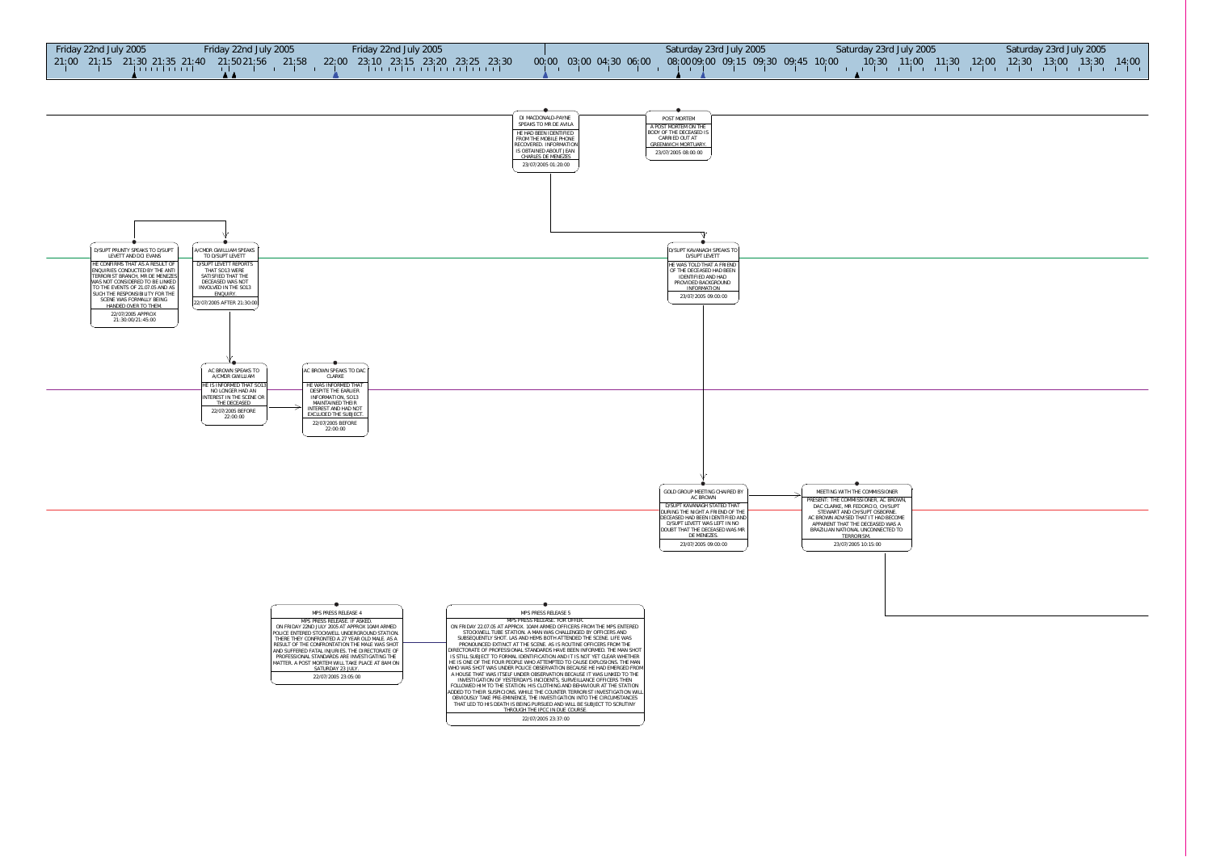Friday 22nd July 2005 | Friday 22nd July 2005 | Friday 22nd July 2005 | Saturday 23rd July 2005 | Saturday 23rd July 2005 | Saturday 23rd July 2005

21:00 21:15 21:30 21:35 21:40 21:50 21:56 21:58 22:00 23:10 23:15 23:20 23:25 23:30 00:00 03:00 04:30 06:00 08:00 09:00 09:15 09:30 09:45 10:00 10:30 11:00 11:30 12:00 12:30 13:00 13:30 14:00

**DI MACDONALD-PAYNE SPEAKS TO MR DE AVILA**
HE HAD BEEN IDENTIFIED FROM THE MOBILE PHONE RECOVERED. INFORMATION IS OBTAINED ABOUT JEAN CHARLES DE MENEZES
23/07/2005 01:20:00

**POST MORTEM**
A POST MORTEM ON THE BODY OF THE DECEASED IS CARRIED OUT AT GREENWICH MORTUARY.
23/07/2005 08:00:00

**D/SUPT PRUNTY SPEAKS TO D/SUPT LEVETT AND DCI EVANS**
HE CONFIRMS THAT AS A RESULT OF ENQUIRIES CONDUCTED BY THE ANTI TERRORIST BRANCH, MR DE MENEZES WAS NOT CONSIDERED TO BE LINKED TO THE EVENTS OF 21.07.05 AND AS SUCH THE RESPONSIBILITY FOR THE SCENE WAS FORMALLY BEING HANDED OVER TO THEM.
22/07/2005 APPROX 21:30:00/21:45:00

**A/CMDR GWILLIAM SPEAKS TO D/SUPT LEVETT**
D/SUPT LEVETT REPORTS THAT SO13 WERE SATISFIED THAT THE DECEASED WAS NOT INVOLVED IN THE SO13 ENQUIRY.
22/07/2005 AFTER 21:30:00

**D/SUPT KAVANAGH SPEAKS TO D/SUPT LEVETT**
HE WAS TOLD THAT A FRIEND OF THE DECEASED HAD BEEN IDENTIFIED AND HAD PROVIDED BACKGROUND INFORMATION
23/07/2005 09:00:00

**AC BROWN SPEAKS TO A/CMDR GWILLIAM**
HE IS INFORMED THAT SO13 NO LONGER HAD AN INTEREST IN THE SCENE OR THE DECEASED
22/07/2005 BEFORE 22:00:00

**AC BROWN SPEAKS TO DAC CLARKE**
HE WAS INFORMED THAT DESPITE THE EARLIER INFORMATION, SO13 MAINTAINED THEIR INTEREST AND HAD NOT EXCLUDED THE SUBJECT.
22/07/2005 BEFORE 22:00:00

**GOLD GROUP MEETING CHAIRED BY AC BROWN**
D/SUPT KAVANAGH STATED THAT DURING THE NIGHT A FRIEND OF THE DECEASED HAD BEEN IDENTIFIED AND D/SUPT LEVETT WAS LEFT IN NO DOUBT THAT THE DECEASED WAS MR DE MENEZES.
23/07/2005 09:00:00

**MEETING WITH THE COMMISSIONER**
PRESENT: THE COMMISSIONER, AC BROWN, DAC CLARKE, MR. FEDORCIO, CH/SUPT STEWART AND CH/SUPT OSBORNE.
AC BROWN ADVISED THAT IT HAD BECOME APPARENT THAT THE DECEASED WAS A BRAZILIAN NATIONAL UNCONNECTED TO TERRORISM.
23/07/2005 10:15:00

**MPS PRESS RELEASE 4**
MPS PRESS RELEASE. IF ASKED.
ON FRIDAY 22ND JULY 2005 AT APPROX 10AM ARMED POLICE ENTERED STOCKWELL UNDERGROUND STATION. THERE THEY CONFRONTED A 27 YEAR OLD MALE. AS A RESULT OF THE CONFRONTATION THE MALE WAS SHOT AND SUFFERED FATAL INJURIES. THE DIRECTORATE OF PROFESSIONAL STANDARDS ARE INVESTIGATING THE MATTER. A POST MORTEM WILL TAKE PLACE AT 8AM ON SATURDAY 23 JULY.
22/07/2005 23:05:00

**MPS PRESS RELEASE 5**
MPS PRESS RELEASE. FOR OFFER.
ON FRIDAY 22.07.05 AT APPROX. 10AM ARMED OFFICERS FROM THE MPS ENTERED STOCKWELL TUBE STATION. A MAN WAS CHALLENGED BY OFFICERS AND SUBSEQUENTLY SHOT. LAS AND HEMS BOTH ATTENDED THE SCENE. LIFE WAS PRONOUNCED EXTINCT AT THE SCENE. AS IS ROUTINE OFFICERS FROM THE DIRECTORATE OF PROFESSIONAL STANDARDS HAVE BEEN INFORMED. THE MAN SHOT IS STILL SUBJECT TO FORMAL IDENTIFICATION AND IT IS NOT YET CLEAR WHETHER HE IS ONE OF THE FOUR PEOPLE WHO ATTEMPTED TO CAUSE EXPLOSIONS. THE MAN WHO WAS SHOT WAS UNDER POLICE OBSERVATION BECAUSE HE HAD EMERGED FROM A HOUSE THAT WAS ITSELF UNDER OBSERVATION BECAUSE IT WAS LINKED TO THE INVESTIGATION OF YESTERDAY'S INCIDENTS. SURVEILLANCE OFFICERS THEN FOLLOWED HIM TO THE STATION. HIS CLOTHING AND BEHAVIOUR AT THE STATION ADDED TO THEIR SUSPICIONS. WHILE THE COUNTER TERRORIST INVESTIGATION WILL OBVIOUSLY TAKE PRE-EMINENCE, THE INVESTIGATION INTO THE CIRCUMSTANCES THAT LED TO HIS DEATH IS BEING PURSUED AND WILL BE SUBJECT TO SCRUTINY THROUGH THE IPCC IN DUE COURSE.
22/07/2005 23:37:00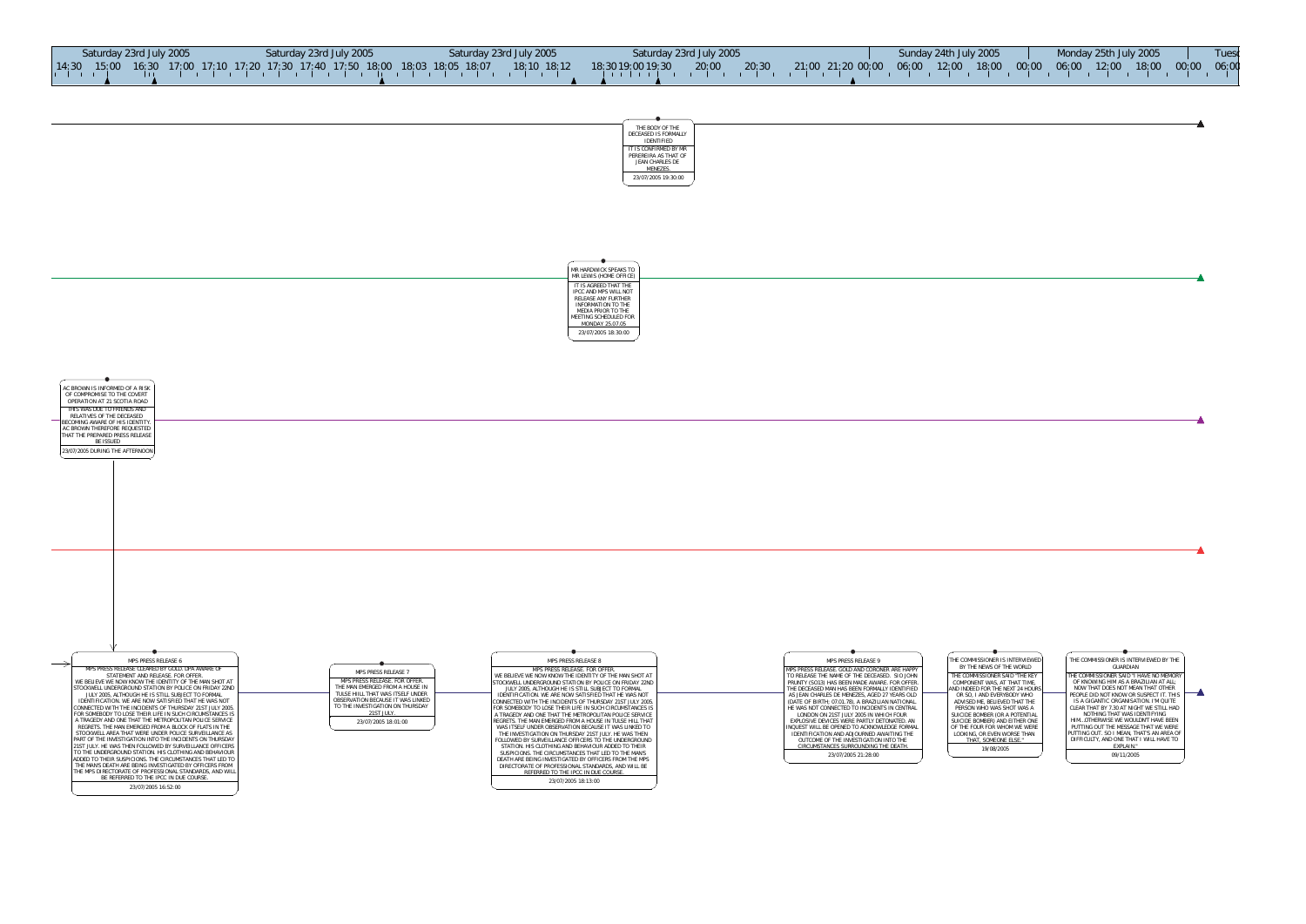Saturday 23rd July 2005 | Saturday 23rd July 2005 | Saturday 23rd July 2005 | Saturday 23rd July 2005 | Sunday 24th July 2005 | Monday 25th July 2005 | Tuesd

14:30 15:00 16:30 17:00 17:10 17:20 17:30 17:40 17:50 18:00 18:03 18:05 18:07 18:10 18:12 18:30 19:00 19:30 20:00 20:30 21:00 21:20 00:00 06:00 12:00 18:00 00:00 06:00 12:00 18:00 00:00 06:00

**THE BODY OF THE DECEASED IS FORMALLY IDENTIFIED**
IT IS CONFIRMED BY MR PEREREIRA AS THAT OF JEAN CHARLES DE MENEZES.
23/07/2005 19:30:00

**MR HARDWICK SPEAKS TO MR LEWIS (HOME OFFICE)**
IT IS AGREED THAT THE IPCC AND MPS WILL NOT RELEASE ANY FURTHER INFORMATION TO THE MEDIA PRIOR TO THE MEETING SCHEDULED FOR MONDAY 25.07.05
23/07/2005 18:30:00

**AC BROWN IS INFORMED OF A RISK OF COMPROMISE TO THE COVERT OPERATION AT 21 SCOTIA ROAD**
THIS WAS DUE TO FRIENDS AND RELATIVES OF THE DECEASED BECOMING AWARE OF HIS IDENTITY. AC BROWN THEREFORE REQUESTED THAT THE PREPARED PRESS RELEASE BE ISSUED
23/07/2005 DURING THE AFTERNOON

**MPS PRESS RELEASE 6**
MPS PRESS RELEASE CLEARED BY GOLD. DPA AWARE OF STATEMENT AND RELEASE. FOR OFFER.
WE BELIEVE WE NOW KNOW THE IDENTITY OF THE MAN SHOT AT STOCKWELL UNDERGROUND STATION BY POLICE ON FRIDAY 22ND JULY 2005, ALTHOUGH HE IS STILL SUBJECT TO FORMAL IDENTIFICATION. WE ARE NOW SATISFIED THAT HE WAS NOT CONNECTED WITH THE INCIDENTS OF THURSDAY 21ST JULY 2005. FOR SOMEBODY TO LOSE THEIR LIFE IN SUCH CIRCUMSTANCES IS A TRAGEDY AND ONE THAT THE METROPOLITAN POLICE SERVICE REGRETS. THE MAN EMERGED FROM A BLOCK OF FLATS IN THE STOCKWELL AREA THAT WERE UNDER POLICE SURVEILLANCE AS PART OF THE INVESTIGATION INTO THE INCIDENTS ON THURSDAY 21ST JULY. HE WAS THEN FOLLOWED BY SURVEILLANCE OFFICERS TO THE UNDERGROUND STATION. HIS CLOTHING AND BEHAVIOUR ADDED TO THEIR SUSPICIONS. THE CIRCUMSTANCES THAT LED TO THE MANS DEATH ARE BEING INVESTIGATED BY OFFICERS FROM THE MPS DIRECTORATE OF PROFESSIONAL STANDARDS, AND WILL BE REFERRED TO THE IPCC IN DUE COURSE.
23/07/2005 16:52:00

**MPS PRESS RELEASE 7**
MPS PRESS RELEASE. FOR OFFER. THE MAN EMERGED FROM A HOUSE IN TULSE HILL THAT WAS ITSELF UNDER OBSERVATION BECAUSE IT WAS LINKED TO THE INVESTIGATION ON THURSDAY 21ST JULY.
23/07/2005 18:01:00

**MPS PRESS RELEASE 8**
MPS PRESS RELEASE. FOR OFFER.
WE BELIEVE WE NOW KNOW THE IDENTITY OF THE MAN SHOT AT STOCKWELL UNDERGROUND STATION BY POLICE ON FRIDAY 22ND JULY 2005, ALTHOUGH HE IS STILL SUBJECT TO FORMAL IDENTIFICATION. WE ARE NOW SATISFIED THAT HE WAS NOT CONNECTED WITH THE INCIDENTS OF THURSDAY 21ST JULY 2005. FOR SOMEBODY TO LOSE THEIR LIFE IN SUCH CIRCUMSTANCES IS A TRAGEDY AND ONE THAT THE METROPOLITAN POLICE SERVICE REGRETS. THE MAN EMERGED FROM A HOUSE IN TULSE HILL THAT WAS ITSELF UNDER OBSERVATION BECAUSE IT WAS LINKED TO THE INVESTIGATION ON THURSDAY 21ST JULY. HE WAS THEN FOLLOWED BY SURVEILLANCE OFFICERS TO THE UNDERGROUND STATION. HIS CLOTHING AND BEHAVIOUR ADDED TO THEIR SUSPICIONS. THE CIRCUMSTANCES THAT LED TO THE MAN'S DEATH ARE BEING INVESTIGATED BY OFFICERS FROM THE MPS DIRECTORATE OF PROFESSIONAL STANDARDS, AND WILL BE REFERRED TO THE IPCC IN DUE COURSE.
23/07/2005 18:13:00

**MPS PRESS RELEASE 9**
MPS PRESS RELEASE. GOLD AND CORONER ARE HAPPY TO RELEASE THE NAME OF THE DECEASED. SIO JOHN PRUNTY (SO13) HAS BEEN MADE AWARE. FOR OFFER. THE DECEASED MAN HAS BEEN FORMALLY IDENTIFIED AS JEAN CHARLES DE MENEZES, AGED 27 YEARS OLD (DATE OF BIRTH; 07.01.78), A BRAZILIAN NATIONAL. HE WAS NOT CONNECTED TO INCIDENTS IN CENTRAL LONDON ON 21ST JULY 2005 IN WHICH FOUR EXPLOSIVE DEVICES WERE PARTLY DETONATED. AN INQUEST WILL BE OPENED TO ACKNOWLEDGE FORMAL IDENTIFICATION AND ADJOURNED AWAITING THE OUTCOME OF THE INVESTIGATION INTO THE CIRCUMSTANCES SURROUNDING THE DEATH.
23/07/2005 21:28:00

**THE COMMISSIONER IS INTERVIEWED BY THE NEWS OF THE WORLD**
THE COMMISSIONER SAID "THE KEY COMPONENT WAS, AT THAT TIME, AND INDEED FOR THE NEXT 24 HOURS OR SO, I AND EVERYBODY WHO ADVISED ME, BELIEVED THAT THE PERSON WHO WAS SHOT WAS A SUICIDE BOMBER (OR A POTENTIAL SUICIDE BOMBER) AND EITHER ONE OF THE FOUR FOR WHOM WE WERE LOOKING, OR EVEN WORSE THAN THAT, SOMEONE ELSE."
19/08/2005

**THE COMMISSIONER IS INTERVIEWED BY THE GUARDIAN**
THE COMMISSIONER SAID "I HAVE NO MEMORY OF KNOWING HIM AS A BRAZILIAN AT ALL. NOW THAT DOES NOT MEAN THAT OTHER PEOPLE DID NOT KNOW OR SUSPECT IT...THIS IS A GIGANTIC ORGANISATION. I'M QUITE CLEAR THAT BY 7.30 AT NIGHT WE STILL HAD NOTHING THAT WAS IDENTIFYING HIM...OTHERWISE WE WOULDN'T HAVE BEEN PUTTING OUT THE MESSAGE THAT WE WERE PUTTING OUT. SO I MEAN, THAT'S AN AREA OF DIFFICULTY, AND ONE THAT I WILL HAVE TO EXPLAIN."
09/11/2005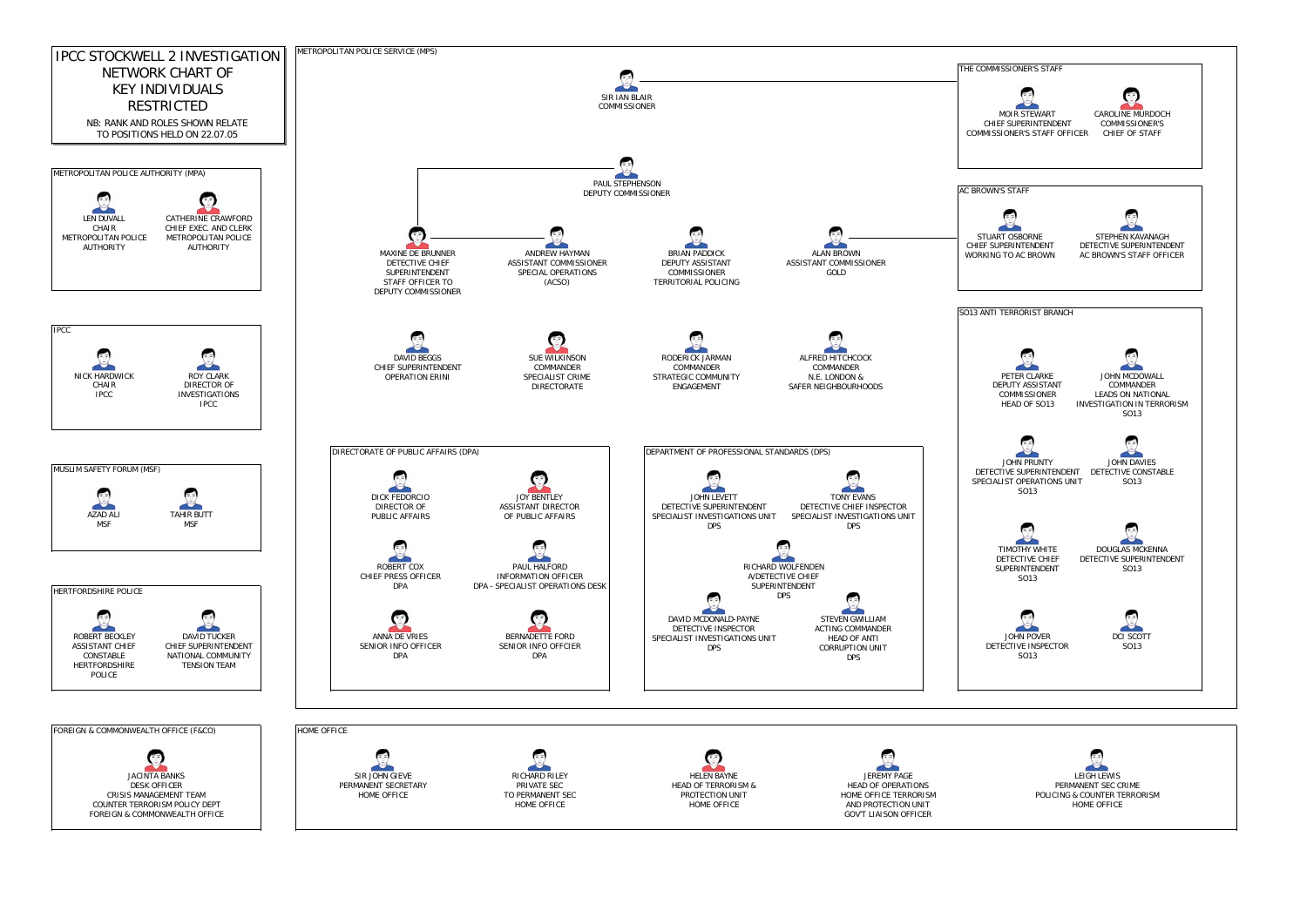# IPCC STOCKWELL 2 INVESTIGATION NETWORK CHART OF KEY INDIVIDUALS

RESTRICTED

NB: RANK AND ROLES SHOWN RELATE TO POSITIONS HELD ON 22.07.05

## METROPOLITAN POLICE AUTHORITY (MPA)

- LEN DUVALL – CHAIR, METROPOLITAN POLICE AUTHORITY
- CATHERINE CRAWFORD – CHIEF EXEC. AND CLERK, METROPOLITAN POLICE AUTHORITY

## IPCC

- NICK HARDWICK – CHAIR, IPCC
- ROY CLARK – DIRECTOR OF INVESTIGATIONS, IPCC

## MUSLIM SAFETY FORUM (MSF)

- AZAD ALI – MSF
- TAHIR BUTT – MSF

## HERTFORDSHIRE POLICE

- ROBERT BECKLEY – ASSISTANT CHIEF CONSTABLE, HERTFORDSHIRE POLICE
- DAVID TUCKER – CHIEF SUPERINTENDENT, NATIONAL COMMUNITY TENSION TEAM

## FOREIGN & COMMONWEALTH OFFICE (F&CO)

- JACINTA BANKS – DESK OFFICER, CRISIS MANAGEMENT TEAM, COUNTER TERRORISM POLICY DEPT, FOREIGN & COMMONWEALTH OFFICE

## METROPOLITAN POLICE SERVICE (MPS)

- SIR IAN BLAIR – COMMISSIONER
- PAUL STEPHENSON – DEPUTY COMMISSIONER
- MAXINE DE BRUNNER – DETECTIVE CHIEF SUPERINTENDENT, STAFF OFFICER TO DEPUTY COMMISSIONER
- ANDREW HAYMAN – ASSISTANT COMMISSIONER, SPECIAL OPERATIONS (ACSO)
- BRIAN PADDICK – DEPUTY ASSISTANT COMMISSIONER, TERRITORIAL POLICING
- ALAN BROWN – ASSISTANT COMMISSIONER, GOLD
- DAVID BEGGS – CHIEF SUPERINTENDENT, OPERATION ERINI
- SUE WILKINSON – COMMANDER, SPECIALIST CRIME DIRECTORATE
- RODERICK JARMAN – COMMANDER, STRATEGIC COMMUNITY ENGAGEMENT
- ALFRED HITCHCOCK – COMMANDER, N.E. LONDON & SAFER NEIGHBOURHOODS

### THE COMMISSIONER'S STAFF

- MOIR STEWART – CHIEF SUPERINTENDENT, COMMISSIONER'S STAFF OFFICER
- CAROLINE MURDOCH – COMMISSIONER'S CHIEF OF STAFF

### AC BROWN'S STAFF

- STUART OSBORNE – CHIEF SUPERINTENDENT, WORKING TO AC BROWN
- STEPHEN KAVANAGH – DETECTIVE SUPERINTENDENT, AC BROWN'S STAFF OFFICER

### SO13 ANTI TERRORIST BRANCH

- PETER CLARKE – DEPUTY ASSISTANT COMMISSIONER, HEAD OF SO13
- JOHN MCDOWALL – COMMANDER, LEADS ON NATIONAL INVESTIGATION IN TERRORISM, SO13
- JOHN PRUNTY – DETECTIVE SUPERINTENDENT, SPECIALIST OPERATIONS UNIT, SO13
- JOHN DAVIES – DETECTIVE CONSTABLE, SO13
- TIMOTHY WHITE – DETECTIVE CHIEF SUPERINTENDENT, SO13
- DOUGLAS MCKENNA – DETECTIVE SUPERINTENDENT, SO13
- JOHN POVER – DETECTIVE INSPECTOR, SO13
- DCI SCOTT – SO13

### DIRECTORATE OF PUBLIC AFFAIRS (DPA)

- DICK FEDORCIO – DIRECTOR OF PUBLIC AFFAIRS
- JOY BENTLEY – ASSISTANT DIRECTOR OF PUBLIC AFFAIRS
- ROBERT COX – CHIEF PRESS OFFICER, DPA
- PAUL HALFORD – INFORMATION OFFICER, DPA - SPECIALIST OPERATIONS DESK
- ANNA DE VRIES – SENIOR INFO OFFICER, DPA
- BERNADETTE FORD – SENIOR INFO OFFCIER, DPA

### DEPARTMENT OF PROFESSIONAL STANDARDS (DPS)

- JOHN LEVETT – DETECTIVE SUPERINTENDENT, SPECIALIST INVESTIGATIONS UNIT, DPS
- TONY EVANS – DETECTIVE CHIEF INSPECTOR, SPECIALIST INVESTIGATIONS UNIT, DPS
- RICHARD WOLFENDEN – A/DETECTIVE CHIEF SUPERINTENDENT, DPS
- DAVID MCDONALD-PAYNE – DETECTIVE INSPECTOR, SPECIALIST INVESTIGATIONS UNIT, DPS
- STEVEN GWILLIAM – ACTING COMMANDER, HEAD OF ANTI CORRUPTION UNIT, DPS

## HOME OFFICE

- SIR JOHN GIEVE – PERMANENT SECRETARY, HOME OFFICE
- RICHARD RILEY – PRIVATE SEC TO PERMANENT SEC, HOME OFFICE
- HELEN BAYNE – HEAD OF TERRORISM & PROTECTION UNIT, HOME OFFICE
- JEREMY PAGE – HEAD OF OPERATIONS, HOME OFFICE TERRORISM AND PROTECTION UNIT, GOV'T LIAISON OFFICER
- LEIGH LEWIS – PERMANENT SEC CRIME POLICING & COUNTER TERRORISM, HOME OFFICE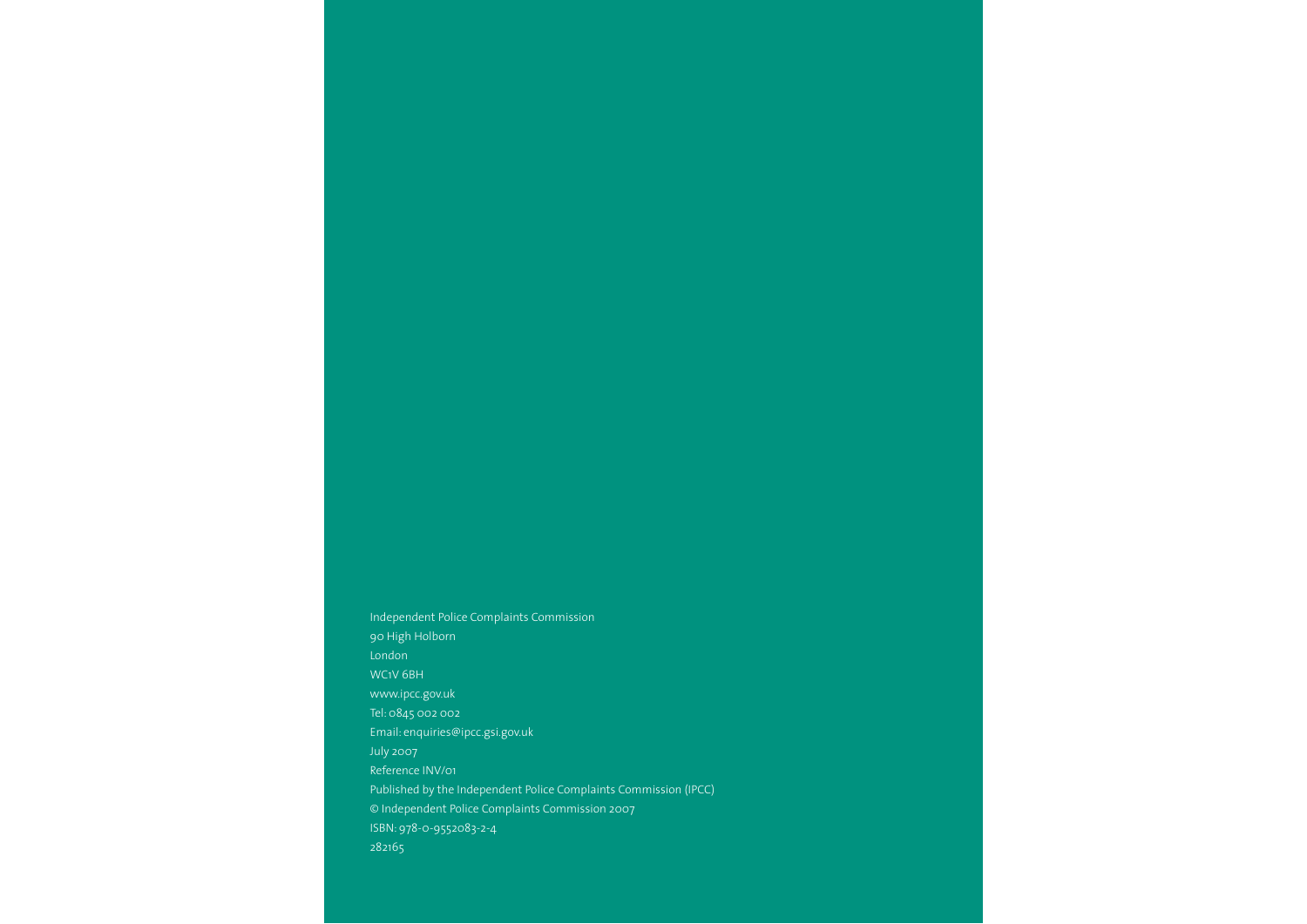Independent Police Complaints Commission
90 High Holborn
London
WC1V 6BH
www.ipcc.gov.uk
Tel: 0845 002 002
Email: enquiries@ipcc.gsi.gov.uk
July 2007
Reference INV/01
Published by the Independent Police Complaints Commission (IPCC)
© Independent Police Complaints Commission 2007
ISBN: 978-0-9552083-2-4
282165